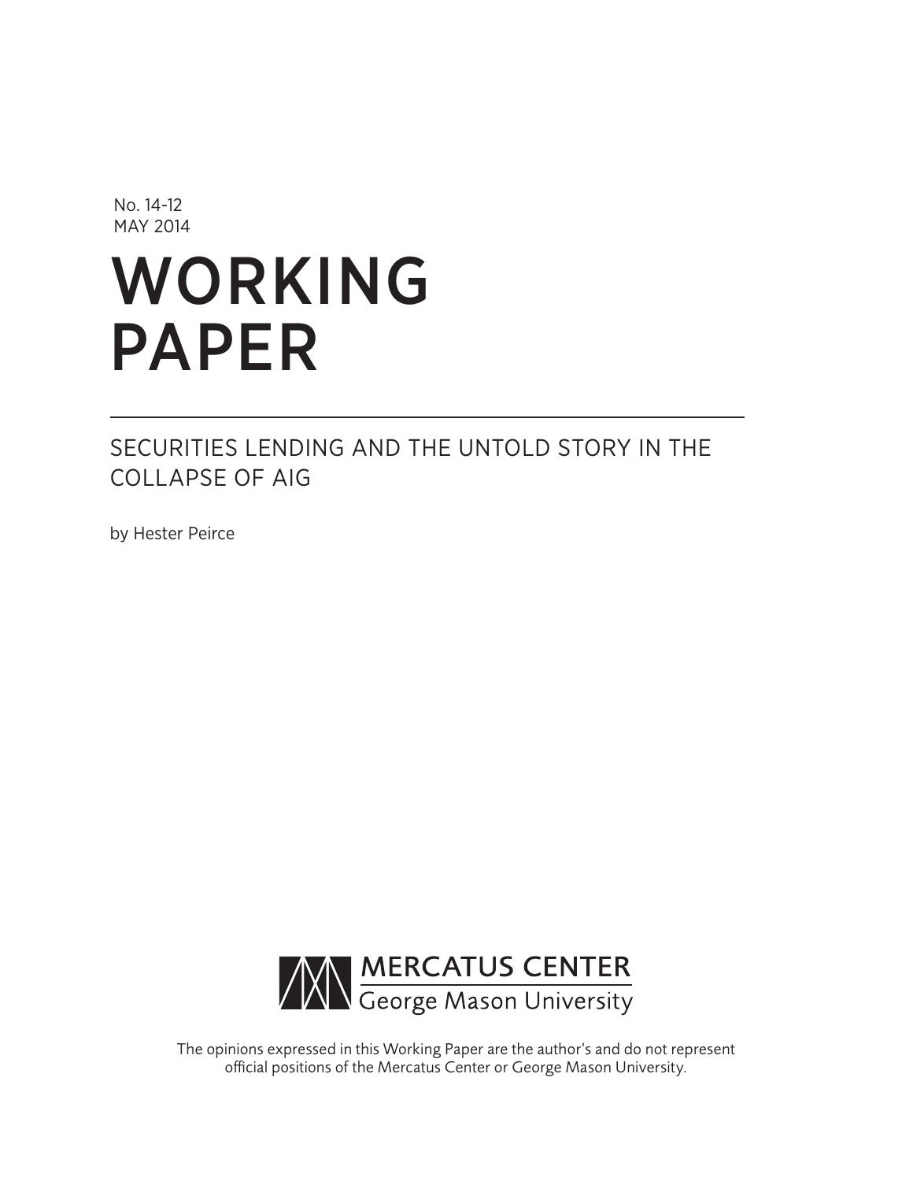No. 14-12
MAY 2014

# WORKING PAPER

## SECURITIES LENDING AND THE UNTOLD STORY IN THE COLLAPSE OF AIG

by Hester Peirce

MERCATUS CENTER
George Mason University

The opinions expressed in this Working Paper are the author's and do not represent official positions of the Mercatus Center or George Mason University.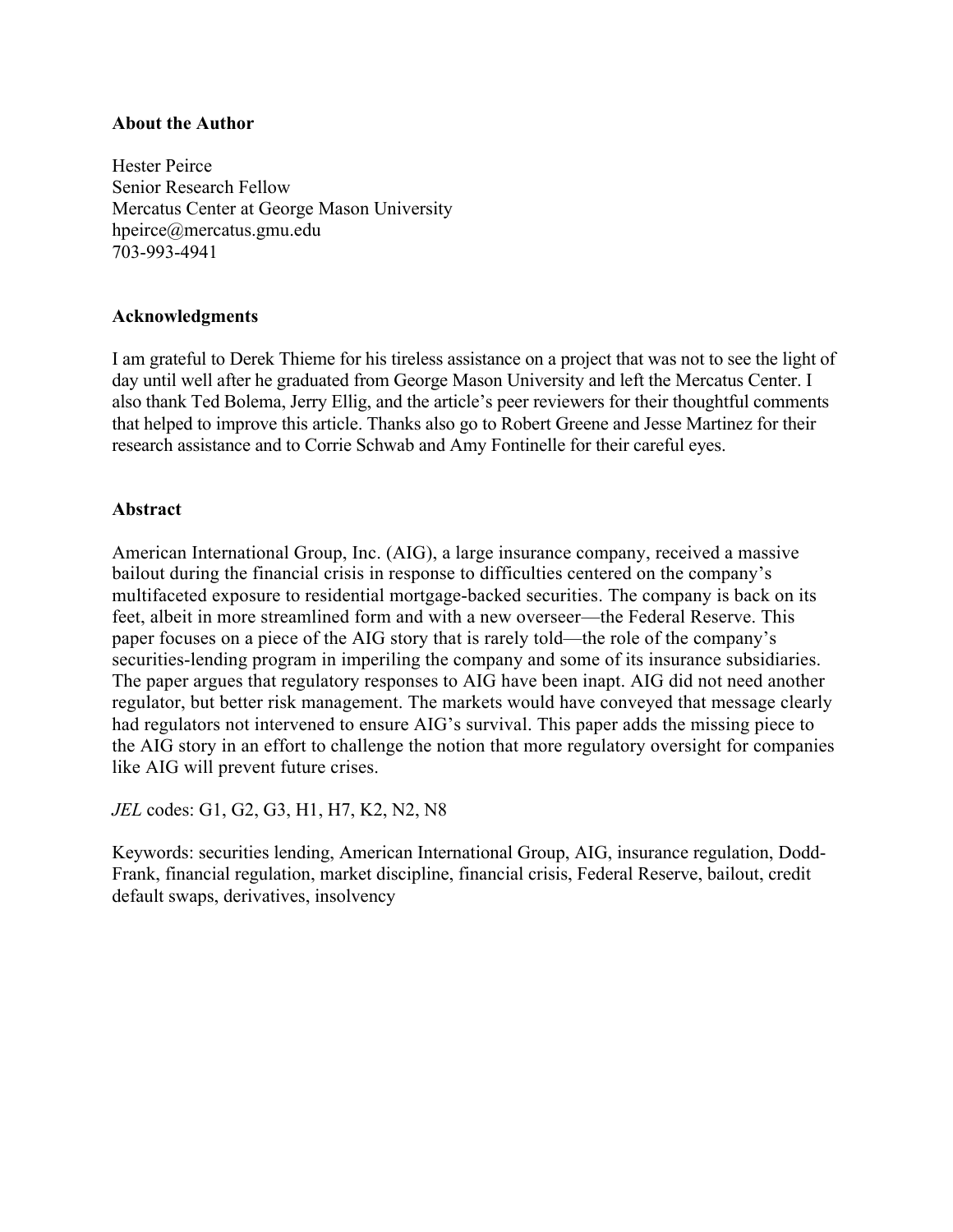**About the Author**

Hester Peirce
Senior Research Fellow
Mercatus Center at George Mason University
hpeirce@mercatus.gmu.edu
703-993-4941

**Acknowledgments**

I am grateful to Derek Thieme for his tireless assistance on a project that was not to see the light of day until well after he graduated from George Mason University and left the Mercatus Center. I also thank Ted Bolema, Jerry Ellig, and the article's peer reviewers for their thoughtful comments that helped to improve this article. Thanks also go to Robert Greene and Jesse Martinez for their research assistance and to Corrie Schwab and Amy Fontinelle for their careful eyes.

**Abstract**

American International Group, Inc. (AIG), a large insurance company, received a massive bailout during the financial crisis in response to difficulties centered on the company's multifaceted exposure to residential mortgage-backed securities. The company is back on its feet, albeit in more streamlined form and with a new overseer—the Federal Reserve. This paper focuses on a piece of the AIG story that is rarely told—the role of the company's securities-lending program in imperiling the company and some of its insurance subsidiaries. The paper argues that regulatory responses to AIG have been inapt. AIG did not need another regulator, but better risk management. The markets would have conveyed that message clearly had regulators not intervened to ensure AIG's survival. This paper adds the missing piece to the AIG story in an effort to challenge the notion that more regulatory oversight for companies like AIG will prevent future crises.

*JEL* codes: G1, G2, G3, H1, H7, K2, N2, N8

Keywords: securities lending, American International Group, AIG, insurance regulation, Dodd-Frank, financial regulation, market discipline, financial crisis, Federal Reserve, bailout, credit default swaps, derivatives, insolvency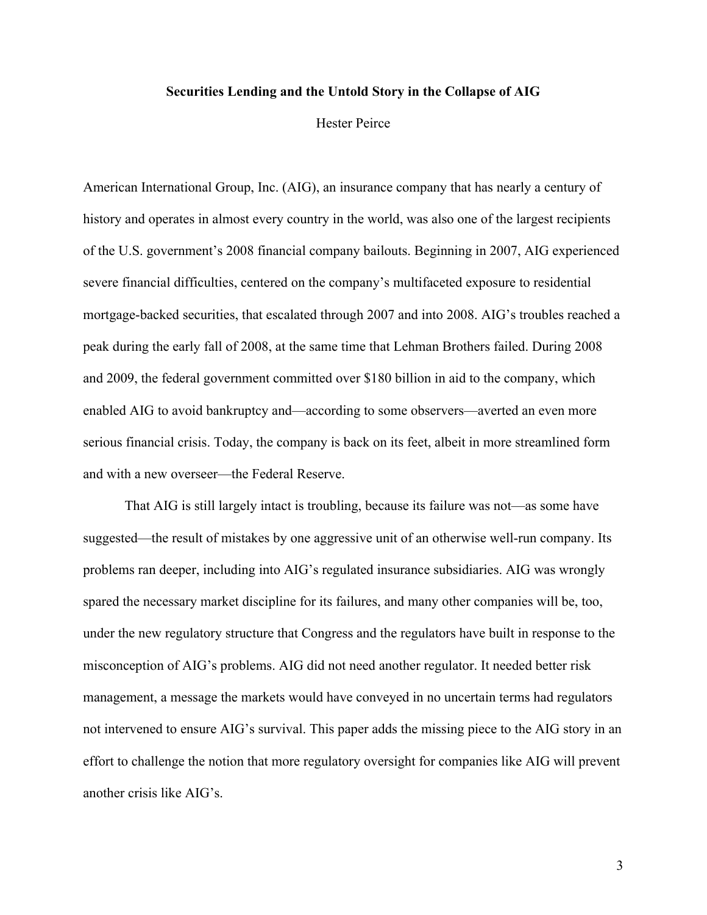**Securities Lending and the Untold Story in the Collapse of AIG**

Hester Peirce

American International Group, Inc. (AIG), an insurance company that has nearly a century of history and operates in almost every country in the world, was also one of the largest recipients of the U.S. government's 2008 financial company bailouts. Beginning in 2007, AIG experienced severe financial difficulties, centered on the company's multifaceted exposure to residential mortgage-backed securities, that escalated through 2007 and into 2008. AIG's troubles reached a peak during the early fall of 2008, at the same time that Lehman Brothers failed. During 2008 and 2009, the federal government committed over $180 billion in aid to the company, which enabled AIG to avoid bankruptcy and—according to some observers—averted an even more serious financial crisis. Today, the company is back on its feet, albeit in more streamlined form and with a new overseer—the Federal Reserve.

That AIG is still largely intact is troubling, because its failure was not—as some have suggested—the result of mistakes by one aggressive unit of an otherwise well-run company. Its problems ran deeper, including into AIG's regulated insurance subsidiaries. AIG was wrongly spared the necessary market discipline for its failures, and many other companies will be, too, under the new regulatory structure that Congress and the regulators have built in response to the misconception of AIG's problems. AIG did not need another regulator. It needed better risk management, a message the markets would have conveyed in no uncertain terms had regulators not intervened to ensure AIG's survival. This paper adds the missing piece to the AIG story in an effort to challenge the notion that more regulatory oversight for companies like AIG will prevent another crisis like AIG's.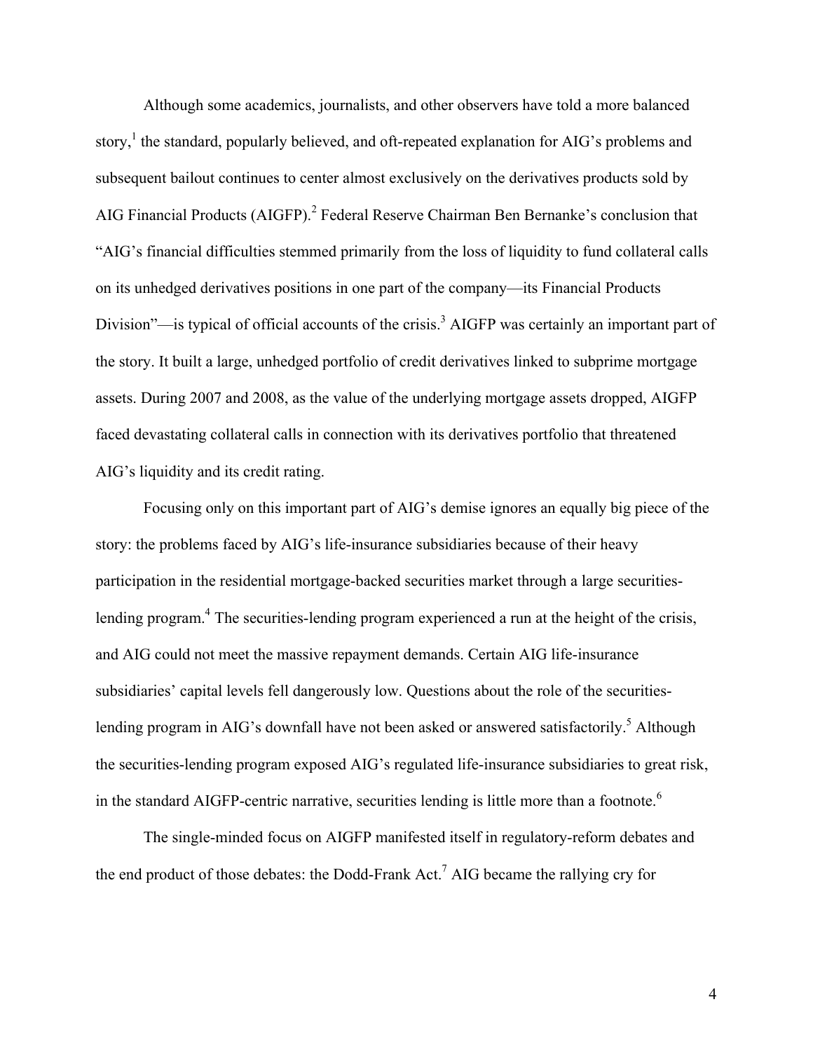Although some academics, journalists, and other observers have told a more balanced story,[1] the standard, popularly believed, and oft-repeated explanation for AIG's problems and subsequent bailout continues to center almost exclusively on the derivatives products sold by AIG Financial Products (AIGFP).[2] Federal Reserve Chairman Ben Bernanke's conclusion that "AIG's financial difficulties stemmed primarily from the loss of liquidity to fund collateral calls on its unhedged derivatives positions in one part of the company—its Financial Products Division"—is typical of official accounts of the crisis.[3] AIGFP was certainly an important part of the story. It built a large, unhedged portfolio of credit derivatives linked to subprime mortgage assets. During 2007 and 2008, as the value of the underlying mortgage assets dropped, AIGFP faced devastating collateral calls in connection with its derivatives portfolio that threatened AIG's liquidity and its credit rating.

Focusing only on this important part of AIG's demise ignores an equally big piece of the story: the problems faced by AIG's life-insurance subsidiaries because of their heavy participation in the residential mortgage-backed securities market through a large securities-lending program.[4] The securities-lending program experienced a run at the height of the crisis, and AIG could not meet the massive repayment demands. Certain AIG life-insurance subsidiaries' capital levels fell dangerously low. Questions about the role of the securities-lending program in AIG's downfall have not been asked or answered satisfactorily.[5] Although the securities-lending program exposed AIG's regulated life-insurance subsidiaries to great risk, in the standard AIGFP-centric narrative, securities lending is little more than a footnote.[6]

The single-minded focus on AIGFP manifested itself in regulatory-reform debates and the end product of those debates: the Dodd-Frank Act.[7] AIG became the rallying cry for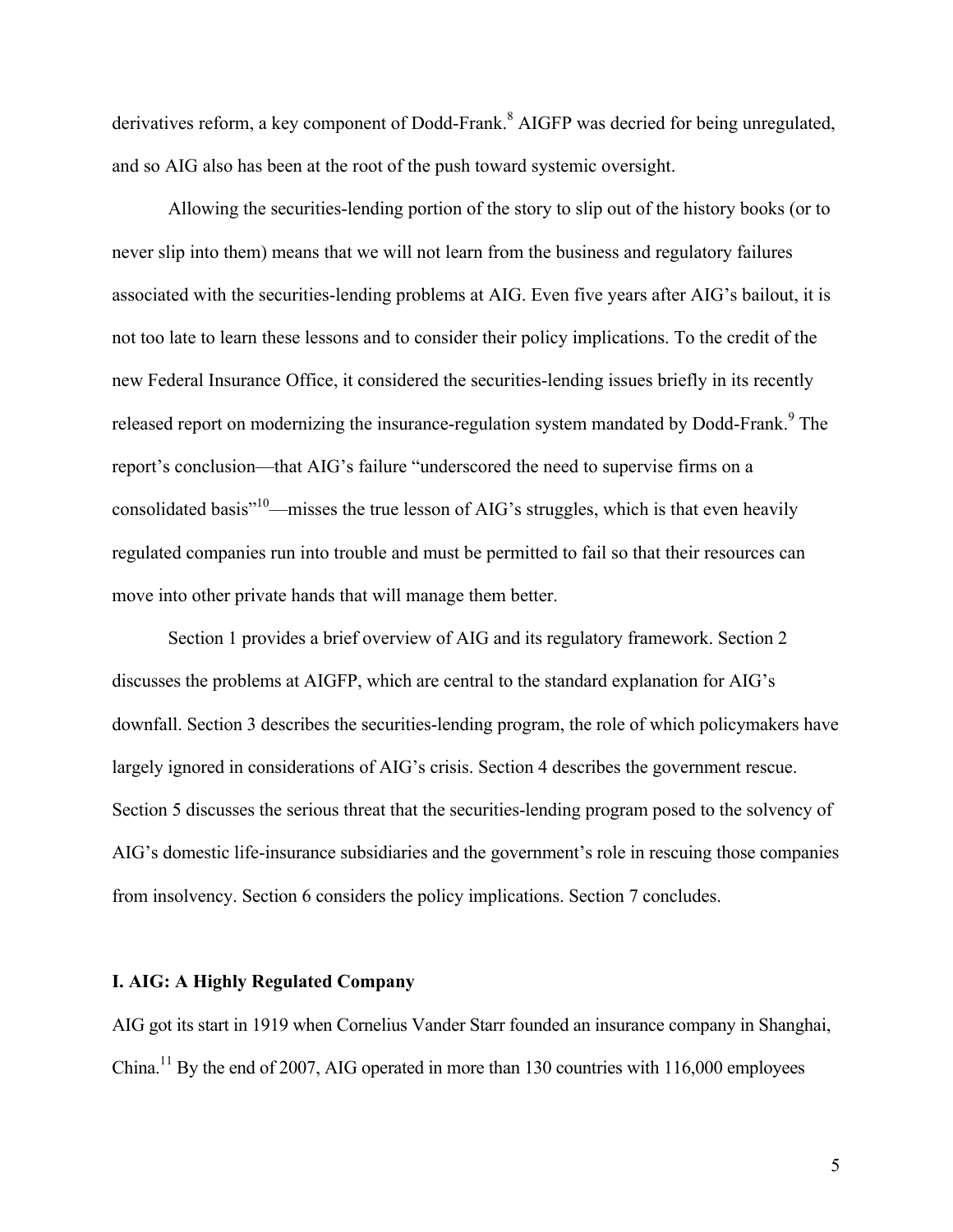derivatives reform, a key component of Dodd-Frank.[8] AIGFP was decried for being unregulated, and so AIG also has been at the root of the push toward systemic oversight.

Allowing the securities-lending portion of the story to slip out of the history books (or to never slip into them) means that we will not learn from the business and regulatory failures associated with the securities-lending problems at AIG. Even five years after AIG's bailout, it is not too late to learn these lessons and to consider their policy implications. To the credit of the new Federal Insurance Office, it considered the securities-lending issues briefly in its recently released report on modernizing the insurance-regulation system mandated by Dodd-Frank.[9] The report's conclusion—that AIG's failure "underscored the need to supervise firms on a consolidated basis"[10]—misses the true lesson of AIG's struggles, which is that even heavily regulated companies run into trouble and must be permitted to fail so that their resources can move into other private hands that will manage them better.

Section 1 provides a brief overview of AIG and its regulatory framework. Section 2 discusses the problems at AIGFP, which are central to the standard explanation for AIG's downfall. Section 3 describes the securities-lending program, the role of which policymakers have largely ignored in considerations of AIG's crisis. Section 4 describes the government rescue. Section 5 discusses the serious threat that the securities-lending program posed to the solvency of AIG's domestic life-insurance subsidiaries and the government's role in rescuing those companies from insolvency. Section 6 considers the policy implications. Section 7 concludes.

## I. AIG: A Highly Regulated Company

AIG got its start in 1919 when Cornelius Vander Starr founded an insurance company in Shanghai, China.[11] By the end of 2007, AIG operated in more than 130 countries with 116,000 employees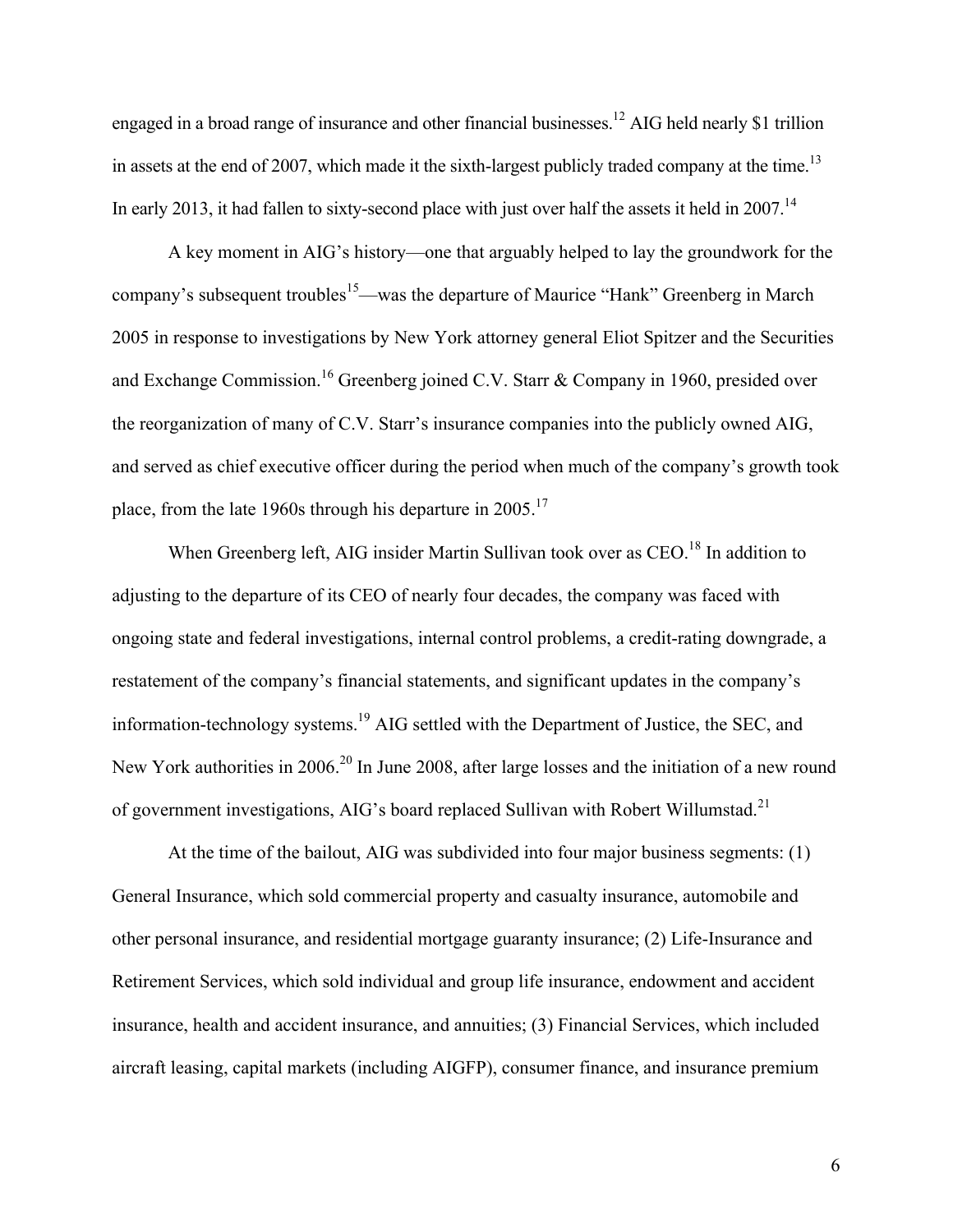engaged in a broad range of insurance and other financial businesses.[12] AIG held nearly $1 trillion in assets at the end of 2007, which made it the sixth-largest publicly traded company at the time.[13] In early 2013, it had fallen to sixty-second place with just over half the assets it held in 2007.[14]

A key moment in AIG's history—one that arguably helped to lay the groundwork for the company's subsequent troubles[15]—was the departure of Maurice "Hank" Greenberg in March 2005 in response to investigations by New York attorney general Eliot Spitzer and the Securities and Exchange Commission.[16] Greenberg joined C.V. Starr & Company in 1960, presided over the reorganization of many of C.V. Starr's insurance companies into the publicly owned AIG, and served as chief executive officer during the period when much of the company's growth took place, from the late 1960s through his departure in 2005.[17]

When Greenberg left, AIG insider Martin Sullivan took over as CEO.[18] In addition to adjusting to the departure of its CEO of nearly four decades, the company was faced with ongoing state and federal investigations, internal control problems, a credit-rating downgrade, a restatement of the company's financial statements, and significant updates in the company's information-technology systems.[19] AIG settled with the Department of Justice, the SEC, and New York authorities in 2006.[20] In June 2008, after large losses and the initiation of a new round of government investigations, AIG's board replaced Sullivan with Robert Willumstad.[21]

At the time of the bailout, AIG was subdivided into four major business segments: (1) General Insurance, which sold commercial property and casualty insurance, automobile and other personal insurance, and residential mortgage guaranty insurance; (2) Life-Insurance and Retirement Services, which sold individual and group life insurance, endowment and accident insurance, health and accident insurance, and annuities; (3) Financial Services, which included aircraft leasing, capital markets (including AIGFP), consumer finance, and insurance premium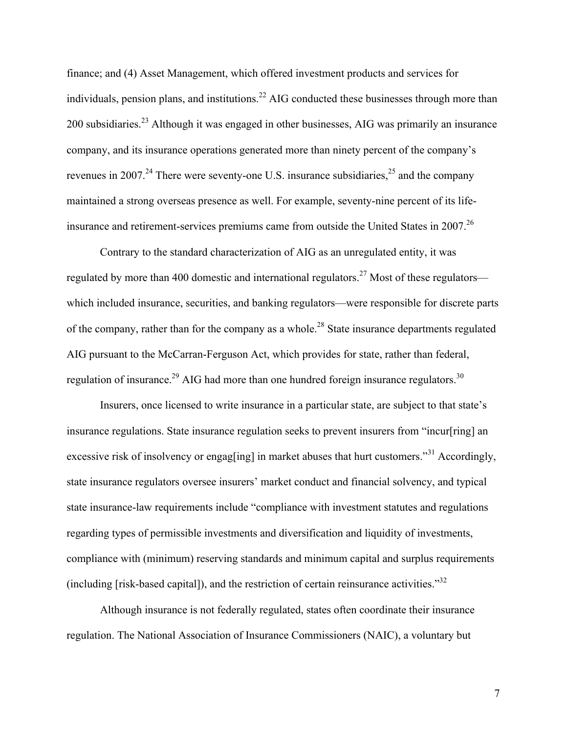finance; and (4) Asset Management, which offered investment products and services for individuals, pension plans, and institutions.[22] AIG conducted these businesses through more than 200 subsidiaries.[23] Although it was engaged in other businesses, AIG was primarily an insurance company, and its insurance operations generated more than ninety percent of the company's revenues in 2007.[24] There were seventy-one U.S. insurance subsidiaries,[25] and the company maintained a strong overseas presence as well. For example, seventy-nine percent of its life-insurance and retirement-services premiums came from outside the United States in 2007.[26]

Contrary to the standard characterization of AIG as an unregulated entity, it was regulated by more than 400 domestic and international regulators.[27] Most of these regulators—which included insurance, securities, and banking regulators—were responsible for discrete parts of the company, rather than for the company as a whole.[28] State insurance departments regulated AIG pursuant to the McCarran-Ferguson Act, which provides for state, rather than federal, regulation of insurance.[29] AIG had more than one hundred foreign insurance regulators.[30]

Insurers, once licensed to write insurance in a particular state, are subject to that state's insurance regulations. State insurance regulation seeks to prevent insurers from "incur[ring] an excessive risk of insolvency or engag[ing] in market abuses that hurt customers."[31] Accordingly, state insurance regulators oversee insurers' market conduct and financial solvency, and typical state insurance-law requirements include "compliance with investment statutes and regulations regarding types of permissible investments and diversification and liquidity of investments, compliance with (minimum) reserving standards and minimum capital and surplus requirements (including [risk-based capital]), and the restriction of certain reinsurance activities."[32]

Although insurance is not federally regulated, states often coordinate their insurance regulation. The National Association of Insurance Commissioners (NAIC), a voluntary but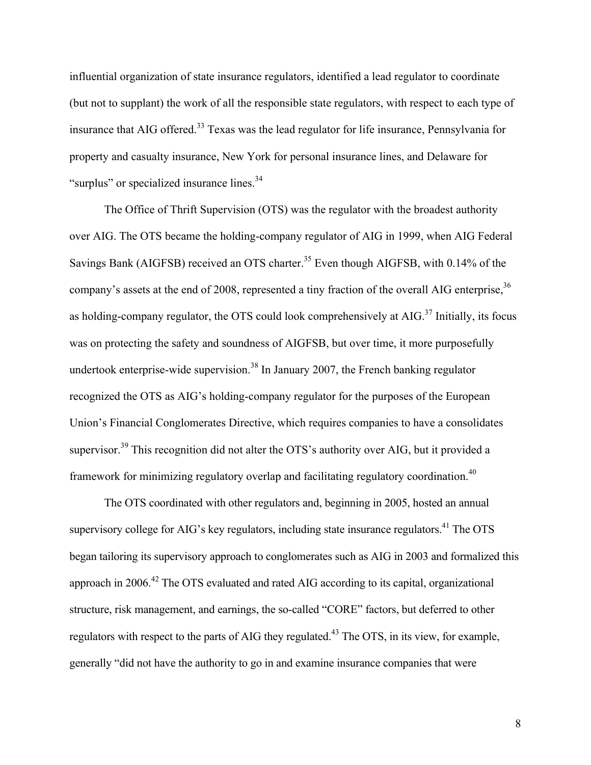influential organization of state insurance regulators, identified a lead regulator to coordinate (but not to supplant) the work of all the responsible state regulators, with respect to each type of insurance that AIG offered.[33] Texas was the lead regulator for life insurance, Pennsylvania for property and casualty insurance, New York for personal insurance lines, and Delaware for "surplus" or specialized insurance lines.[34]

The Office of Thrift Supervision (OTS) was the regulator with the broadest authority over AIG. The OTS became the holding-company regulator of AIG in 1999, when AIG Federal Savings Bank (AIGFSB) received an OTS charter.[35] Even though AIGFSB, with 0.14% of the company's assets at the end of 2008, represented a tiny fraction of the overall AIG enterprise,[36] as holding-company regulator, the OTS could look comprehensively at AIG.[37] Initially, its focus was on protecting the safety and soundness of AIGFSB, but over time, it more purposefully undertook enterprise-wide supervision.[38] In January 2007, the French banking regulator recognized the OTS as AIG's holding-company regulator for the purposes of the European Union's Financial Conglomerates Directive, which requires companies to have a consolidates supervisor.[39] This recognition did not alter the OTS's authority over AIG, but it provided a framework for minimizing regulatory overlap and facilitating regulatory coordination.[40]

The OTS coordinated with other regulators and, beginning in 2005, hosted an annual supervisory college for AIG's key regulators, including state insurance regulators.[41] The OTS began tailoring its supervisory approach to conglomerates such as AIG in 2003 and formalized this approach in 2006.[42] The OTS evaluated and rated AIG according to its capital, organizational structure, risk management, and earnings, the so-called "CORE" factors, but deferred to other regulators with respect to the parts of AIG they regulated.[43] The OTS, in its view, for example, generally "did not have the authority to go in and examine insurance companies that were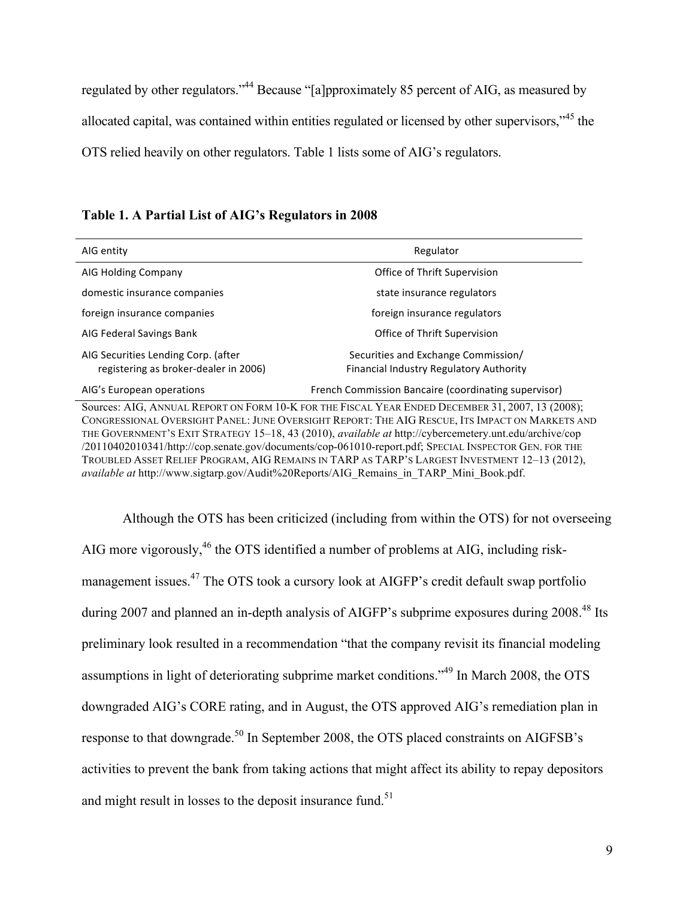regulated by other regulators."[44] Because "[a]pproximately 85 percent of AIG, as measured by allocated capital, was contained within entities regulated or licensed by other supervisors,"[45] the OTS relied heavily on other regulators. Table 1 lists some of AIG's regulators.

**Table 1. A Partial List of AIG's Regulators in 2008**

| AIG entity | Regulator |
|---|---|
| AIG Holding Company | Office of Thrift Supervision |
| domestic insurance companies | state insurance regulators |
| foreign insurance companies | foreign insurance regulators |
| AIG Federal Savings Bank | Office of Thrift Supervision |
| AIG Securities Lending Corp. (after registering as broker-dealer in 2006) | Securities and Exchange Commission/ Financial Industry Regulatory Authority |
| AIG's European operations | French Commission Bancaire (coordinating supervisor) |

Sources: AIG, ANNUAL REPORT ON FORM 10-K FOR THE FISCAL YEAR ENDED DECEMBER 31, 2007, 13 (2008); CONGRESSIONAL OVERSIGHT PANEL: JUNE OVERSIGHT REPORT: THE AIG RESCUE, ITS IMPACT ON MARKETS AND THE GOVERNMENT'S EXIT STRATEGY 15–18, 43 (2010), *available at* http://cybercemetery.unt.edu/archive/cop/20110402010341/http://cop.senate.gov/documents/cop-061010-report.pdf; SPECIAL INSPECTOR GEN. FOR THE TROUBLED ASSET RELIEF PROGRAM, AIG REMAINS IN TARP AS TARP'S LARGEST INVESTMENT 12–13 (2012), *available at* http://www.sigtarp.gov/Audit%20Reports/AIG_Remains_in_TARP_Mini_Book.pdf.

Although the OTS has been criticized (including from within the OTS) for not overseeing AIG more vigorously,[46] the OTS identified a number of problems at AIG, including risk-management issues.[47] The OTS took a cursory look at AIGFP's credit default swap portfolio during 2007 and planned an in-depth analysis of AIGFP's subprime exposures during 2008.[48] Its preliminary look resulted in a recommendation "that the company revisit its financial modeling assumptions in light of deteriorating subprime market conditions."[49] In March 2008, the OTS downgraded AIG's CORE rating, and in August, the OTS approved AIG's remediation plan in response to that downgrade.[50] In September 2008, the OTS placed constraints on AIGFSB's activities to prevent the bank from taking actions that might affect its ability to repay depositors and might result in losses to the deposit insurance fund.[51]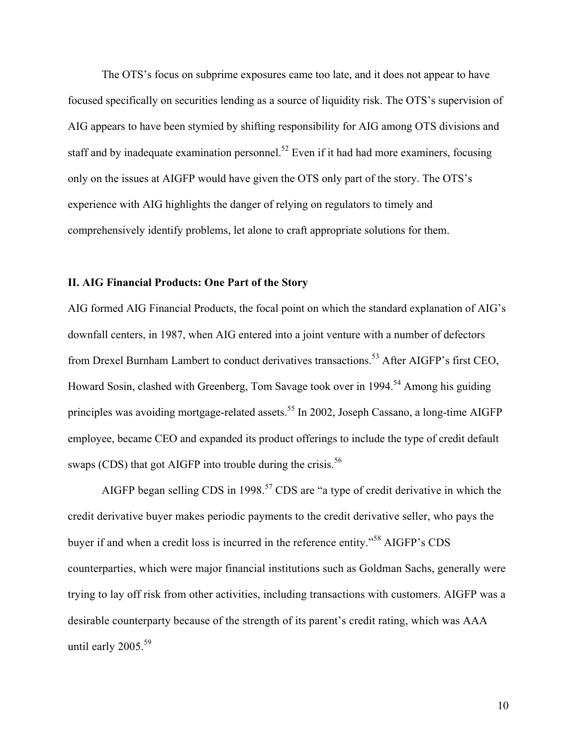The OTS's focus on subprime exposures came too late, and it does not appear to have focused specifically on securities lending as a source of liquidity risk. The OTS's supervision of AIG appears to have been stymied by shifting responsibility for AIG among OTS divisions and staff and by inadequate examination personnel.[52] Even if it had had more examiners, focusing only on the issues at AIGFP would have given the OTS only part of the story. The OTS's experience with AIG highlights the danger of relying on regulators to timely and comprehensively identify problems, let alone to craft appropriate solutions for them.

## II. AIG Financial Products: One Part of the Story

AIG formed AIG Financial Products, the focal point on which the standard explanation of AIG's downfall centers, in 1987, when AIG entered into a joint venture with a number of defectors from Drexel Burnham Lambert to conduct derivatives transactions.[53] After AIGFP's first CEO, Howard Sosin, clashed with Greenberg, Tom Savage took over in 1994.[54] Among his guiding principles was avoiding mortgage-related assets.[55] In 2002, Joseph Cassano, a long-time AIGFP employee, became CEO and expanded its product offerings to include the type of credit default swaps (CDS) that got AIGFP into trouble during the crisis.[56]

AIGFP began selling CDS in 1998.[57] CDS are "a type of credit derivative in which the credit derivative buyer makes periodic payments to the credit derivative seller, who pays the buyer if and when a credit loss is incurred in the reference entity."[58] AIGFP's CDS counterparties, which were major financial institutions such as Goldman Sachs, generally were trying to lay off risk from other activities, including transactions with customers. AIGFP was a desirable counterparty because of the strength of its parent's credit rating, which was AAA until early 2005.[59]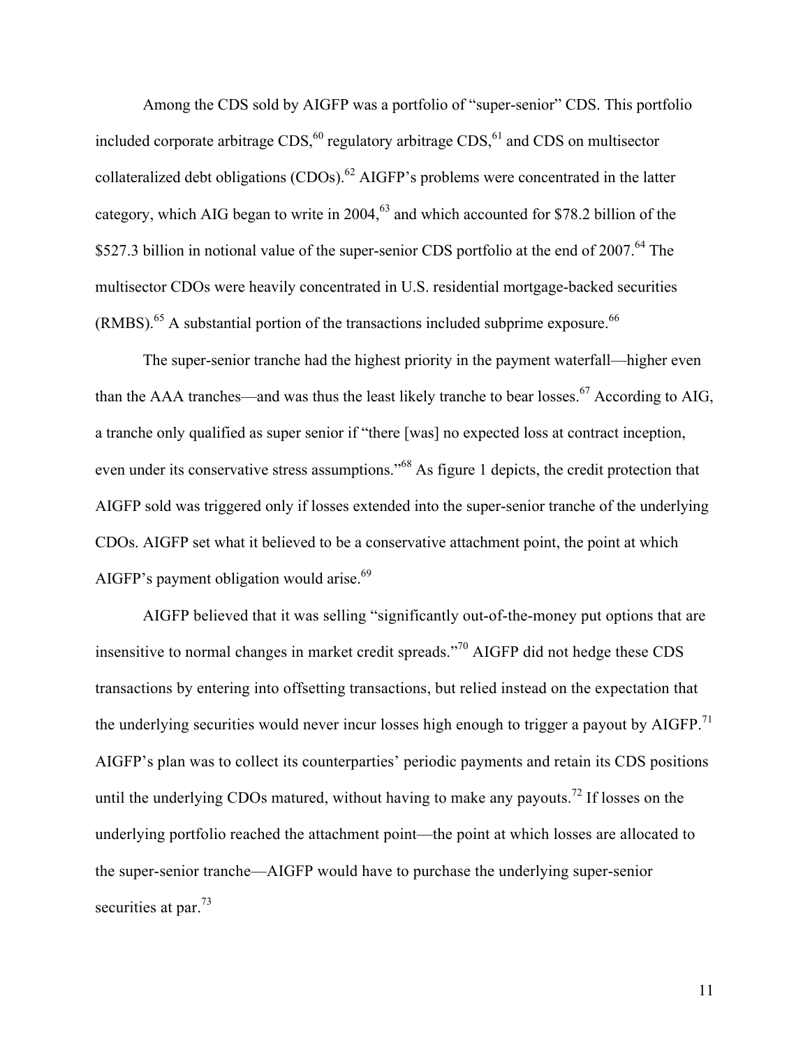Among the CDS sold by AIGFP was a portfolio of "super-senior" CDS. This portfolio included corporate arbitrage CDS,[60] regulatory arbitrage CDS,[61] and CDS on multisector collateralized debt obligations (CDOs).[62] AIGFP's problems were concentrated in the latter category, which AIG began to write in 2004,[63] and which accounted for $78.2 billion of the $527.3 billion in notional value of the super-senior CDS portfolio at the end of 2007.[64] The multisector CDOs were heavily concentrated in U.S. residential mortgage-backed securities (RMBS).[65] A substantial portion of the transactions included subprime exposure.[66]

The super-senior tranche had the highest priority in the payment waterfall—higher even than the AAA tranches—and was thus the least likely tranche to bear losses.[67] According to AIG, a tranche only qualified as super senior if "there [was] no expected loss at contract inception, even under its conservative stress assumptions."[68] As figure 1 depicts, the credit protection that AIGFP sold was triggered only if losses extended into the super-senior tranche of the underlying CDOs. AIGFP set what it believed to be a conservative attachment point, the point at which AIGFP's payment obligation would arise.[69]

AIGFP believed that it was selling "significantly out-of-the-money put options that are insensitive to normal changes in market credit spreads."[70] AIGFP did not hedge these CDS transactions by entering into offsetting transactions, but relied instead on the expectation that the underlying securities would never incur losses high enough to trigger a payout by AIGFP.[71] AIGFP's plan was to collect its counterparties' periodic payments and retain its CDS positions until the underlying CDOs matured, without having to make any payouts.[72] If losses on the underlying portfolio reached the attachment point—the point at which losses are allocated to the super-senior tranche—AIGFP would have to purchase the underlying super-senior securities at par.[73]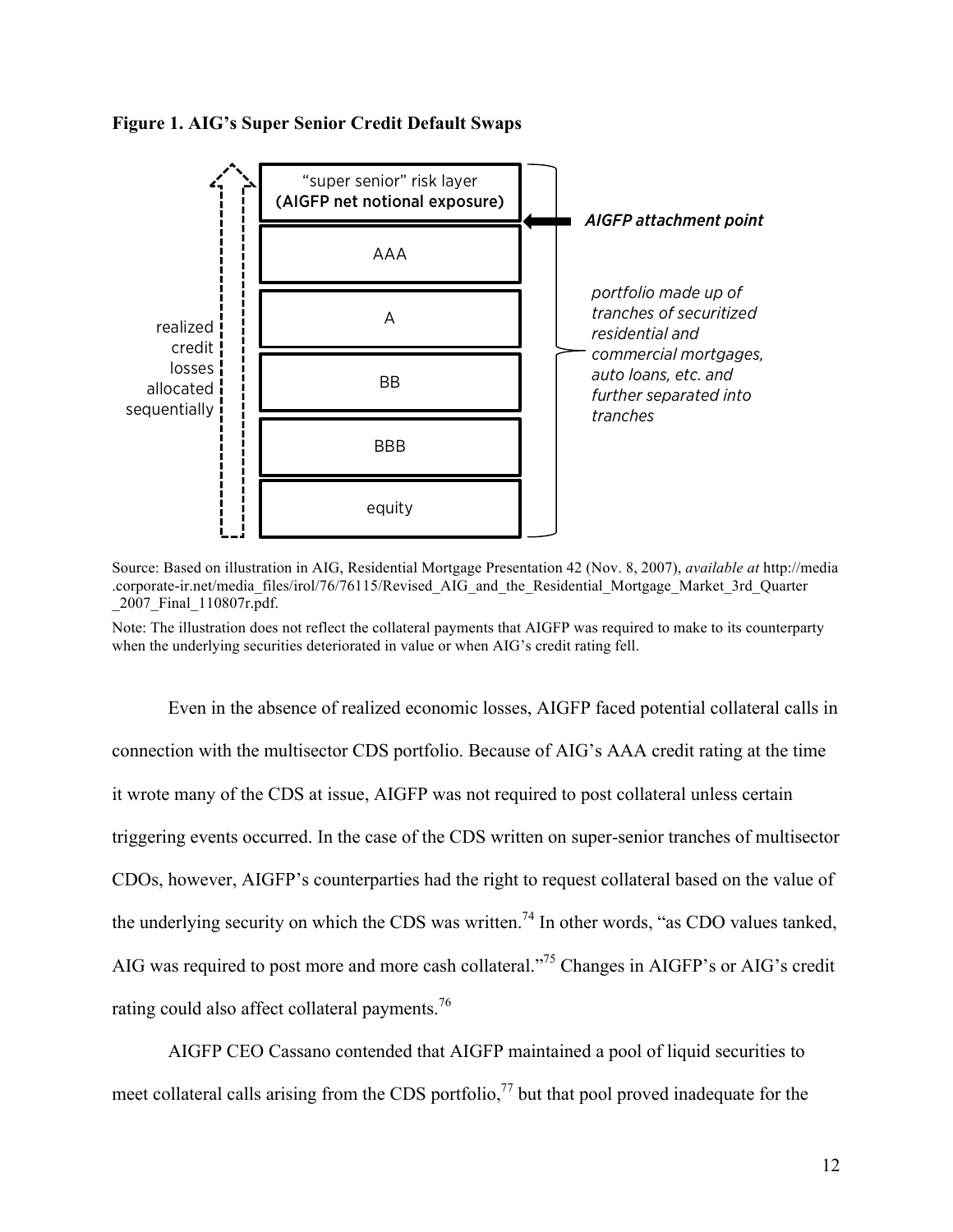**Figure 1. AIG's Super Senior Credit Default Swaps**

| |
|---|
| "super senior" risk layer (AIGFP net notional exposure) ← *AIGFP attachment point* |
| AAA |
| A |
| BB |
| BBB |
| equity |

realized credit losses allocated sequentially

*portfolio made up of tranches of securitized residential and commercial mortgages, auto loans, etc. and further separated into tranches*

Source: Based on illustration in AIG, Residential Mortgage Presentation 42 (Nov. 8, 2007), *available at* http://media.corporate-ir.net/media_files/irol/76/76115/Revised_AIG_and_the_Residential_Mortgage_Market_3rd_Quarter_2007_Final_110807r.pdf.

Note: The illustration does not reflect the collateral payments that AIGFP was required to make to its counterparty when the underlying securities deteriorated in value or when AIG's credit rating fell.

Even in the absence of realized economic losses, AIGFP faced potential collateral calls in connection with the multisector CDS portfolio. Because of AIG's AAA credit rating at the time it wrote many of the CDS at issue, AIGFP was not required to post collateral unless certain triggering events occurred. In the case of the CDS written on super-senior tranches of multisector CDOs, however, AIGFP's counterparties had the right to request collateral based on the value of the underlying security on which the CDS was written.[74] In other words, "as CDO values tanked, AIG was required to post more and more cash collateral."[75] Changes in AIGFP's or AIG's credit rating could also affect collateral payments.[76]

AIGFP CEO Cassano contended that AIGFP maintained a pool of liquid securities to meet collateral calls arising from the CDS portfolio,[77] but that pool proved inadequate for the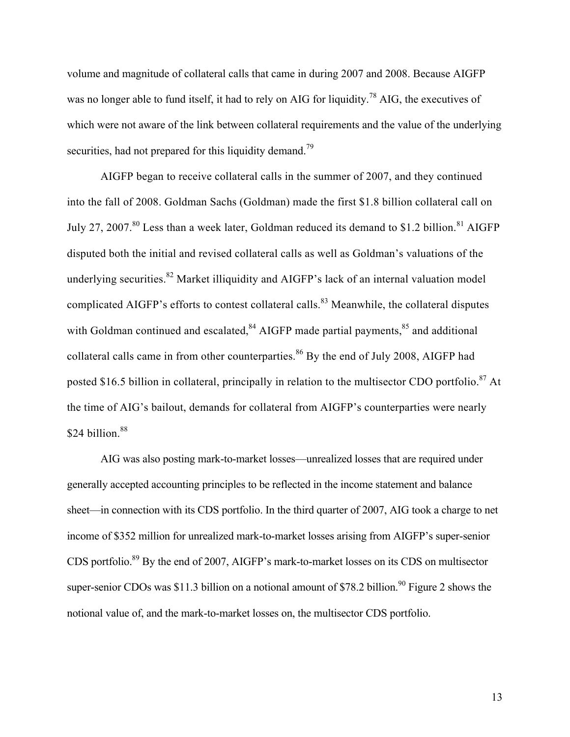volume and magnitude of collateral calls that came in during 2007 and 2008. Because AIGFP was no longer able to fund itself, it had to rely on AIG for liquidity.[78] AIG, the executives of which were not aware of the link between collateral requirements and the value of the underlying securities, had not prepared for this liquidity demand.[79]

AIGFP began to receive collateral calls in the summer of 2007, and they continued into the fall of 2008. Goldman Sachs (Goldman) made the first $1.8 billion collateral call on July 27, 2007.[80] Less than a week later, Goldman reduced its demand to $1.2 billion.[81] AIGFP disputed both the initial and revised collateral calls as well as Goldman's valuations of the underlying securities.[82] Market illiquidity and AIGFP's lack of an internal valuation model complicated AIGFP's efforts to contest collateral calls.[83] Meanwhile, the collateral disputes with Goldman continued and escalated,[84] AIGFP made partial payments,[85] and additional collateral calls came in from other counterparties.[86] By the end of July 2008, AIGFP had posted $16.5 billion in collateral, principally in relation to the multisector CDO portfolio.[87] At the time of AIG's bailout, demands for collateral from AIGFP's counterparties were nearly $24 billion.[88]

AIG was also posting mark-to-market losses—unrealized losses that are required under generally accepted accounting principles to be reflected in the income statement and balance sheet—in connection with its CDS portfolio. In the third quarter of 2007, AIG took a charge to net income of $352 million for unrealized mark-to-market losses arising from AIGFP's super-senior CDS portfolio.[89] By the end of 2007, AIGFP's mark-to-market losses on its CDS on multisector super-senior CDOs was $11.3 billion on a notional amount of $78.2 billion.[90] Figure 2 shows the notional value of, and the mark-to-market losses on, the multisector CDS portfolio.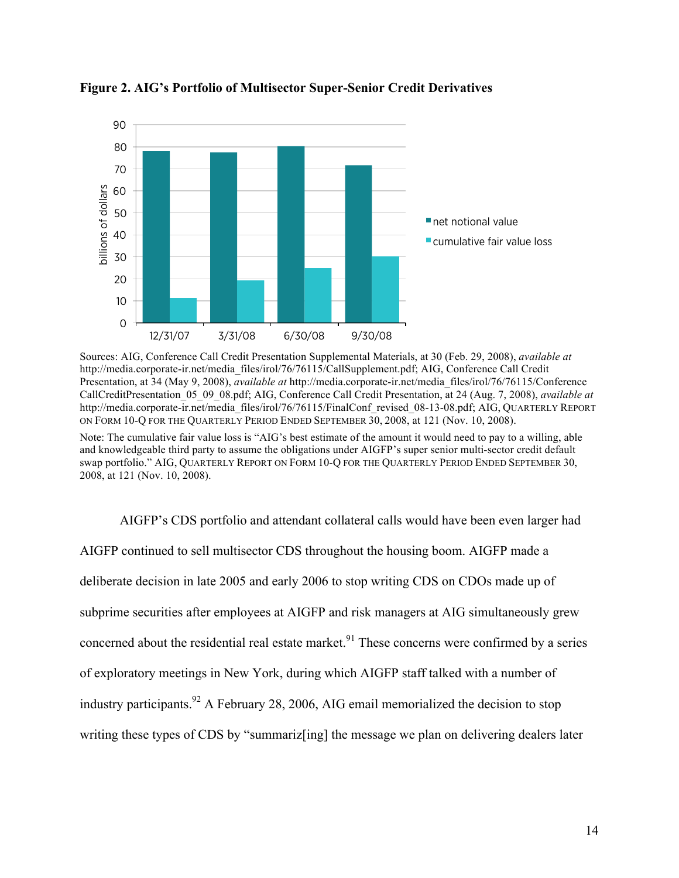**Figure 2. AIG's Portfolio of Multisector Super-Senior Credit Derivatives**

Sources: AIG, Conference Call Credit Presentation Supplemental Materials, at 30 (Feb. 29, 2008), *available at* http://media.corporate-ir.net/media_files/irol/76/76115/CallSupplement.pdf; AIG, Conference Call Credit Presentation, at 34 (May 9, 2008), *available at* http://media.corporate-ir.net/media_files/irol/76/76115/Conference CallCreditPresentation_05_09_08.pdf; AIG, Conference Call Credit Presentation, at 24 (Aug. 7, 2008), *available at* http://media.corporate-ir.net/media_files/irol/76/76115/FinalConf_revised_08-13-08.pdf; AIG, QUARTERLY REPORT ON FORM 10-Q FOR THE QUARTERLY PERIOD ENDED SEPTEMBER 30, 2008, at 121 (Nov. 10, 2008).

Note: The cumulative fair value loss is "AIG's best estimate of the amount it would need to pay to a willing, able and knowledgeable third party to assume the obligations under AIGFP's super senior multi-sector credit default swap portfolio." AIG, QUARTERLY REPORT ON FORM 10-Q FOR THE QUARTERLY PERIOD ENDED SEPTEMBER 30, 2008, at 121 (Nov. 10, 2008).

AIGFP's CDS portfolio and attendant collateral calls would have been even larger had AIGFP continued to sell multisector CDS throughout the housing boom. AIGFP made a deliberate decision in late 2005 and early 2006 to stop writing CDS on CDOs made up of subprime securities after employees at AIGFP and risk managers at AIG simultaneously grew concerned about the residential real estate market.[91] These concerns were confirmed by a series of exploratory meetings in New York, during which AIGFP staff talked with a number of industry participants.[92] A February 28, 2006, AIG email memorialized the decision to stop writing these types of CDS by "summariz[ing] the message we plan on delivering dealers later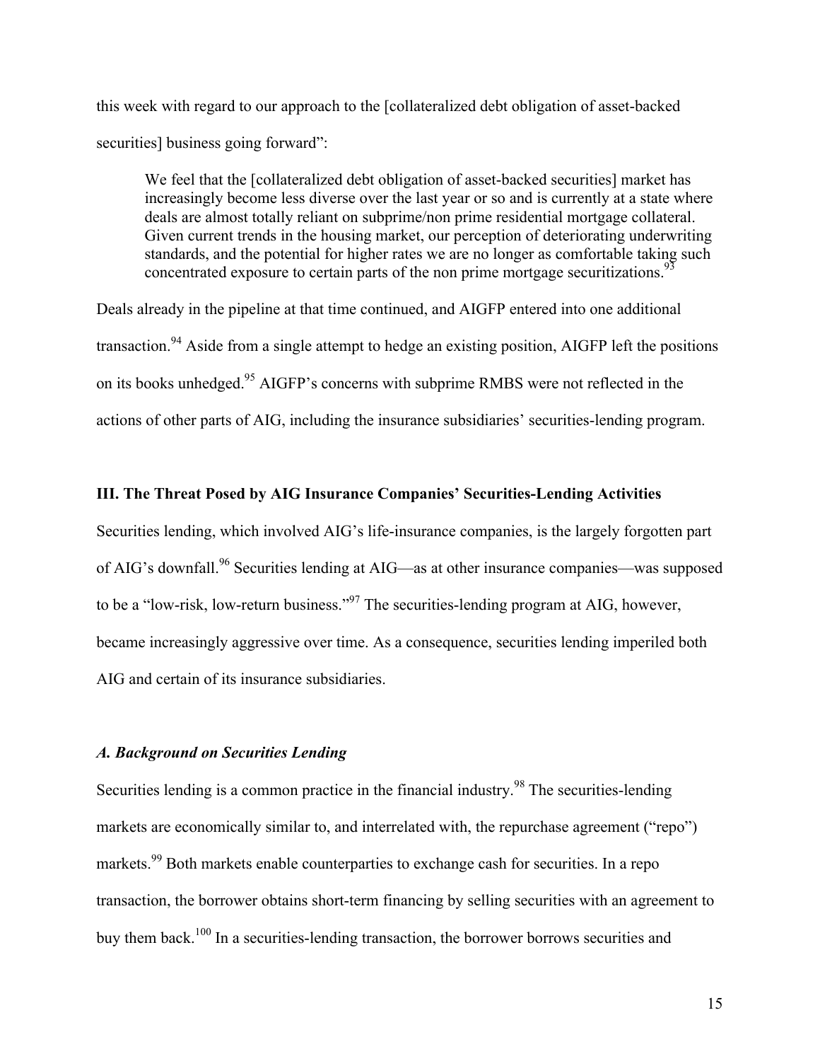this week with regard to our approach to the [collateralized debt obligation of asset-backed securities] business going forward":

> We feel that the [collateralized debt obligation of asset-backed securities] market has increasingly become less diverse over the last year or so and is currently at a state where deals are almost totally reliant on subprime/non prime residential mortgage collateral. Given current trends in the housing market, our perception of deteriorating underwriting standards, and the potential for higher rates we are no longer as comfortable taking such concentrated exposure to certain parts of the non prime mortgage securitizations.[93]

Deals already in the pipeline at that time continued, and AIGFP entered into one additional transaction.[94] Aside from a single attempt to hedge an existing position, AIGFP left the positions on its books unhedged.[95] AIGFP's concerns with subprime RMBS were not reflected in the actions of other parts of AIG, including the insurance subsidiaries' securities-lending program.

## III. The Threat Posed by AIG Insurance Companies' Securities-Lending Activities

Securities lending, which involved AIG's life-insurance companies, is the largely forgotten part of AIG's downfall.[96] Securities lending at AIG—as at other insurance companies—was supposed to be a "low-risk, low-return business."[97] The securities-lending program at AIG, however, became increasingly aggressive over time. As a consequence, securities lending imperiled both AIG and certain of its insurance subsidiaries.

### *A. Background on Securities Lending*

Securities lending is a common practice in the financial industry.[98] The securities-lending markets are economically similar to, and interrelated with, the repurchase agreement ("repo") markets.[99] Both markets enable counterparties to exchange cash for securities. In a repo transaction, the borrower obtains short-term financing by selling securities with an agreement to buy them back.[100] In a securities-lending transaction, the borrower borrows securities and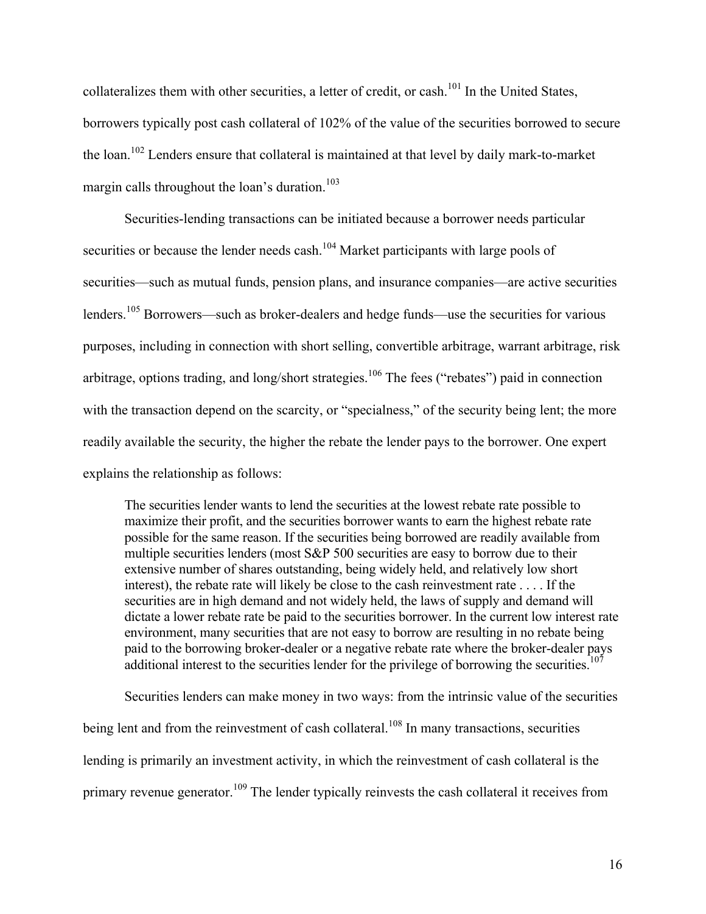collateralizes them with other securities, a letter of credit, or cash.[101] In the United States, borrowers typically post cash collateral of 102% of the value of the securities borrowed to secure the loan.[102] Lenders ensure that collateral is maintained at that level by daily mark-to-market margin calls throughout the loan's duration.[103]

Securities-lending transactions can be initiated because a borrower needs particular securities or because the lender needs cash.[104] Market participants with large pools of securities—such as mutual funds, pension plans, and insurance companies—are active securities lenders.[105] Borrowers—such as broker-dealers and hedge funds—use the securities for various purposes, including in connection with short selling, convertible arbitrage, warrant arbitrage, risk arbitrage, options trading, and long/short strategies.[106] The fees ("rebates") paid in connection with the transaction depend on the scarcity, or "specialness," of the security being lent; the more readily available the security, the higher the rebate the lender pays to the borrower. One expert explains the relationship as follows:

> The securities lender wants to lend the securities at the lowest rebate rate possible to maximize their profit, and the securities borrower wants to earn the highest rebate rate possible for the same reason. If the securities being borrowed are readily available from multiple securities lenders (most S&P 500 securities are easy to borrow due to their extensive number of shares outstanding, being widely held, and relatively low short interest), the rebate rate will likely be close to the cash reinvestment rate . . . . If the securities are in high demand and not widely held, the laws of supply and demand will dictate a lower rebate rate be paid to the securities borrower. In the current low interest rate environment, many securities that are not easy to borrow are resulting in no rebate being paid to the borrowing broker-dealer or a negative rebate rate where the broker-dealer pays additional interest to the securities lender for the privilege of borrowing the securities.[107]

Securities lenders can make money in two ways: from the intrinsic value of the securities being lent and from the reinvestment of cash collateral.[108] In many transactions, securities lending is primarily an investment activity, in which the reinvestment of cash collateral is the primary revenue generator.[109] The lender typically reinvests the cash collateral it receives from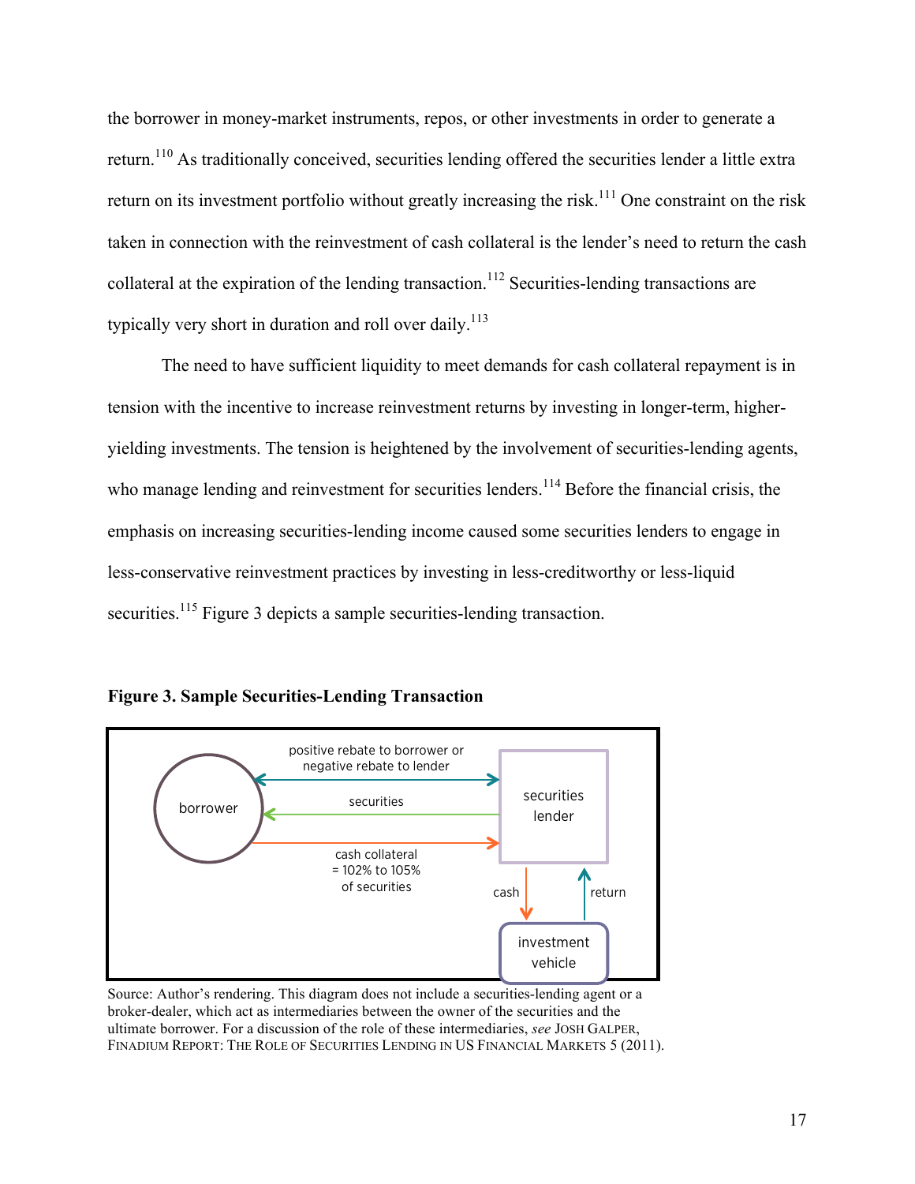the borrower in money-market instruments, repos, or other investments in order to generate a return.[110] As traditionally conceived, securities lending offered the securities lender a little extra return on its investment portfolio without greatly increasing the risk.[111] One constraint on the risk taken in connection with the reinvestment of cash collateral is the lender's need to return the cash collateral at the expiration of the lending transaction.[112] Securities-lending transactions are typically very short in duration and roll over daily.[113]

The need to have sufficient liquidity to meet demands for cash collateral repayment is in tension with the incentive to increase reinvestment returns by investing in longer-term, higher-yielding investments. The tension is heightened by the involvement of securities-lending agents, who manage lending and reinvestment for securities lenders.[114] Before the financial crisis, the emphasis on increasing securities-lending income caused some securities lenders to engage in less-conservative reinvestment practices by investing in less-creditworthy or less-liquid securities.[115] Figure 3 depicts a sample securities-lending transaction.

**Figure 3. Sample Securities-Lending Transaction**

borrower | securities lender | investment vehicle

positive rebate to borrower or negative rebate to lender

securities

cash collateral = 102% to 105% of securities

cash

return

Source: Author's rendering. This diagram does not include a securities-lending agent or a broker-dealer, which act as intermediaries between the owner of the securities and the ultimate borrower. For a discussion of the role of these intermediaries, *see* JOSH GALPER, FINADIUM REPORT: THE ROLE OF SECURITIES LENDING IN US FINANCIAL MARKETS 5 (2011).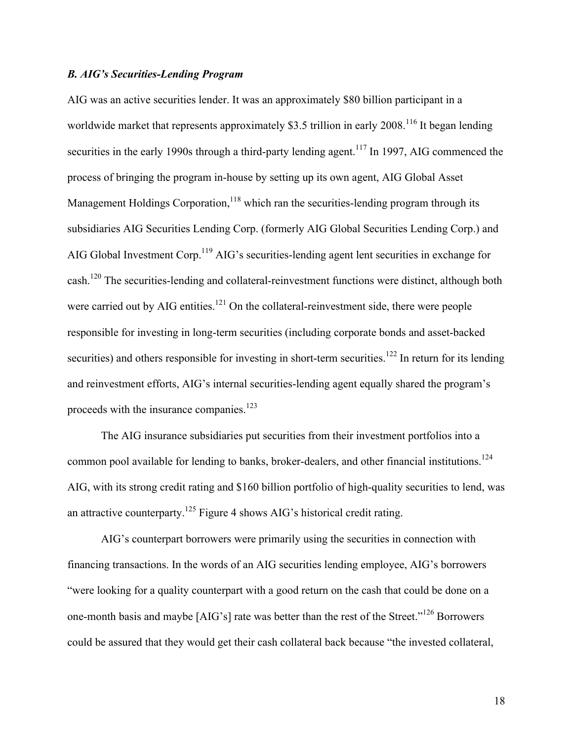### *B. AIG's Securities-Lending Program*

AIG was an active securities lender. It was an approximately $80 billion participant in a worldwide market that represents approximately $3.5 trillion in early 2008.[116] It began lending securities in the early 1990s through a third-party lending agent.[117] In 1997, AIG commenced the process of bringing the program in-house by setting up its own agent, AIG Global Asset Management Holdings Corporation,[118] which ran the securities-lending program through its subsidiaries AIG Securities Lending Corp. (formerly AIG Global Securities Lending Corp.) and AIG Global Investment Corp.[119] AIG's securities-lending agent lent securities in exchange for cash.[120] The securities-lending and collateral-reinvestment functions were distinct, although both were carried out by AIG entities.[121] On the collateral-reinvestment side, there were people responsible for investing in long-term securities (including corporate bonds and asset-backed securities) and others responsible for investing in short-term securities.[122] In return for its lending and reinvestment efforts, AIG's internal securities-lending agent equally shared the program's proceeds with the insurance companies.[123]

The AIG insurance subsidiaries put securities from their investment portfolios into a common pool available for lending to banks, broker-dealers, and other financial institutions.[124] AIG, with its strong credit rating and $160 billion portfolio of high-quality securities to lend, was an attractive counterparty.[125] Figure 4 shows AIG's historical credit rating.

AIG's counterpart borrowers were primarily using the securities in connection with financing transactions. In the words of an AIG securities lending employee, AIG's borrowers "were looking for a quality counterpart with a good return on the cash that could be done on a one-month basis and maybe [AIG's] rate was better than the rest of the Street."[126] Borrowers could be assured that they would get their cash collateral back because "the invested collateral,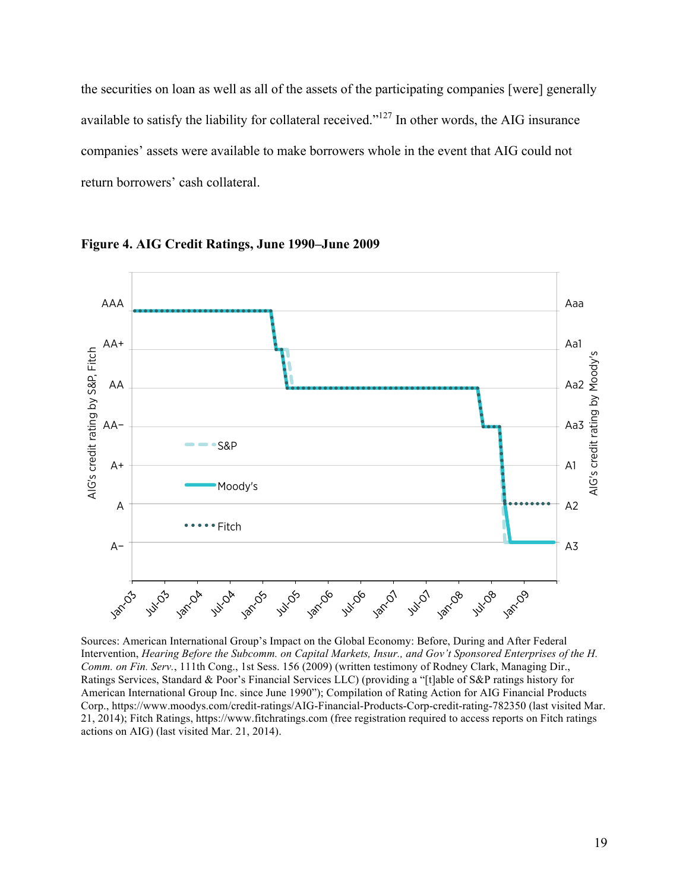the securities on loan as well as all of the assets of the participating companies [were] generally available to satisfy the liability for collateral received."[127] In other words, the AIG insurance companies' assets were available to make borrowers whole in the event that AIG could not return borrowers' cash collateral.

**Figure 4. AIG Credit Ratings, June 1990–June 2009**

Sources: American International Group's Impact on the Global Economy: Before, During and After Federal Intervention, *Hearing Before the Subcomm. on Capital Markets, Insur., and Gov't Sponsored Enterprises of the H. Comm. on Fin. Serv.*, 111th Cong., 1st Sess. 156 (2009) (written testimony of Rodney Clark, Managing Dir., Ratings Services, Standard & Poor's Financial Services LLC) (providing a "[t]able of S&P ratings history for American International Group Inc. since June 1990"); Compilation of Rating Action for AIG Financial Products Corp., https://www.moodys.com/credit-ratings/AIG-Financial-Products-Corp-credit-rating-782350 (last visited Mar. 21, 2014); Fitch Ratings, https://www.fitchratings.com (free registration required to access reports on Fitch ratings actions on AIG) (last visited Mar. 21, 2014).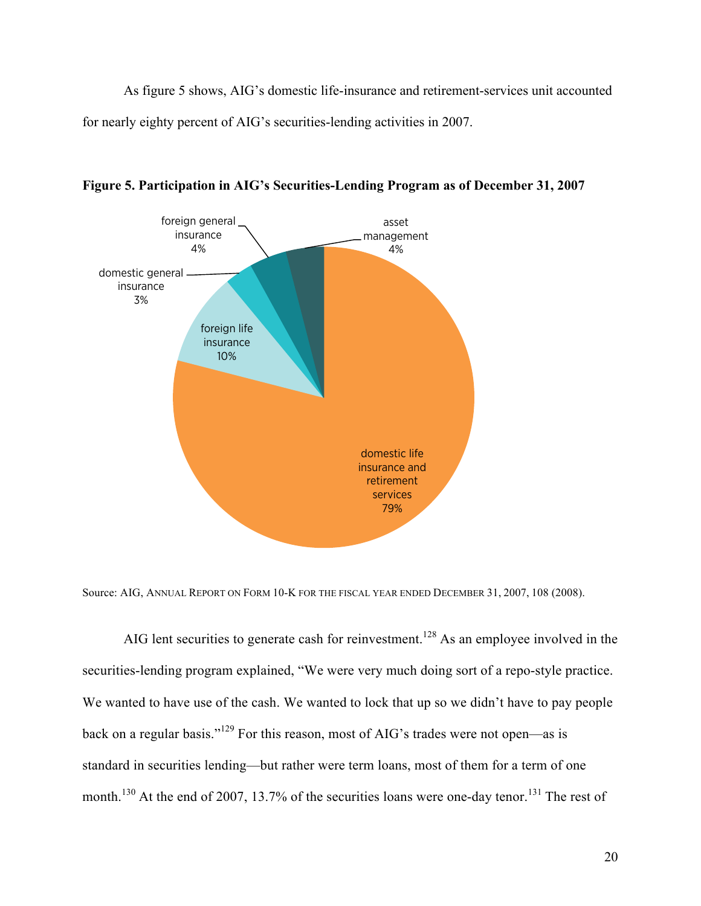As figure 5 shows, AIG's domestic life-insurance and retirement-services unit accounted for nearly eighty percent of AIG's securities-lending activities in 2007.

**Figure 5. Participation in AIG's Securities-Lending Program as of December 31, 2007**

| Segment | Share |
|---|---|
| domestic life insurance and retirement services | 79% |
| foreign life insurance | 10% |
| domestic general insurance | 3% |
| foreign general insurance | 4% |
| asset management | 4% |

Source: AIG, ANNUAL REPORT ON FORM 10-K FOR THE FISCAL YEAR ENDED DECEMBER 31, 2007, 108 (2008).

AIG lent securities to generate cash for reinvestment.[128] As an employee involved in the securities-lending program explained, "We were very much doing sort of a repo-style practice. We wanted to have use of the cash. We wanted to lock that up so we didn't have to pay people back on a regular basis."[129] For this reason, most of AIG's trades were not open—as is standard in securities lending—but rather were term loans, most of them for a term of one month.[130] At the end of 2007, 13.7% of the securities loans were one-day tenor.[131] The rest of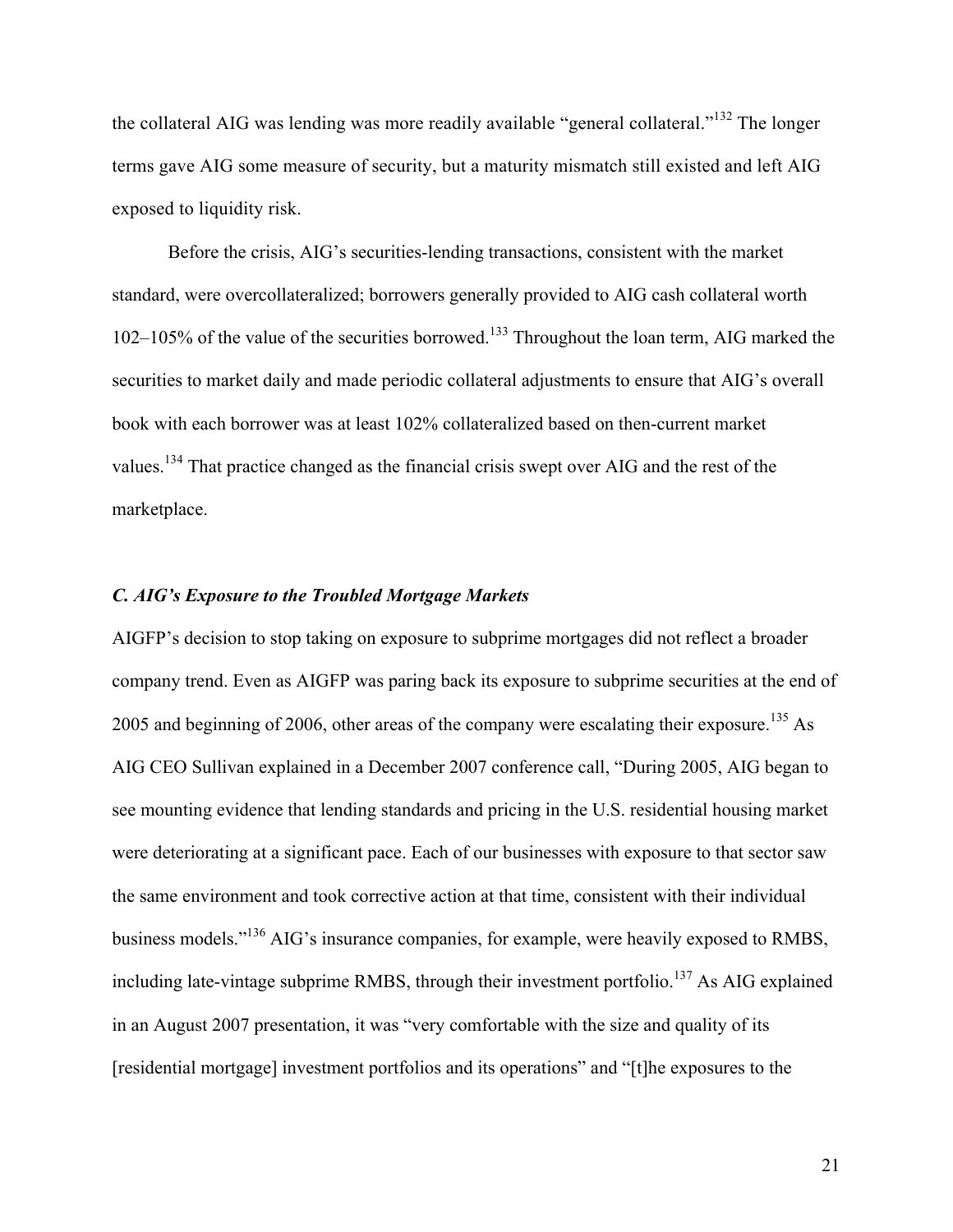the collateral AIG was lending was more readily available "general collateral."[132] The longer terms gave AIG some measure of security, but a maturity mismatch still existed and left AIG exposed to liquidity risk.

Before the crisis, AIG's securities-lending transactions, consistent with the market standard, were overcollateralized; borrowers generally provided to AIG cash collateral worth 102–105% of the value of the securities borrowed.[133] Throughout the loan term, AIG marked the securities to market daily and made periodic collateral adjustments to ensure that AIG's overall book with each borrower was at least 102% collateralized based on then-current market values.[134] That practice changed as the financial crisis swept over AIG and the rest of the marketplace.

### *C. AIG's Exposure to the Troubled Mortgage Markets*

AIGFP's decision to stop taking on exposure to subprime mortgages did not reflect a broader company trend. Even as AIGFP was paring back its exposure to subprime securities at the end of 2005 and beginning of 2006, other areas of the company were escalating their exposure.[135] As AIG CEO Sullivan explained in a December 2007 conference call, "During 2005, AIG began to see mounting evidence that lending standards and pricing in the U.S. residential housing market were deteriorating at a significant pace. Each of our businesses with exposure to that sector saw the same environment and took corrective action at that time, consistent with their individual business models."[136] AIG's insurance companies, for example, were heavily exposed to RMBS, including late-vintage subprime RMBS, through their investment portfolio.[137] As AIG explained in an August 2007 presentation, it was "very comfortable with the size and quality of its [residential mortgage] investment portfolios and its operations" and "[t]he exposures to the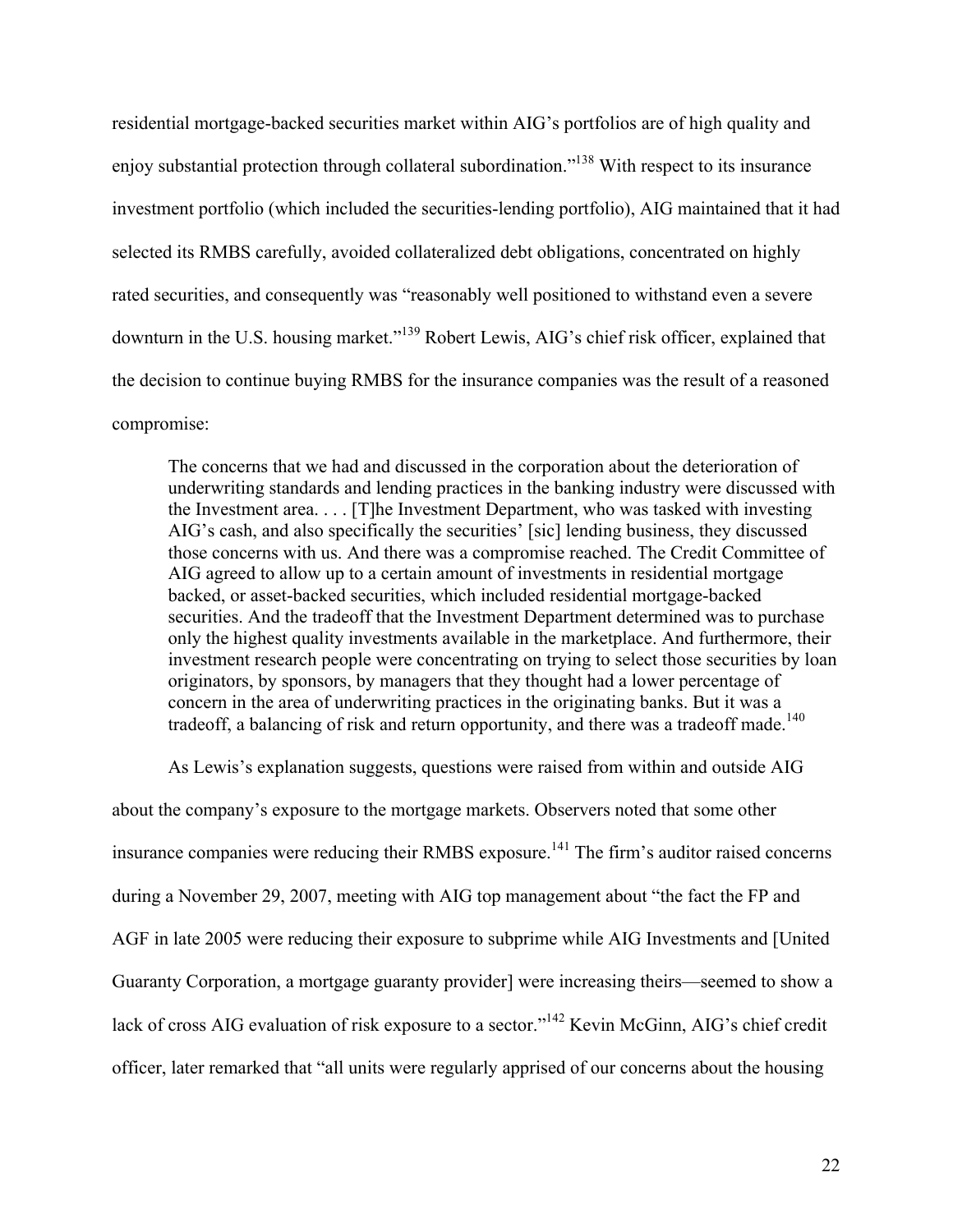residential mortgage-backed securities market within AIG's portfolios are of high quality and enjoy substantial protection through collateral subordination."[138] With respect to its insurance investment portfolio (which included the securities-lending portfolio), AIG maintained that it had selected its RMBS carefully, avoided collateralized debt obligations, concentrated on highly rated securities, and consequently was "reasonably well positioned to withstand even a severe downturn in the U.S. housing market."[139] Robert Lewis, AIG's chief risk officer, explained that the decision to continue buying RMBS for the insurance companies was the result of a reasoned compromise:

> The concerns that we had and discussed in the corporation about the deterioration of underwriting standards and lending practices in the banking industry were discussed with the Investment area. . . . [T]he Investment Department, who was tasked with investing AIG's cash, and also specifically the securities' [sic] lending business, they discussed those concerns with us. And there was a compromise reached. The Credit Committee of AIG agreed to allow up to a certain amount of investments in residential mortgage backed, or asset-backed securities, which included residential mortgage-backed securities. And the tradeoff that the Investment Department determined was to purchase only the highest quality investments available in the marketplace. And furthermore, their investment research people were concentrating on trying to select those securities by loan originators, by sponsors, by managers that they thought had a lower percentage of concern in the area of underwriting practices in the originating banks. But it was a tradeoff, a balancing of risk and return opportunity, and there was a tradeoff made.[140]

As Lewis's explanation suggests, questions were raised from within and outside AIG about the company's exposure to the mortgage markets. Observers noted that some other insurance companies were reducing their RMBS exposure.[141] The firm's auditor raised concerns during a November 29, 2007, meeting with AIG top management about "the fact the FP and AGF in late 2005 were reducing their exposure to subprime while AIG Investments and [United Guaranty Corporation, a mortgage guaranty provider] were increasing theirs—seemed to show a lack of cross AIG evaluation of risk exposure to a sector."[142] Kevin McGinn, AIG's chief credit officer, later remarked that "all units were regularly apprised of our concerns about the housing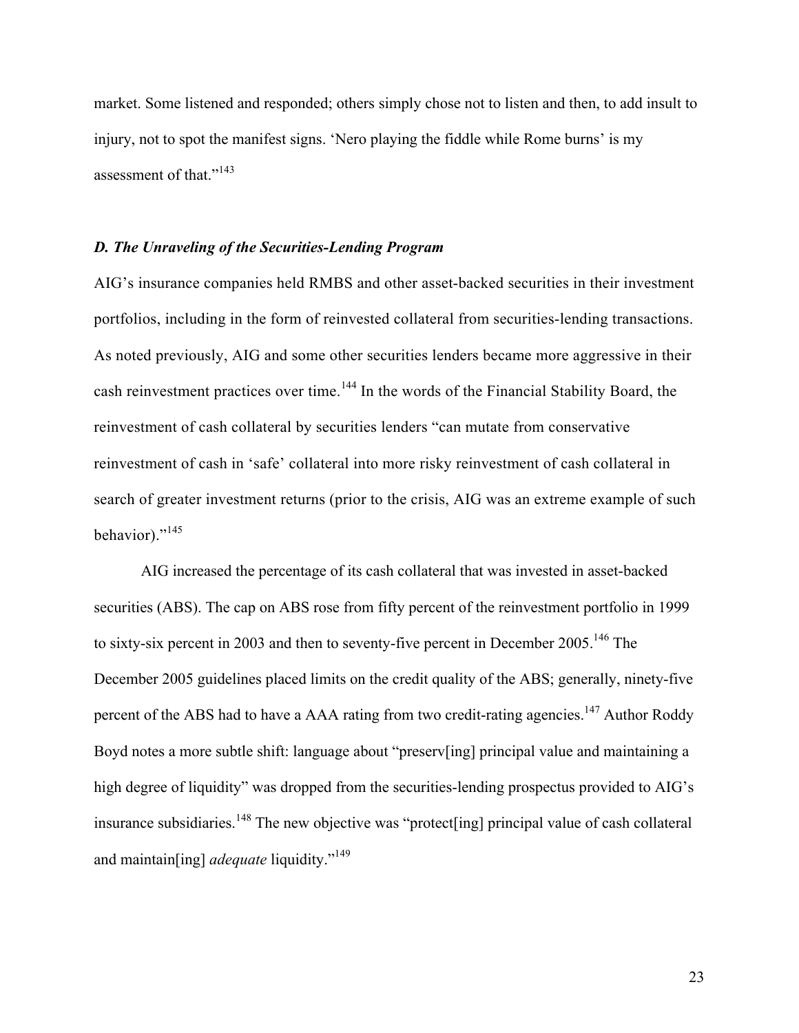market. Some listened and responded; others simply chose not to listen and then, to add insult to injury, not to spot the manifest signs. 'Nero playing the fiddle while Rome burns' is my assessment of that."[143]

### *D. The Unraveling of the Securities-Lending Program*

AIG's insurance companies held RMBS and other asset-backed securities in their investment portfolios, including in the form of reinvested collateral from securities-lending transactions. As noted previously, AIG and some other securities lenders became more aggressive in their cash reinvestment practices over time.[144] In the words of the Financial Stability Board, the reinvestment of cash collateral by securities lenders "can mutate from conservative reinvestment of cash in 'safe' collateral into more risky reinvestment of cash collateral in search of greater investment returns (prior to the crisis, AIG was an extreme example of such behavior)."[145]

AIG increased the percentage of its cash collateral that was invested in asset-backed securities (ABS). The cap on ABS rose from fifty percent of the reinvestment portfolio in 1999 to sixty-six percent in 2003 and then to seventy-five percent in December 2005.[146] The December 2005 guidelines placed limits on the credit quality of the ABS; generally, ninety-five percent of the ABS had to have a AAA rating from two credit-rating agencies.[147] Author Roddy Boyd notes a more subtle shift: language about "preserv[ing] principal value and maintaining a high degree of liquidity" was dropped from the securities-lending prospectus provided to AIG's insurance subsidiaries.[148] The new objective was "protect[ing] principal value of cash collateral and maintain[ing] *adequate* liquidity."[149]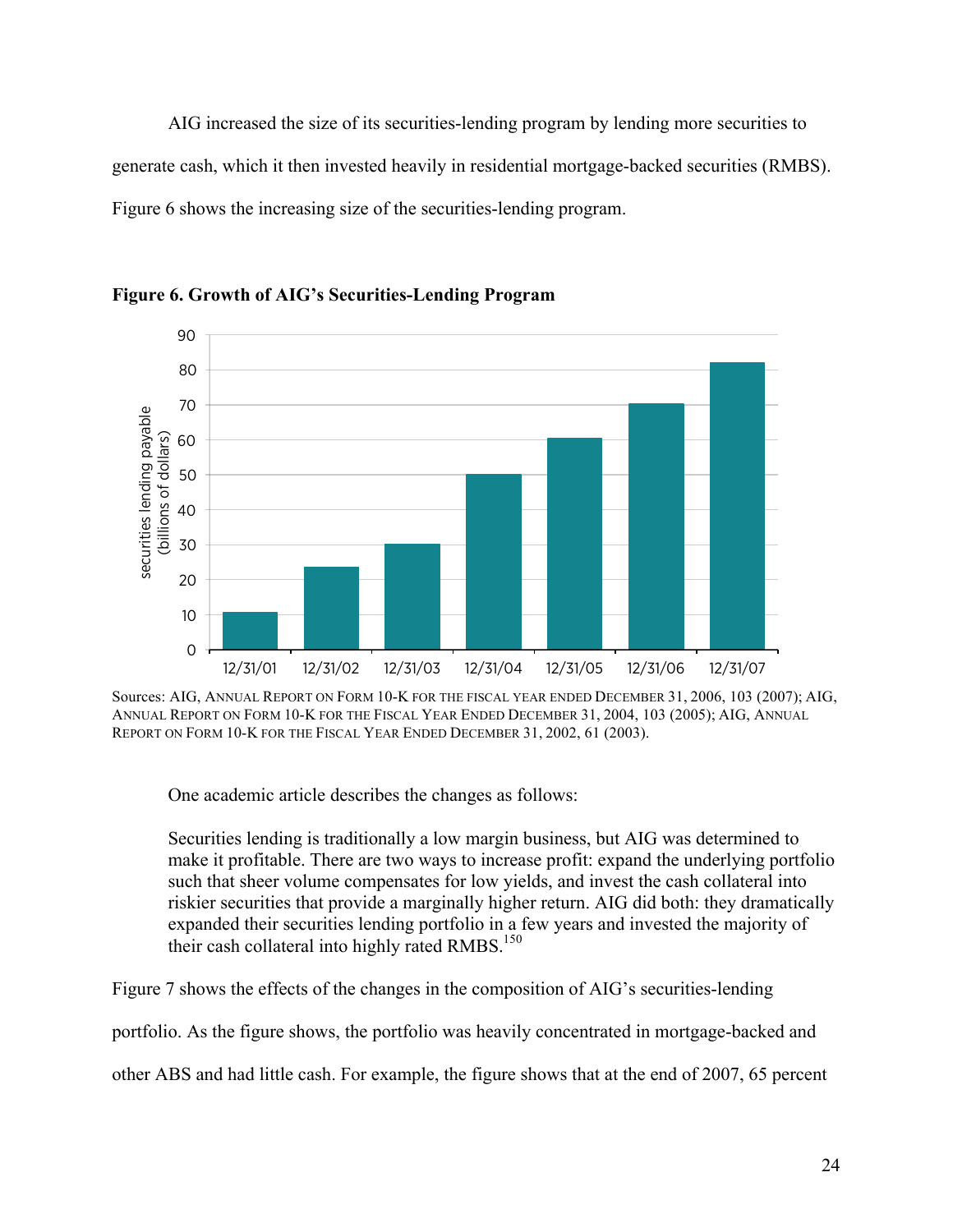AIG increased the size of its securities-lending program by lending more securities to generate cash, which it then invested heavily in residential mortgage-backed securities (RMBS). Figure 6 shows the increasing size of the securities-lending program.

**Figure 6. Growth of AIG's Securities-Lending Program**

Sources: AIG, ANNUAL REPORT ON FORM 10-K FOR THE FISCAL YEAR ENDED DECEMBER 31, 2006, 103 (2007); AIG, ANNUAL REPORT ON FORM 10-K FOR THE FISCAL YEAR ENDED DECEMBER 31, 2004, 103 (2005); AIG, ANNUAL REPORT ON FORM 10-K FOR THE FISCAL YEAR ENDED DECEMBER 31, 2002, 61 (2003).

One academic article describes the changes as follows:

> Securities lending is traditionally a low margin business, but AIG was determined to make it profitable. There are two ways to increase profit: expand the underlying portfolio such that sheer volume compensates for low yields, and invest the cash collateral into riskier securities that provide a marginally higher return. AIG did both: they dramatically expanded their securities lending portfolio in a few years and invested the majority of their cash collateral into highly rated RMBS.[150]

Figure 7 shows the effects of the changes in the composition of AIG's securities-lending portfolio. As the figure shows, the portfolio was heavily concentrated in mortgage-backed and other ABS and had little cash. For example, the figure shows that at the end of 2007, 65 percent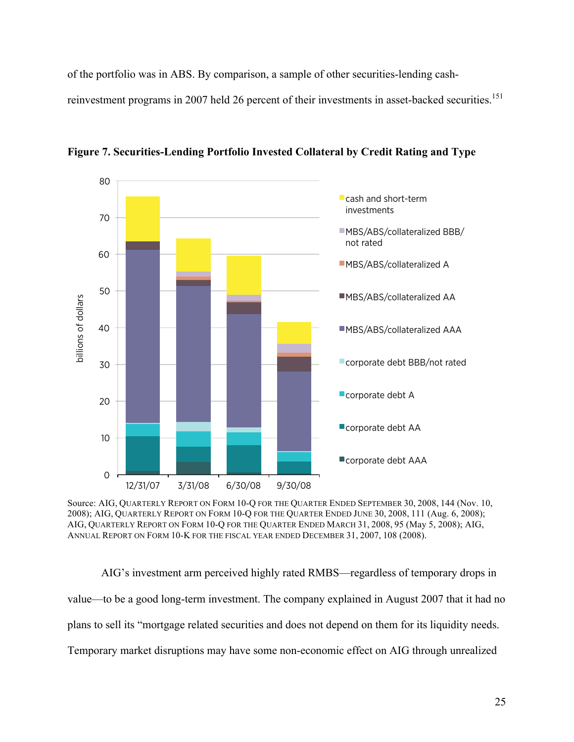of the portfolio was in ABS. By comparison, a sample of other securities-lending cash-reinvestment programs in 2007 held 26 percent of their investments in asset-backed securities.[151]

**Figure 7. Securities-Lending Portfolio Invested Collateral by Credit Rating and Type**

Source: AIG, QUARTERLY REPORT ON FORM 10-Q FOR THE QUARTER ENDED SEPTEMBER 30, 2008, 144 (Nov. 10, 2008); AIG, QUARTERLY REPORT ON FORM 10-Q FOR THE QUARTER ENDED JUNE 30, 2008, 111 (Aug. 6, 2008); AIG, QUARTERLY REPORT ON FORM 10-Q FOR THE QUARTER ENDED MARCH 31, 2008, 95 (May 5, 2008); AIG, ANNUAL REPORT ON FORM 10-K FOR THE FISCAL YEAR ENDED DECEMBER 31, 2007, 108 (2008).

AIG's investment arm perceived highly rated RMBS—regardless of temporary drops in value—to be a good long-term investment. The company explained in August 2007 that it had no plans to sell its "mortgage related securities and does not depend on them for its liquidity needs. Temporary market disruptions may have some non-economic effect on AIG through unrealized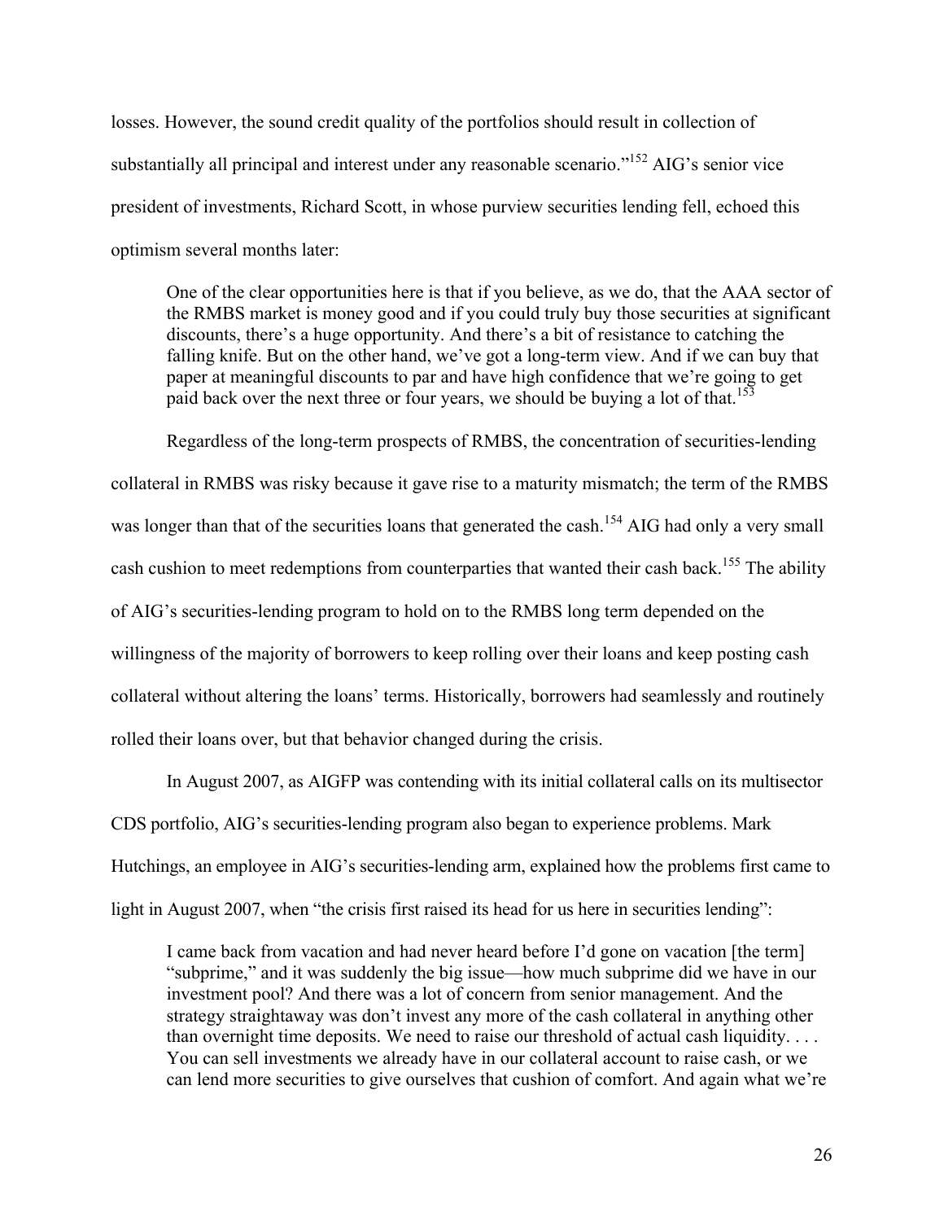losses. However, the sound credit quality of the portfolios should result in collection of substantially all principal and interest under any reasonable scenario."[152] AIG's senior vice president of investments, Richard Scott, in whose purview securities lending fell, echoed this optimism several months later:

> One of the clear opportunities here is that if you believe, as we do, that the AAA sector of the RMBS market is money good and if you could truly buy those securities at significant discounts, there's a huge opportunity. And there's a bit of resistance to catching the falling knife. But on the other hand, we've got a long-term view. And if we can buy that paper at meaningful discounts to par and have high confidence that we're going to get paid back over the next three or four years, we should be buying a lot of that.[153]

Regardless of the long-term prospects of RMBS, the concentration of securities-lending collateral in RMBS was risky because it gave rise to a maturity mismatch; the term of the RMBS was longer than that of the securities loans that generated the cash.[154] AIG had only a very small cash cushion to meet redemptions from counterparties that wanted their cash back.[155] The ability of AIG's securities-lending program to hold on to the RMBS long term depended on the willingness of the majority of borrowers to keep rolling over their loans and keep posting cash collateral without altering the loans' terms. Historically, borrowers had seamlessly and routinely rolled their loans over, but that behavior changed during the crisis.

In August 2007, as AIGFP was contending with its initial collateral calls on its multisector CDS portfolio, AIG's securities-lending program also began to experience problems. Mark Hutchings, an employee in AIG's securities-lending arm, explained how the problems first came to light in August 2007, when "the crisis first raised its head for us here in securities lending":

> I came back from vacation and had never heard before I'd gone on vacation [the term] "subprime," and it was suddenly the big issue—how much subprime did we have in our investment pool? And there was a lot of concern from senior management. And the strategy straightaway was don't invest any more of the cash collateral in anything other than overnight time deposits. We need to raise our threshold of actual cash liquidity. . . . You can sell investments we already have in our collateral account to raise cash, or we can lend more securities to give ourselves that cushion of comfort. And again what we're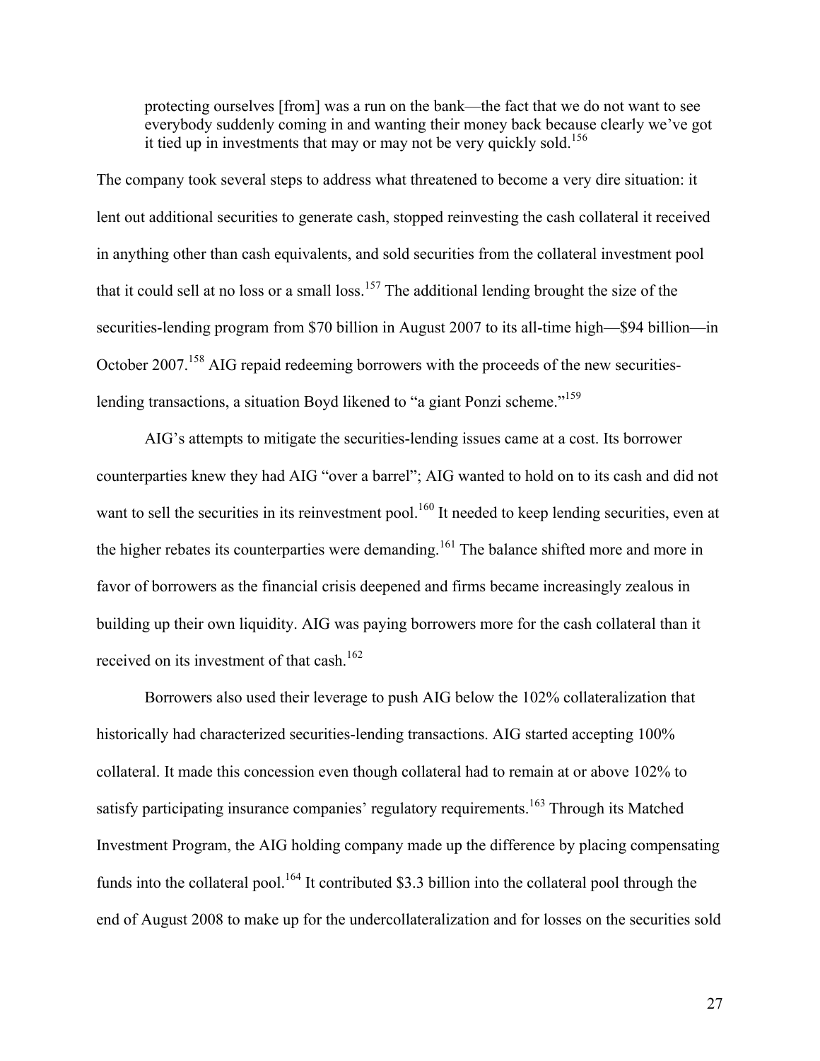> protecting ourselves [from] was a run on the bank—the fact that we do not want to see everybody suddenly coming in and wanting their money back because clearly we've got it tied up in investments that may or may not be very quickly sold.[156]

The company took several steps to address what threatened to become a very dire situation: it lent out additional securities to generate cash, stopped reinvesting the cash collateral it received in anything other than cash equivalents, and sold securities from the collateral investment pool that it could sell at no loss or a small loss.[157] The additional lending brought the size of the securities-lending program from $70 billion in August 2007 to its all-time high—$94 billion—in October 2007.[158] AIG repaid redeeming borrowers with the proceeds of the new securities-lending transactions, a situation Boyd likened to "a giant Ponzi scheme."[159]

AIG's attempts to mitigate the securities-lending issues came at a cost. Its borrower counterparties knew they had AIG "over a barrel"; AIG wanted to hold on to its cash and did not want to sell the securities in its reinvestment pool.[160] It needed to keep lending securities, even at the higher rebates its counterparties were demanding.[161] The balance shifted more and more in favor of borrowers as the financial crisis deepened and firms became increasingly zealous in building up their own liquidity. AIG was paying borrowers more for the cash collateral than it received on its investment of that cash.[162]

Borrowers also used their leverage to push AIG below the 102% collateralization that historically had characterized securities-lending transactions. AIG started accepting 100% collateral. It made this concession even though collateral had to remain at or above 102% to satisfy participating insurance companies' regulatory requirements.[163] Through its Matched Investment Program, the AIG holding company made up the difference by placing compensating funds into the collateral pool.[164] It contributed $3.3 billion into the collateral pool through the end of August 2008 to make up for the undercollateralization and for losses on the securities sold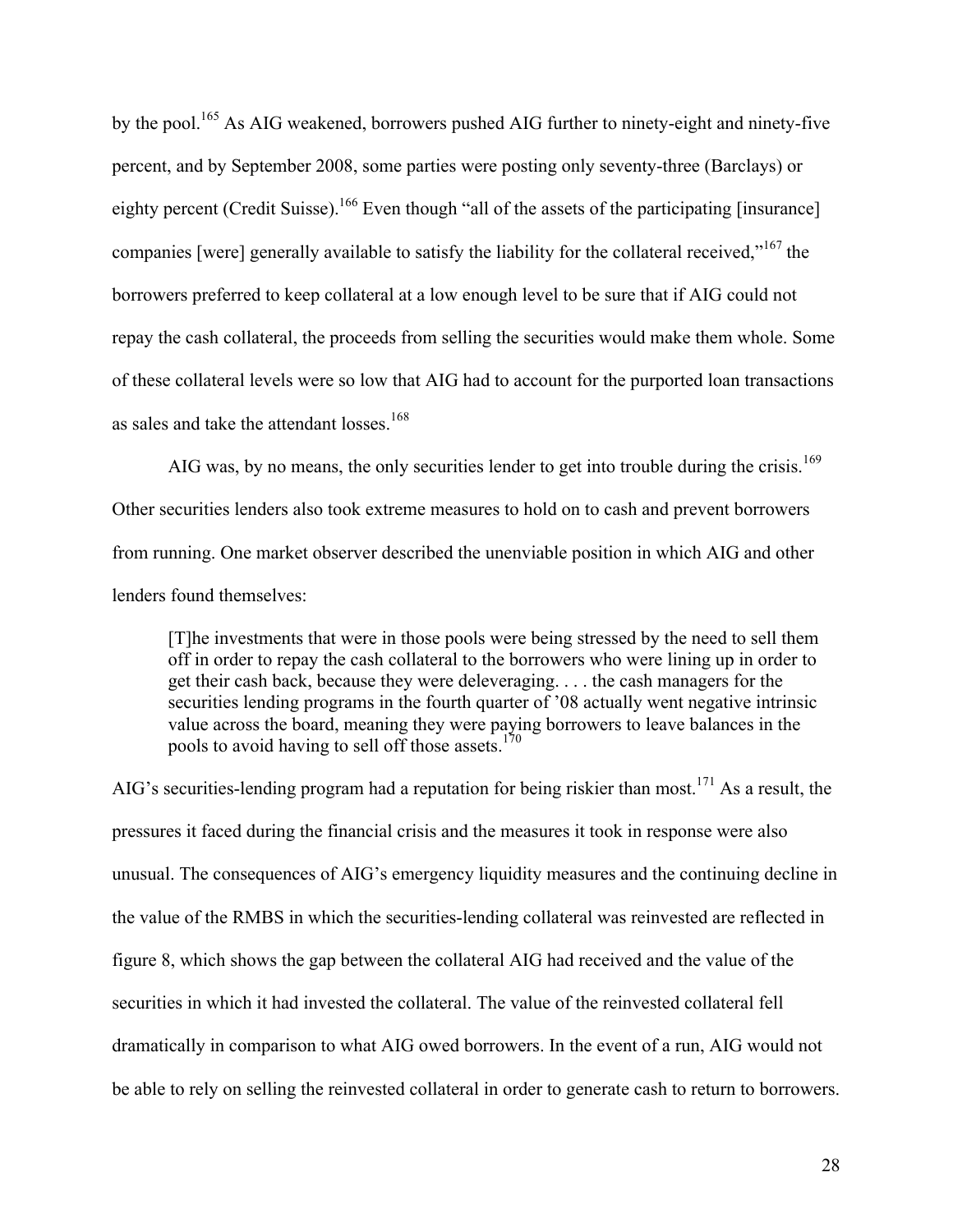by the pool.[165] As AIG weakened, borrowers pushed AIG further to ninety-eight and ninety-five percent, and by September 2008, some parties were posting only seventy-three (Barclays) or eighty percent (Credit Suisse).[166] Even though "all of the assets of the participating [insurance] companies [were] generally available to satisfy the liability for the collateral received,"[167] the borrowers preferred to keep collateral at a low enough level to be sure that if AIG could not repay the cash collateral, the proceeds from selling the securities would make them whole. Some of these collateral levels were so low that AIG had to account for the purported loan transactions as sales and take the attendant losses.[168]

AIG was, by no means, the only securities lender to get into trouble during the crisis.[169] Other securities lenders also took extreme measures to hold on to cash and prevent borrowers from running. One market observer described the unenviable position in which AIG and other lenders found themselves:

> [T]he investments that were in those pools were being stressed by the need to sell them off in order to repay the cash collateral to the borrowers who were lining up in order to get their cash back, because they were deleveraging. . . . the cash managers for the securities lending programs in the fourth quarter of '08 actually went negative intrinsic value across the board, meaning they were paying borrowers to leave balances in the pools to avoid having to sell off those assets.[170]

AIG's securities-lending program had a reputation for being riskier than most.[171] As a result, the pressures it faced during the financial crisis and the measures it took in response were also unusual. The consequences of AIG's emergency liquidity measures and the continuing decline in the value of the RMBS in which the securities-lending collateral was reinvested are reflected in figure 8, which shows the gap between the collateral AIG had received and the value of the securities in which it had invested the collateral. The value of the reinvested collateral fell dramatically in comparison to what AIG owed borrowers. In the event of a run, AIG would not be able to rely on selling the reinvested collateral in order to generate cash to return to borrowers.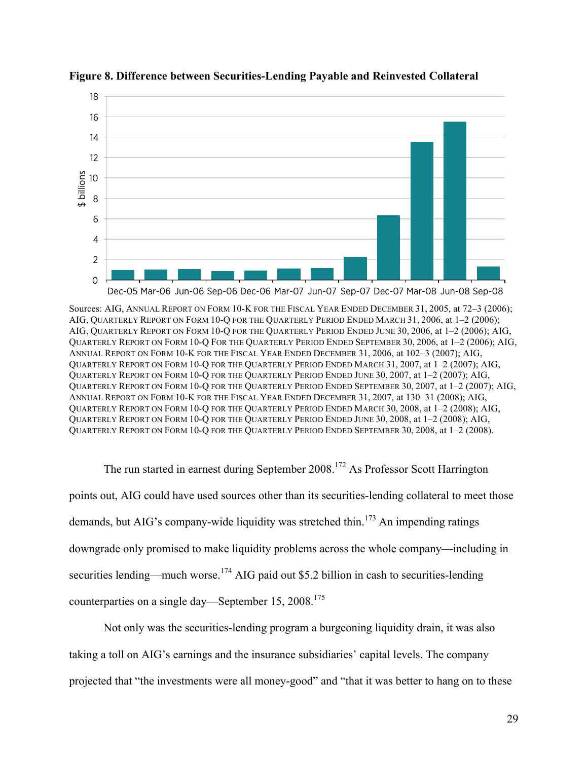**Figure 8. Difference between Securities-Lending Payable and Reinvested Collateral**

Sources: AIG, ANNUAL REPORT ON FORM 10-K FOR THE FISCAL YEAR ENDED DECEMBER 31, 2005, at 72–3 (2006); AIG, QUARTERLY REPORT ON FORM 10-Q FOR THE QUARTERLY PERIOD ENDED MARCH 31, 2006, at 1–2 (2006); AIG, QUARTERLY REPORT ON FORM 10-Q FOR THE QUARTERLY PERIOD ENDED JUNE 30, 2006, at 1–2 (2006); AIG, QUARTERLY REPORT ON FORM 10-Q FOR THE QUARTERLY PERIOD ENDED SEPTEMBER 30, 2006, at 1–2 (2006); AIG, ANNUAL REPORT ON FORM 10-K FOR THE FISCAL YEAR ENDED DECEMBER 31, 2006, at 102–3 (2007); AIG, QUARTERLY REPORT ON FORM 10-Q FOR THE QUARTERLY PERIOD ENDED MARCH 31, 2007, at 1–2 (2007); AIG, QUARTERLY REPORT ON FORM 10-Q FOR THE QUARTERLY PERIOD ENDED JUNE 30, 2007, at 1–2 (2007); AIG, QUARTERLY REPORT ON FORM 10-Q FOR THE QUARTERLY PERIOD ENDED SEPTEMBER 30, 2007, at 1–2 (2007); AIG, ANNUAL REPORT ON FORM 10-K FOR THE FISCAL YEAR ENDED DECEMBER 31, 2007, at 130–31 (2008); AIG, QUARTERLY REPORT ON FORM 10-Q FOR THE QUARTERLY PERIOD ENDED MARCH 30, 2008, at 1–2 (2008); AIG, QUARTERLY REPORT ON FORM 10-Q FOR THE QUARTERLY PERIOD ENDED JUNE 30, 2008, at 1–2 (2008); AIG, QUARTERLY REPORT ON FORM 10-Q FOR THE QUARTERLY PERIOD ENDED SEPTEMBER 30, 2008, at 1–2 (2008).

The run started in earnest during September 2008.[172] As Professor Scott Harrington points out, AIG could have used sources other than its securities-lending collateral to meet those demands, but AIG's company-wide liquidity was stretched thin.[173] An impending ratings downgrade only promised to make liquidity problems across the whole company—including in securities lending—much worse.[174] AIG paid out $5.2 billion in cash to securities-lending counterparties on a single day—September 15, 2008.[175]

Not only was the securities-lending program a burgeoning liquidity drain, it was also taking a toll on AIG's earnings and the insurance subsidiaries' capital levels. The company projected that "the investments were all money-good" and "that it was better to hang on to these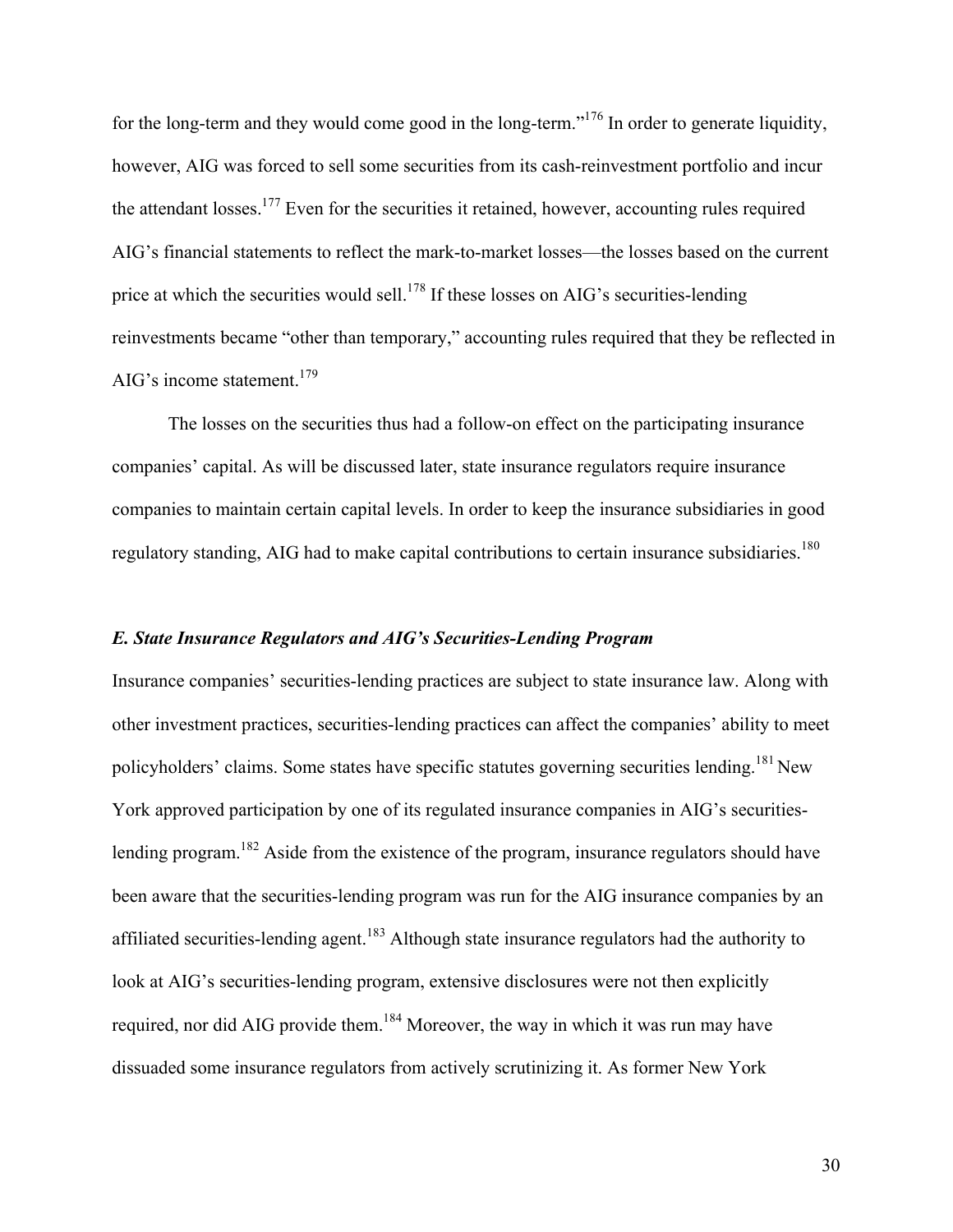for the long-term and they would come good in the long-term."[176] In order to generate liquidity, however, AIG was forced to sell some securities from its cash-reinvestment portfolio and incur the attendant losses.[177] Even for the securities it retained, however, accounting rules required AIG's financial statements to reflect the mark-to-market losses—the losses based on the current price at which the securities would sell.[178] If these losses on AIG's securities-lending reinvestments became "other than temporary," accounting rules required that they be reflected in AIG's income statement.[179]

The losses on the securities thus had a follow-on effect on the participating insurance companies' capital. As will be discussed later, state insurance regulators require insurance companies to maintain certain capital levels. In order to keep the insurance subsidiaries in good regulatory standing, AIG had to make capital contributions to certain insurance subsidiaries.[180]

### *E. State Insurance Regulators and AIG's Securities-Lending Program*

Insurance companies' securities-lending practices are subject to state insurance law. Along with other investment practices, securities-lending practices can affect the companies' ability to meet policyholders' claims. Some states have specific statutes governing securities lending.[181] New York approved participation by one of its regulated insurance companies in AIG's securities-lending program.[182] Aside from the existence of the program, insurance regulators should have been aware that the securities-lending program was run for the AIG insurance companies by an affiliated securities-lending agent.[183] Although state insurance regulators had the authority to look at AIG's securities-lending program, extensive disclosures were not then explicitly required, nor did AIG provide them.[184] Moreover, the way in which it was run may have dissuaded some insurance regulators from actively scrutinizing it. As former New York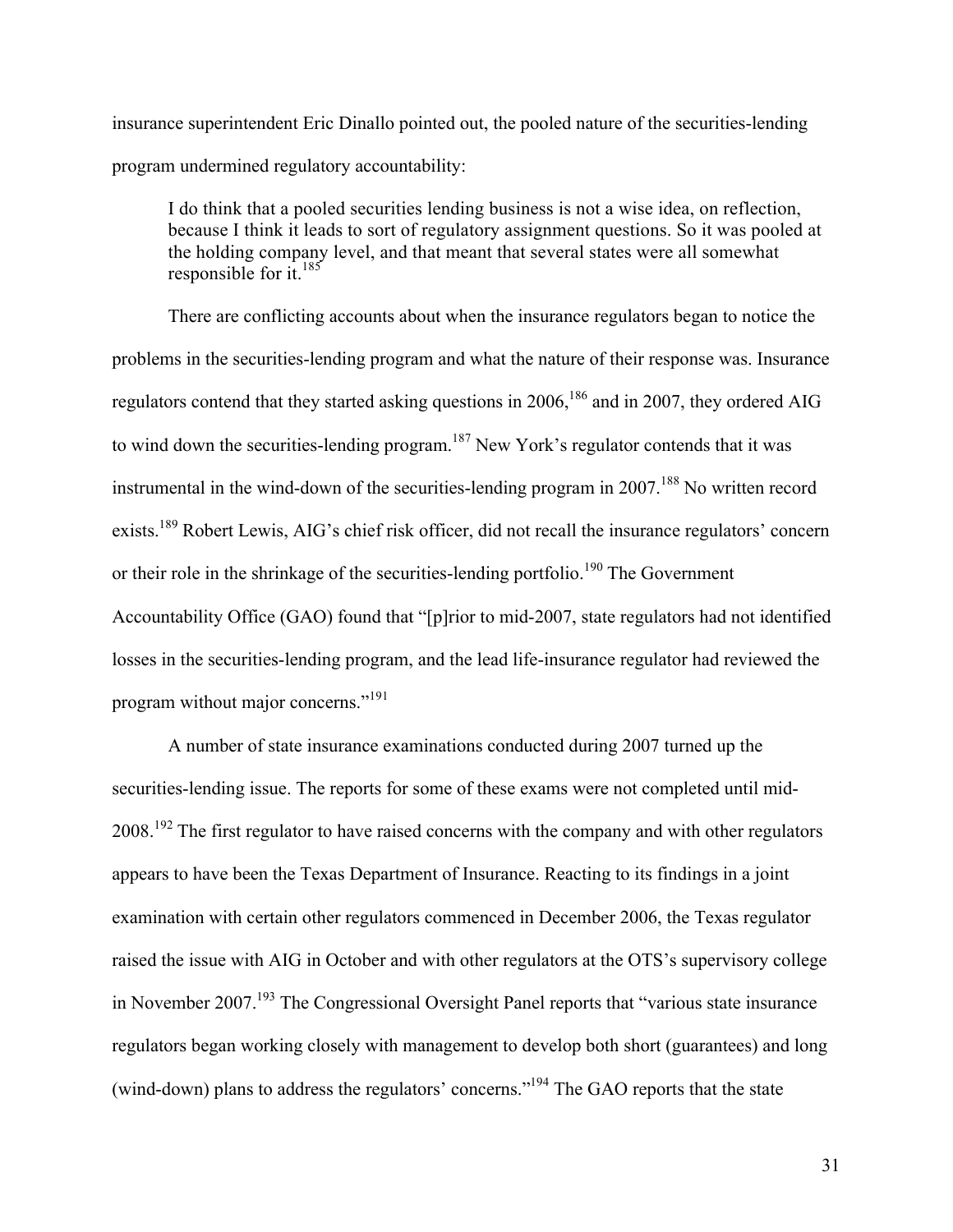insurance superintendent Eric Dinallo pointed out, the pooled nature of the securities-lending program undermined regulatory accountability:

> I do think that a pooled securities lending business is not a wise idea, on reflection, because I think it leads to sort of regulatory assignment questions. So it was pooled at the holding company level, and that meant that several states were all somewhat responsible for it.[185]

There are conflicting accounts about when the insurance regulators began to notice the problems in the securities-lending program and what the nature of their response was. Insurance regulators contend that they started asking questions in 2006,[186] and in 2007, they ordered AIG to wind down the securities-lending program.[187] New York's regulator contends that it was instrumental in the wind-down of the securities-lending program in 2007.[188] No written record exists.[189] Robert Lewis, AIG's chief risk officer, did not recall the insurance regulators' concern or their role in the shrinkage of the securities-lending portfolio.[190] The Government Accountability Office (GAO) found that "[p]rior to mid-2007, state regulators had not identified losses in the securities-lending program, and the lead life-insurance regulator had reviewed the program without major concerns."[191]

A number of state insurance examinations conducted during 2007 turned up the securities-lending issue. The reports for some of these exams were not completed until mid-2008.[192] The first regulator to have raised concerns with the company and with other regulators appears to have been the Texas Department of Insurance. Reacting to its findings in a joint examination with certain other regulators commenced in December 2006, the Texas regulator raised the issue with AIG in October and with other regulators at the OTS's supervisory college in November 2007.[193] The Congressional Oversight Panel reports that "various state insurance regulators began working closely with management to develop both short (guarantees) and long (wind-down) plans to address the regulators' concerns."[194] The GAO reports that the state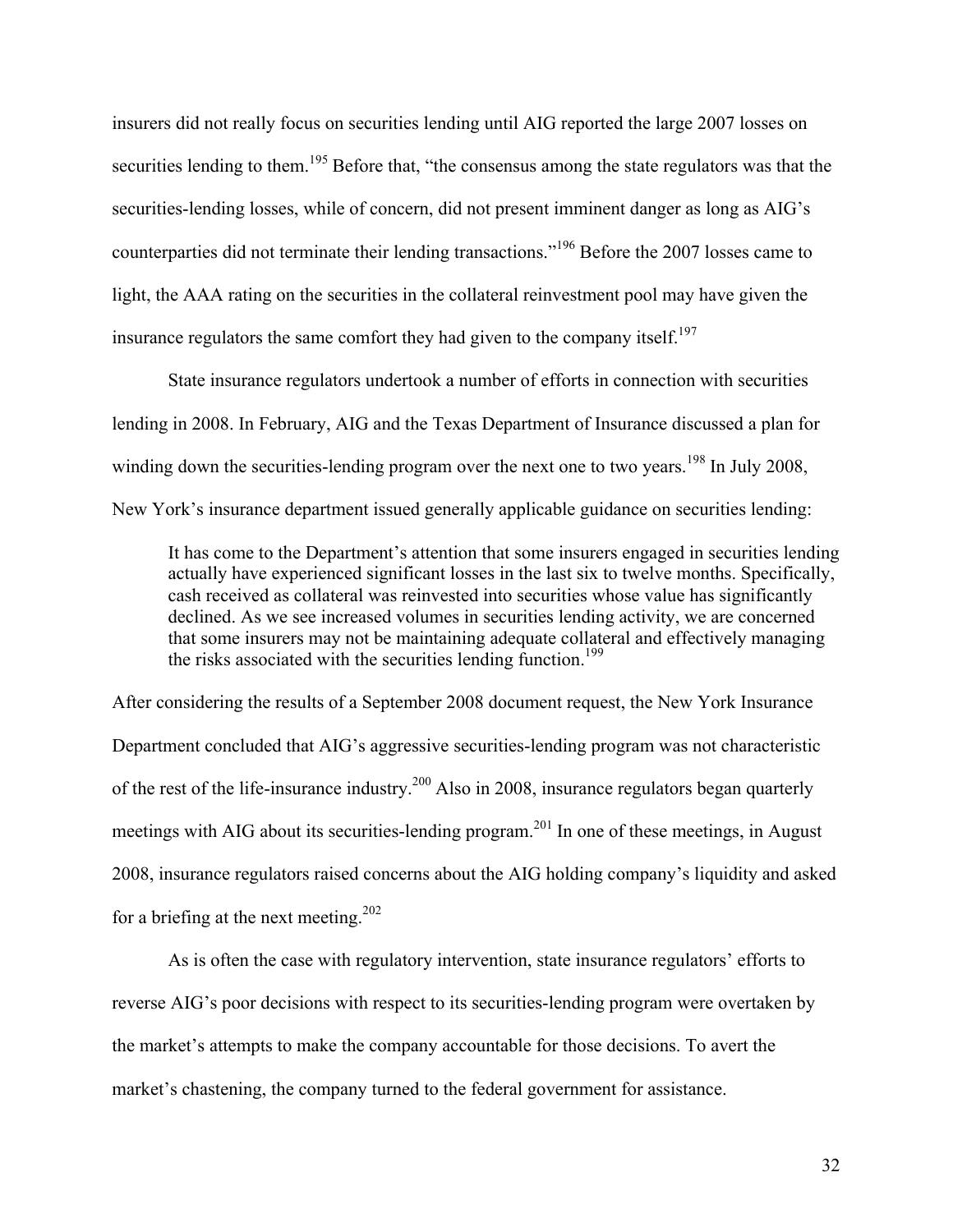insurers did not really focus on securities lending until AIG reported the large 2007 losses on securities lending to them.[195] Before that, "the consensus among the state regulators was that the securities-lending losses, while of concern, did not present imminent danger as long as AIG's counterparties did not terminate their lending transactions."[196] Before the 2007 losses came to light, the AAA rating on the securities in the collateral reinvestment pool may have given the insurance regulators the same comfort they had given to the company itself.[197]

State insurance regulators undertook a number of efforts in connection with securities lending in 2008. In February, AIG and the Texas Department of Insurance discussed a plan for winding down the securities-lending program over the next one to two years.[198] In July 2008, New York's insurance department issued generally applicable guidance on securities lending:

> It has come to the Department's attention that some insurers engaged in securities lending actually have experienced significant losses in the last six to twelve months. Specifically, cash received as collateral was reinvested into securities whose value has significantly declined. As we see increased volumes in securities lending activity, we are concerned that some insurers may not be maintaining adequate collateral and effectively managing the risks associated with the securities lending function.[199]

After considering the results of a September 2008 document request, the New York Insurance Department concluded that AIG's aggressive securities-lending program was not characteristic of the rest of the life-insurance industry.[200] Also in 2008, insurance regulators began quarterly meetings with AIG about its securities-lending program.[201] In one of these meetings, in August 2008, insurance regulators raised concerns about the AIG holding company's liquidity and asked for a briefing at the next meeting.[202]

As is often the case with regulatory intervention, state insurance regulators' efforts to reverse AIG's poor decisions with respect to its securities-lending program were overtaken by the market's attempts to make the company accountable for those decisions. To avert the market's chastening, the company turned to the federal government for assistance.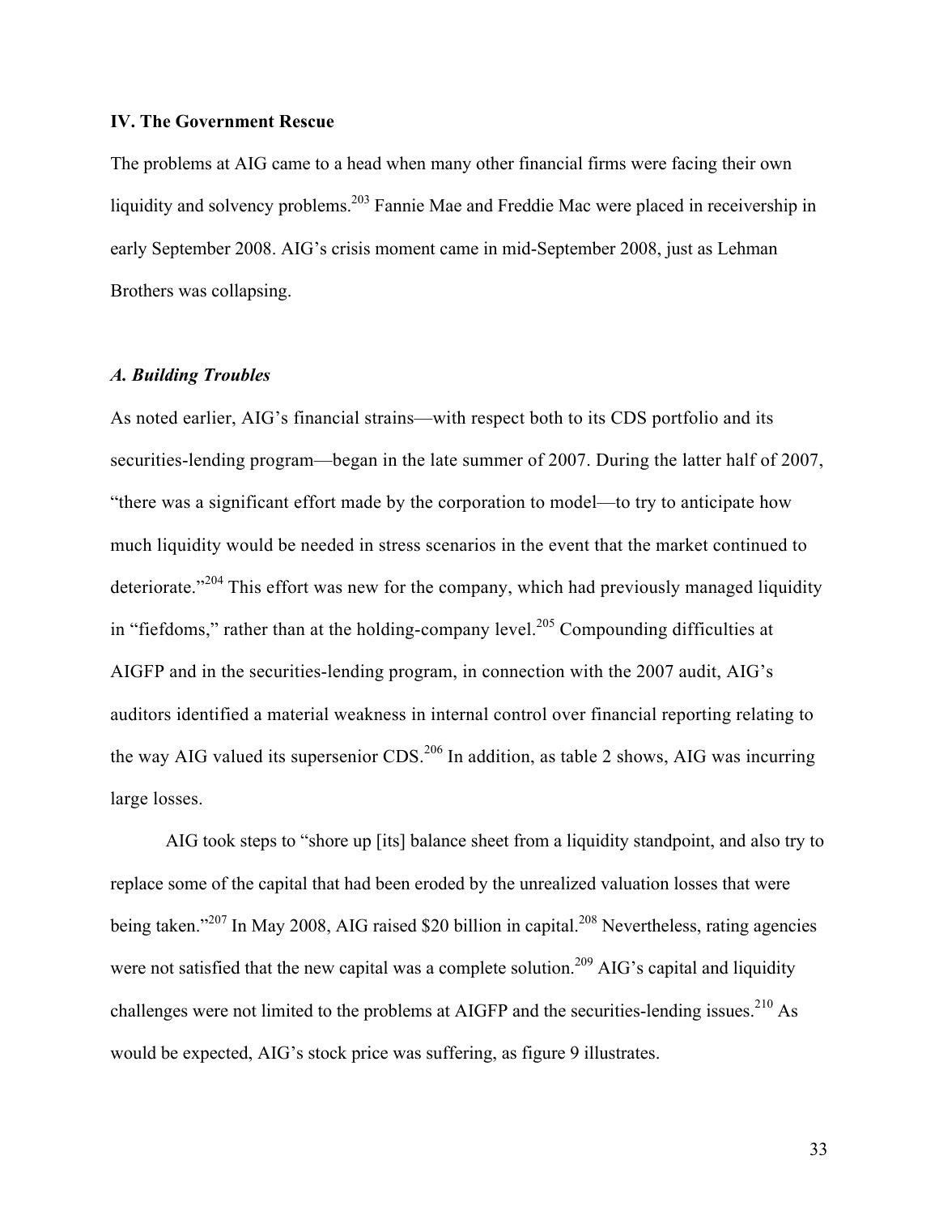## IV. The Government Rescue

The problems at AIG came to a head when many other financial firms were facing their own liquidity and solvency problems.[203] Fannie Mae and Freddie Mac were placed in receivership in early September 2008. AIG's crisis moment came in mid-September 2008, just as Lehman Brothers was collapsing.

### *A. Building Troubles*

As noted earlier, AIG's financial strains—with respect both to its CDS portfolio and its securities-lending program—began in the late summer of 2007. During the latter half of 2007, "there was a significant effort made by the corporation to model—to try to anticipate how much liquidity would be needed in stress scenarios in the event that the market continued to deteriorate."[204] This effort was new for the company, which had previously managed liquidity in "fiefdoms," rather than at the holding-company level.[205] Compounding difficulties at AIGFP and in the securities-lending program, in connection with the 2007 audit, AIG's auditors identified a material weakness in internal control over financial reporting relating to the way AIG valued its supersenior CDS.[206] In addition, as table 2 shows, AIG was incurring large losses.

AIG took steps to "shore up [its] balance sheet from a liquidity standpoint, and also try to replace some of the capital that had been eroded by the unrealized valuation losses that were being taken."[207] In May 2008, AIG raised $20 billion in capital.[208] Nevertheless, rating agencies were not satisfied that the new capital was a complete solution.[209] AIG's capital and liquidity challenges were not limited to the problems at AIGFP and the securities-lending issues.[210] As would be expected, AIG's stock price was suffering, as figure 9 illustrates.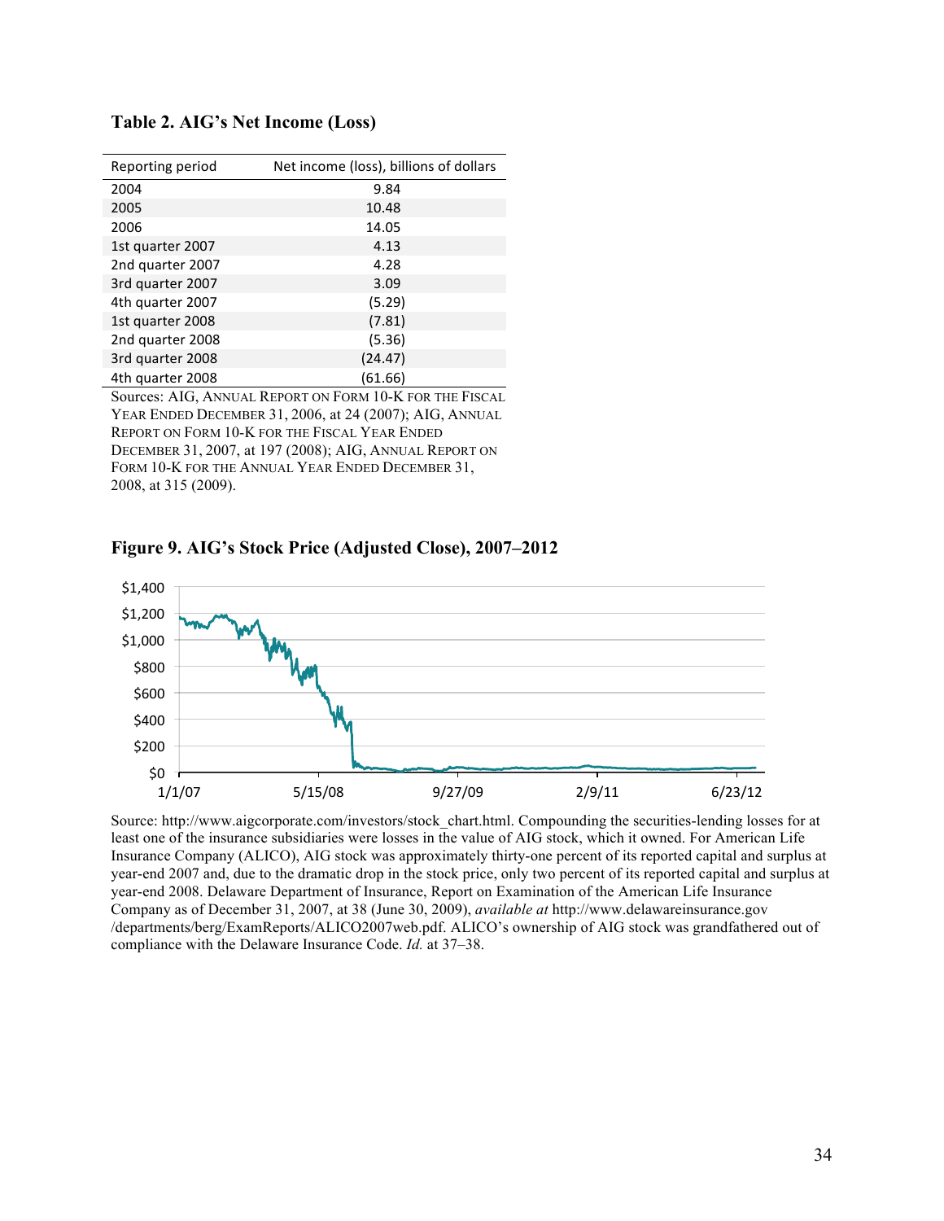**Table 2. AIG's Net Income (Loss)**

| Reporting period | Net income (loss), billions of dollars |
|---|---|
| 2004 | 9.84 |
| 2005 | 10.48 |
| 2006 | 14.05 |
| 1st quarter 2007 | 4.13 |
| 2nd quarter 2007 | 4.28 |
| 3rd quarter 2007 | 3.09 |
| 4th quarter 2007 | (5.29) |
| 1st quarter 2008 | (7.81) |
| 2nd quarter 2008 | (5.36) |
| 3rd quarter 2008 | (24.47) |
| 4th quarter 2008 | (61.66) |

Sources: AIG, ANNUAL REPORT ON FORM 10-K FOR THE FISCAL YEAR ENDED DECEMBER 31, 2006, at 24 (2007); AIG, ANNUAL REPORT ON FORM 10-K FOR THE FISCAL YEAR ENDED DECEMBER 31, 2007, at 197 (2008); AIG, ANNUAL REPORT ON FORM 10-K FOR THE ANNUAL YEAR ENDED DECEMBER 31, 2008, at 315 (2009).

**Figure 9. AIG's Stock Price (Adjusted Close), 2007–2012**

Source: http://www.aigcorporate.com/investors/stock_chart.html. Compounding the securities-lending losses for at least one of the insurance subsidiaries were losses in the value of AIG stock, which it owned. For American Life Insurance Company (ALICO), AIG stock was approximately thirty-one percent of its reported capital and surplus at year-end 2007 and, due to the dramatic drop in the stock price, only two percent of its reported capital and surplus at year-end 2008. Delaware Department of Insurance, Report on Examination of the American Life Insurance Company as of December 31, 2007, at 38 (June 30, 2009), *available at* http://www.delawareinsurance.gov/departments/berg/ExamReports/ALICO2007web.pdf. ALICO's ownership of AIG stock was grandfathered out of compliance with the Delaware Insurance Code. *Id.* at 37–38.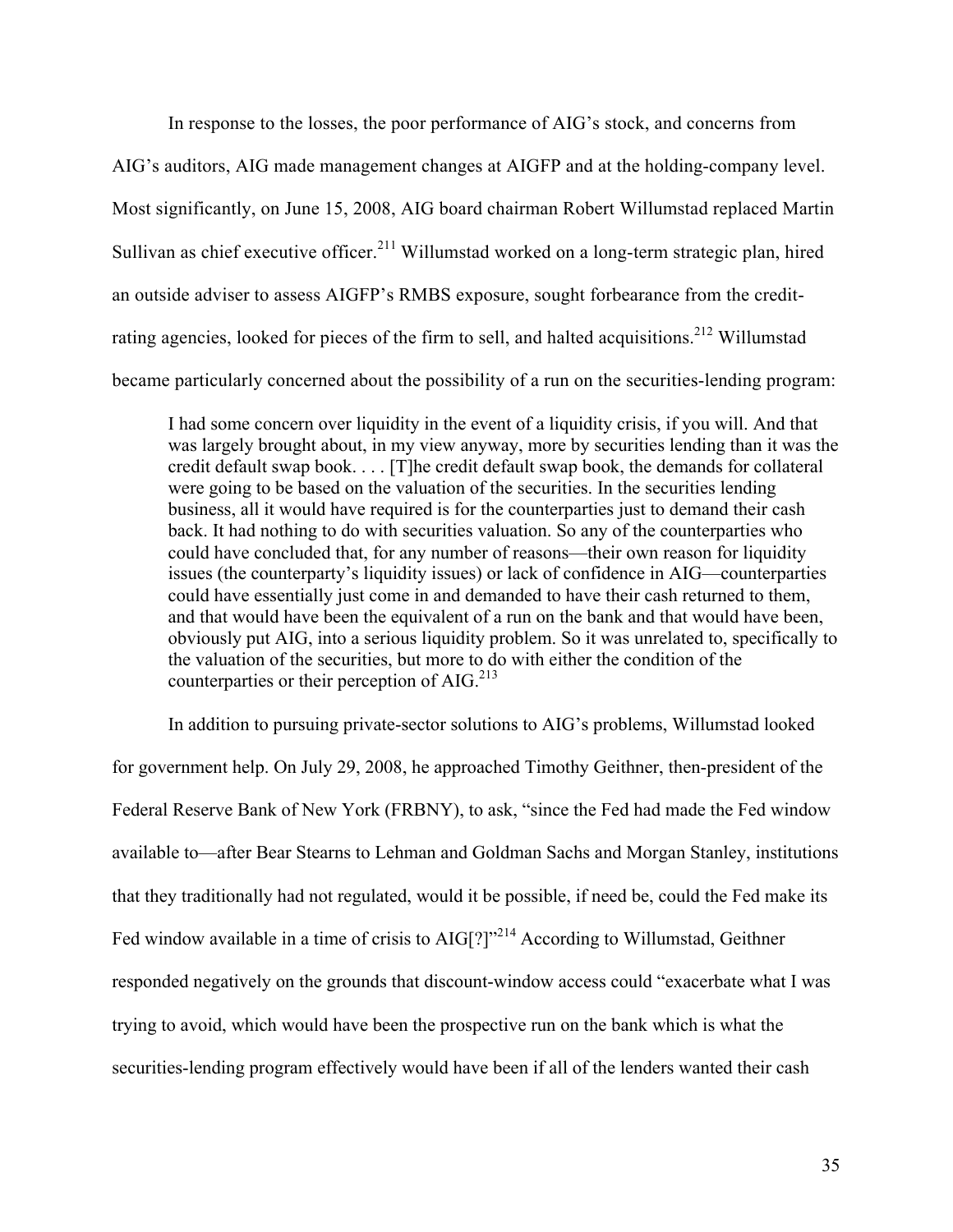In response to the losses, the poor performance of AIG's stock, and concerns from AIG's auditors, AIG made management changes at AIGFP and at the holding-company level. Most significantly, on June 15, 2008, AIG board chairman Robert Willumstad replaced Martin Sullivan as chief executive officer.[211] Willumstad worked on a long-term strategic plan, hired an outside adviser to assess AIGFP's RMBS exposure, sought forbearance from the credit-rating agencies, looked for pieces of the firm to sell, and halted acquisitions.[212] Willumstad became particularly concerned about the possibility of a run on the securities-lending program:

> I had some concern over liquidity in the event of a liquidity crisis, if you will. And that was largely brought about, in my view anyway, more by securities lending than it was the credit default swap book. . . . [T]he credit default swap book, the demands for collateral were going to be based on the valuation of the securities. In the securities lending business, all it would have required is for the counterparties just to demand their cash back. It had nothing to do with securities valuation. So any of the counterparties who could have concluded that, for any number of reasons—their own reason for liquidity issues (the counterparty's liquidity issues) or lack of confidence in AIG—counterparties could have essentially just come in and demanded to have their cash returned to them, and that would have been the equivalent of a run on the bank and that would have been, obviously put AIG, into a serious liquidity problem. So it was unrelated to, specifically to the valuation of the securities, but more to do with either the condition of the counterparties or their perception of AIG.[213]

In addition to pursuing private-sector solutions to AIG's problems, Willumstad looked for government help. On July 29, 2008, he approached Timothy Geithner, then-president of the Federal Reserve Bank of New York (FRBNY), to ask, "since the Fed had made the Fed window available to—after Bear Stearns to Lehman and Goldman Sachs and Morgan Stanley, institutions that they traditionally had not regulated, would it be possible, if need be, could the Fed make its Fed window available in a time of crisis to AIG[?]"[214] According to Willumstad, Geithner responded negatively on the grounds that discount-window access could "exacerbate what I was trying to avoid, which would have been the prospective run on the bank which is what the securities-lending program effectively would have been if all of the lenders wanted their cash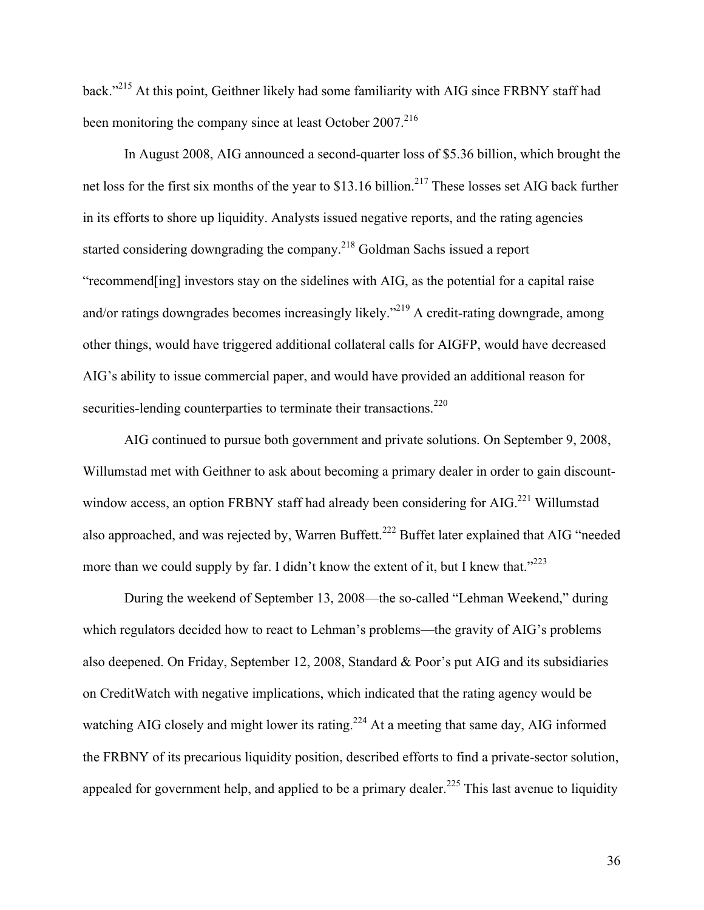back."[215] At this point, Geithner likely had some familiarity with AIG since FRBNY staff had been monitoring the company since at least October 2007.[216]

In August 2008, AIG announced a second-quarter loss of $5.36 billion, which brought the net loss for the first six months of the year to $13.16 billion.[217] These losses set AIG back further in its efforts to shore up liquidity. Analysts issued negative reports, and the rating agencies started considering downgrading the company.[218] Goldman Sachs issued a report "recommend[ing] investors stay on the sidelines with AIG, as the potential for a capital raise and/or ratings downgrades becomes increasingly likely."[219] A credit-rating downgrade, among other things, would have triggered additional collateral calls for AIGFP, would have decreased AIG's ability to issue commercial paper, and would have provided an additional reason for securities-lending counterparties to terminate their transactions.[220]

AIG continued to pursue both government and private solutions. On September 9, 2008, Willumstad met with Geithner to ask about becoming a primary dealer in order to gain discount-window access, an option FRBNY staff had already been considering for AIG.[221] Willumstad also approached, and was rejected by, Warren Buffett.[222] Buffet later explained that AIG "needed more than we could supply by far. I didn't know the extent of it, but I knew that."[223]

During the weekend of September 13, 2008—the so-called "Lehman Weekend," during which regulators decided how to react to Lehman's problems—the gravity of AIG's problems also deepened. On Friday, September 12, 2008, Standard & Poor's put AIG and its subsidiaries on CreditWatch with negative implications, which indicated that the rating agency would be watching AIG closely and might lower its rating.[224] At a meeting that same day, AIG informed the FRBNY of its precarious liquidity position, described efforts to find a private-sector solution, appealed for government help, and applied to be a primary dealer.[225] This last avenue to liquidity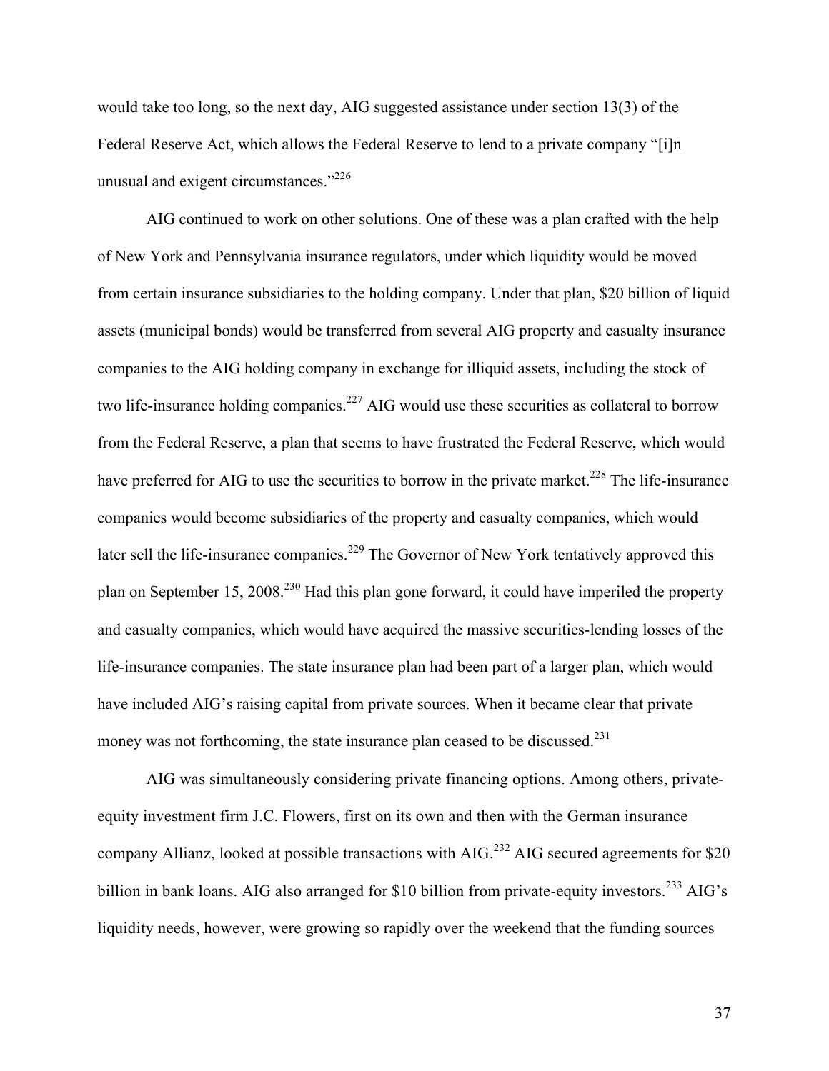would take too long, so the next day, AIG suggested assistance under section 13(3) of the Federal Reserve Act, which allows the Federal Reserve to lend to a private company "[i]n unusual and exigent circumstances."[226]

AIG continued to work on other solutions. One of these was a plan crafted with the help of New York and Pennsylvania insurance regulators, under which liquidity would be moved from certain insurance subsidiaries to the holding company. Under that plan, $20 billion of liquid assets (municipal bonds) would be transferred from several AIG property and casualty insurance companies to the AIG holding company in exchange for illiquid assets, including the stock of two life-insurance holding companies.[227] AIG would use these securities as collateral to borrow from the Federal Reserve, a plan that seems to have frustrated the Federal Reserve, which would have preferred for AIG to use the securities to borrow in the private market.[228] The life-insurance companies would become subsidiaries of the property and casualty companies, which would later sell the life-insurance companies.[229] The Governor of New York tentatively approved this plan on September 15, 2008.[230] Had this plan gone forward, it could have imperiled the property and casualty companies, which would have acquired the massive securities-lending losses of the life-insurance companies. The state insurance plan had been part of a larger plan, which would have included AIG's raising capital from private sources. When it became clear that private money was not forthcoming, the state insurance plan ceased to be discussed.[231]

AIG was simultaneously considering private financing options. Among others, private-equity investment firm J.C. Flowers, first on its own and then with the German insurance company Allianz, looked at possible transactions with AIG.[232] AIG secured agreements for $20 billion in bank loans. AIG also arranged for $10 billion from private-equity investors.[233] AIG's liquidity needs, however, were growing so rapidly over the weekend that the funding sources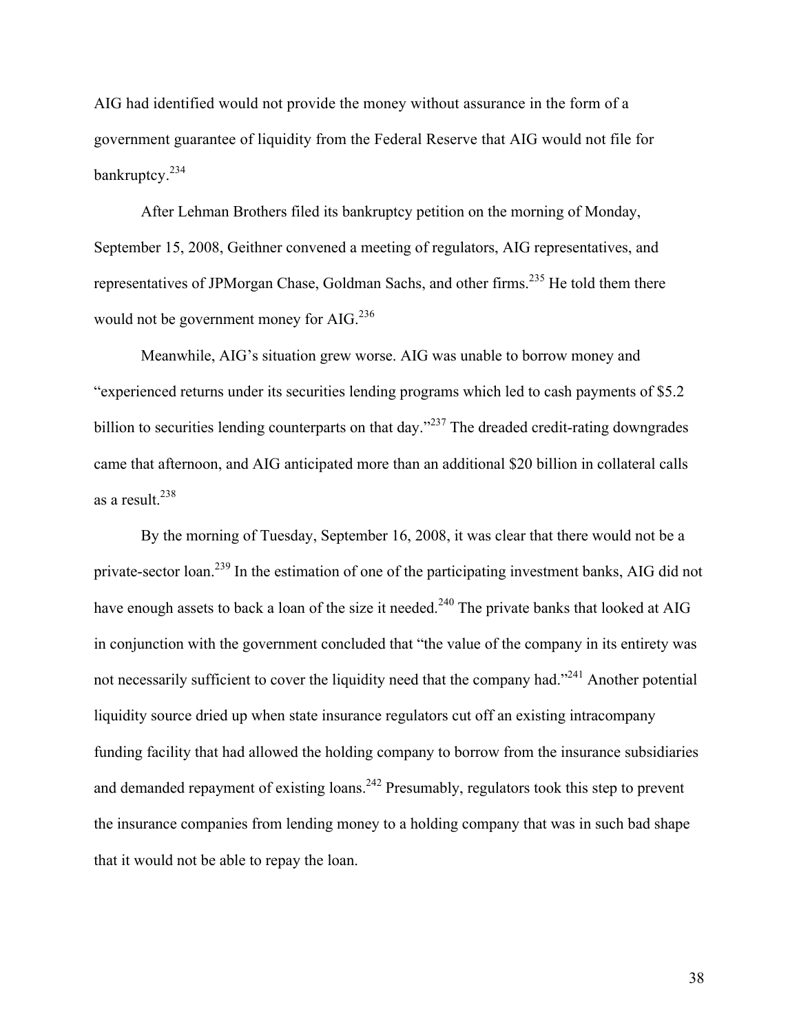AIG had identified would not provide the money without assurance in the form of a government guarantee of liquidity from the Federal Reserve that AIG would not file for bankruptcy.[234]

After Lehman Brothers filed its bankruptcy petition on the morning of Monday, September 15, 2008, Geithner convened a meeting of regulators, AIG representatives, and representatives of JPMorgan Chase, Goldman Sachs, and other firms.[235] He told them there would not be government money for AIG.[236]

Meanwhile, AIG's situation grew worse. AIG was unable to borrow money and "experienced returns under its securities lending programs which led to cash payments of $5.2 billion to securities lending counterparts on that day."[237] The dreaded credit-rating downgrades came that afternoon, and AIG anticipated more than an additional $20 billion in collateral calls as a result.[238]

By the morning of Tuesday, September 16, 2008, it was clear that there would not be a private-sector loan.[239] In the estimation of one of the participating investment banks, AIG did not have enough assets to back a loan of the size it needed.[240] The private banks that looked at AIG in conjunction with the government concluded that "the value of the company in its entirety was not necessarily sufficient to cover the liquidity need that the company had."[241] Another potential liquidity source dried up when state insurance regulators cut off an existing intracompany funding facility that had allowed the holding company to borrow from the insurance subsidiaries and demanded repayment of existing loans.[242] Presumably, regulators took this step to prevent the insurance companies from lending money to a holding company that was in such bad shape that it would not be able to repay the loan.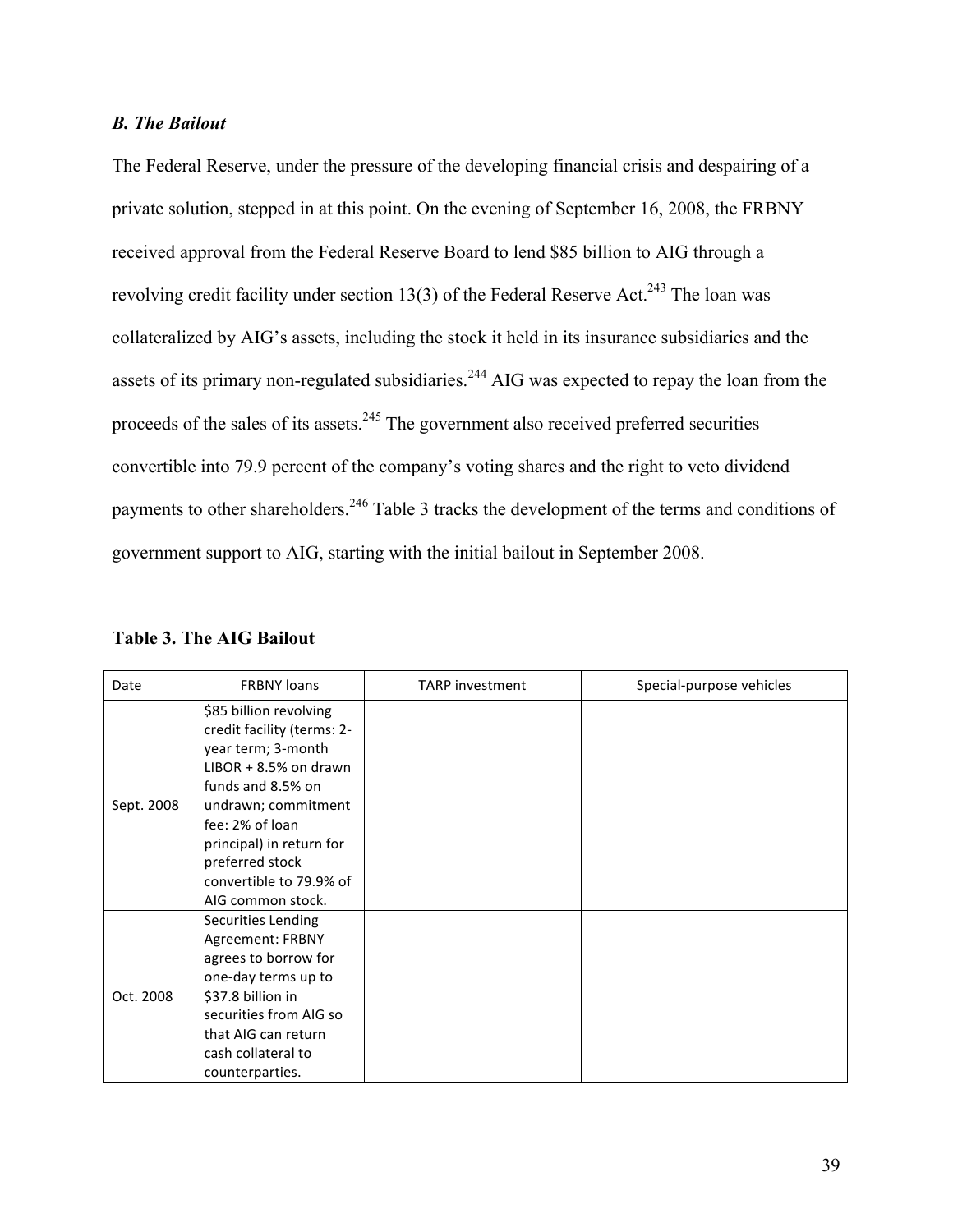### *B. The Bailout*

The Federal Reserve, under the pressure of the developing financial crisis and despairing of a private solution, stepped in at this point. On the evening of September 16, 2008, the FRBNY received approval from the Federal Reserve Board to lend $85 billion to AIG through a revolving credit facility under section 13(3) of the Federal Reserve Act.[243] The loan was collateralized by AIG's assets, including the stock it held in its insurance subsidiaries and the assets of its primary non-regulated subsidiaries.[244] AIG was expected to repay the loan from the proceeds of the sales of its assets.[245] The government also received preferred securities convertible into 79.9 percent of the company's voting shares and the right to veto dividend payments to other shareholders.[246] Table 3 tracks the development of the terms and conditions of government support to AIG, starting with the initial bailout in September 2008.

**Table 3. The AIG Bailout**

| Date | FRBNY loans | TARP investment | Special-purpose vehicles |
|---|---|---|---|
| Sept. 2008 | $85 billion revolving credit facility (terms: 2-year term; 3-month LIBOR + 8.5% on drawn funds and 8.5% on undrawn; commitment fee: 2% of loan principal) in return for preferred stock convertible to 79.9% of AIG common stock. | | |
| Oct. 2008 | Securities Lending Agreement: FRBNY agrees to borrow for one-day terms up to $37.8 billion in securities from AIG so that AIG can return cash collateral to counterparties. | | |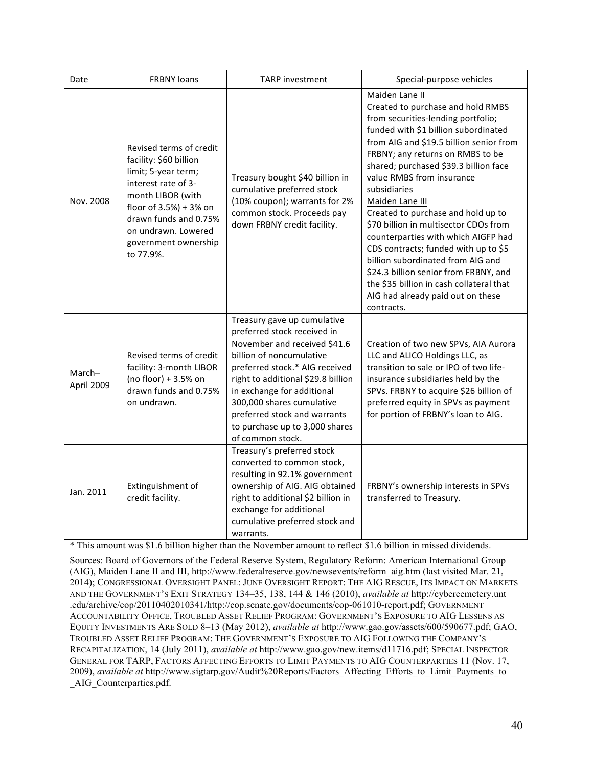| Date | FRBNY loans | TARP investment | Special-purpose vehicles |
| --- | --- | --- | --- |
| Nov. 2008 | Revised terms of credit facility: \$60 billion limit; 5-year term; interest rate of 3-month LIBOR (with floor of 3.5%) + 3% on drawn funds and 0.75% on undrawn. Lowered government ownership to 77.9%. | Treasury bought \$40 billion in cumulative preferred stock (10% coupon); warrants for 2% common stock. Proceeds pay down FRBNY credit facility. | <u>Maiden Lane II</u><br>Created to purchase and hold RMBS from securities-lending portfolio; funded with \$1 billion subordinated from AIG and \$19.5 billion senior from FRBNY; any returns on RMBS to be shared; purchased \$39.3 billion face value RMBS from insurance subsidiaries<br><u>Maiden Lane III</u><br>Created to purchase and hold up to \$70 billion in multisector CDOs from counterparties with which AIGFP had CDS contracts; funded with up to \$5 billion subordinated from AIG and \$24.3 billion senior from FRBNY, and the \$35 billion in cash collateral that AIG had already paid out on these contracts. |
| March–April 2009 | Revised terms of credit facility: 3-month LIBOR (no floor) + 3.5% on drawn funds and 0.75% on undrawn. | Treasury gave up cumulative preferred stock received in November and received \$41.6 billion of noncumulative preferred stock.* AIG received right to additional \$29.8 billion in exchange for additional 300,000 shares cumulative preferred stock and warrants to purchase up to 3,000 shares of common stock. | Creation of two new SPVs, AIA Aurora LLC and ALICO Holdings LLC, as transition to sale or IPO of two life-insurance subsidiaries held by the SPVs. FRBNY to acquire \$26 billion of preferred equity in SPVs as payment for portion of FRBNY's loan to AIG. |
| Jan. 2011 | Extinguishment of credit facility. | Treasury's preferred stock converted to common stock, resulting in 92.1% government ownership of AIG. AIG obtained right to additional \$2 billion in exchange for additional cumulative preferred stock and warrants. | FRBNY's ownership interests in SPVs transferred to Treasury. |

* This amount was \$1.6 billion higher than the November amount to reflect \$1.6 billion in missed dividends.

Sources: Board of Governors of the Federal Reserve System, Regulatory Reform: American International Group (AIG), Maiden Lane II and III, http://www.federalreserve.gov/newsevents/reform_aig.htm (last visited Mar. 21, 2014); CONGRESSIONAL OVERSIGHT PANEL: JUNE OVERSIGHT REPORT: THE AIG RESCUE, ITS IMPACT ON MARKETS AND THE GOVERNMENT'S EXIT STRATEGY 134–35, 138, 144 & 146 (2010), *available at* http://cybercemetery.unt.edu/archive/cop/20110402010341/http://cop.senate.gov/documents/cop-061010-report.pdf; GOVERNMENT ACCOUNTABILITY OFFICE, TROUBLED ASSET RELIEF PROGRAM: GOVERNMENT'S EXPOSURE TO AIG LESSENS AS EQUITY INVESTMENTS ARE SOLD 8–13 (May 2012), *available at* http://www.gao.gov/assets/600/590677.pdf; GAO, TROUBLED ASSET RELIEF PROGRAM: THE GOVERNMENT'S EXPOSURE TO AIG FOLLOWING THE COMPANY'S RECAPITALIZATION, 14 (July 2011), *available at* http://www.gao.gov/new.items/d11716.pdf; SPECIAL INSPECTOR GENERAL FOR TARP, FACTORS AFFECTING EFFORTS TO LIMIT PAYMENTS TO AIG COUNTERPARTIES 11 (Nov. 17, 2009), *available at* http://www.sigtarp.gov/Audit%20Reports/Factors_Affecting_Efforts_to_Limit_Payments_to_AIG_Counterparties.pdf.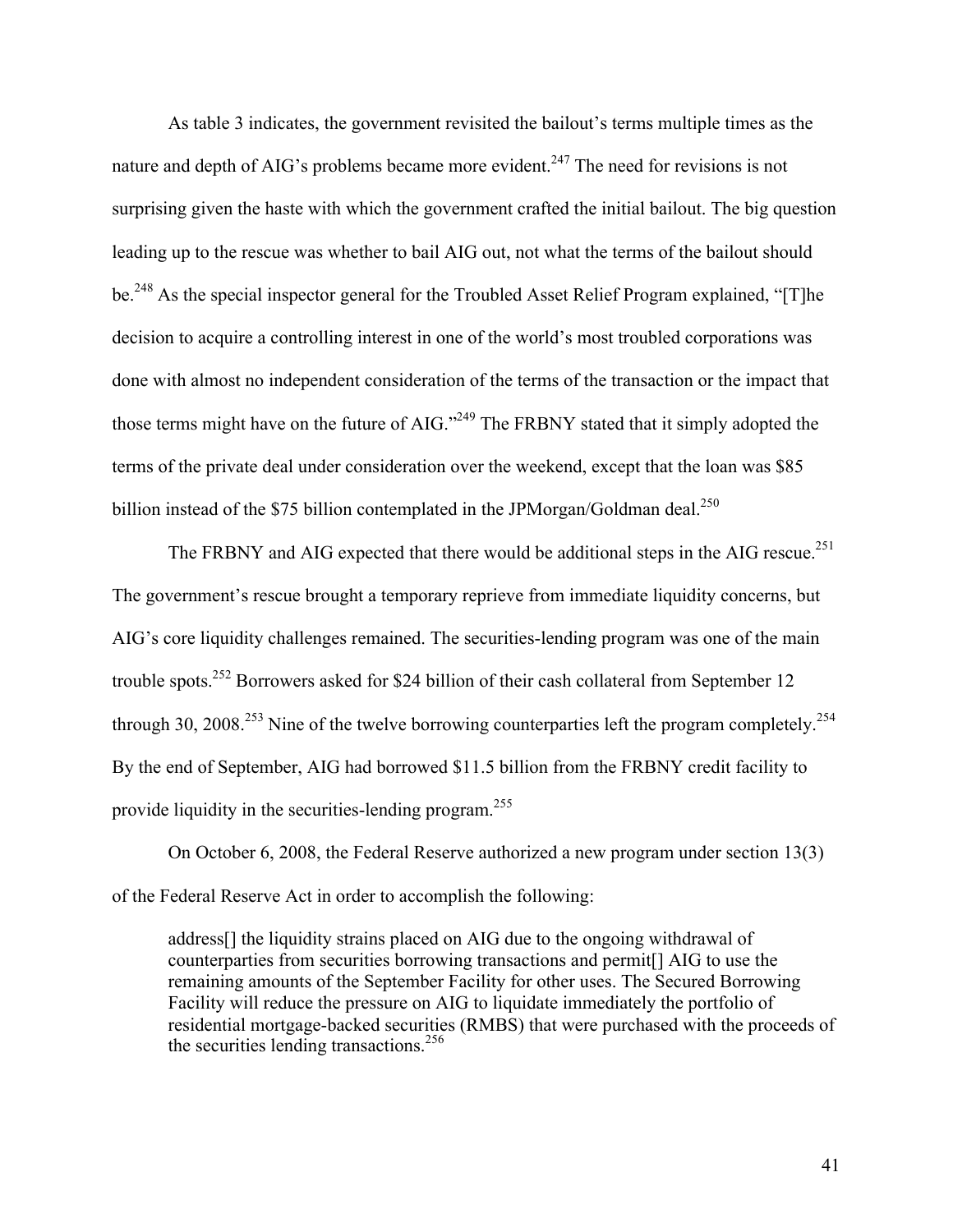As table 3 indicates, the government revisited the bailout's terms multiple times as the nature and depth of AIG's problems became more evident.[247] The need for revisions is not surprising given the haste with which the government crafted the initial bailout. The big question leading up to the rescue was whether to bail AIG out, not what the terms of the bailout should be.[248] As the special inspector general for the Troubled Asset Relief Program explained, "[T]he decision to acquire a controlling interest in one of the world's most troubled corporations was done with almost no independent consideration of the terms of the transaction or the impact that those terms might have on the future of AIG."[249] The FRBNY stated that it simply adopted the terms of the private deal under consideration over the weekend, except that the loan was $85 billion instead of the $75 billion contemplated in the JPMorgan/Goldman deal.[250]

The FRBNY and AIG expected that there would be additional steps in the AIG rescue.[251] The government's rescue brought a temporary reprieve from immediate liquidity concerns, but AIG's core liquidity challenges remained. The securities-lending program was one of the main trouble spots.[252] Borrowers asked for $24 billion of their cash collateral from September 12 through 30, 2008.[253] Nine of the twelve borrowing counterparties left the program completely.[254] By the end of September, AIG had borrowed $11.5 billion from the FRBNY credit facility to provide liquidity in the securities-lending program.[255]

On October 6, 2008, the Federal Reserve authorized a new program under section 13(3) of the Federal Reserve Act in order to accomplish the following:

> address[] the liquidity strains placed on AIG due to the ongoing withdrawal of counterparties from securities borrowing transactions and permit[] AIG to use the remaining amounts of the September Facility for other uses. The Secured Borrowing Facility will reduce the pressure on AIG to liquidate immediately the portfolio of residential mortgage-backed securities (RMBS) that were purchased with the proceeds of the securities lending transactions.[256]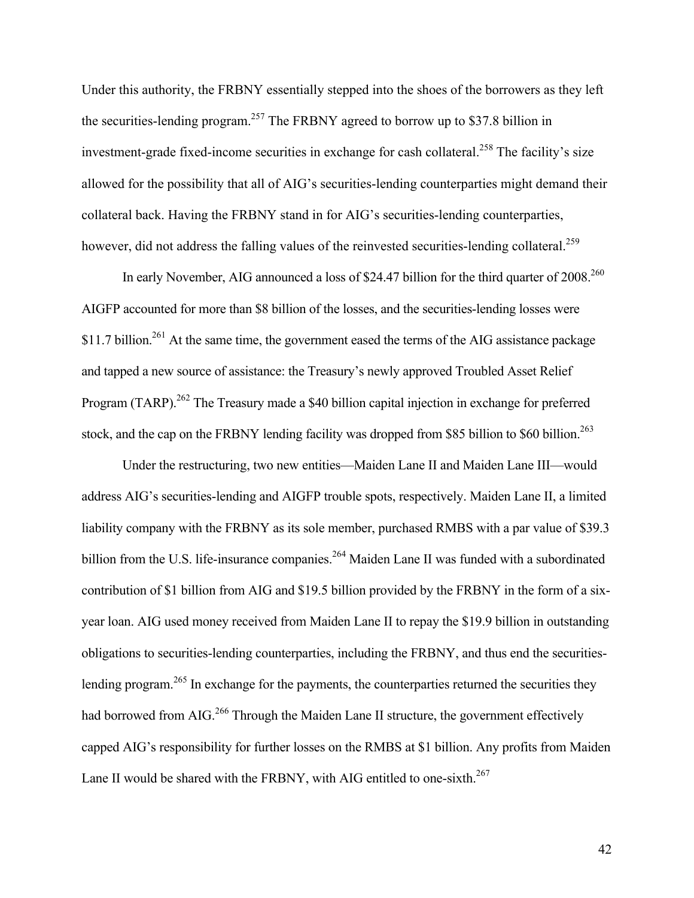Under this authority, the FRBNY essentially stepped into the shoes of the borrowers as they left the securities-lending program.[257] The FRBNY agreed to borrow up to $37.8 billion in investment-grade fixed-income securities in exchange for cash collateral.[258] The facility's size allowed for the possibility that all of AIG's securities-lending counterparties might demand their collateral back. Having the FRBNY stand in for AIG's securities-lending counterparties, however, did not address the falling values of the reinvested securities-lending collateral.[259]

In early November, AIG announced a loss of $24.47 billion for the third quarter of 2008.[260] AIGFP accounted for more than $8 billion of the losses, and the securities-lending losses were $11.7 billion.[261] At the same time, the government eased the terms of the AIG assistance package and tapped a new source of assistance: the Treasury's newly approved Troubled Asset Relief Program (TARP).[262] The Treasury made a $40 billion capital injection in exchange for preferred stock, and the cap on the FRBNY lending facility was dropped from $85 billion to $60 billion.[263]

Under the restructuring, two new entities—Maiden Lane II and Maiden Lane III—would address AIG's securities-lending and AIGFP trouble spots, respectively. Maiden Lane II, a limited liability company with the FRBNY as its sole member, purchased RMBS with a par value of $39.3 billion from the U.S. life-insurance companies.[264] Maiden Lane II was funded with a subordinated contribution of $1 billion from AIG and $19.5 billion provided by the FRBNY in the form of a six-year loan. AIG used money received from Maiden Lane II to repay the $19.9 billion in outstanding obligations to securities-lending counterparties, including the FRBNY, and thus end the securities-lending program.[265] In exchange for the payments, the counterparties returned the securities they had borrowed from AIG.[266] Through the Maiden Lane II structure, the government effectively capped AIG's responsibility for further losses on the RMBS at $1 billion. Any profits from Maiden Lane II would be shared with the FRBNY, with AIG entitled to one-sixth.[267]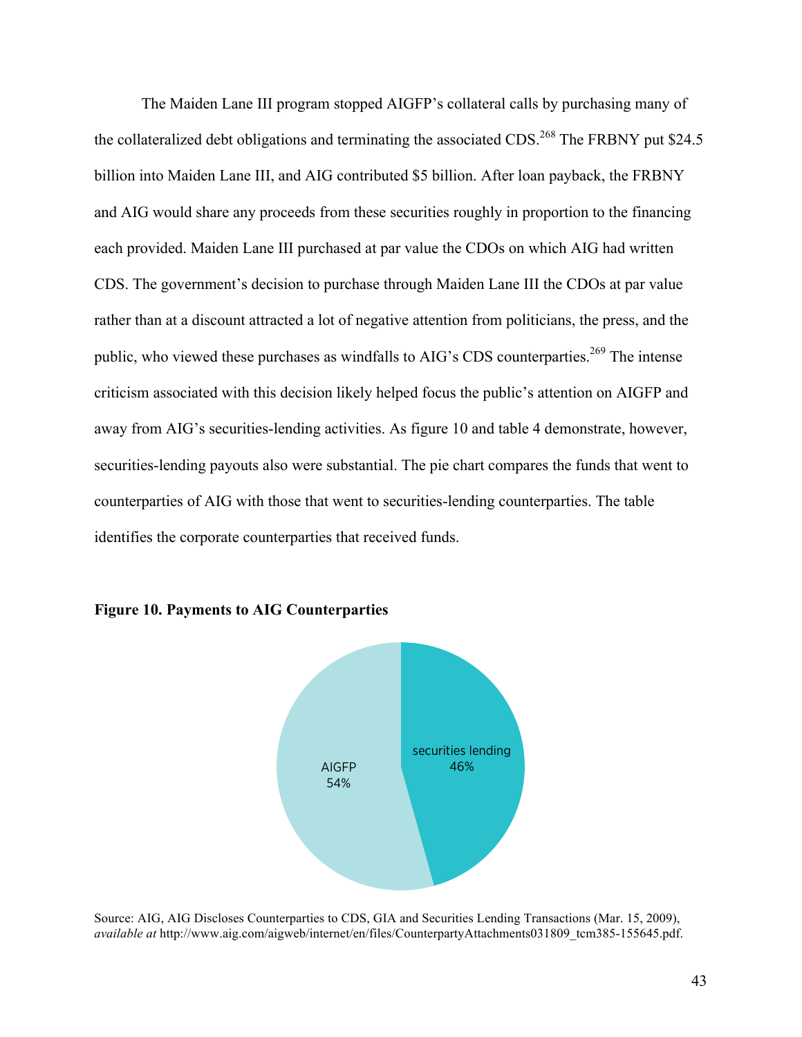The Maiden Lane III program stopped AIGFP's collateral calls by purchasing many of the collateralized debt obligations and terminating the associated CDS.[268] The FRBNY put $24.5 billion into Maiden Lane III, and AIG contributed $5 billion. After loan payback, the FRBNY and AIG would share any proceeds from these securities roughly in proportion to the financing each provided. Maiden Lane III purchased at par value the CDOs on which AIG had written CDS. The government's decision to purchase through Maiden Lane III the CDOs at par value rather than at a discount attracted a lot of negative attention from politicians, the press, and the public, who viewed these purchases as windfalls to AIG's CDS counterparties.[269] The intense criticism associated with this decision likely helped focus the public's attention on AIGFP and away from AIG's securities-lending activities. As figure 10 and table 4 demonstrate, however, securities-lending payouts also were substantial. The pie chart compares the funds that went to counterparties of AIG with those that went to securities-lending counterparties. The table identifies the corporate counterparties that received funds.

**Figure 10. Payments to AIG Counterparties**

| Category | Share |
| --- | --- |
| AIGFP | 54% |
| securities lending | 46% |

Source: AIG, AIG Discloses Counterparties to CDS, GIA and Securities Lending Transactions (Mar. 15, 2009), *available at* http://www.aig.com/aigweb/internet/en/files/CounterpartyAttachments031809_tcm385-155645.pdf.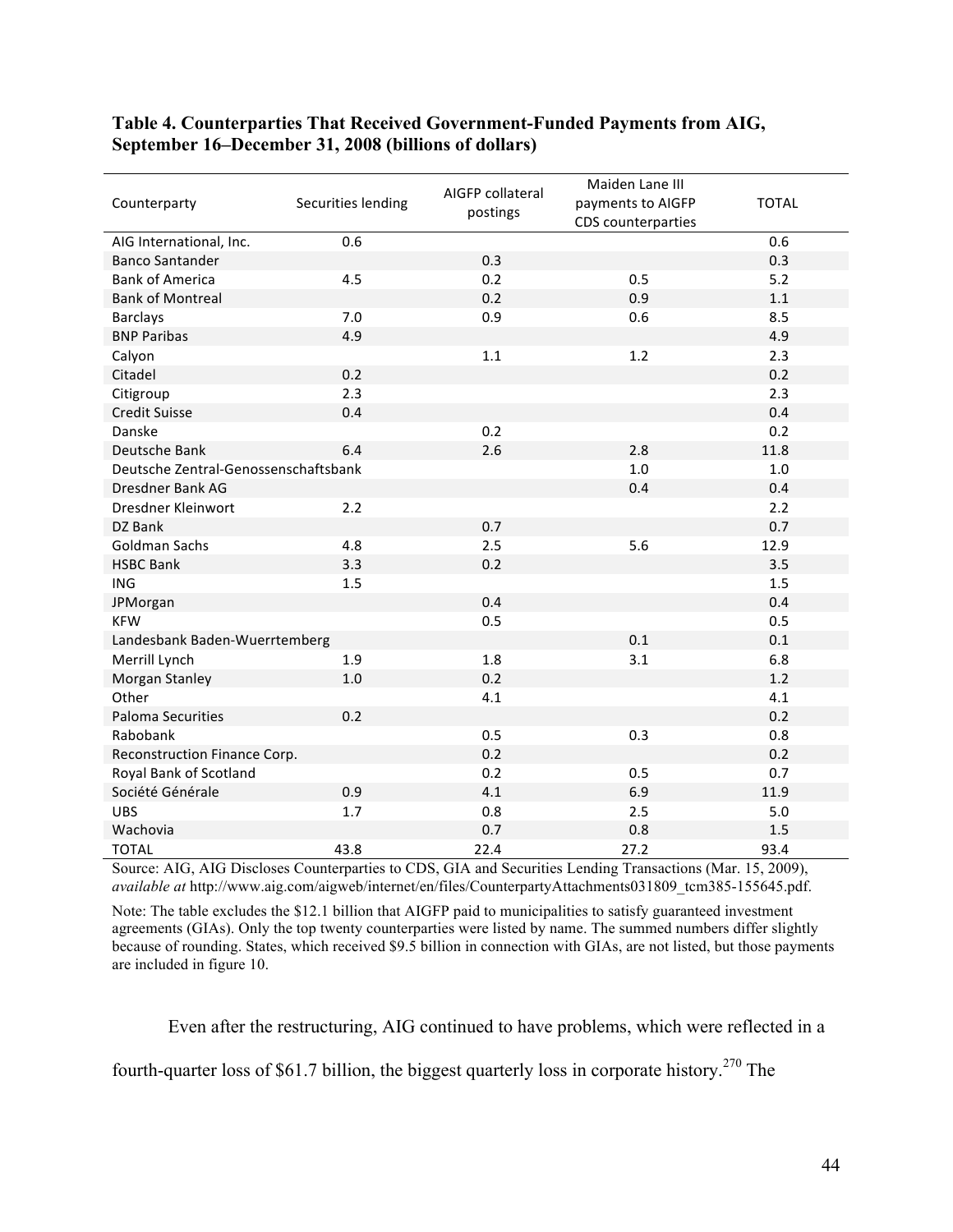**Table 4. Counterparties That Received Government-Funded Payments from AIG, September 16–December 31, 2008 (billions of dollars)**

| Counterparty | Securities lending | AIGFP collateral postings | Maiden Lane III payments to AIGFP CDS counterparties | TOTAL |
|---|---|---|---|---|
| AIG International, Inc. | 0.6 | | | 0.6 |
| Banco Santander | | 0.3 | | 0.3 |
| Bank of America | 4.5 | 0.2 | 0.5 | 5.2 |
| Bank of Montreal | | 0.2 | 0.9 | 1.1 |
| Barclays | 7.0 | 0.9 | 0.6 | 8.5 |
| BNP Paribas | 4.9 | | | 4.9 |
| Calyon | | 1.1 | 1.2 | 2.3 |
| Citadel | 0.2 | | | 0.2 |
| Citigroup | 2.3 | | | 2.3 |
| Credit Suisse | 0.4 | | | 0.4 |
| Danske | | 0.2 | | 0.2 |
| Deutsche Bank | 6.4 | 2.6 | 2.8 | 11.8 |
| Deutsche Zentral-Genossenschaftsbank | | | 1.0 | 1.0 |
| Dresdner Bank AG | | | 0.4 | 0.4 |
| Dresdner Kleinwort | 2.2 | | | 2.2 |
| DZ Bank | | 0.7 | | 0.7 |
| Goldman Sachs | 4.8 | 2.5 | 5.6 | 12.9 |
| HSBC Bank | 3.3 | 0.2 | | 3.5 |
| ING | 1.5 | | | 1.5 |
| JPMorgan | | 0.4 | | 0.4 |
| KFW | | 0.5 | | 0.5 |
| Landesbank Baden-Wuerrtemberg | | | 0.1 | 0.1 |
| Merrill Lynch | 1.9 | 1.8 | 3.1 | 6.8 |
| Morgan Stanley | 1.0 | 0.2 | | 1.2 |
| Other | | 4.1 | | 4.1 |
| Paloma Securities | 0.2 | | | 0.2 |
| Rabobank | | 0.5 | 0.3 | 0.8 |
| Reconstruction Finance Corp. | | 0.2 | | 0.2 |
| Royal Bank of Scotland | | 0.2 | 0.5 | 0.7 |
| Société Générale | 0.9 | 4.1 | 6.9 | 11.9 |
| UBS | 1.7 | 0.8 | 2.5 | 5.0 |
| Wachovia | | 0.7 | 0.8 | 1.5 |
| TOTAL | 43.8 | 22.4 | 27.2 | 93.4 |

Source: AIG, AIG Discloses Counterparties to CDS, GIA and Securities Lending Transactions (Mar. 15, 2009), *available at* http://www.aig.com/aigweb/internet/en/files/CounterpartyAttachments031809_tcm385-155645.pdf.

Note: The table excludes the $12.1 billion that AIGFP paid to municipalities to satisfy guaranteed investment agreements (GIAs). Only the top twenty counterparties were listed by name. The summed numbers differ slightly because of rounding. States, which received $9.5 billion in connection with GIAs, are not listed, but those payments are included in figure 10.

Even after the restructuring, AIG continued to have problems, which were reflected in a fourth-quarter loss of $61.7 billion, the biggest quarterly loss in corporate history.[270] The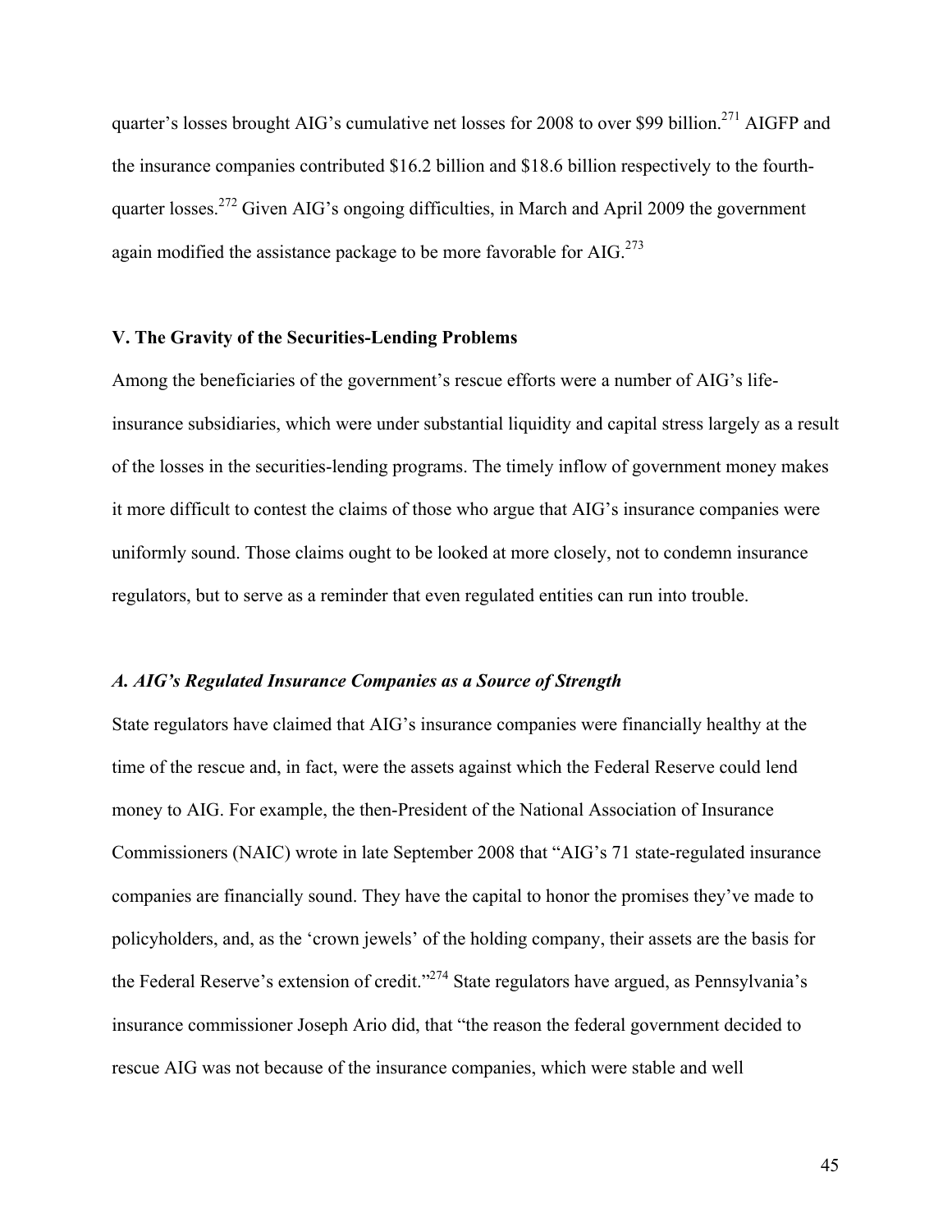quarter's losses brought AIG's cumulative net losses for 2008 to over $99 billion.[271] AIGFP and the insurance companies contributed $16.2 billion and $18.6 billion respectively to the fourth-quarter losses.[272] Given AIG's ongoing difficulties, in March and April 2009 the government again modified the assistance package to be more favorable for AIG.[273]

## V. The Gravity of the Securities-Lending Problems

Among the beneficiaries of the government's rescue efforts were a number of AIG's life-insurance subsidiaries, which were under substantial liquidity and capital stress largely as a result of the losses in the securities-lending programs. The timely inflow of government money makes it more difficult to contest the claims of those who argue that AIG's insurance companies were uniformly sound. Those claims ought to be looked at more closely, not to condemn insurance regulators, but to serve as a reminder that even regulated entities can run into trouble.

### *A. AIG's Regulated Insurance Companies as a Source of Strength*

State regulators have claimed that AIG's insurance companies were financially healthy at the time of the rescue and, in fact, were the assets against which the Federal Reserve could lend money to AIG. For example, the then-President of the National Association of Insurance Commissioners (NAIC) wrote in late September 2008 that "AIG's 71 state-regulated insurance companies are financially sound. They have the capital to honor the promises they've made to policyholders, and, as the 'crown jewels' of the holding company, their assets are the basis for the Federal Reserve's extension of credit."[274] State regulators have argued, as Pennsylvania's insurance commissioner Joseph Ario did, that "the reason the federal government decided to rescue AIG was not because of the insurance companies, which were stable and well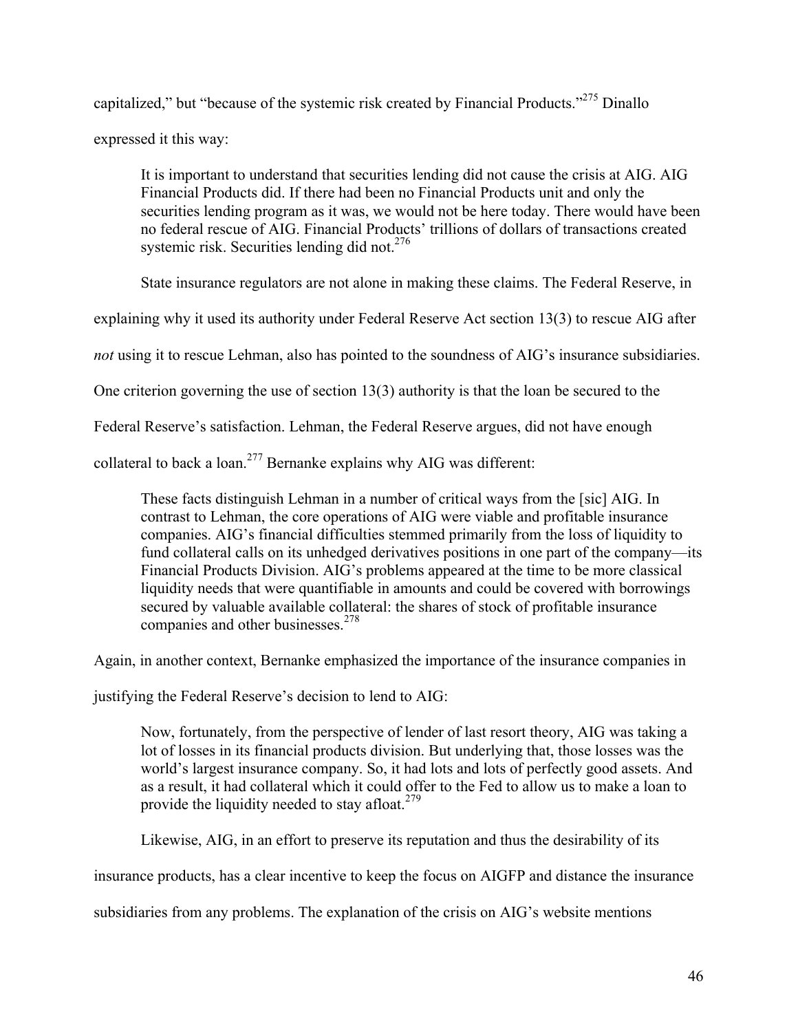capitalized," but "because of the systemic risk created by Financial Products."[275] Dinallo expressed it this way:

> It is important to understand that securities lending did not cause the crisis at AIG. AIG Financial Products did. If there had been no Financial Products unit and only the securities lending program as it was, we would not be here today. There would have been no federal rescue of AIG. Financial Products' trillions of dollars of transactions created systemic risk. Securities lending did not.[276]

State insurance regulators are not alone in making these claims. The Federal Reserve, in explaining why it used its authority under Federal Reserve Act section 13(3) to rescue AIG after *not* using it to rescue Lehman, also has pointed to the soundness of AIG's insurance subsidiaries. One criterion governing the use of section 13(3) authority is that the loan be secured to the Federal Reserve's satisfaction. Lehman, the Federal Reserve argues, did not have enough collateral to back a loan.[277] Bernanke explains why AIG was different:

> These facts distinguish Lehman in a number of critical ways from the [sic] AIG. In contrast to Lehman, the core operations of AIG were viable and profitable insurance companies. AIG's financial difficulties stemmed primarily from the loss of liquidity to fund collateral calls on its unhedged derivatives positions in one part of the company—its Financial Products Division. AIG's problems appeared at the time to be more classical liquidity needs that were quantifiable in amounts and could be covered with borrowings secured by valuable available collateral: the shares of stock of profitable insurance companies and other businesses.[278]

Again, in another context, Bernanke emphasized the importance of the insurance companies in justifying the Federal Reserve's decision to lend to AIG:

> Now, fortunately, from the perspective of lender of last resort theory, AIG was taking a lot of losses in its financial products division. But underlying that, those losses was the world's largest insurance company. So, it had lots and lots of perfectly good assets. And as a result, it had collateral which it could offer to the Fed to allow us to make a loan to provide the liquidity needed to stay afloat.[279]

Likewise, AIG, in an effort to preserve its reputation and thus the desirability of its insurance products, has a clear incentive to keep the focus on AIGFP and distance the insurance subsidiaries from any problems. The explanation of the crisis on AIG's website mentions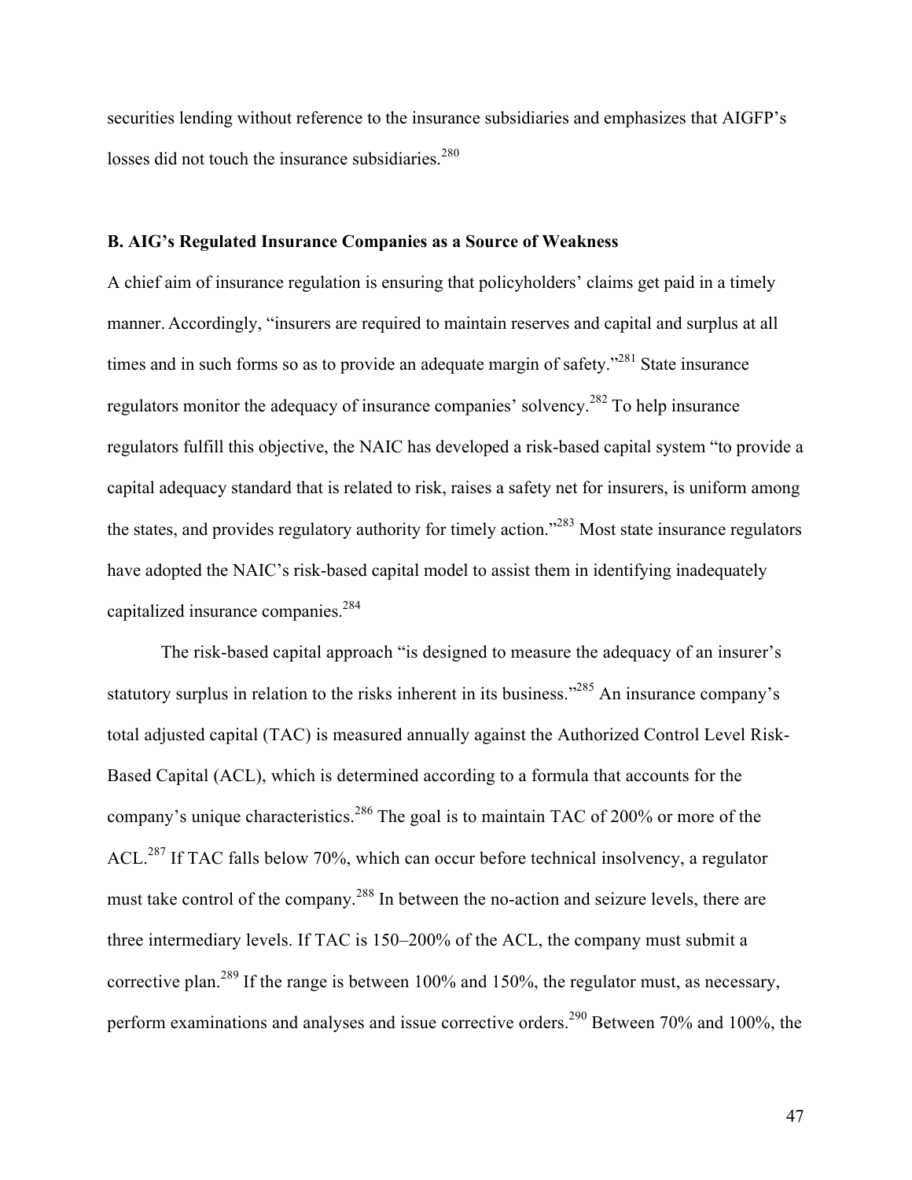securities lending without reference to the insurance subsidiaries and emphasizes that AIGFP's losses did not touch the insurance subsidiaries.[280]

**B. AIG's Regulated Insurance Companies as a Source of Weakness**

A chief aim of insurance regulation is ensuring that policyholders' claims get paid in a timely manner. Accordingly, "insurers are required to maintain reserves and capital and surplus at all times and in such forms so as to provide an adequate margin of safety."[281] State insurance regulators monitor the adequacy of insurance companies' solvency.[282] To help insurance regulators fulfill this objective, the NAIC has developed a risk-based capital system "to provide a capital adequacy standard that is related to risk, raises a safety net for insurers, is uniform among the states, and provides regulatory authority for timely action."[283] Most state insurance regulators have adopted the NAIC's risk-based capital model to assist them in identifying inadequately capitalized insurance companies.[284]

The risk-based capital approach "is designed to measure the adequacy of an insurer's statutory surplus in relation to the risks inherent in its business."[285] An insurance company's total adjusted capital (TAC) is measured annually against the Authorized Control Level Risk-Based Capital (ACL), which is determined according to a formula that accounts for the company's unique characteristics.[286] The goal is to maintain TAC of 200% or more of the ACL.[287] If TAC falls below 70%, which can occur before technical insolvency, a regulator must take control of the company.[288] In between the no-action and seizure levels, there are three intermediary levels. If TAC is 150–200% of the ACL, the company must submit a corrective plan.[289] If the range is between 100% and 150%, the regulator must, as necessary, perform examinations and analyses and issue corrective orders.[290] Between 70% and 100%, the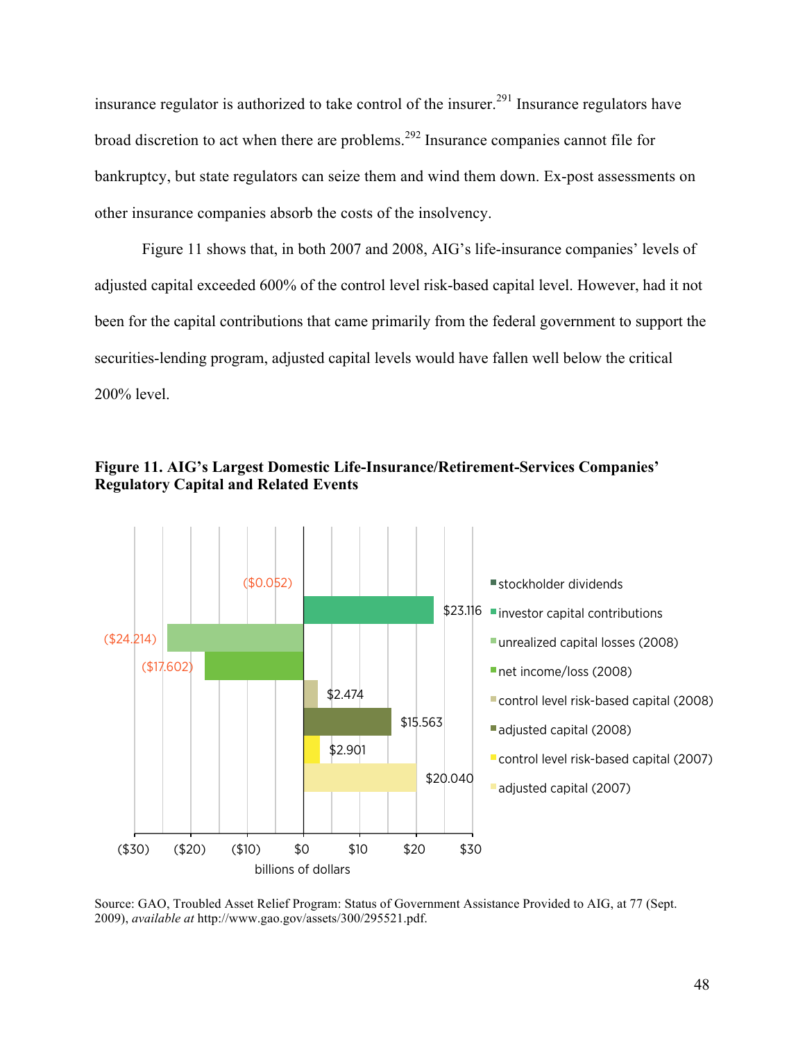insurance regulator is authorized to take control of the insurer.[291] Insurance regulators have broad discretion to act when there are problems.[292] Insurance companies cannot file for bankruptcy, but state regulators can seize them and wind them down. Ex-post assessments on other insurance companies absorb the costs of the insolvency.

Figure 11 shows that, in both 2007 and 2008, AIG's life-insurance companies' levels of adjusted capital exceeded 600% of the control level risk-based capital level. However, had it not been for the capital contributions that came primarily from the federal government to support the securities-lending program, adjusted capital levels would have fallen well below the critical 200% level.

**Figure 11. AIG's Largest Domestic Life-Insurance/Retirement-Services Companies' Regulatory Capital and Related Events**

| Item | Billions of dollars |
|---|---|
| stockholder dividends | ($0.052) |
| investor capital contributions | $23.116 |
| unrealized capital losses (2008) | ($24.214) |
| net income/loss (2008) | ($17.602) |
| control level risk-based capital (2008) | $2.474 |
| adjusted capital (2008) | $15.563 |
| control level risk-based capital (2007) | $2.901 |
| adjusted capital (2007) | $20.040 |

Source: GAO, Troubled Asset Relief Program: Status of Government Assistance Provided to AIG, at 77 (Sept. 2009), *available at* http://www.gao.gov/assets/300/295521.pdf.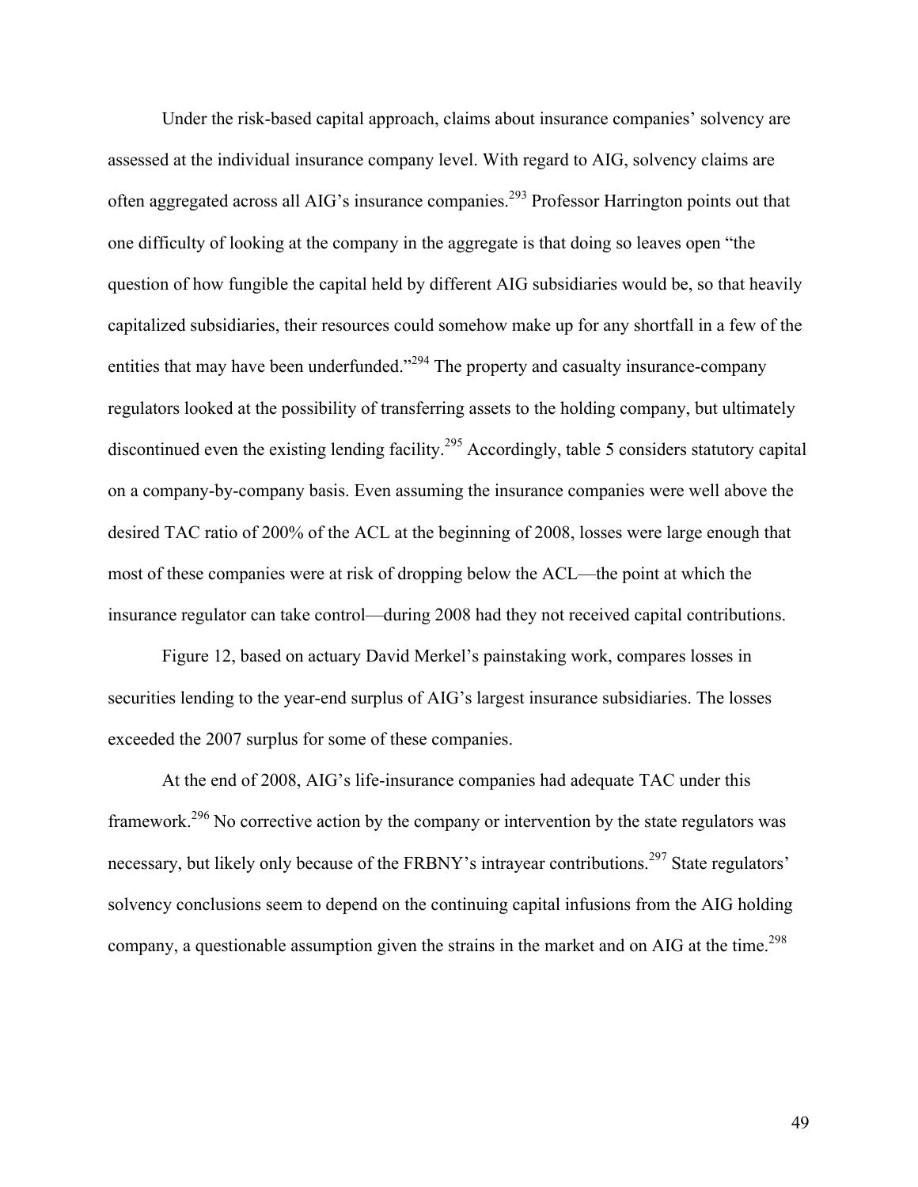Under the risk-based capital approach, claims about insurance companies' solvency are assessed at the individual insurance company level. With regard to AIG, solvency claims are often aggregated across all AIG's insurance companies.[293] Professor Harrington points out that one difficulty of looking at the company in the aggregate is that doing so leaves open "the question of how fungible the capital held by different AIG subsidiaries would be, so that heavily capitalized subsidiaries, their resources could somehow make up for any shortfall in a few of the entities that may have been underfunded."[294] The property and casualty insurance-company regulators looked at the possibility of transferring assets to the holding company, but ultimately discontinued even the existing lending facility.[295] Accordingly, table 5 considers statutory capital on a company-by-company basis. Even assuming the insurance companies were well above the desired TAC ratio of 200% of the ACL at the beginning of 2008, losses were large enough that most of these companies were at risk of dropping below the ACL—the point at which the insurance regulator can take control—during 2008 had they not received capital contributions.

Figure 12, based on actuary David Merkel's painstaking work, compares losses in securities lending to the year-end surplus of AIG's largest insurance subsidiaries. The losses exceeded the 2007 surplus for some of these companies.

At the end of 2008, AIG's life-insurance companies had adequate TAC under this framework.[296] No corrective action by the company or intervention by the state regulators was necessary, but likely only because of the FRBNY's intrayear contributions.[297] State regulators' solvency conclusions seem to depend on the continuing capital infusions from the AIG holding company, a questionable assumption given the strains in the market and on AIG at the time.[298]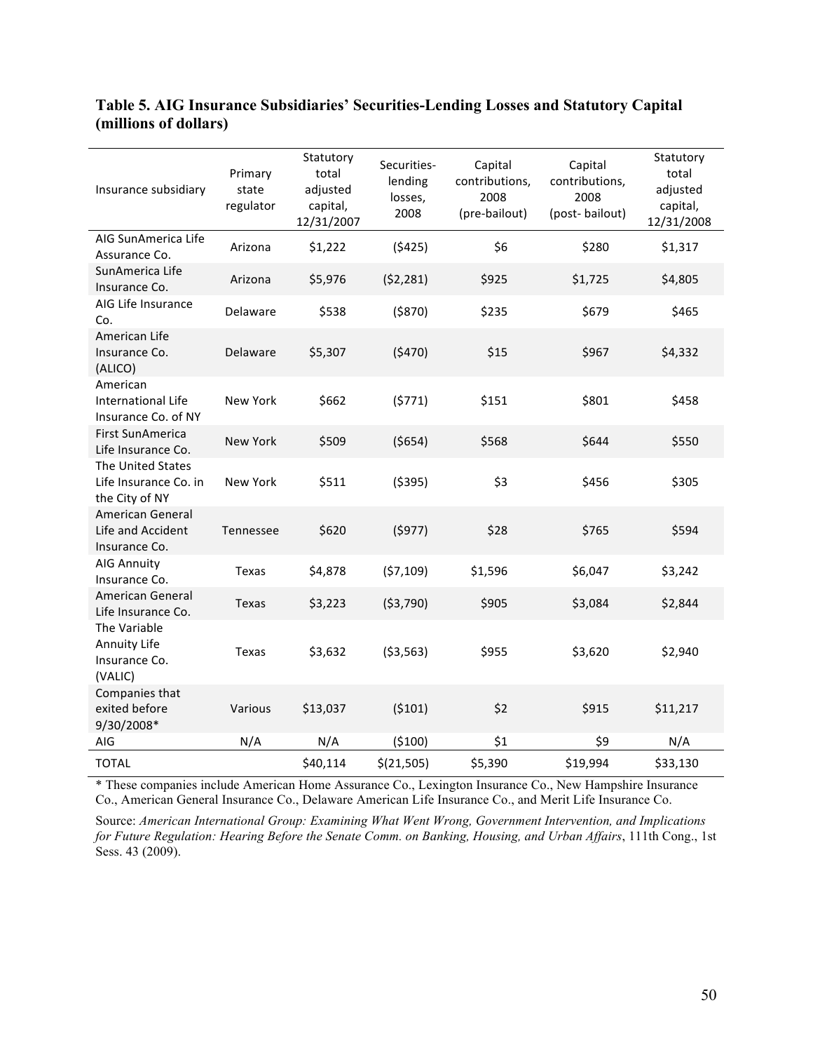**Table 5. AIG Insurance Subsidiaries' Securities-Lending Losses and Statutory Capital (millions of dollars)**

| Insurance subsidiary | Primary state regulator | Statutory total adjusted capital, 12/31/2007 | Securities-lending losses, 2008 | Capital contributions, 2008 (pre-bailout) | Capital contributions, 2008 (post- bailout) | Statutory total adjusted capital, 12/31/2008 |
|---|---|---|---|---|---|---|
| AIG SunAmerica Life Assurance Co. | Arizona | $1,222 | ($425) | $6 | $280 | $1,317 |
| SunAmerica Life Insurance Co. | Arizona | $5,976 | ($2,281) | $925 | $1,725 | $4,805 |
| AIG Life Insurance Co. | Delaware | $538 | ($870) | $235 | $679 | $465 |
| American Life Insurance Co. (ALICO) | Delaware | $5,307 | ($470) | $15 | $967 | $4,332 |
| American International Life Insurance Co. of NY | New York | $662 | ($771) | $151 | $801 | $458 |
| First SunAmerica Life Insurance Co. | New York | $509 | ($654) | $568 | $644 | $550 |
| The United States Life Insurance Co. in the City of NY | New York | $511 | ($395) | $3 | $456 | $305 |
| American General Life and Accident Insurance Co. | Tennessee | $620 | ($977) | $28 | $765 | $594 |
| AIG Annuity Insurance Co. | Texas | $4,878 | ($7,109) | $1,596 | $6,047 | $3,242 |
| American General Life Insurance Co. | Texas | $3,223 | ($3,790) | $905 | $3,084 | $2,844 |
| The Variable Annuity Life Insurance Co. (VALIC) | Texas | $3,632 | ($3,563) | $955 | $3,620 | $2,940 |
| Companies that exited before 9/30/2008* | Various | $13,037 | ($101) | $2 | $915 | $11,217 |
| AIG | N/A | N/A | ($100) | $1 | $9 | N/A |
| TOTAL | | $40,114 | $(21,505) | $5,390 | $19,994 | $33,130 |

\* These companies include American Home Assurance Co., Lexington Insurance Co., New Hampshire Insurance Co., American General Insurance Co., Delaware American Life Insurance Co., and Merit Life Insurance Co.

Source: *American International Group: Examining What Went Wrong, Government Intervention, and Implications for Future Regulation: Hearing Before the Senate Comm. on Banking, Housing, and Urban Affairs*, 111th Cong., 1st Sess. 43 (2009).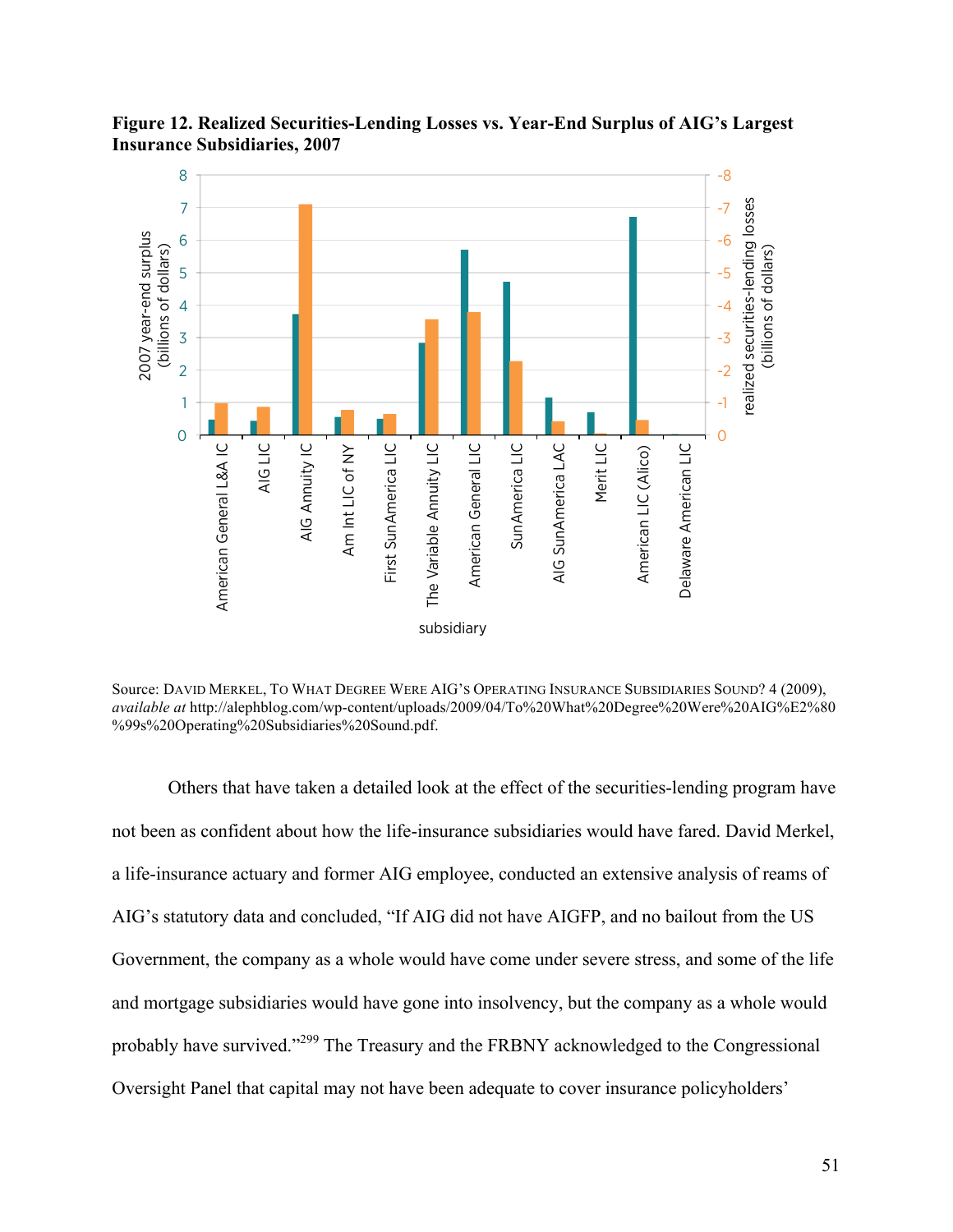**Figure 12. Realized Securities-Lending Losses vs. Year-End Surplus of AIG's Largest Insurance Subsidiaries, 2007**

Source: DAVID MERKEL, TO WHAT DEGREE WERE AIG'S OPERATING INSURANCE SUBSIDIARIES SOUND? 4 (2009), *available at* http://alephblog.com/wp-content/uploads/2009/04/To%20What%20Degree%20Were%20AIG%E2%80%99s%20Operating%20Subsidiaries%20Sound.pdf.

Others that have taken a detailed look at the effect of the securities-lending program have not been as confident about how the life-insurance subsidiaries would have fared. David Merkel, a life-insurance actuary and former AIG employee, conducted an extensive analysis of reams of AIG's statutory data and concluded, "If AIG did not have AIGFP, and no bailout from the US Government, the company as a whole would have come under severe stress, and some of the life and mortgage subsidiaries would have gone into insolvency, but the company as a whole would probably have survived."[299] The Treasury and the FRBNY acknowledged to the Congressional Oversight Panel that capital may not have been adequate to cover insurance policyholders'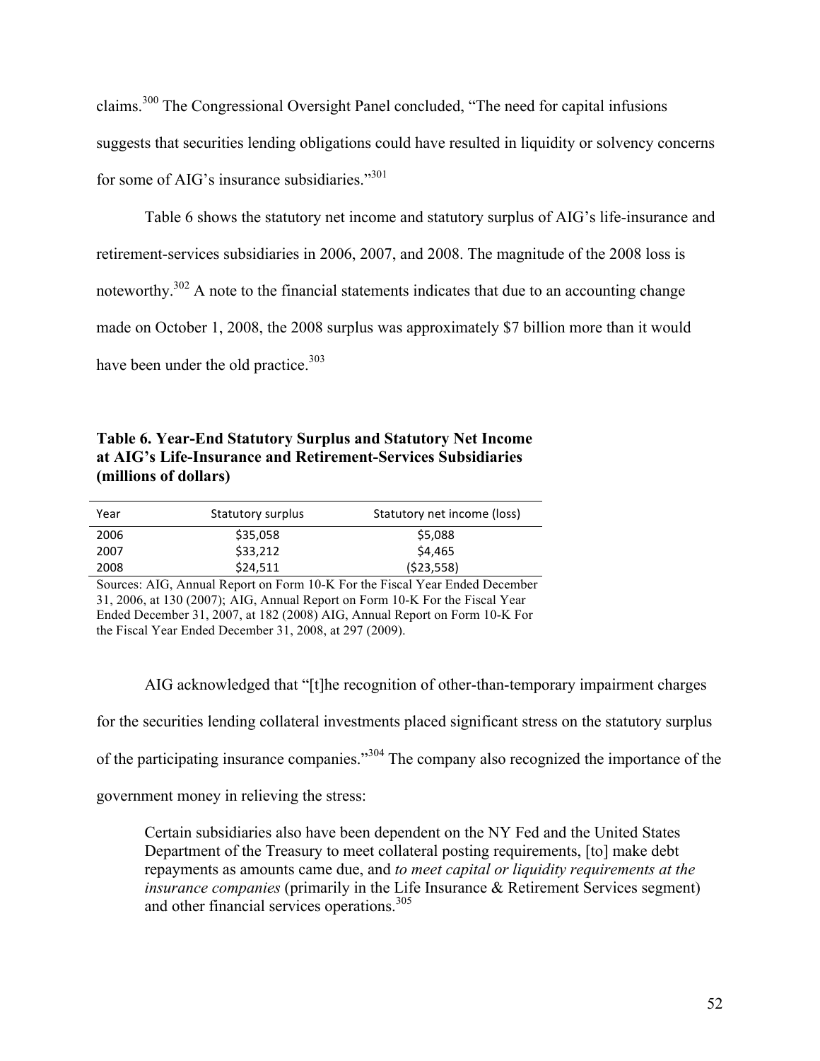claims.[300] The Congressional Oversight Panel concluded, "The need for capital infusions suggests that securities lending obligations could have resulted in liquidity or solvency concerns for some of AIG's insurance subsidiaries."[301]

Table 6 shows the statutory net income and statutory surplus of AIG's life-insurance and retirement-services subsidiaries in 2006, 2007, and 2008. The magnitude of the 2008 loss is noteworthy.[302] A note to the financial statements indicates that due to an accounting change made on October 1, 2008, the 2008 surplus was approximately $7 billion more than it would have been under the old practice.[303]

**Table 6. Year-End Statutory Surplus and Statutory Net Income at AIG's Life-Insurance and Retirement-Services Subsidiaries (millions of dollars)**

| Year | Statutory surplus | Statutory net income (loss) |
|---|---|---|
| 2006 | $35,058 | $5,088 |
| 2007 | $33,212 | $4,465 |
| 2008 | $24,511 | ($23,558) |

Sources: AIG, Annual Report on Form 10-K For the Fiscal Year Ended December 31, 2006, at 130 (2007); AIG, Annual Report on Form 10-K For the Fiscal Year Ended December 31, 2007, at 182 (2008) AIG, Annual Report on Form 10-K For the Fiscal Year Ended December 31, 2008, at 297 (2009).

AIG acknowledged that "[t]he recognition of other-than-temporary impairment charges for the securities lending collateral investments placed significant stress on the statutory surplus of the participating insurance companies."[304] The company also recognized the importance of the government money in relieving the stress:

> Certain subsidiaries also have been dependent on the NY Fed and the United States Department of the Treasury to meet collateral posting requirements, [to] make debt repayments as amounts came due, and *to meet capital or liquidity requirements at the insurance companies* (primarily in the Life Insurance & Retirement Services segment) and other financial services operations.[305]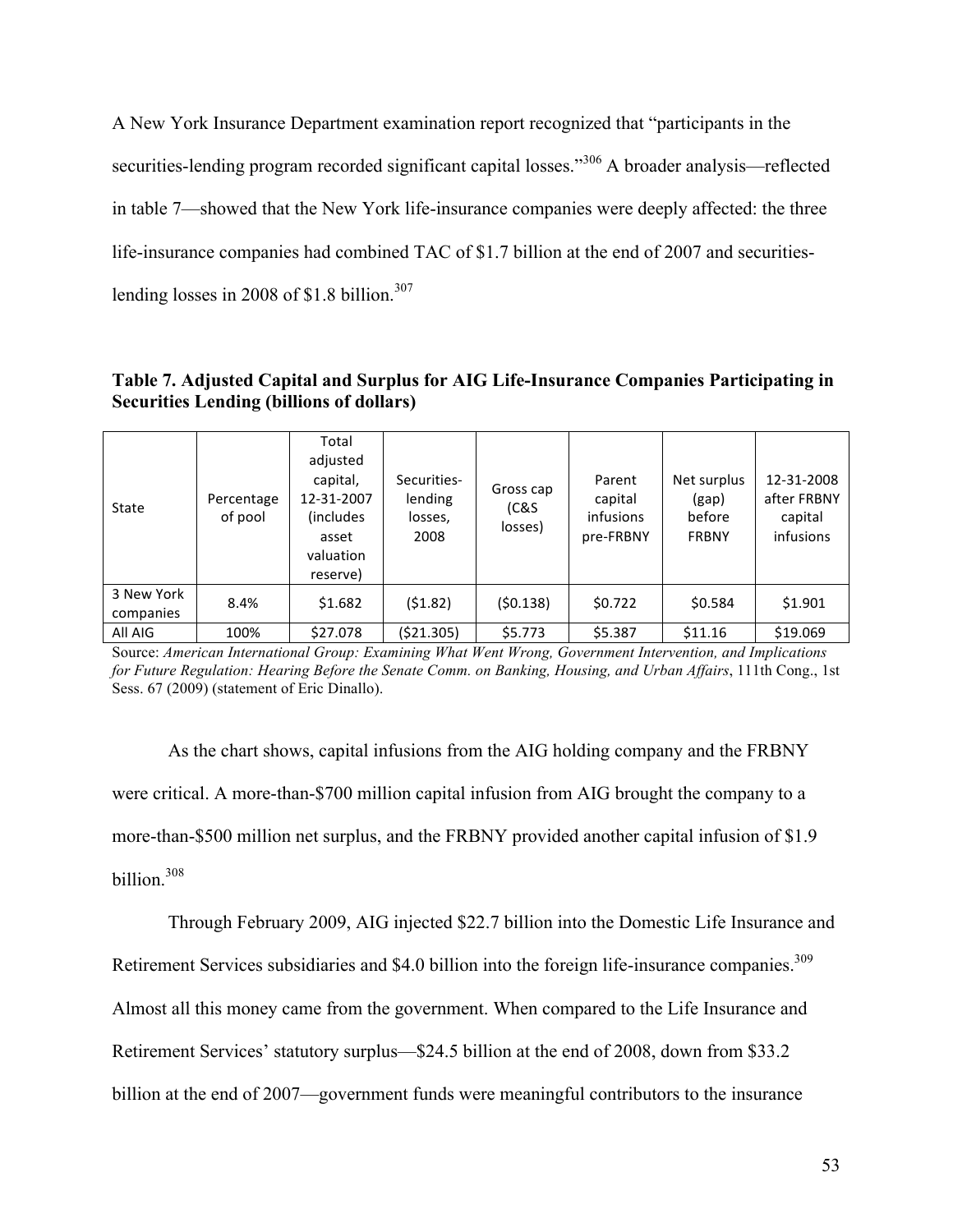A New York Insurance Department examination report recognized that "participants in the securities-lending program recorded significant capital losses."[306] A broader analysis—reflected in table 7—showed that the New York life-insurance companies were deeply affected: the three life-insurance companies had combined TAC of $1.7 billion at the end of 2007 and securities-lending losses in 2008 of $1.8 billion.[307]

**Table 7. Adjusted Capital and Surplus for AIG Life-Insurance Companies Participating in Securities Lending (billions of dollars)**

| State | Percentage of pool | Total adjusted capital, 12-31-2007 (includes asset valuation reserve) | Securities-lending losses, 2008 | Gross cap (C&S losses) | Parent capital infusions pre-FRBNY | Net surplus (gap) before FRBNY | 12-31-2008 after FRBNY capital infusions |
|---|---|---|---|---|---|---|---|
| 3 New York companies | 8.4% | $1.682 | ($1.82) | ($0.138) | $0.722 | $0.584 | $1.901 |
| All AIG | 100% | $27.078 | ($21.305) | $5.773 | $5.387 | $11.16 | $19.069 |

Source: *American International Group: Examining What Went Wrong, Government Intervention, and Implications for Future Regulation: Hearing Before the Senate Comm. on Banking, Housing, and Urban Affairs*, 111th Cong., 1st Sess. 67 (2009) (statement of Eric Dinallo).

As the chart shows, capital infusions from the AIG holding company and the FRBNY were critical. A more-than-$700 million capital infusion from AIG brought the company to a more-than-$500 million net surplus, and the FRBNY provided another capital infusion of $1.9 billion.[308]

Through February 2009, AIG injected $22.7 billion into the Domestic Life Insurance and Retirement Services subsidiaries and $4.0 billion into the foreign life-insurance companies.[309] Almost all this money came from the government. When compared to the Life Insurance and Retirement Services' statutory surplus—$24.5 billion at the end of 2008, down from $33.2 billion at the end of 2007—government funds were meaningful contributors to the insurance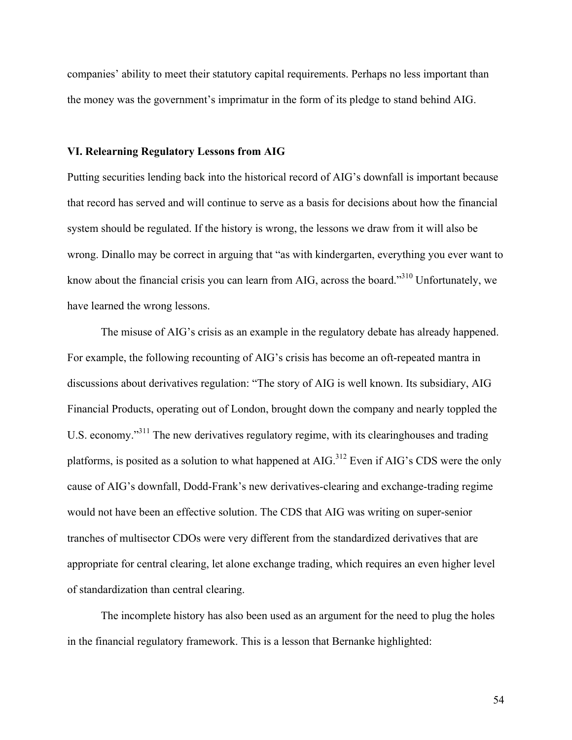companies' ability to meet their statutory capital requirements. Perhaps no less important than the money was the government's imprimatur in the form of its pledge to stand behind AIG.

## VI. Relearning Regulatory Lessons from AIG

Putting securities lending back into the historical record of AIG's downfall is important because that record has served and will continue to serve as a basis for decisions about how the financial system should be regulated. If the history is wrong, the lessons we draw from it will also be wrong. Dinallo may be correct in arguing that "as with kindergarten, everything you ever want to know about the financial crisis you can learn from AIG, across the board."[310] Unfortunately, we have learned the wrong lessons.

The misuse of AIG's crisis as an example in the regulatory debate has already happened. For example, the following recounting of AIG's crisis has become an oft-repeated mantra in discussions about derivatives regulation: "The story of AIG is well known. Its subsidiary, AIG Financial Products, operating out of London, brought down the company and nearly toppled the U.S. economy."[311] The new derivatives regulatory regime, with its clearinghouses and trading platforms, is posited as a solution to what happened at AIG.[312] Even if AIG's CDS were the only cause of AIG's downfall, Dodd-Frank's new derivatives-clearing and exchange-trading regime would not have been an effective solution. The CDS that AIG was writing on super-senior tranches of multisector CDOs were very different from the standardized derivatives that are appropriate for central clearing, let alone exchange trading, which requires an even higher level of standardization than central clearing.

The incomplete history has also been used as an argument for the need to plug the holes in the financial regulatory framework. This is a lesson that Bernanke highlighted: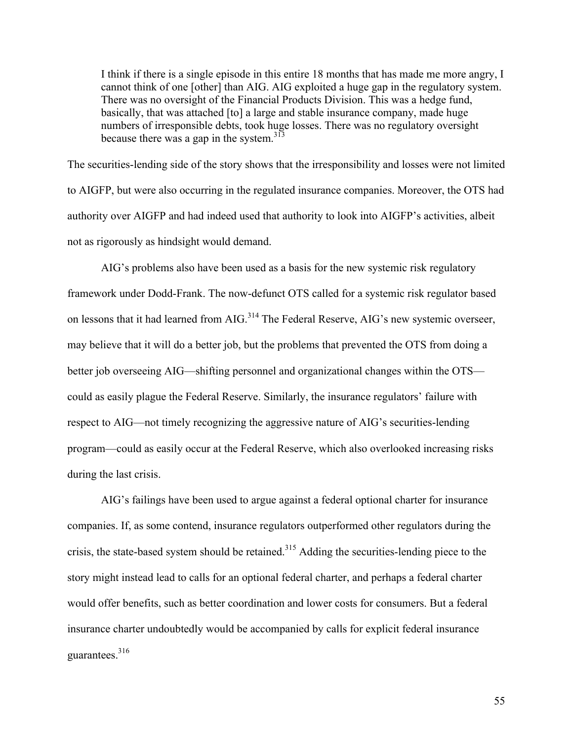> I think if there is a single episode in this entire 18 months that has made me more angry, I cannot think of one [other] than AIG. AIG exploited a huge gap in the regulatory system. There was no oversight of the Financial Products Division. This was a hedge fund, basically, that was attached [to] a large and stable insurance company, made huge numbers of irresponsible debts, took huge losses. There was no regulatory oversight because there was a gap in the system.[313]

The securities-lending side of the story shows that the irresponsibility and losses were not limited to AIGFP, but were also occurring in the regulated insurance companies. Moreover, the OTS had authority over AIGFP and had indeed used that authority to look into AIGFP's activities, albeit not as rigorously as hindsight would demand.

AIG's problems also have been used as a basis for the new systemic risk regulatory framework under Dodd-Frank. The now-defunct OTS called for a systemic risk regulator based on lessons that it had learned from AIG.[314] The Federal Reserve, AIG's new systemic overseer, may believe that it will do a better job, but the problems that prevented the OTS from doing a better job overseeing AIG—shifting personnel and organizational changes within the OTS—could as easily plague the Federal Reserve. Similarly, the insurance regulators' failure with respect to AIG—not timely recognizing the aggressive nature of AIG's securities-lending program—could as easily occur at the Federal Reserve, which also overlooked increasing risks during the last crisis.

AIG's failings have been used to argue against a federal optional charter for insurance companies. If, as some contend, insurance regulators outperformed other regulators during the crisis, the state-based system should be retained.[315] Adding the securities-lending piece to the story might instead lead to calls for an optional federal charter, and perhaps a federal charter would offer benefits, such as better coordination and lower costs for consumers. But a federal insurance charter undoubtedly would be accompanied by calls for explicit federal insurance guarantees.[316]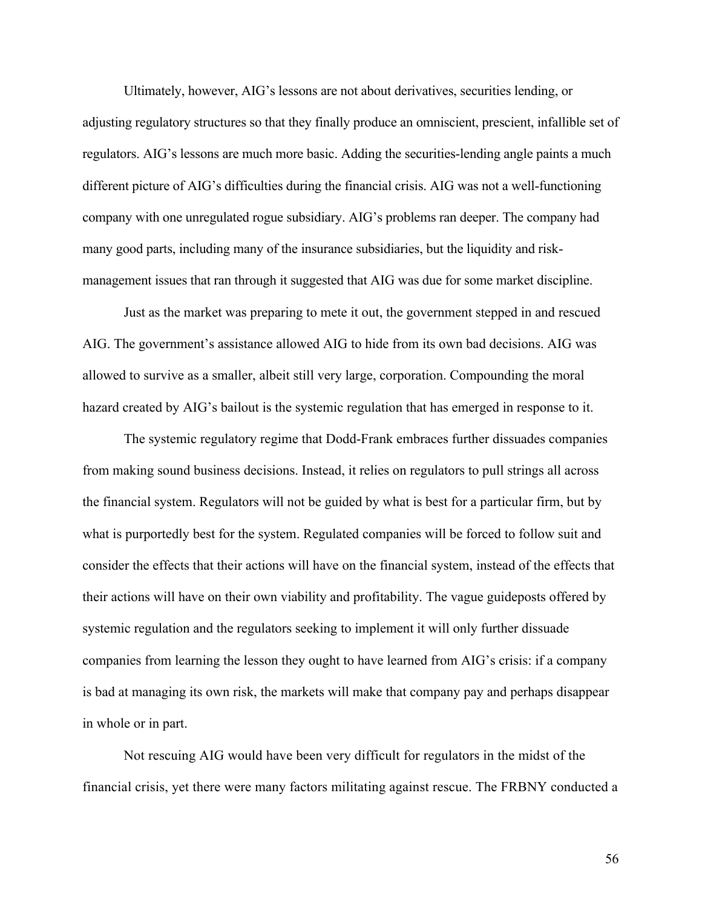Ultimately, however, AIG's lessons are not about derivatives, securities lending, or adjusting regulatory structures so that they finally produce an omniscient, prescient, infallible set of regulators. AIG's lessons are much more basic. Adding the securities-lending angle paints a much different picture of AIG's difficulties during the financial crisis. AIG was not a well-functioning company with one unregulated rogue subsidiary. AIG's problems ran deeper. The company had many good parts, including many of the insurance subsidiaries, but the liquidity and risk-management issues that ran through it suggested that AIG was due for some market discipline.

Just as the market was preparing to mete it out, the government stepped in and rescued AIG. The government's assistance allowed AIG to hide from its own bad decisions. AIG was allowed to survive as a smaller, albeit still very large, corporation. Compounding the moral hazard created by AIG's bailout is the systemic regulation that has emerged in response to it.

The systemic regulatory regime that Dodd-Frank embraces further dissuades companies from making sound business decisions. Instead, it relies on regulators to pull strings all across the financial system. Regulators will not be guided by what is best for a particular firm, but by what is purportedly best for the system. Regulated companies will be forced to follow suit and consider the effects that their actions will have on the financial system, instead of the effects that their actions will have on their own viability and profitability. The vague guideposts offered by systemic regulation and the regulators seeking to implement it will only further dissuade companies from learning the lesson they ought to have learned from AIG's crisis: if a company is bad at managing its own risk, the markets will make that company pay and perhaps disappear in whole or in part.

Not rescuing AIG would have been very difficult for regulators in the midst of the financial crisis, yet there were many factors militating against rescue. The FRBNY conducted a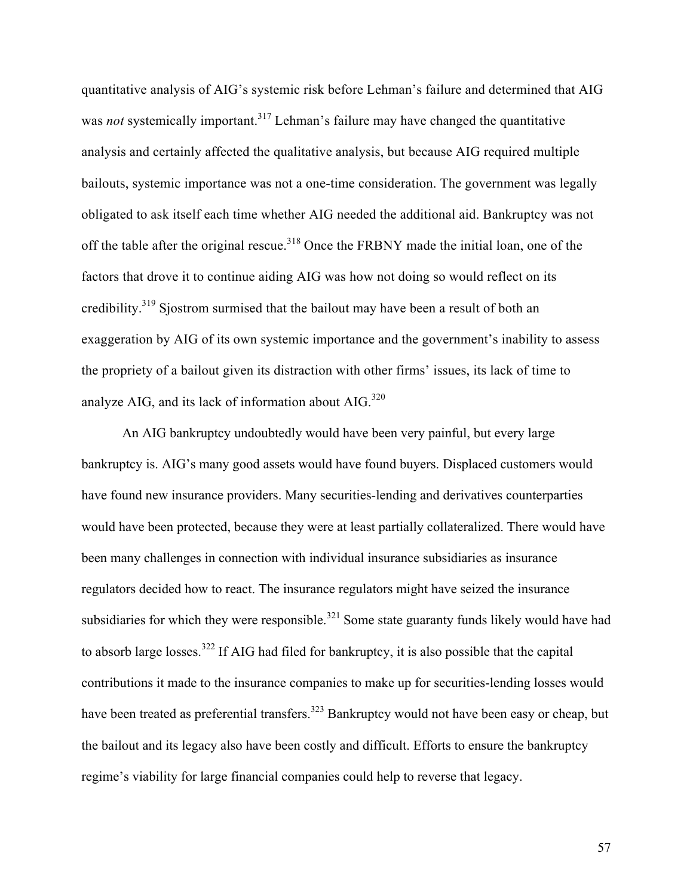quantitative analysis of AIG's systemic risk before Lehman's failure and determined that AIG was *not* systemically important.[317] Lehman's failure may have changed the quantitative analysis and certainly affected the qualitative analysis, but because AIG required multiple bailouts, systemic importance was not a one-time consideration. The government was legally obligated to ask itself each time whether AIG needed the additional aid. Bankruptcy was not off the table after the original rescue.[318] Once the FRBNY made the initial loan, one of the factors that drove it to continue aiding AIG was how not doing so would reflect on its credibility.[319] Sjostrom surmised that the bailout may have been a result of both an exaggeration by AIG of its own systemic importance and the government's inability to assess the propriety of a bailout given its distraction with other firms' issues, its lack of time to analyze AIG, and its lack of information about AIG.[320]

An AIG bankruptcy undoubtedly would have been very painful, but every large bankruptcy is. AIG's many good assets would have found buyers. Displaced customers would have found new insurance providers. Many securities-lending and derivatives counterparties would have been protected, because they were at least partially collateralized. There would have been many challenges in connection with individual insurance subsidiaries as insurance regulators decided how to react. The insurance regulators might have seized the insurance subsidiaries for which they were responsible.[321] Some state guaranty funds likely would have had to absorb large losses.[322] If AIG had filed for bankruptcy, it is also possible that the capital contributions it made to the insurance companies to make up for securities-lending losses would have been treated as preferential transfers.[323] Bankruptcy would not have been easy or cheap, but the bailout and its legacy also have been costly and difficult. Efforts to ensure the bankruptcy regime's viability for large financial companies could help to reverse that legacy.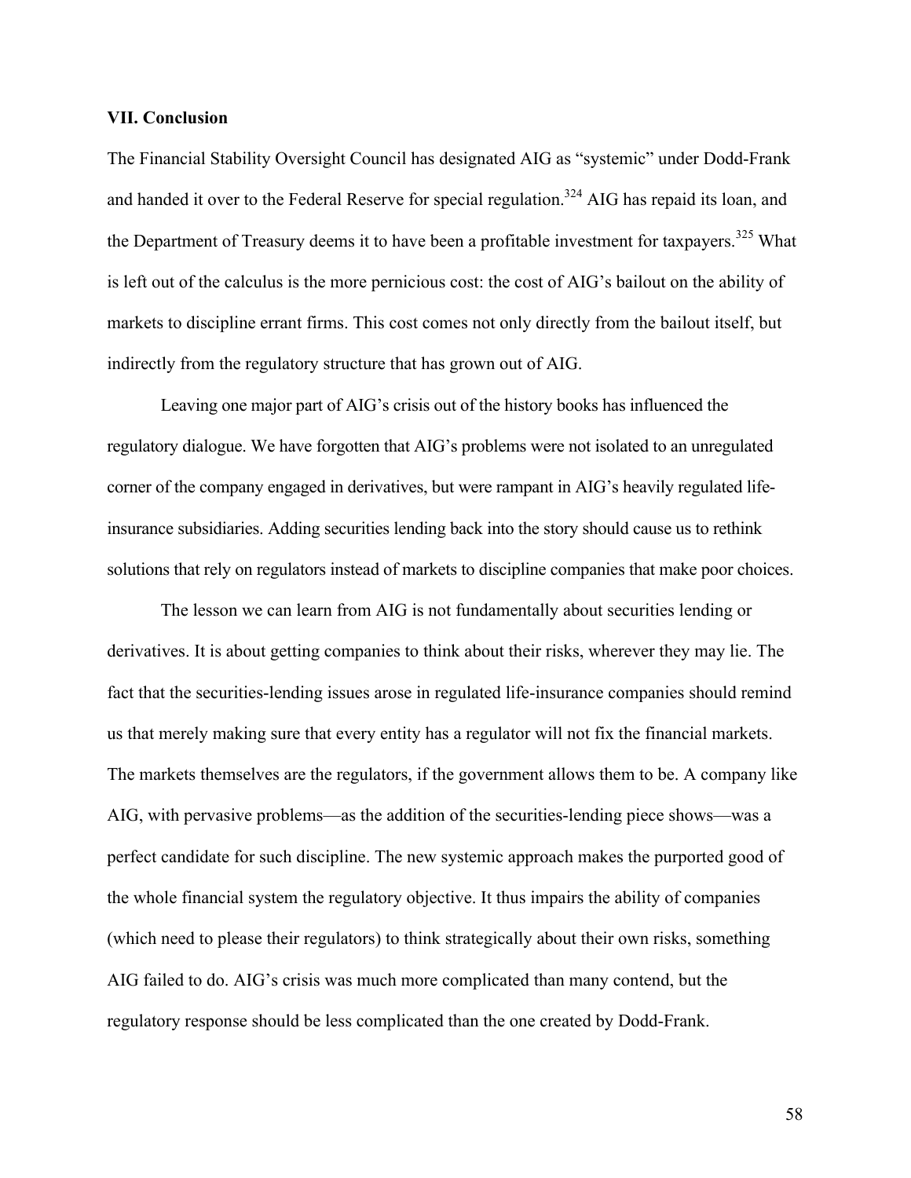### VII. Conclusion

The Financial Stability Oversight Council has designated AIG as "systemic" under Dodd-Frank and handed it over to the Federal Reserve for special regulation.[324] AIG has repaid its loan, and the Department of Treasury deems it to have been a profitable investment for taxpayers.[325] What is left out of the calculus is the more pernicious cost: the cost of AIG's bailout on the ability of markets to discipline errant firms. This cost comes not only directly from the bailout itself, but indirectly from the regulatory structure that has grown out of AIG.

Leaving one major part of AIG's crisis out of the history books has influenced the regulatory dialogue. We have forgotten that AIG's problems were not isolated to an unregulated corner of the company engaged in derivatives, but were rampant in AIG's heavily regulated life-insurance subsidiaries. Adding securities lending back into the story should cause us to rethink solutions that rely on regulators instead of markets to discipline companies that make poor choices.

The lesson we can learn from AIG is not fundamentally about securities lending or derivatives. It is about getting companies to think about their risks, wherever they may lie. The fact that the securities-lending issues arose in regulated life-insurance companies should remind us that merely making sure that every entity has a regulator will not fix the financial markets. The markets themselves are the regulators, if the government allows them to be. A company like AIG, with pervasive problems—as the addition of the securities-lending piece shows—was a perfect candidate for such discipline. The new systemic approach makes the purported good of the whole financial system the regulatory objective. It thus impairs the ability of companies (which need to please their regulators) to think strategically about their own risks, something AIG failed to do. AIG's crisis was much more complicated than many contend, but the regulatory response should be less complicated than the one created by Dodd-Frank.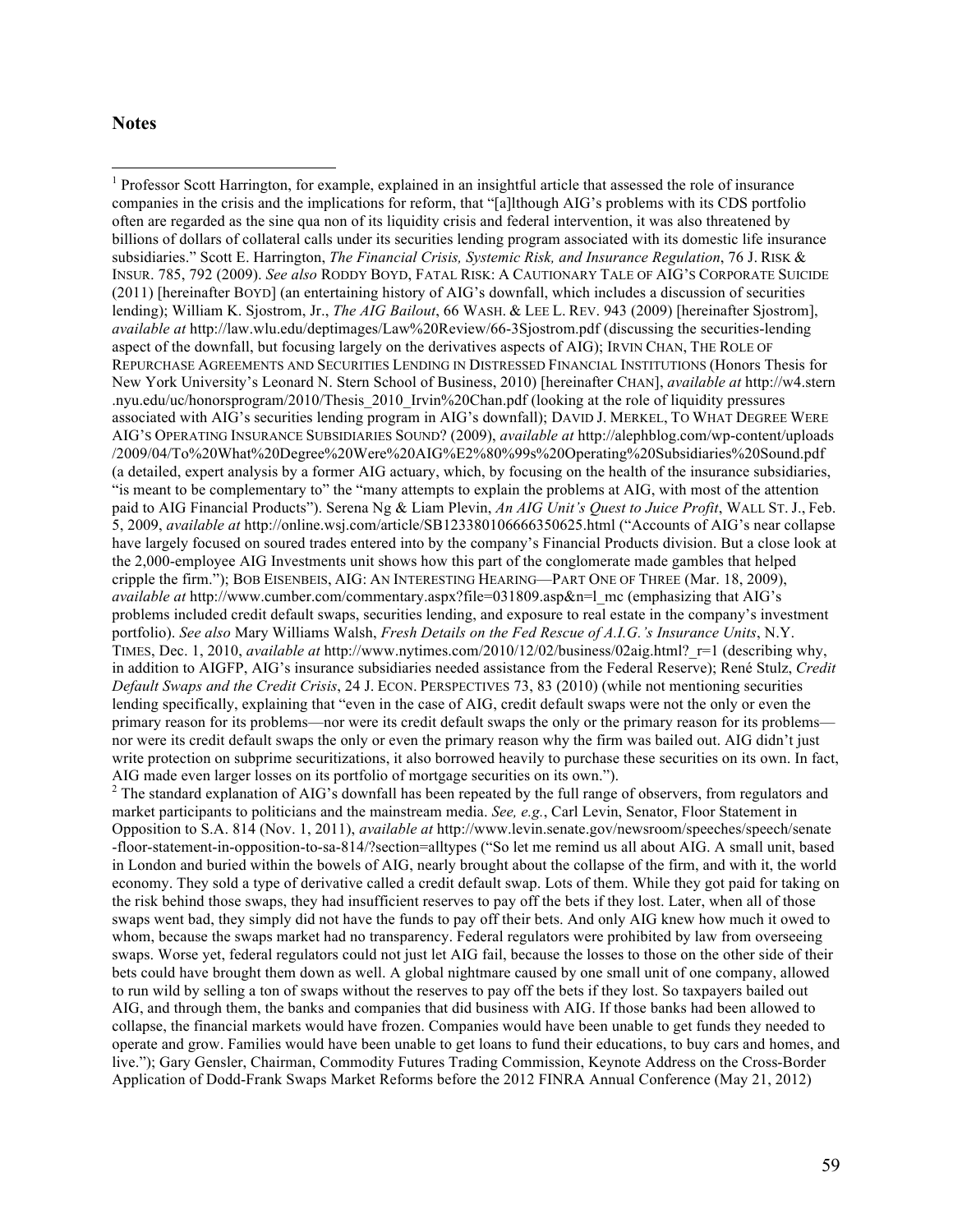**Notes**

[1] Professor Scott Harrington, for example, explained in an insightful article that assessed the role of insurance companies in the crisis and the implications for reform, that "[a]lthough AIG's problems with its CDS portfolio often are regarded as the sine qua non of its liquidity crisis and federal intervention, it was also threatened by billions of dollars of collateral calls under its securities lending program associated with its domestic life insurance subsidiaries." Scott E. Harrington, *The Financial Crisis, Systemic Risk, and Insurance Regulation*, 76 J. RISK & INSUR. 785, 792 (2009). *See also* RODDY BOYD, FATAL RISK: A CAUTIONARY TALE OF AIG'S CORPORATE SUICIDE (2011) [hereinafter BOYD] (an entertaining history of AIG's downfall, which includes a discussion of securities lending); William K. Sjostrom, Jr., *The AIG Bailout*, 66 WASH. & LEE L. REV. 943 (2009) [hereinafter Sjostrom], *available at* http://law.wlu.edu/deptimages/Law%20Review/66-3Sjostrom.pdf (discussing the securities-lending aspect of the downfall, but focusing largely on the derivatives aspects of AIG); IRVIN CHAN, THE ROLE OF REPURCHASE AGREEMENTS AND SECURITIES LENDING IN DISTRESSED FINANCIAL INSTITUTIONS (Honors Thesis for New York University's Leonard N. Stern School of Business, 2010) [hereinafter CHAN], *available at* http://w4.stern.nyu.edu/uc/honorsprogram/2010/Thesis_2010_Irvin%20Chan.pdf (looking at the role of liquidity pressures associated with AIG's securities lending program in AIG's downfall); DAVID J. MERKEL, TO WHAT DEGREE WERE AIG'S OPERATING INSURANCE SUBSIDIARIES SOUND? (2009), *available at* http://alephblog.com/wp-content/uploads/2009/04/To%20What%20Degree%20Were%20AIG%E2%80%99s%20Operating%20Subsidiaries%20Sound.pdf (a detailed, expert analysis by a former AIG actuary, which, by focusing on the health of the insurance subsidiaries, "is meant to be complementary to" the "many attempts to explain the problems at AIG, with most of the attention paid to AIG Financial Products"). Serena Ng & Liam Plevin, *An AIG Unit's Quest to Juice Profit*, WALL ST. J., Feb. 5, 2009, *available at* http://online.wsj.com/article/SB123380106666350625.html ("Accounts of AIG's near collapse have largely focused on soured trades entered into by the company's Financial Products division. But a close look at the 2,000-employee AIG Investments unit shows how this part of the conglomerate made gambles that helped cripple the firm."); BOB EISENBEIS, AIG: AN INTERESTING HEARING—PART ONE OF THREE (Mar. 18, 2009), *available at* http://www.cumber.com/commentary.aspx?file=031809.asp&n=l_mc (emphasizing that AIG's problems included credit default swaps, securities lending, and exposure to real estate in the company's investment portfolio). *See also* Mary Williams Walsh, *Fresh Details on the Fed Rescue of A.I.G.'s Insurance Units*, N.Y. TIMES, Dec. 1, 2010, *available at* http://www.nytimes.com/2010/12/02/business/02aig.html?_r=1 (describing why, in addition to AIGFP, AIG's insurance subsidiaries needed assistance from the Federal Reserve); René Stulz, *Credit Default Swaps and the Credit Crisis*, 24 J. ECON. PERSPECTIVES 73, 83 (2010) (while not mentioning securities lending specifically, explaining that "even in the case of AIG, credit default swaps were not the only or even the primary reason for its problems—nor were its credit default swaps the only or the primary reason for its problems—nor were its credit default swaps the only or even the primary reason why the firm was bailed out. AIG didn't just write protection on subprime securitizations, it also borrowed heavily to purchase these securities on its own. In fact, AIG made even larger losses on its portfolio of mortgage securities on its own.").

[2] The standard explanation of AIG's downfall has been repeated by the full range of observers, from regulators and market participants to politicians and the mainstream media. *See, e.g.*, Carl Levin, Senator, Floor Statement in Opposition to S.A. 814 (Nov. 1, 2011), *available at* http://www.levin.senate.gov/newsroom/speeches/speech/senate-floor-statement-in-opposition-to-sa-814/?section=alltypes ("So let me remind us all about AIG. A small unit, based in London and buried within the bowels of AIG, nearly brought about the collapse of the firm, and with it, the world economy. They sold a type of derivative called a credit default swap. Lots of them. While they got paid for taking on the risk behind those swaps, they had insufficient reserves to pay off the bets if they lost. Later, when all of those swaps went bad, they simply did not have the funds to pay off their bets. And only AIG knew how much it owed to whom, because the swaps market had no transparency. Federal regulators were prohibited by law from overseeing swaps. Worse yet, federal regulators could not just let AIG fail, because the losses to those on the other side of their bets could have brought them down as well. A global nightmare caused by one small unit of one company, allowed to run wild by selling a ton of swaps without the reserves to pay off the bets if they lost. So taxpayers bailed out AIG, and through them, the banks and companies that did business with AIG. If those banks had been allowed to collapse, the financial markets would have frozen. Companies would have been unable to get funds they needed to operate and grow. Families would have been unable to get loans to fund their educations, to buy cars and homes, and live."); Gary Gensler, Chairman, Commodity Futures Trading Commission, Keynote Address on the Cross-Border Application of Dodd-Frank Swaps Market Reforms before the 2012 FINRA Annual Conference (May 21, 2012)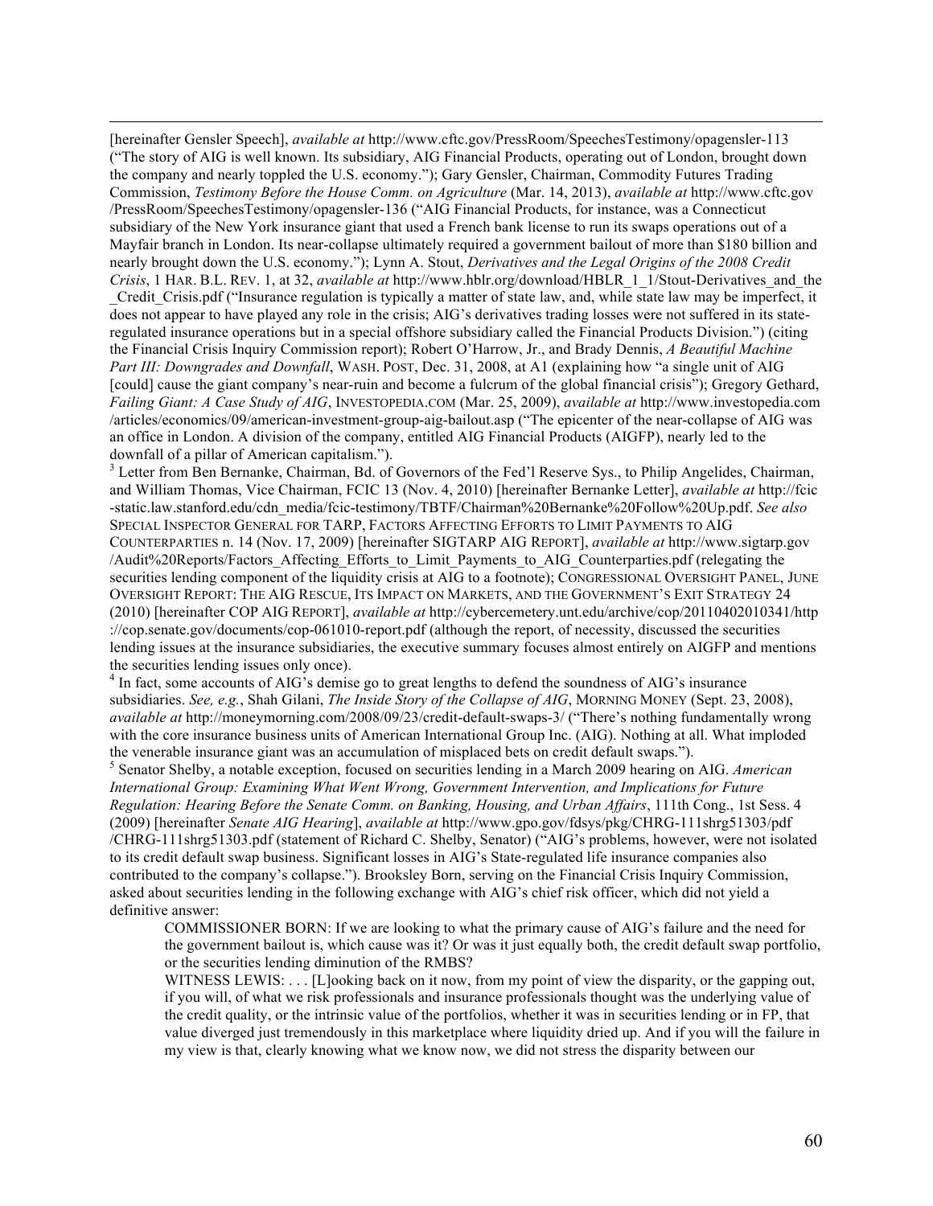[hereinafter Gensler Speech], *available at* http://www.cftc.gov/PressRoom/SpeechesTestimony/opagensler-113 ("The story of AIG is well known. Its subsidiary, AIG Financial Products, operating out of London, brought down the company and nearly toppled the U.S. economy."); Gary Gensler, Chairman, Commodity Futures Trading Commission, *Testimony Before the House Comm. on Agriculture* (Mar. 14, 2013), *available at* http://www.cftc.gov/PressRoom/SpeechesTestimony/opagensler-136 ("AIG Financial Products, for instance, was a Connecticut subsidiary of the New York insurance giant that used a French bank license to run its swaps operations out of a Mayfair branch in London. Its near-collapse ultimately required a government bailout of more than $180 billion and nearly brought down the U.S. economy."); Lynn A. Stout, *Derivatives and the Legal Origins of the 2008 Credit Crisis*, 1 HAR. B.L. REV. 1, at 32, *available at* http://www.hblr.org/download/HBLR_1_1/Stout-Derivatives_and_the_Credit_Crisis.pdf ("Insurance regulation is typically a matter of state law, and, while state law may be imperfect, it does not appear to have played any role in the crisis; AIG's derivatives trading losses were not suffered in its state-regulated insurance operations but in a special offshore subsidiary called the Financial Products Division.") (citing the Financial Crisis Inquiry Commission report); Robert O'Harrow, Jr., and Brady Dennis, *A Beautiful Machine Part III: Downgrades and Downfall*, WASH. POST, Dec. 31, 2008, at A1 (explaining how "a single unit of AIG [could] cause the giant company's near-ruin and become a fulcrum of the global financial crisis"); Gregory Gethard, *Failing Giant: A Case Study of AIG*, INVESTOPEDIA.COM (Mar. 25, 2009), *available at* http://www.investopedia.com/articles/economics/09/american-investment-group-aig-bailout.asp ("The epicenter of the near-collapse of AIG was an office in London. A division of the company, entitled AIG Financial Products (AIGFP), nearly led to the downfall of a pillar of American capitalism.").

[3] Letter from Ben Bernanke, Chairman, Bd. of Governors of the Fed'l Reserve Sys., to Philip Angelides, Chairman, and William Thomas, Vice Chairman, FCIC 13 (Nov. 4, 2010) [hereinafter Bernanke Letter], *available at* http://fcic-static.law.stanford.edu/cdn_media/fcic-testimony/TBTF/Chairman%20Bernanke%20Follow%20Up.pdf. *See also* SPECIAL INSPECTOR GENERAL FOR TARP, FACTORS AFFECTING EFFORTS TO LIMIT PAYMENTS TO AIG COUNTERPARTIES n. 14 (Nov. 17, 2009) [hereinafter SIGTARP AIG REPORT], *available at* http://www.sigtarp.gov/Audit%20Reports/Factors_Affecting_Efforts_to_Limit_Payments_to_AIG_Counterparties.pdf (relegating the securities lending component of the liquidity crisis at AIG to a footnote); CONGRESSIONAL OVERSIGHT PANEL, JUNE OVERSIGHT REPORT: THE AIG RESCUE, ITS IMPACT ON MARKETS, AND THE GOVERNMENT'S EXIT STRATEGY 24 (2010) [hereinafter COP AIG REPORT], *available at* http://cybercemetery.unt.edu/archive/cop/20110402010341/http://cop.senate.gov/documents/cop-061010-report.pdf (although the report, of necessity, discussed the securities lending issues at the insurance subsidiaries, the executive summary focuses almost entirely on AIGFP and mentions the securities lending issues only once).

[4] In fact, some accounts of AIG's demise go to great lengths to defend the soundness of AIG's insurance subsidiaries. *See, e.g.*, Shah Gilani, *The Inside Story of the Collapse of AIG*, MORNING MONEY (Sept. 23, 2008), *available at* http://moneymorning.com/2008/09/23/credit-default-swaps-3/ ("There's nothing fundamentally wrong with the core insurance business units of American International Group Inc. (AIG). Nothing at all. What imploded the venerable insurance giant was an accumulation of misplaced bets on credit default swaps.").

[5] Senator Shelby, a notable exception, focused on securities lending in a March 2009 hearing on AIG. *American International Group: Examining What Went Wrong, Government Intervention, and Implications for Future Regulation: Hearing Before the Senate Comm. on Banking, Housing, and Urban Affairs*, 111th Cong., 1st Sess. 4 (2009) [hereinafter *Senate AIG Hearing*], *available at* http://www.gpo.gov/fdsys/pkg/CHRG-111shrg51303/pdf/CHRG-111shrg51303.pdf (statement of Richard C. Shelby, Senator) ("AIG's problems, however, were not isolated to its credit default swap business. Significant losses in AIG's State-regulated life insurance companies also contributed to the company's collapse."). Brooksley Born, serving on the Financial Crisis Inquiry Commission, asked about securities lending in the following exchange with AIG's chief risk officer, which did not yield a definitive answer:

> COMMISSIONER BORN: If we are looking to what the primary cause of AIG's failure and the need for the government bailout is, which cause was it? Or was it just equally both, the credit default swap portfolio, or the securities lending diminution of the RMBS?
>
> WITNESS LEWIS: . . . [L]ooking back on it now, from my point of view the disparity, or the gapping out, if you will, of what we risk professionals and insurance professionals thought was the underlying value of the credit quality, or the intrinsic value of the portfolios, whether it was in securities lending or in FP, that value diverged just tremendously in this marketplace where liquidity dried up. And if you will the failure in my view is that, clearly knowing what we know now, we did not stress the disparity between our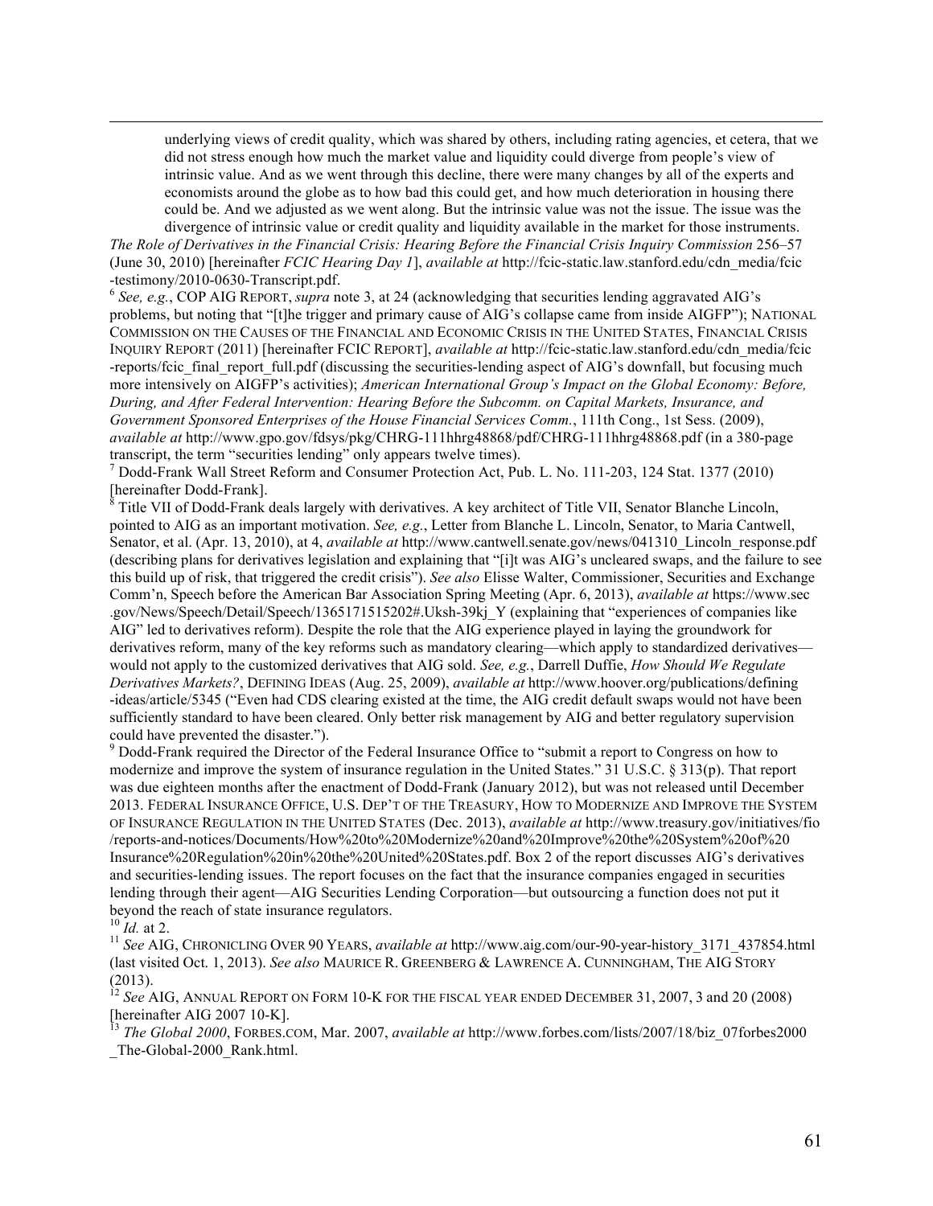underlying views of credit quality, which was shared by others, including rating agencies, et cetera, that we did not stress enough how much the market value and liquidity could diverge from people's view of intrinsic value. And as we went through this decline, there were many changes by all of the experts and economists around the globe as to how bad this could get, and how much deterioration in housing there could be. And we adjusted as we went along. But the intrinsic value was not the issue. The issue was the divergence of intrinsic value or credit quality and liquidity available in the market for those instruments.

*The Role of Derivatives in the Financial Crisis: Hearing Before the Financial Crisis Inquiry Commission* 256–57 (June 30, 2010) [hereinafter *FCIC Hearing Day 1*], *available at* http://fcic-static.law.stanford.edu/cdn_media/fcic-testimony/2010-0630-Transcript.pdf.

[6] *See, e.g.*, COP AIG REPORT, *supra* note 3, at 24 (acknowledging that securities lending aggravated AIG's problems, but noting that "[t]he trigger and primary cause of AIG's collapse came from inside AIGFP"); NATIONAL COMMISSION ON THE CAUSES OF THE FINANCIAL AND ECONOMIC CRISIS IN THE UNITED STATES, FINANCIAL CRISIS INQUIRY REPORT (2011) [hereinafter FCIC REPORT], *available at* http://fcic-static.law.stanford.edu/cdn_media/fcic-reports/fcic_final_report_full.pdf (discussing the securities-lending aspect of AIG's downfall, but focusing much more intensively on AIGFP's activities); *American International Group's Impact on the Global Economy: Before, During, and After Federal Intervention: Hearing Before the Subcomm. on Capital Markets, Insurance, and Government Sponsored Enterprises of the House Financial Services Comm.*, 111th Cong., 1st Sess. (2009), *available at* http://www.gpo.gov/fdsys/pkg/CHRG-111hhrg48868/pdf/CHRG-111hhrg48868.pdf (in a 380-page transcript, the term "securities lending" only appears twelve times).

[7] Dodd-Frank Wall Street Reform and Consumer Protection Act, Pub. L. No. 111-203, 124 Stat. 1377 (2010) [hereinafter Dodd-Frank].

[8] Title VII of Dodd-Frank deals largely with derivatives. A key architect of Title VII, Senator Blanche Lincoln, pointed to AIG as an important motivation. *See, e.g.*, Letter from Blanche L. Lincoln, Senator, to Maria Cantwell, Senator, et al. (Apr. 13, 2010), at 4, *available at* http://www.cantwell.senate.gov/news/041310_Lincoln_response.pdf (describing plans for derivatives legislation and explaining that "[i]t was AIG's uncleared swaps, and the failure to see this build up of risk, that triggered the credit crisis"). *See also* Elisse Walter, Commissioner, Securities and Exchange Comm'n, Speech before the American Bar Association Spring Meeting (Apr. 6, 2013), *available at* https://www.sec.gov/News/Speech/Detail/Speech/1365171515202#.Uksh-39kj_Y (explaining that "experiences of companies like AIG" led to derivatives reform). Despite the role that the AIG experience played in laying the groundwork for derivatives reform, many of the key reforms such as mandatory clearing—which apply to standardized derivatives—would not apply to the customized derivatives that AIG sold. *See, e.g.*, Darrell Duffie, *How Should We Regulate Derivatives Markets?*, DEFINING IDEAS (Aug. 25, 2009), *available at* http://www.hoover.org/publications/defining-ideas/article/5345 ("Even had CDS clearing existed at the time, the AIG credit default swaps would not have been sufficiently standard to have been cleared. Only better risk management by AIG and better regulatory supervision could have prevented the disaster.").

[9] Dodd-Frank required the Director of the Federal Insurance Office to "submit a report to Congress on how to modernize and improve the system of insurance regulation in the United States." 31 U.S.C. § 313(p). That report was due eighteen months after the enactment of Dodd-Frank (January 2012), but was not released until December 2013. FEDERAL INSURANCE OFFICE, U.S. DEP'T OF THE TREASURY, HOW TO MODERNIZE AND IMPROVE THE SYSTEM OF INSURANCE REGULATION IN THE UNITED STATES (Dec. 2013), *available at* http://www.treasury.gov/initiatives/fio/reports-and-notices/Documents/How%20to%20Modernize%20and%20Improve%20the%20System%20of%20Insurance%20Regulation%20in%20the%20United%20States.pdf. Box 2 of the report discusses AIG's derivatives and securities-lending issues. The report focuses on the fact that the insurance companies engaged in securities lending through their agent—AIG Securities Lending Corporation—but outsourcing a function does not put it beyond the reach of state insurance regulators.

[10] *Id.* at 2.

[11] *See* AIG, CHRONICLING OVER 90 YEARS, *available at* http://www.aig.com/our-90-year-history_3171_437854.html (last visited Oct. 1, 2013). *See also* MAURICE R. GREENBERG & LAWRENCE A. CUNNINGHAM, THE AIG STORY (2013).

[12] *See* AIG, ANNUAL REPORT ON FORM 10-K FOR THE FISCAL YEAR ENDED DECEMBER 31, 2007, 3 and 20 (2008) [hereinafter AIG 2007 10-K].

[13] *The Global 2000*, FORBES.COM, Mar. 2007, *available at* http://www.forbes.com/lists/2007/18/biz_07forbes2000_The-Global-2000_Rank.html.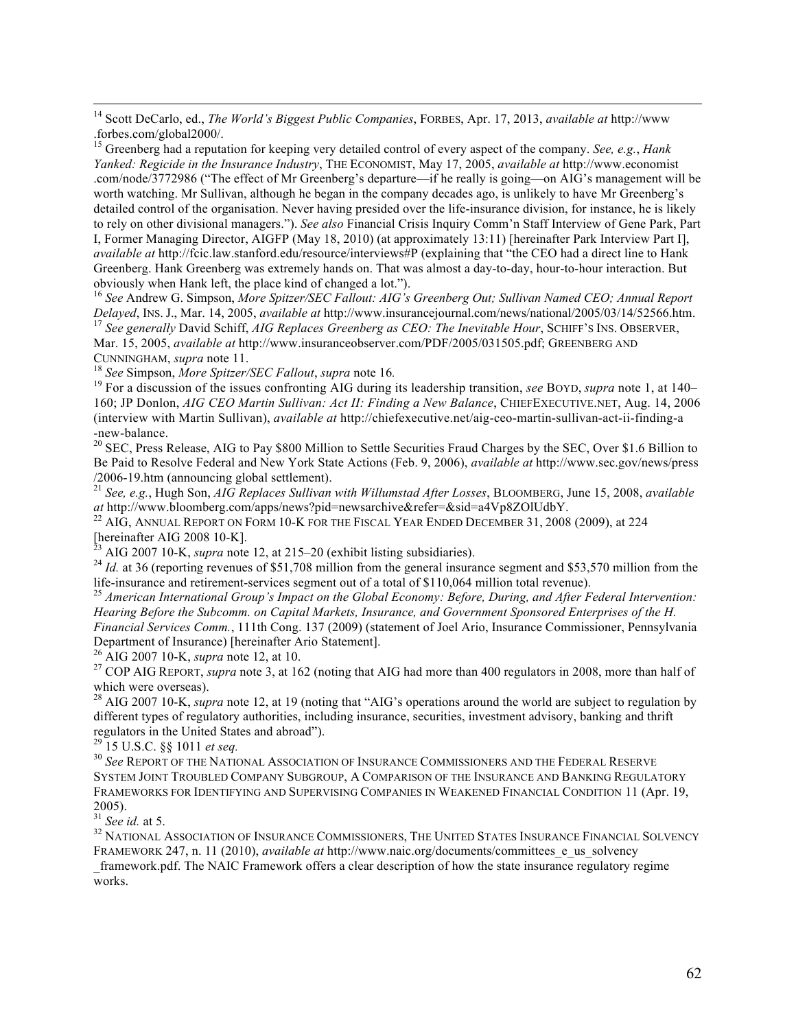[14] Scott DeCarlo, ed., *The World's Biggest Public Companies*, FORBES, Apr. 17, 2013, *available at* http://www.forbes.com/global2000/.

[15] Greenberg had a reputation for keeping very detailed control of every aspect of the company. *See, e.g.*, *Hank Yanked: Regicide in the Insurance Industry*, THE ECONOMIST, May 17, 2005, *available at* http://www.economist.com/node/3772986 ("The effect of Mr Greenberg's departure—if he really is going—on AIG's management will be worth watching. Mr Sullivan, although he began in the company decades ago, is unlikely to have Mr Greenberg's detailed control of the organisation. Never having presided over the life-insurance division, for instance, he is likely to rely on other divisional managers."). *See also* Financial Crisis Inquiry Comm'n Staff Interview of Gene Park, Part I, Former Managing Director, AIGFP (May 18, 2010) (at approximately 13:11) [hereinafter Park Interview Part I], *available at* http://fcic.law.stanford.edu/resource/interviews#P (explaining that "the CEO had a direct line to Hank Greenberg. Hank Greenberg was extremely hands on. That was almost a day-to-day, hour-to-hour interaction. But obviously when Hank left, the place kind of changed a lot.").

[16] *See* Andrew G. Simpson, *More Spitzer/SEC Fallout: AIG's Greenberg Out; Sullivan Named CEO; Annual Report Delayed*, INS. J., Mar. 14, 2005, *available at* http://www.insurancejournal.com/news/national/2005/03/14/52566.htm.

[17] *See generally* David Schiff, *AIG Replaces Greenberg as CEO: The Inevitable Hour*, SCHIFF'S INS. OBSERVER, Mar. 15, 2005, *available at* http://www.insuranceobserver.com/PDF/2005/031505.pdf; GREENBERG AND CUNNINGHAM, *supra* note 11.

[18] *See* Simpson, *More Spitzer/SEC Fallout*, *supra* note 16*.*

[19] For a discussion of the issues confronting AIG during its leadership transition, *see* BOYD, *supra* note 1, at 140–160; JP Donlon, *AIG CEO Martin Sullivan: Act II: Finding a New Balance*, CHIEFEXECUTIVE.NET, Aug. 14, 2006 (interview with Martin Sullivan), *available at* http://chiefexecutive.net/aig-ceo-martin-sullivan-act-ii-finding-a-new-balance.

[20] SEC, Press Release, AIG to Pay $800 Million to Settle Securities Fraud Charges by the SEC, Over $1.6 Billion to Be Paid to Resolve Federal and New York State Actions (Feb. 9, 2006), *available at* http://www.sec.gov/news/press/2006-19.htm (announcing global settlement).

[21] *See, e.g.*, Hugh Son, *AIG Replaces Sullivan with Willumstad After Losses*, BLOOMBERG, June 15, 2008, *available at* http://www.bloomberg.com/apps/news?pid=newsarchive&refer=&sid=a4Vp8ZOlUdbY.

[22] AIG, ANNUAL REPORT ON FORM 10-K FOR THE FISCAL YEAR ENDED DECEMBER 31, 2008 (2009), at 224 [hereinafter AIG 2008 10-K].

[23] AIG 2007 10-K, *supra* note 12, at 215–20 (exhibit listing subsidiaries).

[24] *Id.* at 36 (reporting revenues of $51,708 million from the general insurance segment and $53,570 million from the life-insurance and retirement-services segment out of a total of $110,064 million total revenue).

[25] *American International Group's Impact on the Global Economy: Before, During, and After Federal Intervention: Hearing Before the Subcomm. on Capital Markets, Insurance, and Government Sponsored Enterprises of the H. Financial Services Comm.*, 111th Cong. 137 (2009) (statement of Joel Ario, Insurance Commissioner, Pennsylvania Department of Insurance) [hereinafter Ario Statement].

[26] AIG 2007 10-K, *supra* note 12, at 10.

[27] COP AIG REPORT, *supra* note 3, at 162 (noting that AIG had more than 400 regulators in 2008, more than half of which were overseas).

[28] AIG 2007 10-K, *supra* note 12, at 19 (noting that "AIG's operations around the world are subject to regulation by different types of regulatory authorities, including insurance, securities, investment advisory, banking and thrift regulators in the United States and abroad").

[29] 15 U.S.C. §§ 1011 *et seq.*

[30] *See* REPORT OF THE NATIONAL ASSOCIATION OF INSURANCE COMMISSIONERS AND THE FEDERAL RESERVE SYSTEM JOINT TROUBLED COMPANY SUBGROUP, A COMPARISON OF THE INSURANCE AND BANKING REGULATORY FRAMEWORKS FOR IDENTIFYING AND SUPERVISING COMPANIES IN WEAKENED FINANCIAL CONDITION 11 (Apr. 19, 2005).

[31] *See id.* at 5.

[32] NATIONAL ASSOCIATION OF INSURANCE COMMISSIONERS, THE UNITED STATES INSURANCE FINANCIAL SOLVENCY FRAMEWORK 247, n. 11 (2010), *available at* http://www.naic.org/documents/committees_e_us_solvency_framework.pdf. The NAIC Framework offers a clear description of how the state insurance regulatory regime works.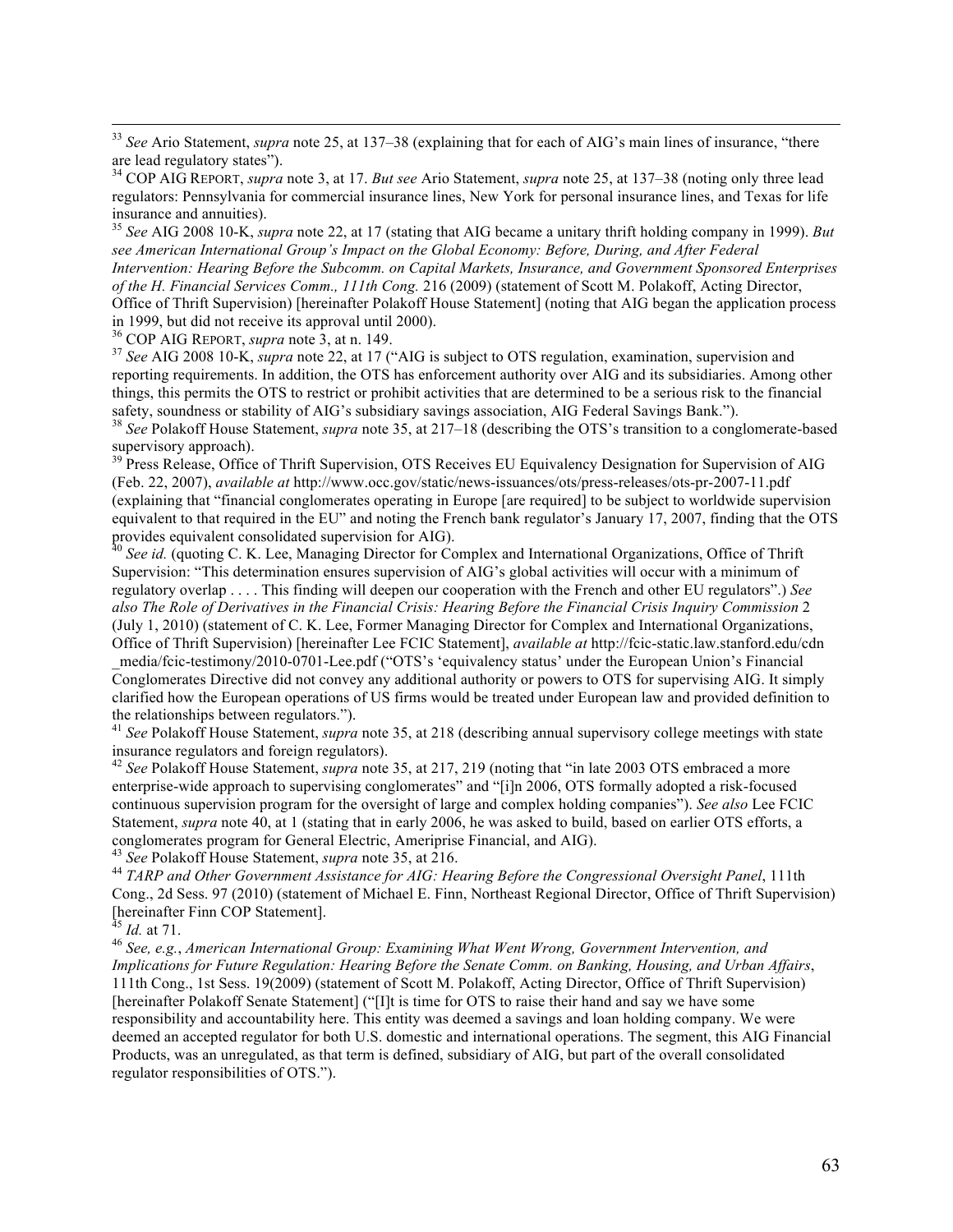[33] *See* Ario Statement, *supra* note 25, at 137–38 (explaining that for each of AIG's main lines of insurance, "there are lead regulatory states").

[34] COP AIG REPORT, *supra* note 3, at 17. *But see* Ario Statement, *supra* note 25, at 137–38 (noting only three lead regulators: Pennsylvania for commercial insurance lines, New York for personal insurance lines, and Texas for life insurance and annuities).

[35] *See* AIG 2008 10-K, *supra* note 22, at 17 (stating that AIG became a unitary thrift holding company in 1999). *But see American International Group's Impact on the Global Economy: Before, During, and After Federal Intervention: Hearing Before the Subcomm. on Capital Markets, Insurance, and Government Sponsored Enterprises of the H. Financial Services Comm., 111th Cong.* 216 (2009) (statement of Scott M. Polakoff, Acting Director, Office of Thrift Supervision) [hereinafter Polakoff House Statement] (noting that AIG began the application process in 1999, but did not receive its approval until 2000).

[36] COP AIG REPORT, *supra* note 3, at n. 149.

[37] *See* AIG 2008 10-K, *supra* note 22, at 17 ("AIG is subject to OTS regulation, examination, supervision and reporting requirements. In addition, the OTS has enforcement authority over AIG and its subsidiaries. Among other things, this permits the OTS to restrict or prohibit activities that are determined to be a serious risk to the financial safety, soundness or stability of AIG's subsidiary savings association, AIG Federal Savings Bank.").

[38] *See* Polakoff House Statement, *supra* note 35, at 217–18 (describing the OTS's transition to a conglomerate-based supervisory approach).

[39] Press Release, Office of Thrift Supervision, OTS Receives EU Equivalency Designation for Supervision of AIG (Feb. 22, 2007), *available at* http://www.occ.gov/static/news-issuances/ots/press-releases/ots-pr-2007-11.pdf (explaining that "financial conglomerates operating in Europe [are required] to be subject to worldwide supervision equivalent to that required in the EU" and noting the French bank regulator's January 17, 2007, finding that the OTS provides equivalent consolidated supervision for AIG).

[40] *See id.* (quoting C. K. Lee, Managing Director for Complex and International Organizations, Office of Thrift Supervision: "This determination ensures supervision of AIG's global activities will occur with a minimum of regulatory overlap . . . . This finding will deepen our cooperation with the French and other EU regulators".) *See also The Role of Derivatives in the Financial Crisis: Hearing Before the Financial Crisis Inquiry Commission* 2 (July 1, 2010) (statement of C. K. Lee, Former Managing Director for Complex and International Organizations, Office of Thrift Supervision) [hereinafter Lee FCIC Statement], *available at* http://fcic-static.law.stanford.edu/cdn_media/fcic-testimony/2010-0701-Lee.pdf ("OTS's 'equivalency status' under the European Union's Financial Conglomerates Directive did not convey any additional authority or powers to OTS for supervising AIG. It simply clarified how the European operations of US firms would be treated under European law and provided definition to the relationships between regulators.").

[41] *See* Polakoff House Statement, *supra* note 35, at 218 (describing annual supervisory college meetings with state insurance regulators and foreign regulators).

[42] *See* Polakoff House Statement, *supra* note 35, at 217, 219 (noting that "in late 2003 OTS embraced a more enterprise-wide approach to supervising conglomerates" and "[i]n 2006, OTS formally adopted a risk-focused continuous supervision program for the oversight of large and complex holding companies"). *See also* Lee FCIC Statement, *supra* note 40, at 1 (stating that in early 2006, he was asked to build, based on earlier OTS efforts, a conglomerates program for General Electric, Ameriprise Financial, and AIG).

[43] *See* Polakoff House Statement, *supra* note 35, at 216.

[44] *TARP and Other Government Assistance for AIG: Hearing Before the Congressional Oversight Panel*, 111th Cong., 2d Sess. 97 (2010) (statement of Michael E. Finn, Northeast Regional Director, Office of Thrift Supervision) [hereinafter Finn COP Statement].

[45] *Id.* at 71.

[46] *See, e.g.*, *American International Group: Examining What Went Wrong, Government Intervention, and Implications for Future Regulation: Hearing Before the Senate Comm. on Banking, Housing, and Urban Affairs*, 111th Cong., 1st Sess. 19(2009) (statement of Scott M. Polakoff, Acting Director, Office of Thrift Supervision) [hereinafter Polakoff Senate Statement] ("[I]t is time for OTS to raise their hand and say we have some responsibility and accountability here. This entity was deemed a savings and loan holding company. We were deemed an accepted regulator for both U.S. domestic and international operations. The segment, this AIG Financial Products, was an unregulated, as that term is defined, subsidiary of AIG, but part of the overall consolidated regulator responsibilities of OTS.").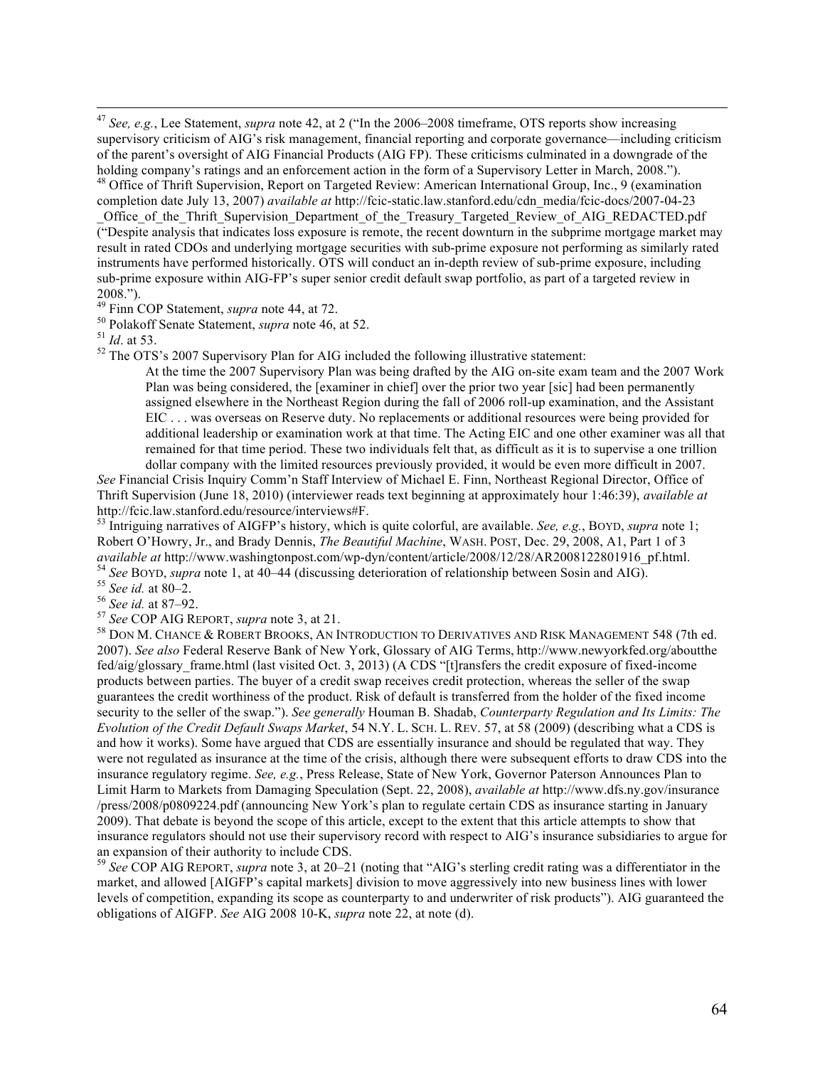[47] *See, e.g.*, Lee Statement, *supra* note 42, at 2 ("In the 2006–2008 timeframe, OTS reports show increasing supervisory criticism of AIG's risk management, financial reporting and corporate governance—including criticism of the parent's oversight of AIG Financial Products (AIG FP). These criticisms culminated in a downgrade of the holding company's ratings and an enforcement action in the form of a Supervisory Letter in March, 2008.").

[48] Office of Thrift Supervision, Report on Targeted Review: American International Group, Inc., 9 (examination completion date July 13, 2007) *available at* http://fcic-static.law.stanford.edu/cdn_media/fcic-docs/2007-04-23_Office_of_the_Thrift_Supervision_Department_of_the_Treasury_Targeted_Review_of_AIG_REDACTED.pdf ("Despite analysis that indicates loss exposure is remote, the recent downturn in the subprime mortgage market may result in rated CDOs and underlying mortgage securities with sub-prime exposure not performing as similarly rated instruments have performed historically. OTS will conduct an in-depth review of sub-prime exposure, including sub-prime exposure within AIG-FP's super senior credit default swap portfolio, as part of a targeted review in 2008.").

[49] Finn COP Statement, *supra* note 44, at 72.

[50] Polakoff Senate Statement, *supra* note 46, at 52.

[51] *Id*. at 53.

[52] The OTS's 2007 Supervisory Plan for AIG included the following illustrative statement:

> At the time the 2007 Supervisory Plan was being drafted by the AIG on-site exam team and the 2007 Work Plan was being considered, the [examiner in chief] over the prior two year [sic] had been permanently assigned elsewhere in the Northeast Region during the fall of 2006 roll-up examination, and the Assistant EIC . . . was overseas on Reserve duty. No replacements or additional resources were being provided for additional leadership or examination work at that time. The Acting EIC and one other examiner was all that remained for that time period. These two individuals felt that, as difficult as it is to supervise a one trillion dollar company with the limited resources previously provided, it would be even more difficult in 2007.

*See* Financial Crisis Inquiry Comm'n Staff Interview of Michael E. Finn, Northeast Regional Director, Office of Thrift Supervision (June 18, 2010) (interviewer reads text beginning at approximately hour 1:46:39), *available at* http://fcic.law.stanford.edu/resource/interviews#F.

[53] Intriguing narratives of AIGFP's history, which is quite colorful, are available. *See, e.g.*, BOYD, *supra* note 1; Robert O'Howry, Jr., and Brady Dennis, *The Beautiful Machine*, WASH. POST, Dec. 29, 2008, A1, Part 1 of 3 *available at* http://www.washingtonpost.com/wp-dyn/content/article/2008/12/28/AR2008122801916_pf.html.

[54] *See* BOYD, *supra* note 1, at 40–44 (discussing deterioration of relationship between Sosin and AIG).

[55] *See id.* at 80–2.

[56] *See id.* at 87–92.

[57] *See* COP AIG REPORT, *supra* note 3, at 21.

[58] DON M. CHANCE & ROBERT BROOKS, AN INTRODUCTION TO DERIVATIVES AND RISK MANAGEMENT 548 (7th ed. 2007). *See also* Federal Reserve Bank of New York, Glossary of AIG Terms, http://www.newyorkfed.org/aboutthefed/aig/glossary_frame.html (last visited Oct. 3, 2013) (A CDS "[t]ransfers the credit exposure of fixed-income products between parties. The buyer of a credit swap receives credit protection, whereas the seller of the swap guarantees the credit worthiness of the product. Risk of default is transferred from the holder of the fixed income security to the seller of the swap."). *See generally* Houman B. Shadab, *Counterparty Regulation and Its Limits: The Evolution of the Credit Default Swaps Market*, 54 N.Y. L. SCH. L. REV. 57, at 58 (2009) (describing what a CDS is and how it works). Some have argued that CDS are essentially insurance and should be regulated that way. They were not regulated as insurance at the time of the crisis, although there were subsequent efforts to draw CDS into the insurance regulatory regime. *See, e.g.*, Press Release, State of New York, Governor Paterson Announces Plan to Limit Harm to Markets from Damaging Speculation (Sept. 22, 2008), *available at* http://www.dfs.ny.gov/insurance/press/2008/p0809224.pdf (announcing New York's plan to regulate certain CDS as insurance starting in January 2009). That debate is beyond the scope of this article, except to the extent that this article attempts to show that insurance regulators should not use their supervisory record with respect to AIG's insurance subsidiaries to argue for an expansion of their authority to include CDS.

[59] *See* COP AIG REPORT, *supra* note 3, at 20–21 (noting that "AIG's sterling credit rating was a differentiator in the market, and allowed [AIGFP's capital markets] division to move aggressively into new business lines with lower levels of competition, expanding its scope as counterparty to and underwriter of risk products"). AIG guaranteed the obligations of AIGFP. *See* AIG 2008 10-K, *supra* note 22, at note (d).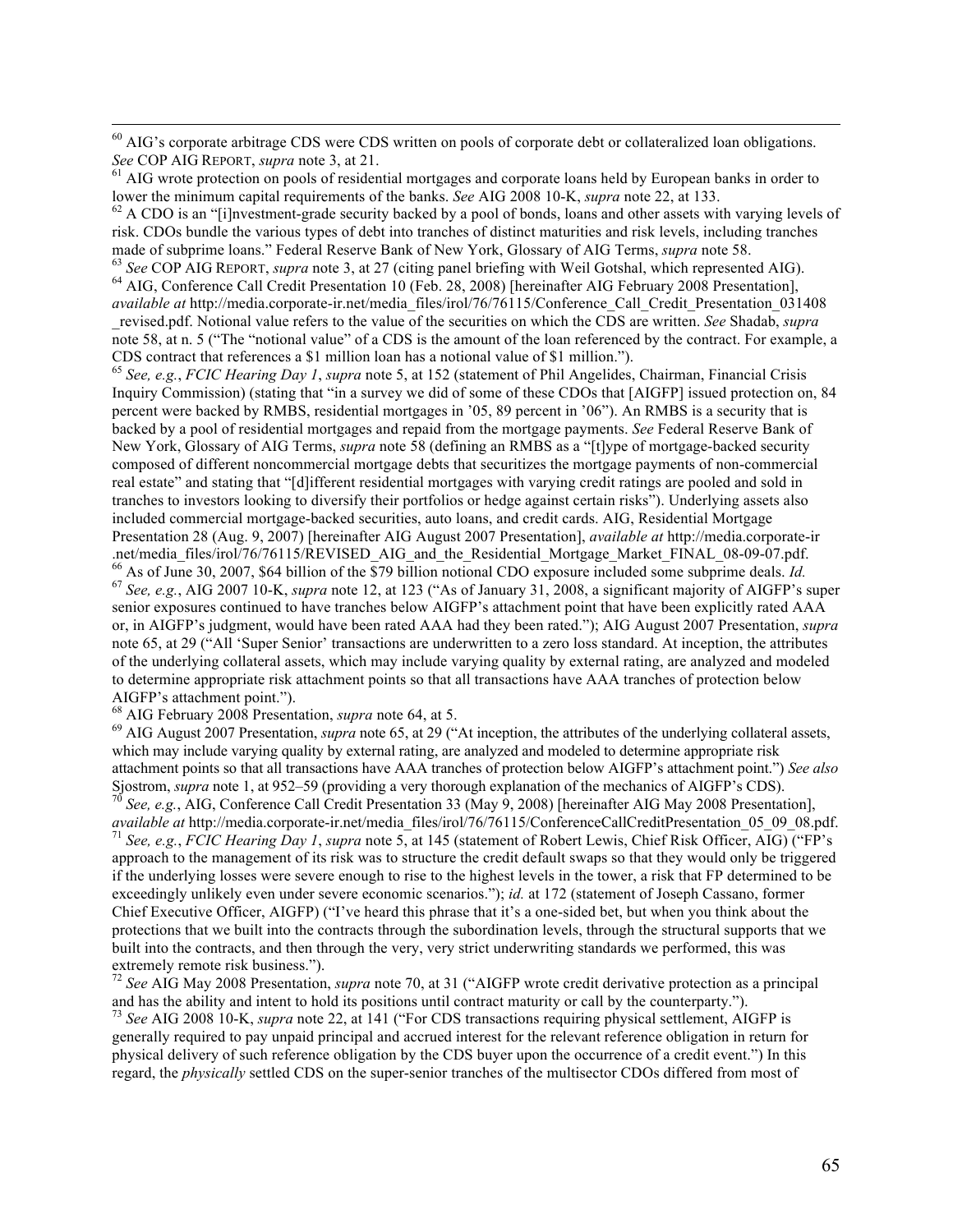[60] AIG's corporate arbitrage CDS were CDS written on pools of corporate debt or collateralized loan obligations. *See* COP AIG REPORT, *supra* note 3, at 21.

[61] AIG wrote protection on pools of residential mortgages and corporate loans held by European banks in order to lower the minimum capital requirements of the banks. *See* AIG 2008 10-K, *supra* note 22, at 133.

[62] A CDO is an "[i]nvestment-grade security backed by a pool of bonds, loans and other assets with varying levels of risk. CDOs bundle the various types of debt into tranches of distinct maturities and risk levels, including tranches made of subprime loans." Federal Reserve Bank of New York, Glossary of AIG Terms, *supra* note 58.

[63] *See* COP AIG REPORT, *supra* note 3, at 27 (citing panel briefing with Weil Gotshal, which represented AIG).

[64] AIG, Conference Call Credit Presentation 10 (Feb. 28, 2008) [hereinafter AIG February 2008 Presentation], *available at* http://media.corporate-ir.net/media_files/irol/76/76115/Conference_Call_Credit_Presentation_031408_revised.pdf. Notional value refers to the value of the securities on which the CDS are written. *See* Shadab, *supra* note 58, at n. 5 ("The "notional value" of a CDS is the amount of the loan referenced by the contract. For example, a CDS contract that references a $1 million loan has a notional value of $1 million.").

[65] *See, e.g.*, *FCIC Hearing Day 1*, *supra* note 5, at 152 (statement of Phil Angelides, Chairman, Financial Crisis Inquiry Commission) (stating that "in a survey we did of some of these CDOs that [AIGFP] issued protection on, 84 percent were backed by RMBS, residential mortgages in '05, 89 percent in '06"). An RMBS is a security that is backed by a pool of residential mortgages and repaid from the mortgage payments. *See* Federal Reserve Bank of New York, Glossary of AIG Terms, *supra* note 58 (defining an RMBS as a "[t]ype of mortgage-backed security composed of different noncommercial mortgage debts that securitizes the mortgage payments of non-commercial real estate" and stating that "[d]ifferent residential mortgages with varying credit ratings are pooled and sold in tranches to investors looking to diversify their portfolios or hedge against certain risks"). Underlying assets also included commercial mortgage-backed securities, auto loans, and credit cards. AIG, Residential Mortgage Presentation 28 (Aug. 9, 2007) [hereinafter AIG August 2007 Presentation], *available at* http://media.corporate-ir.net/media_files/irol/76/76115/REVISED_AIG_and_the_Residential_Mortgage_Market_FINAL_08-09-07.pdf.

[66] As of June 30, 2007, $64 billion of the $79 billion notional CDO exposure included some subprime deals. *Id.*

[67] *See, e.g.*, AIG 2007 10-K, *supra* note 12, at 123 ("As of January 31, 2008, a significant majority of AIGFP's super senior exposures continued to have tranches below AIGFP's attachment point that have been explicitly rated AAA or, in AIGFP's judgment, would have been rated AAA had they been rated."); AIG August 2007 Presentation, *supra* note 65, at 29 ("All 'Super Senior' transactions are underwritten to a zero loss standard. At inception, the attributes of the underlying collateral assets, which may include varying quality by external rating, are analyzed and modeled to determine appropriate risk attachment points so that all transactions have AAA tranches of protection below AIGFP's attachment point.").

[68] AIG February 2008 Presentation, *supra* note 64, at 5.

[69] AIG August 2007 Presentation, *supra* note 65, at 29 ("At inception, the attributes of the underlying collateral assets, which may include varying quality by external rating, are analyzed and modeled to determine appropriate risk attachment points so that all transactions have AAA tranches of protection below AIGFP's attachment point.") *See also* Sjostrom, *supra* note 1, at 952–59 (providing a very thorough explanation of the mechanics of AIGFP's CDS).

[70] *See, e.g.*, AIG, Conference Call Credit Presentation 33 (May 9, 2008) [hereinafter AIG May 2008 Presentation], *available at* http://media.corporate-ir.net/media_files/irol/76/76115/ConferenceCallCreditPresentation_05_09_08.pdf.

[71] *See, e.g.*, *FCIC Hearing Day 1*, *supra* note 5, at 145 (statement of Robert Lewis, Chief Risk Officer, AIG) ("FP's approach to the management of its risk was to structure the credit default swaps so that they would only be triggered if the underlying losses were severe enough to rise to the highest levels in the tower, a risk that FP determined to be exceedingly unlikely even under severe economic scenarios."); *id.* at 172 (statement of Joseph Cassano, former Chief Executive Officer, AIGFP) ("I've heard this phrase that it's a one-sided bet, but when you think about the protections that we built into the contracts through the subordination levels, through the structural supports that we built into the contracts, and then through the very, very strict underwriting standards we performed, this was extremely remote risk business.").

[72] *See* AIG May 2008 Presentation, *supra* note 70, at 31 ("AIGFP wrote credit derivative protection as a principal and has the ability and intent to hold its positions until contract maturity or call by the counterparty.").

[73] *See* AIG 2008 10-K, *supra* note 22, at 141 ("For CDS transactions requiring physical settlement, AIGFP is generally required to pay unpaid principal and accrued interest for the relevant reference obligation in return for physical delivery of such reference obligation by the CDS buyer upon the occurrence of a credit event.") In this regard, the *physically* settled CDS on the super-senior tranches of the multisector CDOs differed from most of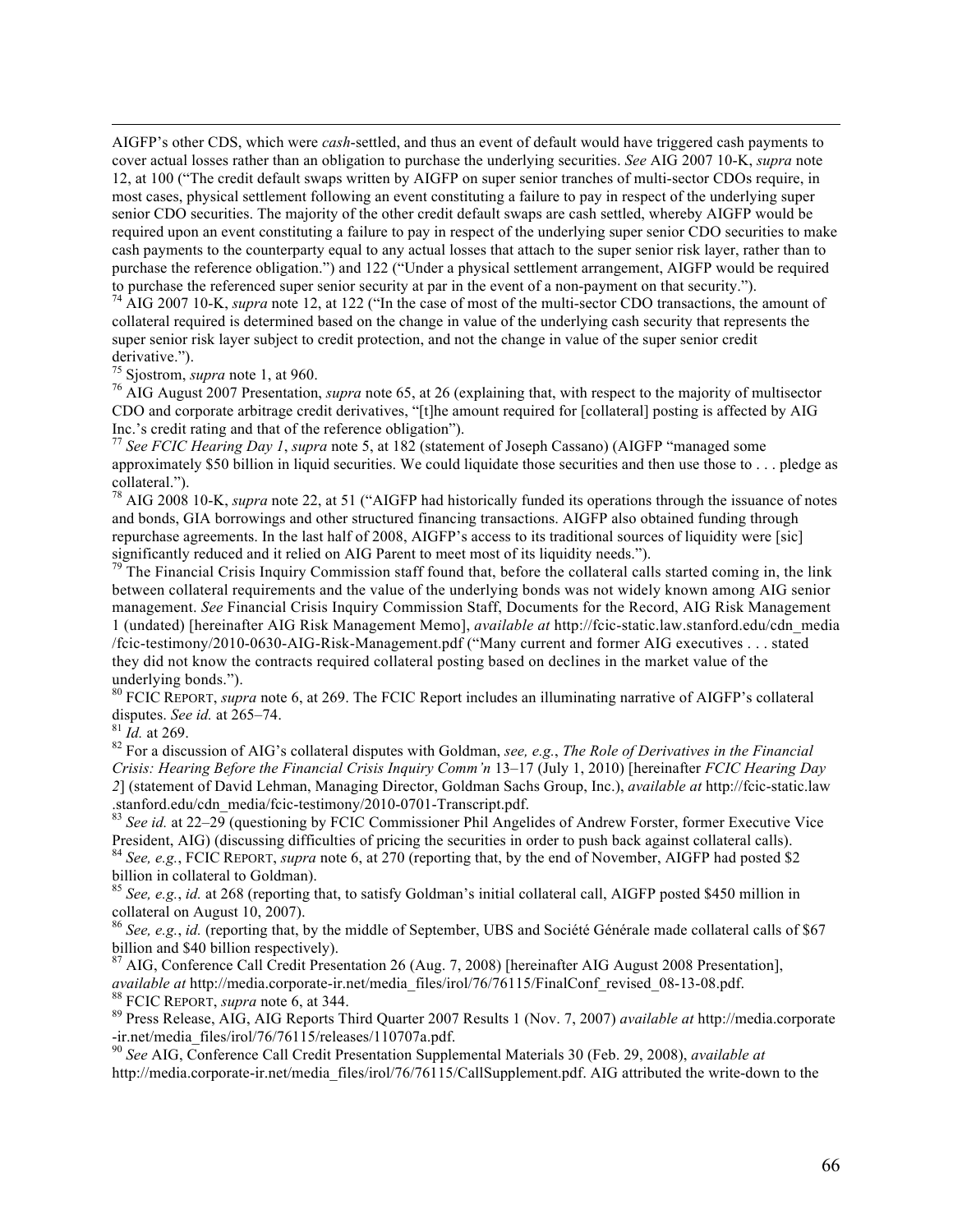AIGFP's other CDS, which were *cash*-settled, and thus an event of default would have triggered cash payments to cover actual losses rather than an obligation to purchase the underlying securities. *See* AIG 2007 10-K, *supra* note 12, at 100 ("The credit default swaps written by AIGFP on super senior tranches of multi-sector CDOs require, in most cases, physical settlement following an event constituting a failure to pay in respect of the underlying super senior CDO securities. The majority of the other credit default swaps are cash settled, whereby AIGFP would be required upon an event constituting a failure to pay in respect of the underlying super senior CDO securities to make cash payments to the counterparty equal to any actual losses that attach to the super senior risk layer, rather than to purchase the reference obligation.") and 122 ("Under a physical settlement arrangement, AIGFP would be required to purchase the referenced super senior security at par in the event of a non-payment on that security.").

[74] AIG 2007 10-K, *supra* note 12, at 122 ("In the case of most of the multi-sector CDO transactions, the amount of collateral required is determined based on the change in value of the underlying cash security that represents the super senior risk layer subject to credit protection, and not the change in value of the super senior credit derivative.").

[75] Sjostrom, *supra* note 1, at 960.

[76] AIG August 2007 Presentation, *supra* note 65, at 26 (explaining that, with respect to the majority of multisector CDO and corporate arbitrage credit derivatives, "[t]he amount required for [collateral] posting is affected by AIG Inc.'s credit rating and that of the reference obligation").

[77] *See FCIC Hearing Day 1*, *supra* note 5, at 182 (statement of Joseph Cassano) (AIGFP "managed some approximately $50 billion in liquid securities. We could liquidate those securities and then use those to . . . pledge as collateral.").

[78] AIG 2008 10-K, *supra* note 22, at 51 ("AIGFP had historically funded its operations through the issuance of notes and bonds, GIA borrowings and other structured financing transactions. AIGFP also obtained funding through repurchase agreements. In the last half of 2008, AIGFP's access to its traditional sources of liquidity were [sic] significantly reduced and it relied on AIG Parent to meet most of its liquidity needs.").

[79] The Financial Crisis Inquiry Commission staff found that, before the collateral calls started coming in, the link between collateral requirements and the value of the underlying bonds was not widely known among AIG senior management. *See* Financial Crisis Inquiry Commission Staff, Documents for the Record, AIG Risk Management 1 (undated) [hereinafter AIG Risk Management Memo], *available at* http://fcic-static.law.stanford.edu/cdn_media/fcic-testimony/2010-0630-AIG-Risk-Management.pdf ("Many current and former AIG executives . . . stated they did not know the contracts required collateral posting based on declines in the market value of the underlying bonds.").

[80] FCIC REPORT, *supra* note 6, at 269. The FCIC Report includes an illuminating narrative of AIGFP's collateral disputes. *See id.* at 265–74.

[81] *Id.* at 269.

[82] For a discussion of AIG's collateral disputes with Goldman, *see, e.g.*, *The Role of Derivatives in the Financial Crisis: Hearing Before the Financial Crisis Inquiry Comm'n* 13–17 (July 1, 2010) [hereinafter *FCIC Hearing Day 2*] (statement of David Lehman, Managing Director, Goldman Sachs Group, Inc.), *available at* http://fcic-static.law.stanford.edu/cdn_media/fcic-testimony/2010-0701-Transcript.pdf.

[83] *See id.* at 22–29 (questioning by FCIC Commissioner Phil Angelides of Andrew Forster, former Executive Vice President, AIG) (discussing difficulties of pricing the securities in order to push back against collateral calls).

[84] *See, e.g.*, FCIC REPORT, *supra* note 6, at 270 (reporting that, by the end of November, AIGFP had posted $2 billion in collateral to Goldman).

[85] *See, e.g.*, *id.* at 268 (reporting that, to satisfy Goldman's initial collateral call, AIGFP posted $450 million in collateral on August 10, 2007).

[86] *See, e.g.*, *id.* (reporting that, by the middle of September, UBS and Société Générale made collateral calls of $67 billion and $40 billion respectively).

[87] AIG, Conference Call Credit Presentation 26 (Aug. 7, 2008) [hereinafter AIG August 2008 Presentation], *available at* http://media.corporate-ir.net/media_files/irol/76/76115/FinalConf_revised_08-13-08.pdf.

[88] FCIC REPORT, *supra* note 6, at 344.

[89] Press Release, AIG, AIG Reports Third Quarter 2007 Results 1 (Nov. 7, 2007) *available at* http://media.corporate-ir.net/media_files/irol/76/76115/releases/110707a.pdf.

[90] *See* AIG, Conference Call Credit Presentation Supplemental Materials 30 (Feb. 29, 2008), *available at* http://media.corporate-ir.net/media_files/irol/76/76115/CallSupplement.pdf. AIG attributed the write-down to the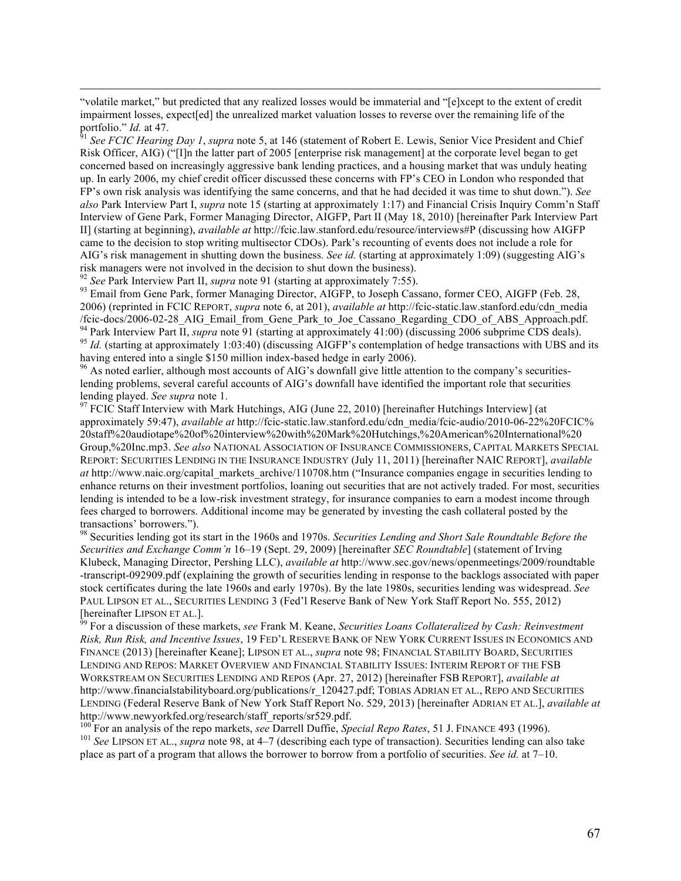"volatile market," but predicted that any realized losses would be immaterial and "[e]xcept to the extent of credit impairment losses, expect[ed] the unrealized market valuation losses to reverse over the remaining life of the portfolio." *Id.* at 47.

[91] *See FCIC Hearing Day 1*, *supra* note 5, at 146 (statement of Robert E. Lewis, Senior Vice President and Chief Risk Officer, AIG) ("[I]n the latter part of 2005 [enterprise risk management] at the corporate level began to get concerned based on increasingly aggressive bank lending practices, and a housing market that was unduly heating up. In early 2006, my chief credit officer discussed these concerns with FP's CEO in London who responded that FP's own risk analysis was identifying the same concerns, and that he had decided it was time to shut down."). *See also* Park Interview Part I, *supra* note 15 (starting at approximately 1:17) and Financial Crisis Inquiry Comm'n Staff Interview of Gene Park, Former Managing Director, AIGFP, Part II (May 18, 2010) [hereinafter Park Interview Part II] (starting at beginning), *available at* http://fcic.law.stanford.edu/resource/interviews#P (discussing how AIGFP came to the decision to stop writing multisector CDOs). Park's recounting of events does not include a role for AIG's risk management in shutting down the business. *See id.* (starting at approximately 1:09) (suggesting AIG's risk managers were not involved in the decision to shut down the business).

[92] *See* Park Interview Part II, *supra* note 91 (starting at approximately 7:55).

[93] Email from Gene Park, former Managing Director, AIGFP, to Joseph Cassano, former CEO, AIGFP (Feb. 28, 2006) (reprinted in FCIC REPORT, *supra* note 6, at 201), *available at* http://fcic-static.law.stanford.edu/cdn_media/fcic-docs/2006-02-28_AIG_Email_from_Gene_Park_to_Joe_Cassano_Regarding_CDO_of_ABS_Approach.pdf.

[94] Park Interview Part II, *supra* note 91 (starting at approximately 41:00) (discussing 2006 subprime CDS deals).

[95] *Id.* (starting at approximately 1:03:40) (discussing AIGFP's contemplation of hedge transactions with UBS and its having entered into a single $150 million index-based hedge in early 2006).

[96] As noted earlier, although most accounts of AIG's downfall give little attention to the company's securities-lending problems, several careful accounts of AIG's downfall have identified the important role that securities lending played. *See supra* note 1.

[97] FCIC Staff Interview with Mark Hutchings, AIG (June 22, 2010) [hereinafter Hutchings Interview] (at approximately 59:47), *available at* http://fcic-static.law.stanford.edu/cdn_media/fcic-audio/2010-06-22%20FCIC%20staff%20audiotape%20of%20interview%20with%20Mark%20Hutchings,%20American%20International%20Group,%20Inc.mp3. *See also* NATIONAL ASSOCIATION OF INSURANCE COMMISSIONERS, CAPITAL MARKETS SPECIAL REPORT: SECURITIES LENDING IN THE INSURANCE INDUSTRY (July 11, 2011) [hereinafter NAIC REPORT], *available at* http://www.naic.org/capital_markets_archive/110708.htm ("Insurance companies engage in securities lending to enhance returns on their investment portfolios, loaning out securities that are not actively traded. For most, securities lending is intended to be a low-risk investment strategy, for insurance companies to earn a modest income through fees charged to borrowers. Additional income may be generated by investing the cash collateral posted by the transactions' borrowers.").

[98] Securities lending got its start in the 1960s and 1970s. *Securities Lending and Short Sale Roundtable Before the Securities and Exchange Comm'n* 16–19 (Sept. 29, 2009) [hereinafter *SEC Roundtable*] (statement of Irving Klubeck, Managing Director, Pershing LLC), *available at* http://www.sec.gov/news/openmeetings/2009/roundtable-transcript-092909.pdf (explaining the growth of securities lending in response to the backlogs associated with paper stock certificates during the late 1960s and early 1970s). By the late 1980s, securities lending was widespread. *See* PAUL LIPSON ET AL., SECURITIES LENDING 3 (Fed'l Reserve Bank of New York Staff Report No. 555, 2012) [hereinafter LIPSON ET AL.].

[99] For a discussion of these markets, *see* Frank M. Keane, *Securities Loans Collateralized by Cash: Reinvestment Risk, Run Risk, and Incentive Issues*, 19 FED'L RESERVE BANK OF NEW YORK CURRENT ISSUES IN ECONOMICS AND FINANCE (2013) [hereinafter Keane]; LIPSON ET AL., *supra* note 98; FINANCIAL STABILITY BOARD, SECURITIES LENDING AND REPOS: MARKET OVERVIEW AND FINANCIAL STABILITY ISSUES: INTERIM REPORT OF THE FSB WORKSTREAM ON SECURITIES LENDING AND REPOS (Apr. 27, 2012) [hereinafter FSB REPORT], *available at* http://www.financialstabilityboard.org/publications/r_120427.pdf; TOBIAS ADRIAN ET AL., REPO AND SECURITIES LENDING (Federal Reserve Bank of New York Staff Report No. 529, 2013) [hereinafter ADRIAN ET AL.], *available at* http://www.newyorkfed.org/research/staff_reports/sr529.pdf.

[100] For an analysis of the repo markets, *see* Darrell Duffie, *Special Repo Rates*, 51 J. FINANCE 493 (1996).

[101] *See* LIPSON ET AL., *supra* note 98, at 4–7 (describing each type of transaction). Securities lending can also take place as part of a program that allows the borrower to borrow from a portfolio of securities. *See id.* at 7–10.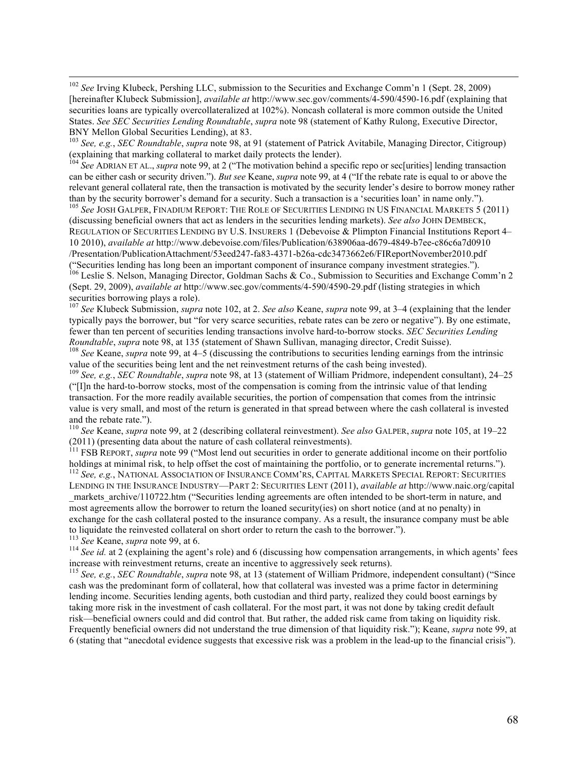[102] *See* Irving Klubeck, Pershing LLC, submission to the Securities and Exchange Comm'n 1 (Sept. 28, 2009) [hereinafter Klubeck Submission], *available at* http://www.sec.gov/comments/4-590/4590-16.pdf (explaining that securities loans are typically overcollateralized at 102%). Noncash collateral is more common outside the United States. *See SEC Securities Lending Roundtable*, *supra* note 98 (statement of Kathy Rulong, Executive Director, BNY Mellon Global Securities Lending), at 83.

[103] *See, e.g.*, *SEC Roundtable*, *supra* note 98, at 91 (statement of Patrick Avitabile, Managing Director, Citigroup) (explaining that marking collateral to market daily protects the lender).

[104] *See* ADRIAN ET AL., *supra* note 99, at 2 ("The motivation behind a specific repo or sec[urities] lending transaction can be either cash or security driven."). *But see* Keane, *supra* note 99, at 4 ("If the rebate rate is equal to or above the relevant general collateral rate, then the transaction is motivated by the security lender's desire to borrow money rather than by the security borrower's demand for a security. Such a transaction is a 'securities loan' in name only.").

[105] *See* JOSH GALPER, FINADIUM REPORT: THE ROLE OF SECURITIES LENDING IN US FINANCIAL MARKETS 5 (2011) (discussing beneficial owners that act as lenders in the securities lending markets). *See also* JOHN DEMBECK, REGULATION OF SECURITIES LENDING BY U.S. INSURERS 1 (Debevoise & Plimpton Financial Institutions Report 4–10 2010), *available at* http://www.debevoise.com/files/Publication/638906aa-d679-4849-b7ee-c86c6a7d0910/Presentation/PublicationAttachment/53eed247-fa83-4371-b26a-cdc3473662e6/FIReportNovember2010.pdf ("Securities lending has long been an important component of insurance company investment strategies.").

[106] Leslie S. Nelson, Managing Director, Goldman Sachs & Co., Submission to Securities and Exchange Comm'n 2 (Sept. 29, 2009), *available at* http://www.sec.gov/comments/4-590/4590-29.pdf (listing strategies in which securities borrowing plays a role).

[107] *See* Klubeck Submission, *supra* note 102, at 2. *See also* Keane, *supra* note 99, at 3–4 (explaining that the lender typically pays the borrower, but "for very scarce securities, rebate rates can be zero or negative"). By one estimate, fewer than ten percent of securities lending transactions involve hard-to-borrow stocks. *SEC Securities Lending Roundtable*, *supra* note 98, at 135 (statement of Shawn Sullivan, managing director, Credit Suisse).

[108] *See* Keane, *supra* note 99, at 4–5 (discussing the contributions to securities lending earnings from the intrinsic value of the securities being lent and the net reinvestment returns of the cash being invested).

[109] *See, e.g.*, *SEC Roundtable*, *supra* note 98, at 13 (statement of William Pridmore, independent consultant), 24–25 ("[I]n the hard-to-borrow stocks, most of the compensation is coming from the intrinsic value of that lending transaction. For the more readily available securities, the portion of compensation that comes from the intrinsic value is very small, and most of the return is generated in that spread between where the cash collateral is invested and the rebate rate.").

[110] *See* Keane, *supra* note 99, at 2 (describing collateral reinvestment). *See also* GALPER, *supra* note 105, at 19–22 (2011) (presenting data about the nature of cash collateral reinvestments).

[111] FSB REPORT, *supra* note 99 ("Most lend out securities in order to generate additional income on their portfolio holdings at minimal risk, to help offset the cost of maintaining the portfolio, or to generate incremental returns.").

[112] *See, e.g.*, NATIONAL ASSOCIATION OF INSURANCE COMM'RS, CAPITAL MARKETS SPECIAL REPORT: SECURITIES LENDING IN THE INSURANCE INDUSTRY—PART 2: SECURITIES LENT (2011), *available at* http://www.naic.org/capital_markets_archive/110722.htm ("Securities lending agreements are often intended to be short-term in nature, and most agreements allow the borrower to return the loaned security(ies) on short notice (and at no penalty) in exchange for the cash collateral posted to the insurance company. As a result, the insurance company must be able to liquidate the reinvested collateral on short order to return the cash to the borrower.").

[113] *See* Keane, *supra* note 99, at 6.

[114] *See id.* at 2 (explaining the agent's role) and 6 (discussing how compensation arrangements, in which agents' fees increase with reinvestment returns, create an incentive to aggressively seek returns).

[115] *See, e.g.*, *SEC Roundtable*, *supra* note 98, at 13 (statement of William Pridmore, independent consultant) ("Since cash was the predominant form of collateral, how that collateral was invested was a prime factor in determining lending income. Securities lending agents, both custodian and third party, realized they could boost earnings by taking more risk in the investment of cash collateral. For the most part, it was not done by taking credit default risk—beneficial owners could and did control that. But rather, the added risk came from taking on liquidity risk. Frequently beneficial owners did not understand the true dimension of that liquidity risk."); Keane, *supra* note 99, at 6 (stating that "anecdotal evidence suggests that excessive risk was a problem in the lead-up to the financial crisis").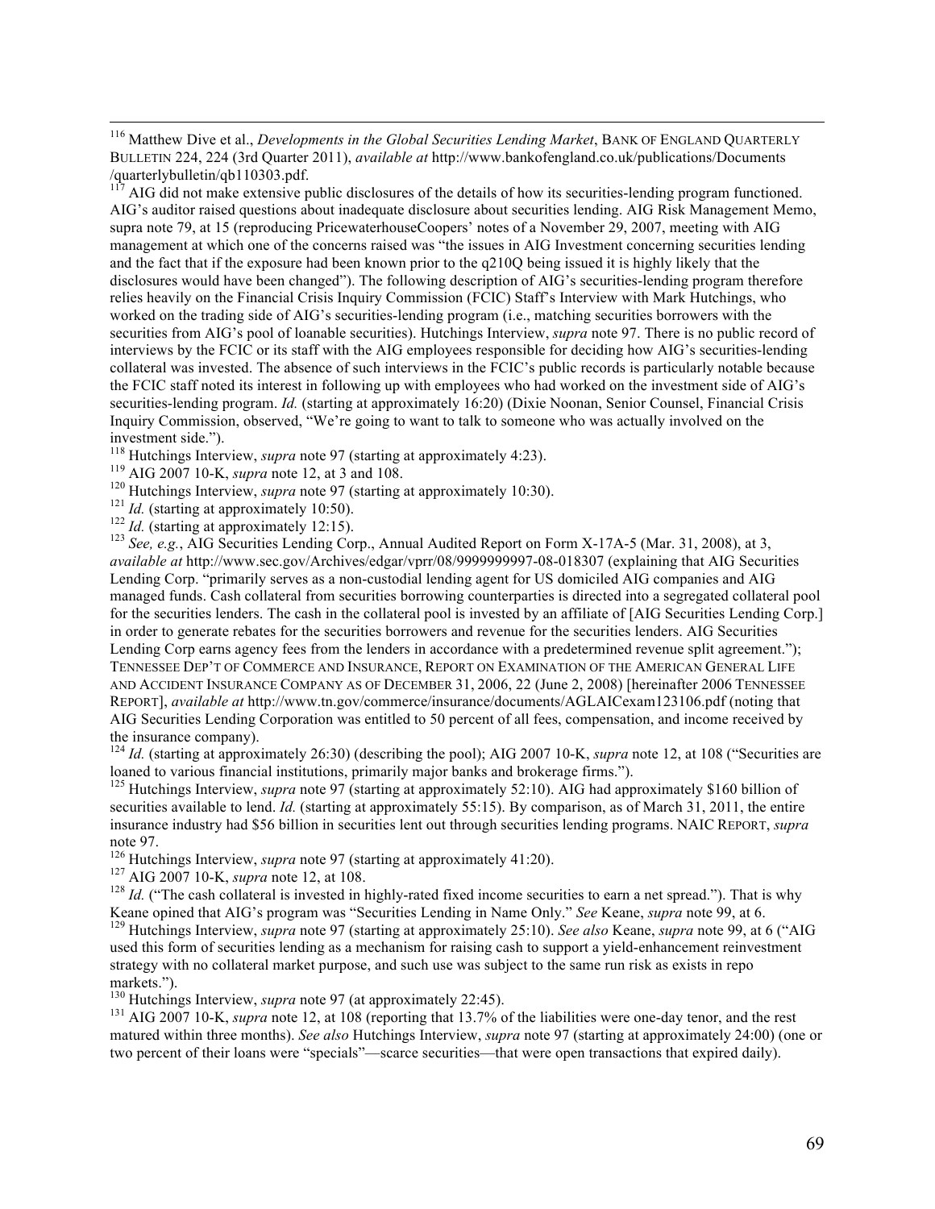[116] Matthew Dive et al., *Developments in the Global Securities Lending Market*, BANK OF ENGLAND QUARTERLY BULLETIN 224, 224 (3rd Quarter 2011), *available at* http://www.bankofengland.co.uk/publications/Documents /quarterlybulletin/qb110303.pdf.

[117] AIG did not make extensive public disclosures of the details of how its securities-lending program functioned. AIG's auditor raised questions about inadequate disclosure about securities lending. AIG Risk Management Memo, supra note 79, at 15 (reproducing PricewaterhouseCoopers' notes of a November 29, 2007, meeting with AIG management at which one of the concerns raised was "the issues in AIG Investment concerning securities lending and the fact that if the exposure had been known prior to the q210Q being issued it is highly likely that the disclosures would have been changed"). The following description of AIG's securities-lending program therefore relies heavily on the Financial Crisis Inquiry Commission (FCIC) Staff's Interview with Mark Hutchings, who worked on the trading side of AIG's securities-lending program (i.e., matching securities borrowers with the securities from AIG's pool of loanable securities). Hutchings Interview, *supra* note 97. There is no public record of interviews by the FCIC or its staff with the AIG employees responsible for deciding how AIG's securities-lending collateral was invested. The absence of such interviews in the FCIC's public records is particularly notable because the FCIC staff noted its interest in following up with employees who had worked on the investment side of AIG's securities-lending program. *Id.* (starting at approximately 16:20) (Dixie Noonan, Senior Counsel, Financial Crisis Inquiry Commission, observed, "We're going to want to talk to someone who was actually involved on the investment side.").

[118] Hutchings Interview, *supra* note 97 (starting at approximately 4:23).

[119] AIG 2007 10-K, *supra* note 12, at 3 and 108.

[120] Hutchings Interview, *supra* note 97 (starting at approximately 10:30).

[121] *Id.* (starting at approximately 10:50).

[122] *Id.* (starting at approximately 12:15).

[123] *See, e.g.*, AIG Securities Lending Corp., Annual Audited Report on Form X-17A-5 (Mar. 31, 2008), at 3, *available at* http://www.sec.gov/Archives/edgar/vprr/08/9999999997-08-018307 (explaining that AIG Securities Lending Corp. "primarily serves as a non-custodial lending agent for US domiciled AIG companies and AIG managed funds. Cash collateral from securities borrowing counterparties is directed into a segregated collateral pool for the securities lenders. The cash in the collateral pool is invested by an affiliate of [AIG Securities Lending Corp.] in order to generate rebates for the securities borrowers and revenue for the securities lenders. AIG Securities Lending Corp earns agency fees from the lenders in accordance with a predetermined revenue split agreement."); TENNESSEE DEP'T OF COMMERCE AND INSURANCE, REPORT ON EXAMINATION OF THE AMERICAN GENERAL LIFE AND ACCIDENT INSURANCE COMPANY AS OF DECEMBER 31, 2006, 22 (June 2, 2008) [hereinafter 2006 TENNESSEE REPORT], *available at* http://www.tn.gov/commerce/insurance/documents/AGLAICexam123106.pdf (noting that AIG Securities Lending Corporation was entitled to 50 percent of all fees, compensation, and income received by the insurance company).

[124] *Id.* (starting at approximately 26:30) (describing the pool); AIG 2007 10-K, *supra* note 12, at 108 ("Securities are loaned to various financial institutions, primarily major banks and brokerage firms.").

[125] Hutchings Interview, *supra* note 97 (starting at approximately 52:10). AIG had approximately $160 billion of securities available to lend. *Id.* (starting at approximately 55:15). By comparison, as of March 31, 2011, the entire insurance industry had $56 billion in securities lent out through securities lending programs. NAIC REPORT, *supra* note 97.

[126] Hutchings Interview, *supra* note 97 (starting at approximately 41:20).

[127] AIG 2007 10-K, *supra* note 12, at 108.

[128] *Id.* ("The cash collateral is invested in highly-rated fixed income securities to earn a net spread."). That is why Keane opined that AIG's program was "Securities Lending in Name Only." *See* Keane, *supra* note 99, at 6.

[129] Hutchings Interview, *supra* note 97 (starting at approximately 25:10). *See also* Keane, *supra* note 99, at 6 ("AIG used this form of securities lending as a mechanism for raising cash to support a yield-enhancement reinvestment strategy with no collateral market purpose, and such use was subject to the same run risk as exists in repo markets.").

[130] Hutchings Interview, *supra* note 97 (at approximately 22:45).

[131] AIG 2007 10-K, *supra* note 12, at 108 (reporting that 13.7% of the liabilities were one-day tenor, and the rest matured within three months). *See also* Hutchings Interview, *supra* note 97 (starting at approximately 24:00) (one or two percent of their loans were "specials"—scarce securities—that were open transactions that expired daily).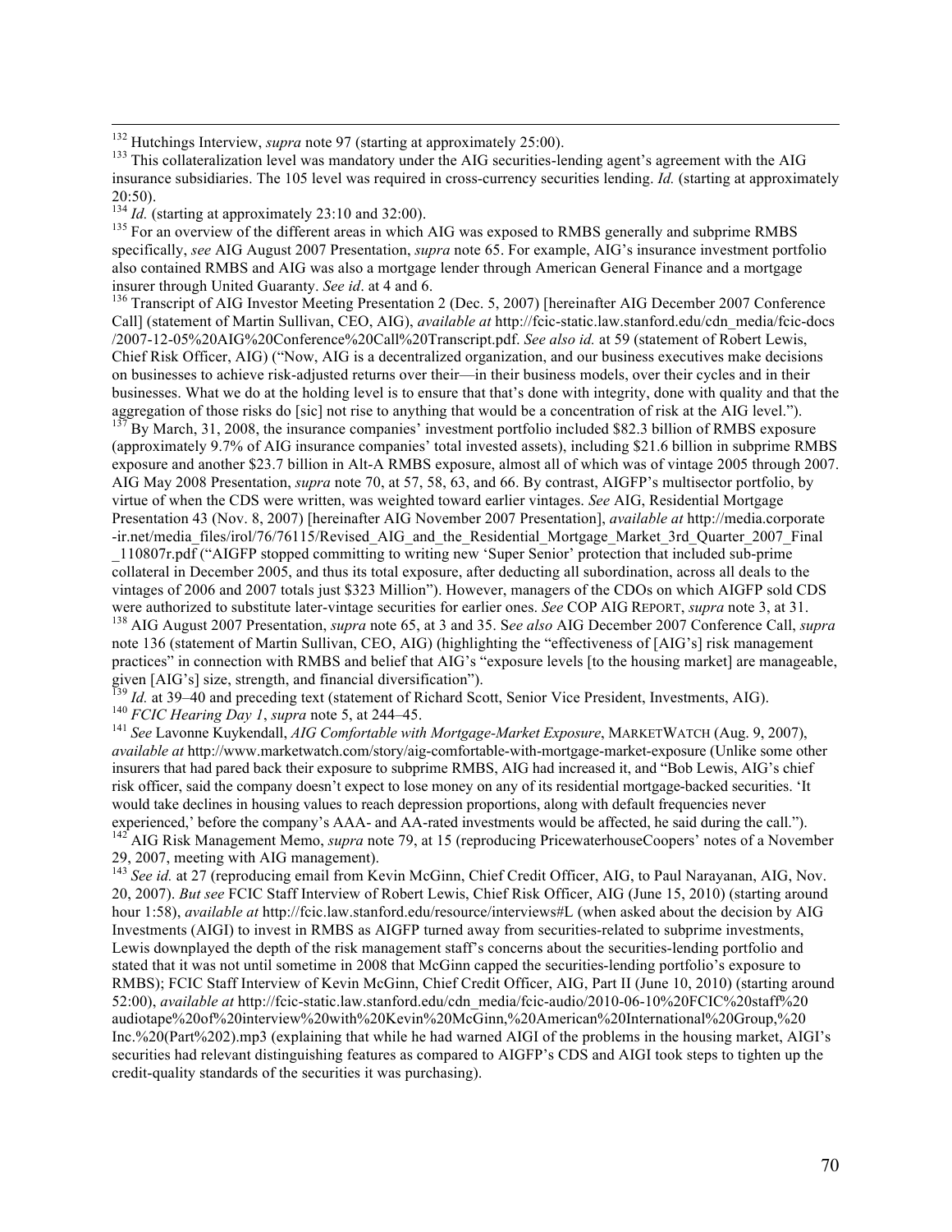[132] Hutchings Interview, *supra* note 97 (starting at approximately 25:00).

[133] This collateralization level was mandatory under the AIG securities-lending agent's agreement with the AIG insurance subsidiaries. The 105 level was required in cross-currency securities lending. *Id.* (starting at approximately 20:50).

[134] *Id.* (starting at approximately 23:10 and 32:00).

[135] For an overview of the different areas in which AIG was exposed to RMBS generally and subprime RMBS specifically, *see* AIG August 2007 Presentation, *supra* note 65. For example, AIG's insurance investment portfolio also contained RMBS and AIG was also a mortgage lender through American General Finance and a mortgage insurer through United Guaranty. *See id*. at 4 and 6.

[136] Transcript of AIG Investor Meeting Presentation 2 (Dec. 5, 2007) [hereinafter AIG December 2007 Conference Call] (statement of Martin Sullivan, CEO, AIG), *available at* http://fcic-static.law.stanford.edu/cdn_media/fcic-docs/2007-12-05%20AIG%20Conference%20Call%20Transcript.pdf. *See also id.* at 59 (statement of Robert Lewis, Chief Risk Officer, AIG) ("Now, AIG is a decentralized organization, and our business executives make decisions on businesses to achieve risk-adjusted returns over their—in their business models, over their cycles and in their businesses. What we do at the holding level is to ensure that that's done with integrity, done with quality and that the aggregation of those risks do [sic] not rise to anything that would be a concentration of risk at the AIG level.").

[137] By March, 31, 2008, the insurance companies' investment portfolio included $82.3 billion of RMBS exposure (approximately 9.7% of AIG insurance companies' total invested assets), including $21.6 billion in subprime RMBS exposure and another $23.7 billion in Alt-A RMBS exposure, almost all of which was of vintage 2005 through 2007. AIG May 2008 Presentation, *supra* note 70, at 57, 58, 63, and 66. By contrast, AIGFP's multisector portfolio, by virtue of when the CDS were written, was weighted toward earlier vintages. *See* AIG, Residential Mortgage Presentation 43 (Nov. 8, 2007) [hereinafter AIG November 2007 Presentation], *available at* http://media.corporate-ir.net/media_files/irol/76/76115/Revised_AIG_and_the_Residential_Mortgage_Market_3rd_Quarter_2007_Final_110807r.pdf ("AIGFP stopped committing to writing new 'Super Senior' protection that included sub-prime collateral in December 2005, and thus its total exposure, after deducting all subordination, across all deals to the vintages of 2006 and 2007 totals just $323 Million"). However, managers of the CDOs on which AIGFP sold CDS were authorized to substitute later-vintage securities for earlier ones. *See* COP AIG REPORT, *supra* note 3, at 31.

[138] AIG August 2007 Presentation, *supra* note 65, at 3 and 35. S*ee also* AIG December 2007 Conference Call, *supra* note 136 (statement of Martin Sullivan, CEO, AIG) (highlighting the "effectiveness of [AIG's] risk management practices" in connection with RMBS and belief that AIG's "exposure levels [to the housing market] are manageable, given [AIG's] size, strength, and financial diversification").

[139] *Id.* at 39–40 and preceding text (statement of Richard Scott, Senior Vice President, Investments, AIG).

[140] *FCIC Hearing Day 1*, *supra* note 5, at 244–45.

[141] *See* Lavonne Kuykendall, *AIG Comfortable with Mortgage-Market Exposure*, MARKETWATCH (Aug. 9, 2007), *available at* http://www.marketwatch.com/story/aig-comfortable-with-mortgage-market-exposure (Unlike some other insurers that had pared back their exposure to subprime RMBS, AIG had increased it, and "Bob Lewis, AIG's chief risk officer, said the company doesn't expect to lose money on any of its residential mortgage-backed securities. 'It would take declines in housing values to reach depression proportions, along with default frequencies never experienced,' before the company's AAA- and AA-rated investments would be affected, he said during the call.").

[142] AIG Risk Management Memo, *supra* note 79, at 15 (reproducing PricewaterhouseCoopers' notes of a November 29, 2007, meeting with AIG management).

[143] *See id.* at 27 (reproducing email from Kevin McGinn, Chief Credit Officer, AIG, to Paul Narayanan, AIG, Nov. 20, 2007). *But see* FCIC Staff Interview of Robert Lewis, Chief Risk Officer, AIG (June 15, 2010) (starting around hour 1:58), *available at* http://fcic.law.stanford.edu/resource/interviews#L (when asked about the decision by AIG Investments (AIGI) to invest in RMBS as AIGFP turned away from securities-related to subprime investments, Lewis downplayed the depth of the risk management staff's concerns about the securities-lending portfolio and stated that it was not until sometime in 2008 that McGinn capped the securities-lending portfolio's exposure to RMBS); FCIC Staff Interview of Kevin McGinn, Chief Credit Officer, AIG, Part II (June 10, 2010) (starting around 52:00), *available at* http://fcic-static.law.stanford.edu/cdn_media/fcic-audio/2010-06-10%20FCIC%20staff%20audiotape%20of%20interview%20with%20Kevin%20McGinn,%20American%20International%20Group,%20Inc.%20(Part%202).mp3 (explaining that while he had warned AIGI of the problems in the housing market, AIGI's securities had relevant distinguishing features as compared to AIGFP's CDS and AIGI took steps to tighten up the credit-quality standards of the securities it was purchasing).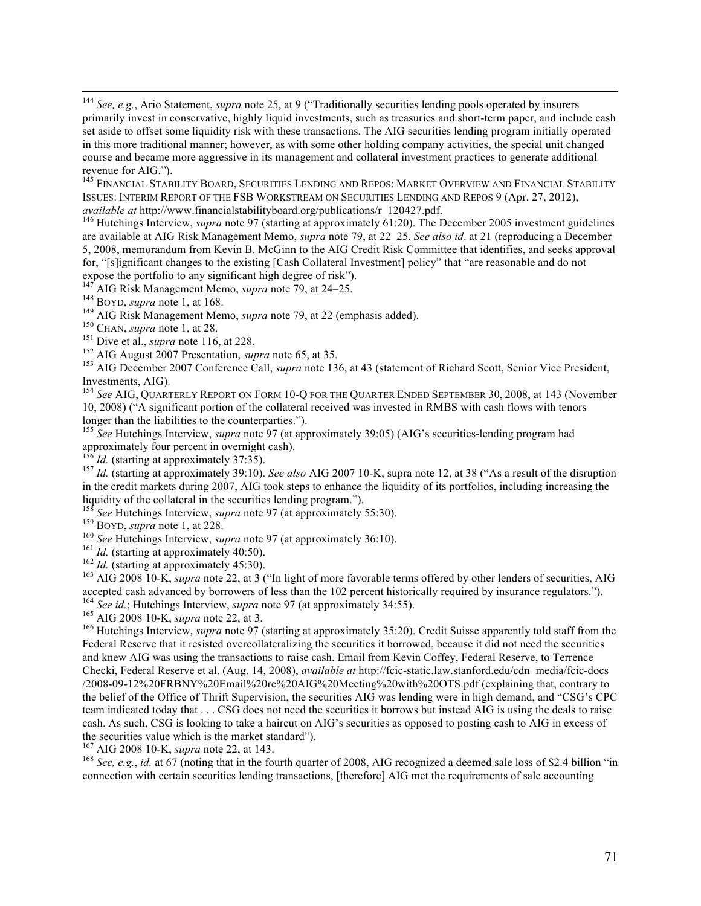[144] *See, e.g.*, Ario Statement, *supra* note 25, at 9 ("Traditionally securities lending pools operated by insurers primarily invest in conservative, highly liquid investments, such as treasuries and short-term paper, and include cash set aside to offset some liquidity risk with these transactions. The AIG securities lending program initially operated in this more traditional manner; however, as with some other holding company activities, the special unit changed course and became more aggressive in its management and collateral investment practices to generate additional revenue for AIG.").

[145] FINANCIAL STABILITY BOARD, SECURITIES LENDING AND REPOS: MARKET OVERVIEW AND FINANCIAL STABILITY ISSUES: INTERIM REPORT OF THE FSB WORKSTREAM ON SECURITIES LENDING AND REPOS 9 (Apr. 27, 2012), *available at* http://www.financialstabilityboard.org/publications/r_120427.pdf.

[146] Hutchings Interview, *supra* note 97 (starting at approximately 61:20). The December 2005 investment guidelines are available at AIG Risk Management Memo, *supra* note 79, at 22–25. *See also id*. at 21 (reproducing a December 5, 2008, memorandum from Kevin B. McGinn to the AIG Credit Risk Committee that identifies, and seeks approval for, "[s]ignificant changes to the existing [Cash Collateral Investment] policy" that "are reasonable and do not expose the portfolio to any significant high degree of risk").

[147] AIG Risk Management Memo, *supra* note 79, at 24–25.

[148] BOYD, *supra* note 1, at 168.

[149] AIG Risk Management Memo, *supra* note 79, at 22 (emphasis added).

[150] CHAN, *supra* note 1, at 28.

[151] Dive et al., *supra* note 116, at 228.

[152] AIG August 2007 Presentation, *supra* note 65, at 35.

[153] AIG December 2007 Conference Call, *supra* note 136, at 43 (statement of Richard Scott, Senior Vice President, Investments, AIG).

[154] *See* AIG, QUARTERLY REPORT ON FORM 10-Q FOR THE QUARTER ENDED SEPTEMBER 30, 2008, at 143 (November 10, 2008) ("A significant portion of the collateral received was invested in RMBS with cash flows with tenors longer than the liabilities to the counterparties.").

[155] *See* Hutchings Interview, *supra* note 97 (at approximately 39:05) (AIG's securities-lending program had approximately four percent in overnight cash).

[156] *Id.* (starting at approximately 37:35).

[157] *Id.* (starting at approximately 39:10). *See also* AIG 2007 10-K, supra note 12, at 38 ("As a result of the disruption in the credit markets during 2007, AIG took steps to enhance the liquidity of its portfolios, including increasing the liquidity of the collateral in the securities lending program.").

[158] *See* Hutchings Interview, *supra* note 97 (at approximately 55:30).

[159] BOYD, *supra* note 1, at 228.

[160] *See* Hutchings Interview, *supra* note 97 (at approximately 36:10).

[161] *Id.* (starting at approximately 40:50).

[162] *Id.* (starting at approximately 45:30).

[163] AIG 2008 10-K, *supra* note 22, at 3 ("In light of more favorable terms offered by other lenders of securities, AIG accepted cash advanced by borrowers of less than the 102 percent historically required by insurance regulators.").

[164] *See id.*; Hutchings Interview, *supra* note 97 (at approximately 34:55).

[165] AIG 2008 10-K, *supra* note 22, at 3.

[166] Hutchings Interview, *supra* note 97 (starting at approximately 35:20). Credit Suisse apparently told staff from the Federal Reserve that it resisted overcollateralizing the securities it borrowed, because it did not need the securities and knew AIG was using the transactions to raise cash. Email from Kevin Coffey, Federal Reserve, to Terrence Checki, Federal Reserve et al. (Aug. 14, 2008), *available at* http://fcic-static.law.stanford.edu/cdn_media/fcic-docs/2008-09-12%20FRBNY%20Email%20re%20AIG%20Meeting%20with%20OTS.pdf (explaining that, contrary to the belief of the Office of Thrift Supervision, the securities AIG was lending were in high demand, and "CSG's CPC team indicated today that . . . CSG does not need the securities it borrows but instead AIG is using the deals to raise cash. As such, CSG is looking to take a haircut on AIG's securities as opposed to posting cash to AIG in excess of the securities value which is the market standard").

[167] AIG 2008 10-K, *supra* note 22, at 143.

[168] *See, e.g.*, *id.* at 67 (noting that in the fourth quarter of 2008, AIG recognized a deemed sale loss of $2.4 billion "in connection with certain securities lending transactions, [therefore] AIG met the requirements of sale accounting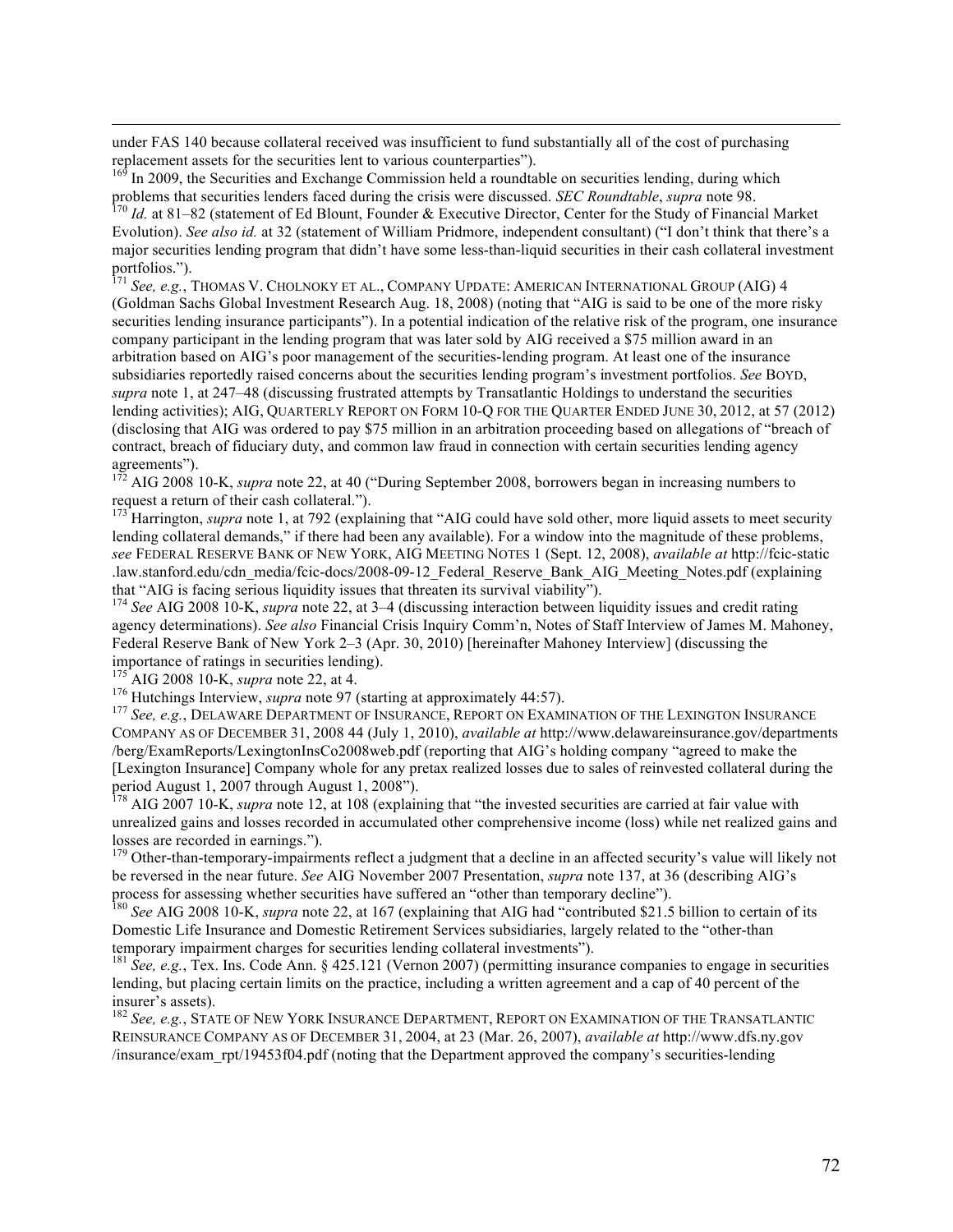under FAS 140 because collateral received was insufficient to fund substantially all of the cost of purchasing replacement assets for the securities lent to various counterparties").

[169] In 2009, the Securities and Exchange Commission held a roundtable on securities lending, during which problems that securities lenders faced during the crisis were discussed. *SEC Roundtable*, *supra* note 98.

[170] *Id.* at 81–82 (statement of Ed Blount, Founder & Executive Director, Center for the Study of Financial Market Evolution). *See also id.* at 32 (statement of William Pridmore, independent consultant) ("I don't think that there's a major securities lending program that didn't have some less-than-liquid securities in their cash collateral investment portfolios.").

[171] *See, e.g.*, THOMAS V. CHOLNOKY ET AL., COMPANY UPDATE: AMERICAN INTERNATIONAL GROUP (AIG) 4 (Goldman Sachs Global Investment Research Aug. 18, 2008) (noting that "AIG is said to be one of the more risky securities lending insurance participants"). In a potential indication of the relative risk of the program, one insurance company participant in the lending program that was later sold by AIG received a $75 million award in an arbitration based on AIG's poor management of the securities-lending program. At least one of the insurance subsidiaries reportedly raised concerns about the securities lending program's investment portfolios. *See* BOYD, *supra* note 1, at 247–48 (discussing frustrated attempts by Transatlantic Holdings to understand the securities lending activities); AIG, QUARTERLY REPORT ON FORM 10-Q FOR THE QUARTER ENDED JUNE 30, 2012, at 57 (2012) (disclosing that AIG was ordered to pay $75 million in an arbitration proceeding based on allegations of "breach of contract, breach of fiduciary duty, and common law fraud in connection with certain securities lending agency agreements").

[172] AIG 2008 10-K, *supra* note 22, at 40 ("During September 2008, borrowers began in increasing numbers to request a return of their cash collateral.").

[173] Harrington, *supra* note 1, at 792 (explaining that "AIG could have sold other, more liquid assets to meet security lending collateral demands," if there had been any available). For a window into the magnitude of these problems, *see* FEDERAL RESERVE BANK OF NEW YORK, AIG MEETING NOTES 1 (Sept. 12, 2008), *available at* http://fcic-static.law.stanford.edu/cdn_media/fcic-docs/2008-09-12_Federal_Reserve_Bank_AIG_Meeting_Notes.pdf (explaining that "AIG is facing serious liquidity issues that threaten its survival viability").

[174] *See* AIG 2008 10-K, *supra* note 22, at 3–4 (discussing interaction between liquidity issues and credit rating agency determinations). *See also* Financial Crisis Inquiry Comm'n, Notes of Staff Interview of James M. Mahoney, Federal Reserve Bank of New York 2–3 (Apr. 30, 2010) [hereinafter Mahoney Interview] (discussing the importance of ratings in securities lending).

[175] AIG 2008 10-K, *supra* note 22, at 4.

[176] Hutchings Interview, *supra* note 97 (starting at approximately 44:57).

[177] *See, e.g.*, DELAWARE DEPARTMENT OF INSURANCE, REPORT ON EXAMINATION OF THE LEXINGTON INSURANCE COMPANY AS OF DECEMBER 31, 2008 44 (July 1, 2010), *available at* http://www.delawareinsurance.gov/departments/berg/ExamReports/LexingtonInsCo2008web.pdf (reporting that AIG's holding company "agreed to make the [Lexington Insurance] Company whole for any pretax realized losses due to sales of reinvested collateral during the period August 1, 2007 through August 1, 2008").

[178] AIG 2007 10-K, *supra* note 12, at 108 (explaining that "the invested securities are carried at fair value with unrealized gains and losses recorded in accumulated other comprehensive income (loss) while net realized gains and losses are recorded in earnings.").

[179] Other-than-temporary-impairments reflect a judgment that a decline in an affected security's value will likely not be reversed in the near future. *See* AIG November 2007 Presentation, *supra* note 137, at 36 (describing AIG's process for assessing whether securities have suffered an "other than temporary decline").

[180] *See* AIG 2008 10-K, *supra* note 22, at 167 (explaining that AIG had "contributed $21.5 billion to certain of its Domestic Life Insurance and Domestic Retirement Services subsidiaries, largely related to the "other-than temporary impairment charges for securities lending collateral investments").

[181] *See, e.g.*, Tex. Ins. Code Ann. § 425.121 (Vernon 2007) (permitting insurance companies to engage in securities lending, but placing certain limits on the practice, including a written agreement and a cap of 40 percent of the insurer's assets).

[182] *See, e.g.*, STATE OF NEW YORK INSURANCE DEPARTMENT, REPORT ON EXAMINATION OF THE TRANSATLANTIC REINSURANCE COMPANY AS OF DECEMBER 31, 2004, at 23 (Mar. 26, 2007), *available at* http://www.dfs.ny.gov/insurance/exam_rpt/19453f04.pdf (noting that the Department approved the company's securities-lending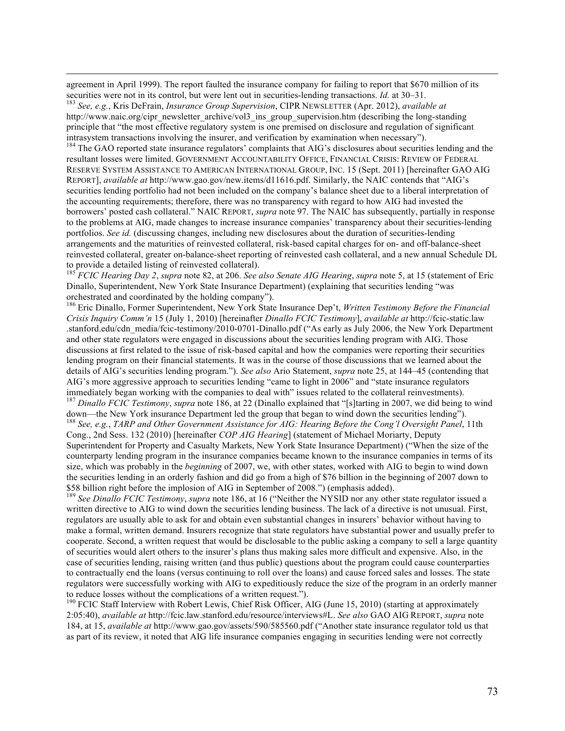agreement in April 1999). The report faulted the insurance company for failing to report that $670 million of its securities were not in its control, but were lent out in securities-lending transactions. *Id.* at 30–31.

[183] *See, e.g.*, Kris DeFrain, *Insurance Group Supervision*, CIPR NEWSLETTER (Apr. 2012), *available at* http://www.naic.org/cipr_newsletter_archive/vol3_ins_group_supervision.htm (describing the long-standing principle that "the most effective regulatory system is one premised on disclosure and regulation of significant intrasystem transactions involving the insurer, and verification by examination when necessary").

[184] The GAO reported state insurance regulators' complaints that AIG's disclosures about securities lending and the resultant losses were limited. GOVERNMENT ACCOUNTABILITY OFFICE, FINANCIAL CRISIS: REVIEW OF FEDERAL RESERVE SYSTEM ASSISTANCE TO AMERICAN INTERNATIONAL GROUP, INC. 15 (Sept. 2011) [hereinafter GAO AIG REPORT], *available at* http://www.gao.gov/new.items/d11616.pdf. Similarly, the NAIC contends that "AIG's securities lending portfolio had not been included on the company's balance sheet due to a liberal interpretation of the accounting requirements; therefore, there was no transparency with regard to how AIG had invested the borrowers' posted cash collateral." NAIC REPORT, *supra* note 97. The NAIC has subsequently, partially in response to the problems at AIG, made changes to increase insurance companies' transparency about their securities-lending portfolios. *See id.* (discussing changes, including new disclosures about the duration of securities-lending arrangements and the maturities of reinvested collateral, risk-based capital charges for on- and off-balance-sheet reinvested collateral, greater on-balance-sheet reporting of reinvested cash collateral, and a new annual Schedule DL to provide a detailed listing of reinvested collateral).

[185] *FCIC Hearing Day 2*, *supra* note 82, at 206. *See also Senate AIG Hearing*, *supra* note 5, at 15 (statement of Eric Dinallo, Superintendent, New York State Insurance Department) (explaining that securities lending "was orchestrated and coordinated by the holding company").

[186] Eric Dinallo, Former Superintendent, New York State Insurance Dep't, *Written Testimony Before the Financial Crisis Inquiry Comm'n* 15 (July 1, 2010) [hereinafter *Dinallo FCIC Testimony*], *available at* http://fcic-static.law .stanford.edu/cdn_media/fcic-testimony/2010-0701-Dinallo.pdf ("As early as July 2006, the New York Department and other state regulators were engaged in discussions about the securities lending program with AIG. Those discussions at first related to the issue of risk-based capital and how the companies were reporting their securities lending program on their financial statements. It was in the course of those discussions that we learned about the details of AIG's securities lending program."). *See also* Ario Statement, *supra* note 25, at 144–45 (contending that AIG's more aggressive approach to securities lending "came to light in 2006" and "state insurance regulators immediately began working with the companies to deal with" issues related to the collateral reinvestments).

[187] *Dinallo FCIC Testimony*, *supra* note 186, at 22 (Dinallo explained that "[s]tarting in 2007, we did being to wind down—the New York insurance Department led the group that began to wind down the securities lending").

[188] *See, e.g.*, *TARP and Other Government Assistance for AIG: Hearing Before the Cong'l Oversight Panel*, 11th Cong., 2nd Sess. 132 (2010) [hereinafter *COP AIG Hearing*] (statement of Michael Moriarty, Deputy Superintendent for Property and Casualty Markets, New York State Insurance Department) ("When the size of the counterparty lending program in the insurance companies became known to the insurance companies in terms of its size, which was probably in the *beginning* of 2007, we, with other states, worked with AIG to begin to wind down the securities lending in an orderly fashion and did go from a high of $76 billion in the beginning of 2007 down to $58 billion right before the implosion of AIG in September of 2008.") (emphasis added).

[189] *See Dinallo FCIC Testimony*, *supra* note 186, at 16 ("Neither the NYSID nor any other state regulator issued a written directive to AIG to wind down the securities lending business. The lack of a directive is not unusual. First, regulators are usually able to ask for and obtain even substantial changes in insurers' behavior without having to make a formal, written demand. Insurers recognize that state regulators have substantial power and usually prefer to cooperate. Second, a written request that would be disclosable to the public asking a company to sell a large quantity of securities would alert others to the insurer's plans thus making sales more difficult and expensive. Also, in the case of securities lending, raising written (and thus public) questions about the program could cause counterparties to contractually end the loans (versus continuing to roll over the loans) and cause forced sales and losses. The state regulators were successfully working with AIG to expeditiously reduce the size of the program in an orderly manner to reduce losses without the complications of a written request.").

[190] FCIC Staff Interview with Robert Lewis, Chief Risk Officer, AIG (June 15, 2010) (starting at approximately 2:05:40), *available at* http://fcic.law.stanford.edu/resource/interviews#L. *See also* GAO AIG REPORT, *supra* note 184, at 15, *available at* http://www.gao.gov/assets/590/585560.pdf ("Another state insurance regulator told us that as part of its review, it noted that AIG life insurance companies engaging in securities lending were not correctly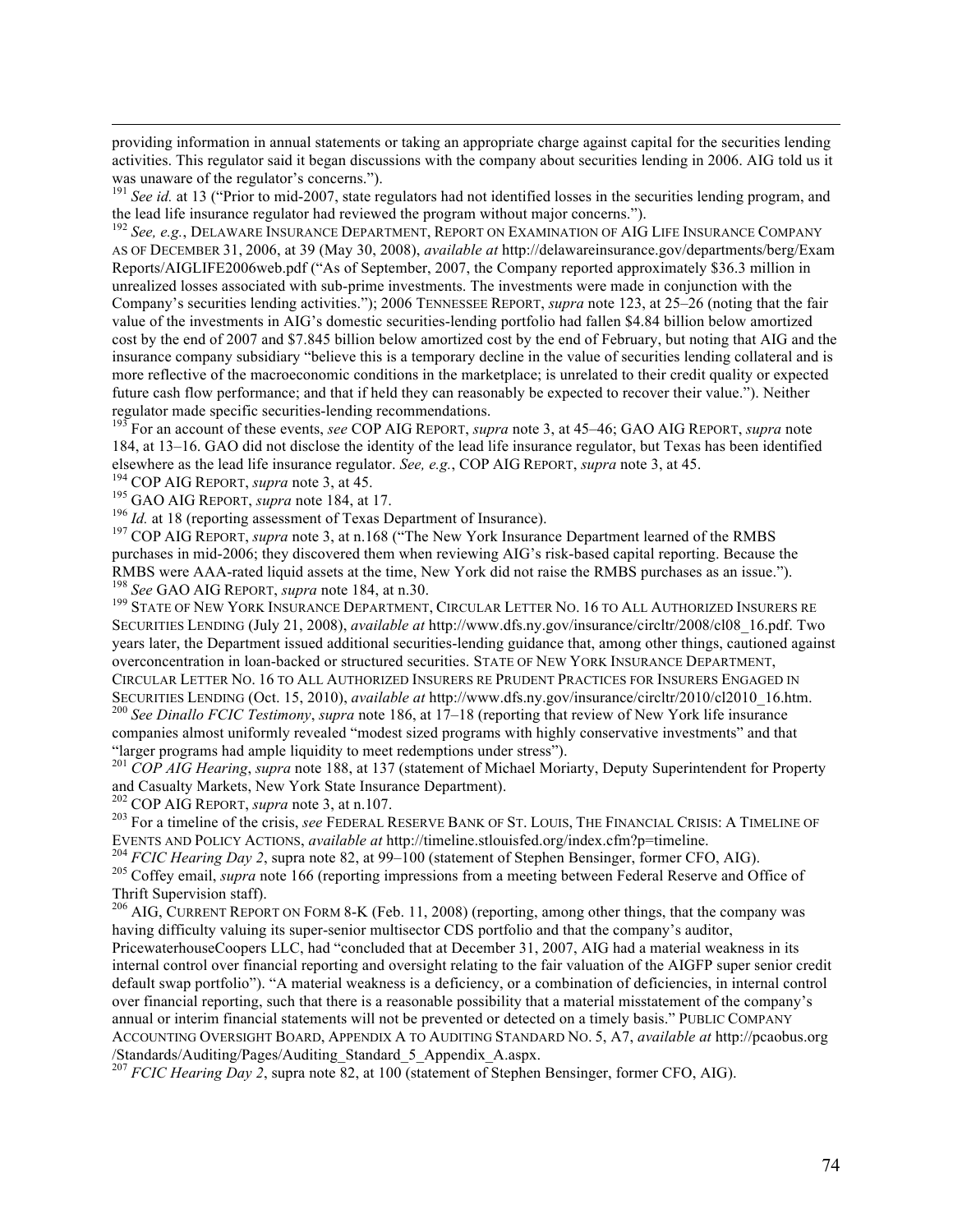providing information in annual statements or taking an appropriate charge against capital for the securities lending activities. This regulator said it began discussions with the company about securities lending in 2006. AIG told us it was unaware of the regulator's concerns.").

[191] *See id.* at 13 ("Prior to mid-2007, state regulators had not identified losses in the securities lending program, and the lead life insurance regulator had reviewed the program without major concerns.").

[192] *See, e.g.*, DELAWARE INSURANCE DEPARTMENT, REPORT ON EXAMINATION OF AIG LIFE INSURANCE COMPANY AS OF DECEMBER 31, 2006, at 39 (May 30, 2008), *available at* http://delawareinsurance.gov/departments/berg/Exam Reports/AIGLIFE2006web.pdf ("As of September, 2007, the Company reported approximately $36.3 million in unrealized losses associated with sub-prime investments. The investments were made in conjunction with the Company's securities lending activities."); 2006 TENNESSEE REPORT, *supra* note 123, at 25–26 (noting that the fair value of the investments in AIG's domestic securities-lending portfolio had fallen $4.84 billion below amortized cost by the end of 2007 and $7.845 billion below amortized cost by the end of February, but noting that AIG and the insurance company subsidiary "believe this is a temporary decline in the value of securities lending collateral and is more reflective of the macroeconomic conditions in the marketplace; is unrelated to their credit quality or expected future cash flow performance; and that if held they can reasonably be expected to recover their value."). Neither regulator made specific securities-lending recommendations.

[193] For an account of these events, *see* COP AIG REPORT, *supra* note 3, at 45–46; GAO AIG REPORT, *supra* note 184, at 13–16. GAO did not disclose the identity of the lead life insurance regulator, but Texas has been identified elsewhere as the lead life insurance regulator. *See, e.g.*, COP AIG REPORT, *supra* note 3, at 45.

[194] COP AIG REPORT, *supra* note 3, at 45.

[195] GAO AIG REPORT, *supra* note 184, at 17.

[196] *Id.* at 18 (reporting assessment of Texas Department of Insurance).

[197] COP AIG REPORT, *supra* note 3, at n.168 ("The New York Insurance Department learned of the RMBS purchases in mid-2006; they discovered them when reviewing AIG's risk-based capital reporting. Because the RMBS were AAA-rated liquid assets at the time, New York did not raise the RMBS purchases as an issue.").

[198] *See* GAO AIG REPORT, *supra* note 184, at n.30.

[199] STATE OF NEW YORK INSURANCE DEPARTMENT, CIRCULAR LETTER NO. 16 TO ALL AUTHORIZED INSURERS RE SECURITIES LENDING (July 21, 2008), *available at* http://www.dfs.ny.gov/insurance/circltr/2008/cl08_16.pdf. Two years later, the Department issued additional securities-lending guidance that, among other things, cautioned against overconcentration in loan-backed or structured securities. STATE OF NEW YORK INSURANCE DEPARTMENT, CIRCULAR LETTER NO. 16 TO ALL AUTHORIZED INSURERS RE PRUDENT PRACTICES FOR INSURERS ENGAGED IN SECURITIES LENDING (Oct. 15, 2010), *available at* http://www.dfs.ny.gov/insurance/circltr/2010/cl2010_16.htm.

[200] *See Dinallo FCIC Testimony*, *supra* note 186, at 17–18 (reporting that review of New York life insurance companies almost uniformly revealed "modest sized programs with highly conservative investments" and that "larger programs had ample liquidity to meet redemptions under stress").

[201] *COP AIG Hearing*, *supra* note 188, at 137 (statement of Michael Moriarty, Deputy Superintendent for Property and Casualty Markets, New York State Insurance Department).

[202] COP AIG REPORT, *supra* note 3, at n.107.

[203] For a timeline of the crisis, *see* FEDERAL RESERVE BANK OF ST. LOUIS, THE FINANCIAL CRISIS: A TIMELINE OF EVENTS AND POLICY ACTIONS, *available at* http://timeline.stlouisfed.org/index.cfm?p=timeline.

[204] *FCIC Hearing Day 2*, supra note 82, at 99–100 (statement of Stephen Bensinger, former CFO, AIG).

[205] Coffey email, *supra* note 166 (reporting impressions from a meeting between Federal Reserve and Office of Thrift Supervision staff).

[206] AIG, CURRENT REPORT ON FORM 8-K (Feb. 11, 2008) (reporting, among other things, that the company was having difficulty valuing its super-senior multisector CDS portfolio and that the company's auditor, PricewaterhouseCoopers LLC, had "concluded that at December 31, 2007, AIG had a material weakness in its internal control over financial reporting and oversight relating to the fair valuation of the AIGFP super senior credit default swap portfolio"). "A material weakness is a deficiency, or a combination of deficiencies, in internal control over financial reporting, such that there is a reasonable possibility that a material misstatement of the company's annual or interim financial statements will not be prevented or detected on a timely basis." PUBLIC COMPANY ACCOUNTING OVERSIGHT BOARD, APPENDIX A TO AUDITING STANDARD NO. 5, A7, *available at* http://pcaobus.org /Standards/Auditing/Pages/Auditing_Standard_5_Appendix_A.aspx.

[207] *FCIC Hearing Day 2*, supra note 82, at 100 (statement of Stephen Bensinger, former CFO, AIG).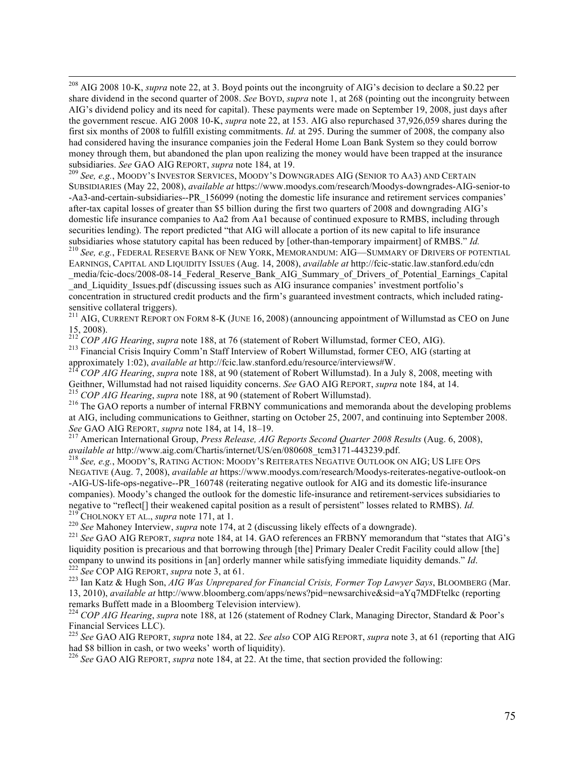[208] AIG 2008 10-K, *supra* note 22, at 3. Boyd points out the incongruity of AIG's decision to declare a $0.22 per share dividend in the second quarter of 2008. *See* BOYD, *supra* note 1, at 268 (pointing out the incongruity between AIG's dividend policy and its need for capital). These payments were made on September 19, 2008, just days after the government rescue. AIG 2008 10-K, *supra* note 22, at 153. AIG also repurchased 37,926,059 shares during the first six months of 2008 to fulfill existing commitments. *Id.* at 295. During the summer of 2008, the company also had considered having the insurance companies join the Federal Home Loan Bank System so they could borrow money through them, but abandoned the plan upon realizing the money would have been trapped at the insurance subsidiaries. *See* GAO AIG REPORT, *supra* note 184, at 19.

[209] *See, e.g.*, MOODY'S INVESTOR SERVICES, MOODY'S DOWNGRADES AIG (SENIOR TO AA3) AND CERTAIN SUBSIDIARIES (May 22, 2008), *available at* https://www.moodys.com/research/Moodys-downgrades-AIG-senior-to-Aa3-and-certain-subsidiaries--PR_156099 (noting the domestic life insurance and retirement services companies' after-tax capital losses of greater than $5 billion during the first two quarters of 2008 and downgrading AIG's domestic life insurance companies to Aa2 from Aa1 because of continued exposure to RMBS, including through securities lending). The report predicted "that AIG will allocate a portion of its new capital to life insurance subsidiaries whose statutory capital has been reduced by [other-than-temporary impairment] of RMBS." *Id.*

[210] *See, e.g.*, FEDERAL RESERVE BANK OF NEW YORK, MEMORANDUM: AIG—SUMMARY OF DRIVERS OF POTENTIAL EARNINGS, CAPITAL AND LIQUIDITY ISSUES (Aug. 14, 2008), *available at* http://fcic-static.law.stanford.edu/cdn_media/fcic-docs/2008-08-14_Federal_Reserve_Bank_AIG_Summary_of_Drivers_of_Potential_Earnings_Capital_and_Liquidity_Issues.pdf (discussing issues such as AIG insurance companies' investment portfolio's concentration in structured credit products and the firm's guaranteed investment contracts, which included rating-sensitive collateral triggers).

[211] AIG, CURRENT REPORT ON FORM 8-K (JUNE 16, 2008) (announcing appointment of Willumstad as CEO on June 15, 2008).

[212] *COP AIG Hearing*, *supra* note 188, at 76 (statement of Robert Willumstad, former CEO, AIG).

[213] Financial Crisis Inquiry Comm'n Staff Interview of Robert Willumstad, former CEO, AIG (starting at approximately 1:02), *available at* http://fcic.law.stanford.edu/resource/interviews#W.

[214] *COP AIG Hearing*, *supra* note 188, at 90 (statement of Robert Willumstad). In a July 8, 2008, meeting with Geithner, Willumstad had not raised liquidity concerns. *See* GAO AIG REPORT, *supra* note 184, at 14.

[215] *COP AIG Hearing*, *supra* note 188, at 90 (statement of Robert Willumstad).

[216] The GAO reports a number of internal FRBNY communications and memoranda about the developing problems at AIG, including communications to Geithner, starting on October 25, 2007, and continuing into September 2008. *See* GAO AIG REPORT, *supra* note 184, at 14, 18–19.

[217] American International Group, *Press Release, AIG Reports Second Quarter 2008 Results* (Aug. 6, 2008), *available at* http://www.aig.com/Chartis/internet/US/en/080608_tcm3171-443239.pdf.

[218] *See, e.g.*, MOODY'S, RATING ACTION: MOODY'S REITERATES NEGATIVE OUTLOOK ON AIG; US LIFE OPS NEGATIVE (Aug. 7, 2008), *available at* https://www.moodys.com/research/Moodys-reiterates-negative-outlook-on-AIG-US-life-ops-negative--PR_160748 (reiterating negative outlook for AIG and its domestic life-insurance companies). Moody's changed the outlook for the domestic life-insurance and retirement-services subsidiaries to negative to "reflect[] their weakened capital position as a result of persistent" losses related to RMBS). *Id.*

[219] CHOLNOKY ET AL., *supra* note 171, at 1.

[220] *See* Mahoney Interview, *supra* note 174, at 2 (discussing likely effects of a downgrade).

[221] *See* GAO AIG REPORT, *supra* note 184, at 14. GAO references an FRBNY memorandum that "states that AIG's liquidity position is precarious and that borrowing through [the] Primary Dealer Credit Facility could allow [the] company to unwind its positions in [an] orderly manner while satisfying immediate liquidity demands." *Id.*

[222] *See* COP AIG REPORT, *supra* note 3, at 61.

[223] Ian Katz & Hugh Son, *AIG Was Unprepared for Financial Crisis, Former Top Lawyer Says*, BLOOMBERG (Mar. 13, 2010), *available at* http://www.bloomberg.com/apps/news?pid=newsarchive&sid=aYq7MDFtelkc (reporting remarks Buffett made in a Bloomberg Television interview).

[224] *COP AIG Hearing*, *supra* note 188, at 126 (statement of Rodney Clark, Managing Director, Standard & Poor's Financial Services LLC).

[225] *See* GAO AIG REPORT, *supra* note 184, at 22. *See also* COP AIG REPORT, *supra* note 3, at 61 (reporting that AIG had $8 billion in cash, or two weeks' worth of liquidity).

[226] *See* GAO AIG REPORT, *supra* note 184, at 22. At the time, that section provided the following: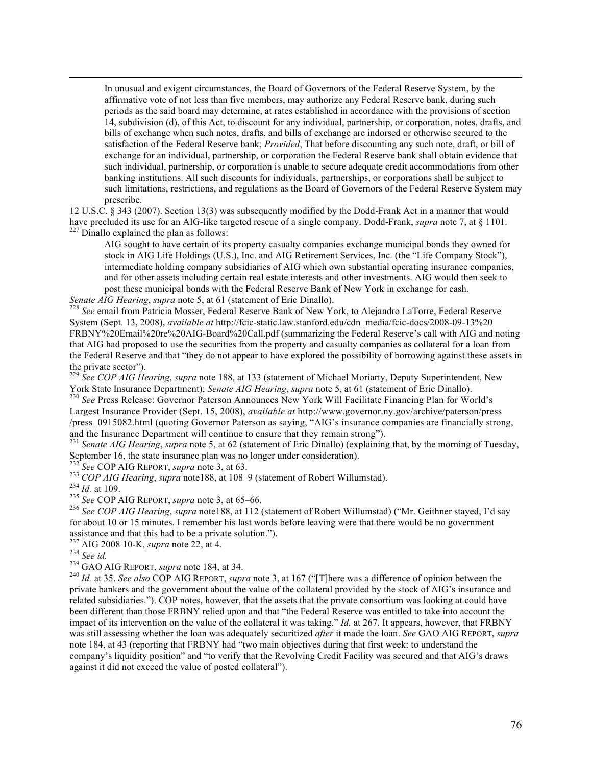> In unusual and exigent circumstances, the Board of Governors of the Federal Reserve System, by the affirmative vote of not less than five members, may authorize any Federal Reserve bank, during such periods as the said board may determine, at rates established in accordance with the provisions of section 14, subdivision (d), of this Act, to discount for any individual, partnership, or corporation, notes, drafts, and bills of exchange when such notes, drafts, and bills of exchange are indorsed or otherwise secured to the satisfaction of the Federal Reserve bank; *Provided*, That before discounting any such note, draft, or bill of exchange for an individual, partnership, or corporation the Federal Reserve bank shall obtain evidence that such individual, partnership, or corporation is unable to secure adequate credit accommodations from other banking institutions. All such discounts for individuals, partnerships, or corporations shall be subject to such limitations, restrictions, and regulations as the Board of Governors of the Federal Reserve System may prescribe.

12 U.S.C. § 343 (2007). Section 13(3) was subsequently modified by the Dodd-Frank Act in a manner that would have precluded its use for an AIG-like targeted rescue of a single company. Dodd-Frank, *supra* note 7, at § 1101.

[227] Dinallo explained the plan as follows:

> AIG sought to have certain of its property casualty companies exchange municipal bonds they owned for stock in AIG Life Holdings (U.S.), Inc. and AIG Retirement Services, Inc. (the "Life Company Stock"), intermediate holding company subsidiaries of AIG which own substantial operating insurance companies, and for other assets including certain real estate interests and other investments. AIG would then seek to post these municipal bonds with the Federal Reserve Bank of New York in exchange for cash.

*Senate AIG Hearing*, *supra* note 5, at 61 (statement of Eric Dinallo).

[228] *See* email from Patricia Mosser, Federal Reserve Bank of New York, to Alejandro LaTorre, Federal Reserve System (Sept. 13, 2008), *available at* http://fcic-static.law.stanford.edu/cdn_media/fcic-docs/2008-09-13%20 FRBNY%20Email%20re%20AIG-Board%20Call.pdf (summarizing the Federal Reserve's call with AIG and noting that AIG had proposed to use the securities from the property and casualty companies as collateral for a loan from the Federal Reserve and that "they do not appear to have explored the possibility of borrowing against these assets in the private sector").

[229] *See COP AIG Hearing*, *supra* note 188, at 133 (statement of Michael Moriarty, Deputy Superintendent, New York State Insurance Department); *Senate AIG Hearing*, *supra* note 5, at 61 (statement of Eric Dinallo).

[230] *See* Press Release: Governor Paterson Announces New York Will Facilitate Financing Plan for World's Largest Insurance Provider (Sept. 15, 2008), *available at* http://www.governor.ny.gov/archive/paterson/press /press_0915082.html (quoting Governor Paterson as saying, "AIG's insurance companies are financially strong, and the Insurance Department will continue to ensure that they remain strong").

[231] *Senate AIG Hearing*, *supra* note 5, at 62 (statement of Eric Dinallo) (explaining that, by the morning of Tuesday, September 16, the state insurance plan was no longer under consideration).

[232] *See* COP AIG REPORT, *supra* note 3, at 63.

[233] *COP AIG Hearing*, *supra* note188, at 108–9 (statement of Robert Willumstad).

[234] *Id.* at 109.

[235] *See* COP AIG REPORT, *supra* note 3, at 65–66.

[236] *See COP AIG Hearing*, *supra* note188, at 112 (statement of Robert Willumstad) ("Mr. Geithner stayed, I'd say for about 10 or 15 minutes. I remember his last words before leaving were that there would be no government assistance and that this had to be a private solution.").

[237] AIG 2008 10-K, *supra* note 22, at 4.

[238] *See id.*

[239] GAO AIG REPORT, *supra* note 184, at 34.

[240] *Id.* at 35. *See also* COP AIG REPORT, *supra* note 3, at 167 ("[T]here was a difference of opinion between the private bankers and the government about the value of the collateral provided by the stock of AIG's insurance and related subsidiaries."). COP notes, however, that the assets that the private consortium was looking at could have been different than those FRBNY relied upon and that "the Federal Reserve was entitled to take into account the impact of its intervention on the value of the collateral it was taking." *Id.* at 267. It appears, however, that FRBNY was still assessing whether the loan was adequately securitized *after* it made the loan. *See* GAO AIG REPORT, *supra* note 184, at 43 (reporting that FRBNY had "two main objectives during that first week: to understand the company's liquidity position" and "to verify that the Revolving Credit Facility was secured and that AIG's draws against it did not exceed the value of posted collateral").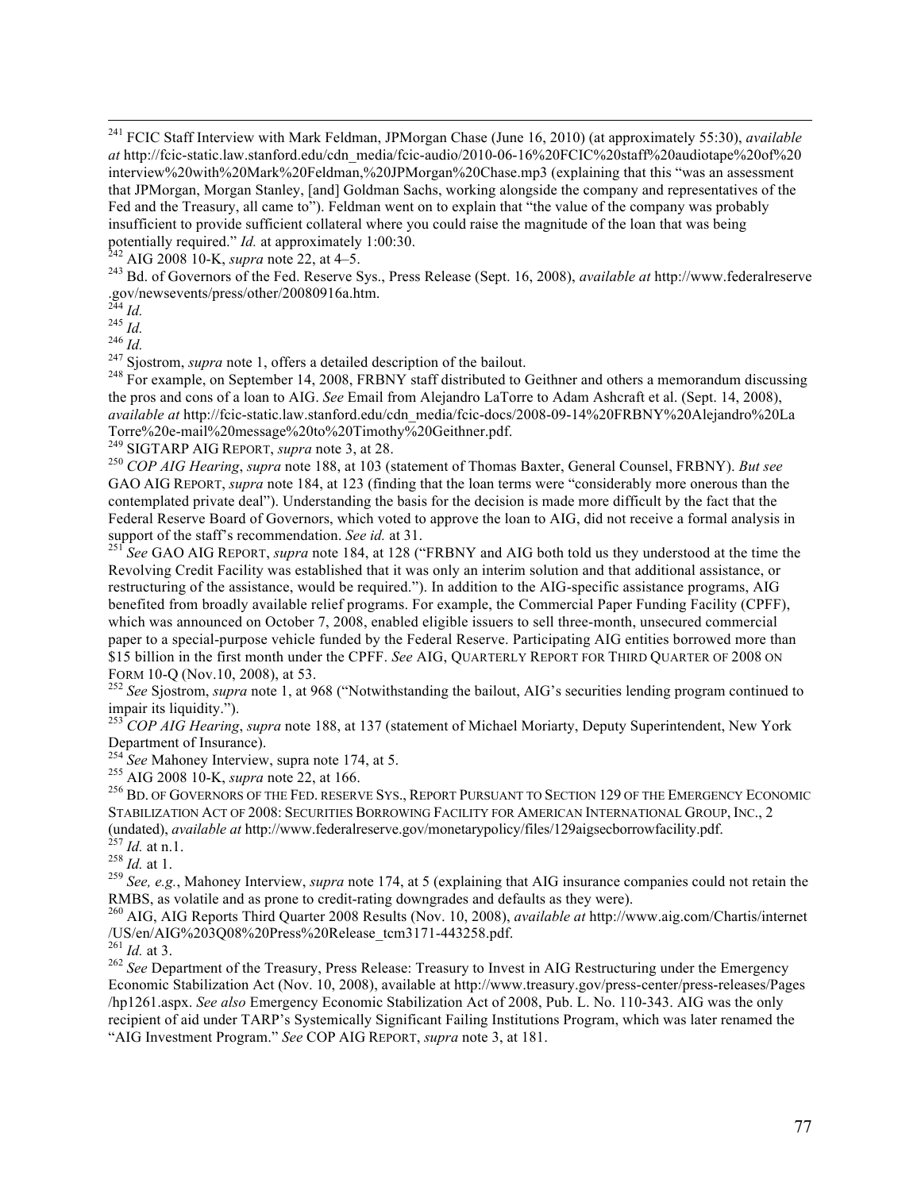[241] FCIC Staff Interview with Mark Feldman, JPMorgan Chase (June 16, 2010) (at approximately 55:30), *available at* http://fcic-static.law.stanford.edu/cdn_media/fcic-audio/2010-06-16%20FCIC%20staff%20audiotape%20of%20interview%20with%20Mark%20Feldman,%20JPMorgan%20Chase.mp3 (explaining that this "was an assessment that JPMorgan, Morgan Stanley, [and] Goldman Sachs, working alongside the company and representatives of the Fed and the Treasury, all came to"). Feldman went on to explain that "the value of the company was probably insufficient to provide sufficient collateral where you could raise the magnitude of the loan that was being potentially required." *Id.* at approximately 1:00:30.

[242] AIG 2008 10-K, *supra* note 22, at 4–5.

[243] Bd. of Governors of the Fed. Reserve Sys., Press Release (Sept. 16, 2008), *available at* http://www.federalreserve.gov/newsevents/press/other/20080916a.htm.

[244] *Id.*

[245] *Id.*

[246] *Id.*

[247] Sjostrom, *supra* note 1, offers a detailed description of the bailout.

[248] For example, on September 14, 2008, FRBNY staff distributed to Geithner and others a memorandum discussing the pros and cons of a loan to AIG. *See* Email from Alejandro LaTorre to Adam Ashcraft et al. (Sept. 14, 2008), *available at* http://fcic-static.law.stanford.edu/cdn_media/fcic-docs/2008-09-14%20FRBNY%20Alejandro%20LaTorre%20e-mail%20message%20to%20Timothy%20Geithner.pdf.

[249] SIGTARP AIG REPORT, *supra* note 3, at 28.

[250] *COP AIG Hearing*, *supra* note 188, at 103 (statement of Thomas Baxter, General Counsel, FRBNY). *But see* GAO AIG REPORT, *supra* note 184, at 123 (finding that the loan terms were "considerably more onerous than the contemplated private deal"). Understanding the basis for the decision is made more difficult by the fact that the Federal Reserve Board of Governors, which voted to approve the loan to AIG, did not receive a formal analysis in support of the staff's recommendation. *See id.* at 31.

[251] *See* GAO AIG REPORT, *supra* note 184, at 128 ("FRBNY and AIG both told us they understood at the time the Revolving Credit Facility was established that it was only an interim solution and that additional assistance, or restructuring of the assistance, would be required."). In addition to the AIG-specific assistance programs, AIG benefited from broadly available relief programs. For example, the Commercial Paper Funding Facility (CPFF), which was announced on October 7, 2008, enabled eligible issuers to sell three-month, unsecured commercial paper to a special-purpose vehicle funded by the Federal Reserve. Participating AIG entities borrowed more than $15 billion in the first month under the CPFF. *See* AIG, QUARTERLY REPORT FOR THIRD QUARTER OF 2008 ON FORM 10-Q (Nov.10, 2008), at 53.

[252] *See* Sjostrom, *supra* note 1, at 968 ("Notwithstanding the bailout, AIG's securities lending program continued to impair its liquidity.").

[253] *COP AIG Hearing*, *supra* note 188, at 137 (statement of Michael Moriarty, Deputy Superintendent, New York Department of Insurance).

[254] *See* Mahoney Interview, supra note 174, at 5.

[255] AIG 2008 10-K, *supra* note 22, at 166.

[256] BD. OF GOVERNORS OF THE FED. RESERVE SYS., REPORT PURSUANT TO SECTION 129 OF THE EMERGENCY ECONOMIC STABILIZATION ACT OF 2008: SECURITIES BORROWING FACILITY FOR AMERICAN INTERNATIONAL GROUP, INC., 2 (undated), *available at* http://www.federalreserve.gov/monetarypolicy/files/129aigsecborrowfacility.pdf.

[257] *Id.* at n.1.

[258] *Id.* at 1.

[259] *See, e.g.*, Mahoney Interview, *supra* note 174, at 5 (explaining that AIG insurance companies could not retain the RMBS, as volatile and as prone to credit-rating downgrades and defaults as they were).

[260] AIG, AIG Reports Third Quarter 2008 Results (Nov. 10, 2008), *available at* http://www.aig.com/Chartis/internet/US/en/AIG%203Q08%20Press%20Release_tcm3171-443258.pdf.

[261] *Id.* at 3.

[262] *See* Department of the Treasury, Press Release: Treasury to Invest in AIG Restructuring under the Emergency Economic Stabilization Act (Nov. 10, 2008), available at http://www.treasury.gov/press-center/press-releases/Pages/hp1261.aspx. *See also* Emergency Economic Stabilization Act of 2008, Pub. L. No. 110-343. AIG was the only recipient of aid under TARP's Systemically Significant Failing Institutions Program, which was later renamed the "AIG Investment Program." *See* COP AIG REPORT, *supra* note 3, at 181.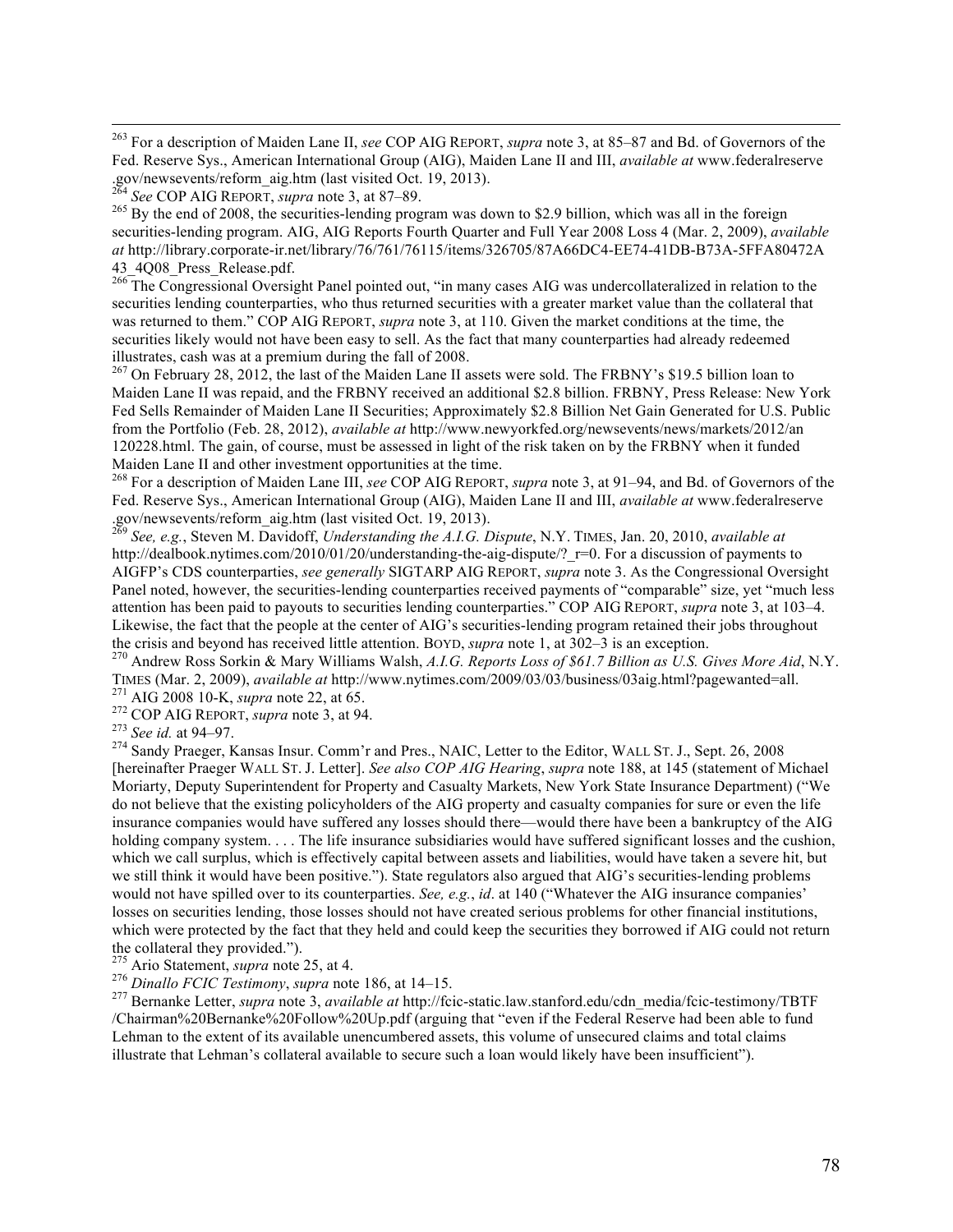[263] For a description of Maiden Lane II, *see* COP AIG REPORT, *supra* note 3, at 85–87 and Bd. of Governors of the Fed. Reserve Sys., American International Group (AIG), Maiden Lane II and III, *available at* www.federalreserve .gov/newsevents/reform_aig.htm (last visited Oct. 19, 2013).

[264] *See* COP AIG REPORT, *supra* note 3, at 87–89.

[265] By the end of 2008, the securities-lending program was down to $2.9 billion, which was all in the foreign securities-lending program. AIG, AIG Reports Fourth Quarter and Full Year 2008 Loss 4 (Mar. 2, 2009), *available at* http://library.corporate-ir.net/library/76/761/76115/items/326705/87A66DC4-EE74-41DB-B73A-5FFA80472A 43_4Q08_Press_Release.pdf.

[266] The Congressional Oversight Panel pointed out, "in many cases AIG was undercollateralized in relation to the securities lending counterparties, who thus returned securities with a greater market value than the collateral that was returned to them." COP AIG REPORT, *supra* note 3, at 110. Given the market conditions at the time, the securities likely would not have been easy to sell. As the fact that many counterparties had already redeemed illustrates, cash was at a premium during the fall of 2008.

[267] On February 28, 2012, the last of the Maiden Lane II assets were sold. The FRBNY's $19.5 billion loan to Maiden Lane II was repaid, and the FRBNY received an additional $2.8 billion. FRBNY, Press Release: New York Fed Sells Remainder of Maiden Lane II Securities; Approximately $2.8 Billion Net Gain Generated for U.S. Public from the Portfolio (Feb. 28, 2012), *available at* http://www.newyorkfed.org/newsevents/news/markets/2012/an 120228.html. The gain, of course, must be assessed in light of the risk taken on by the FRBNY when it funded Maiden Lane II and other investment opportunities at the time.

[268] For a description of Maiden Lane III, *see* COP AIG REPORT, *supra* note 3, at 91–94, and Bd. of Governors of the Fed. Reserve Sys., American International Group (AIG), Maiden Lane II and III, *available at* www.federalreserve .gov/newsevents/reform_aig.htm (last visited Oct. 19, 2013).

[269] *See, e.g.*, Steven M. Davidoff, *Understanding the A.I.G. Dispute*, N.Y. TIMES, Jan. 20, 2010, *available at* http://dealbook.nytimes.com/2010/01/20/understanding-the-aig-dispute/?_r=0. For a discussion of payments to AIGFP's CDS counterparties, *see generally* SIGTARP AIG REPORT, *supra* note 3. As the Congressional Oversight Panel noted, however, the securities-lending counterparties received payments of "comparable" size, yet "much less attention has been paid to payouts to securities lending counterparties." COP AIG REPORT, *supra* note 3, at 103–4. Likewise, the fact that the people at the center of AIG's securities-lending program retained their jobs throughout the crisis and beyond has received little attention. BOYD, *supra* note 1, at 302–3 is an exception.

[270] Andrew Ross Sorkin & Mary Williams Walsh, *A.I.G. Reports Loss of $61.7 Billion as U.S. Gives More Aid*, N.Y. TIMES (Mar. 2, 2009), *available at* http://www.nytimes.com/2009/03/03/business/03aig.html?pagewanted=all.

[271] AIG 2008 10-K, *supra* note 22, at 65.

[272] COP AIG REPORT, *supra* note 3, at 94.

[273] *See id.* at 94–97.

[274] Sandy Praeger, Kansas Insur. Comm'r and Pres., NAIC, Letter to the Editor, WALL ST. J., Sept. 26, 2008 [hereinafter Praeger WALL ST. J. Letter]. *See also COP AIG Hearing*, *supra* note 188, at 145 (statement of Michael Moriarty, Deputy Superintendent for Property and Casualty Markets, New York State Insurance Department) ("We do not believe that the existing policyholders of the AIG property and casualty companies for sure or even the life insurance companies would have suffered any losses should there—would there have been a bankruptcy of the AIG holding company system. . . . The life insurance subsidiaries would have suffered significant losses and the cushion, which we call surplus, which is effectively capital between assets and liabilities, would have taken a severe hit, but we still think it would have been positive."). State regulators also argued that AIG's securities-lending problems would not have spilled over to its counterparties. *See, e.g.*, *id*. at 140 ("Whatever the AIG insurance companies' losses on securities lending, those losses should not have created serious problems for other financial institutions, which were protected by the fact that they held and could keep the securities they borrowed if AIG could not return the collateral they provided.").

[275] Ario Statement, *supra* note 25, at 4.

[276] *Dinallo FCIC Testimony*, *supra* note 186, at 14–15.

[277] Bernanke Letter, *supra* note 3, *available at* http://fcic-static.law.stanford.edu/cdn_media/fcic-testimony/TBTF /Chairman%20Bernanke%20Follow%20Up.pdf (arguing that "even if the Federal Reserve had been able to fund Lehman to the extent of its available unencumbered assets, this volume of unsecured claims and total claims illustrate that Lehman's collateral available to secure such a loan would likely have been insufficient").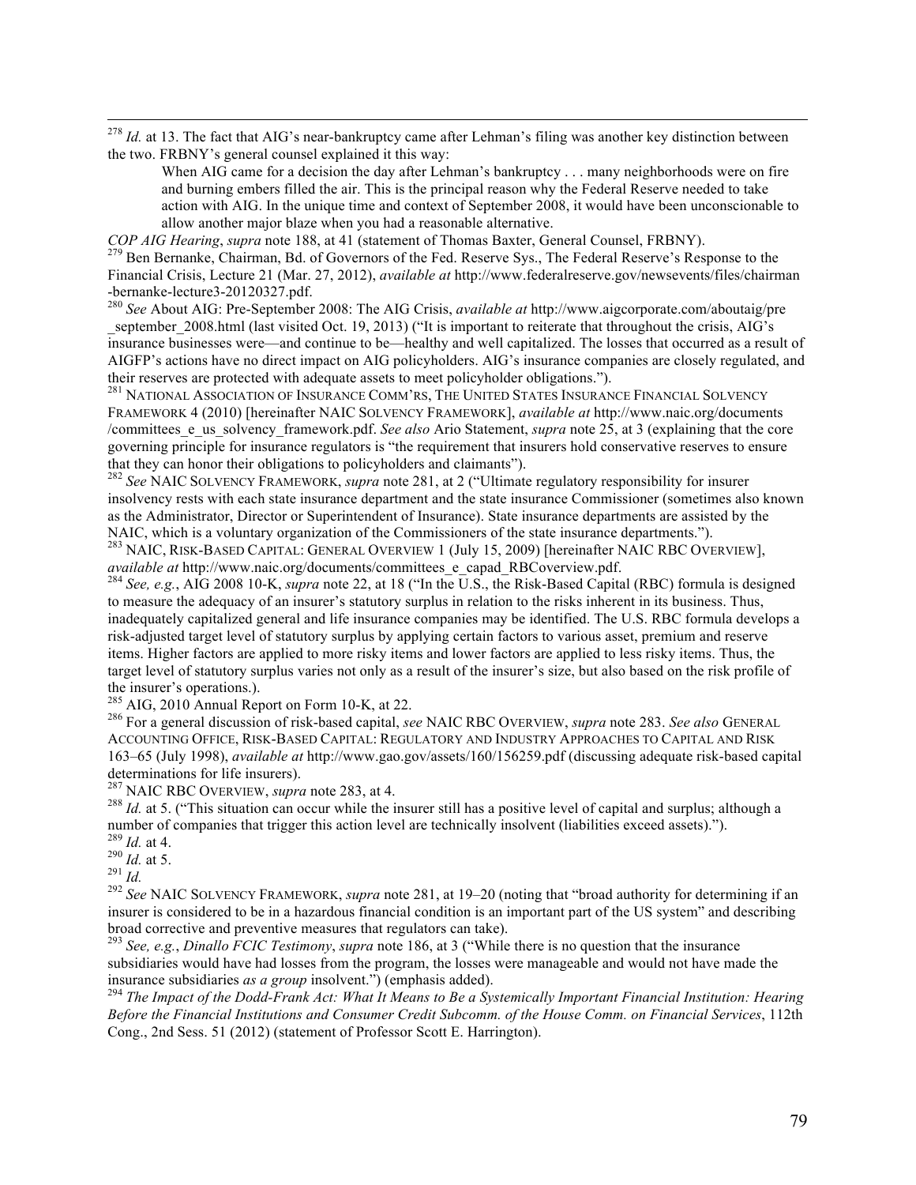[278] *Id.* at 13. The fact that AIG's near-bankruptcy came after Lehman's filing was another key distinction between the two. FRBNY's general counsel explained it this way:

> When AIG came for a decision the day after Lehman's bankruptcy . . . many neighborhoods were on fire and burning embers filled the air. This is the principal reason why the Federal Reserve needed to take action with AIG. In the unique time and context of September 2008, it would have been unconscionable to allow another major blaze when you had a reasonable alternative.

*COP AIG Hearing*, *supra* note 188, at 41 (statement of Thomas Baxter, General Counsel, FRBNY).

[279] Ben Bernanke, Chairman, Bd. of Governors of the Fed. Reserve Sys., The Federal Reserve's Response to the Financial Crisis, Lecture 21 (Mar. 27, 2012), *available at* http://www.federalreserve.gov/newsevents/files/chairman-bernanke-lecture3-20120327.pdf.

[280] *See* About AIG: Pre-September 2008: The AIG Crisis, *available at* http://www.aigcorporate.com/aboutaig/pre_september_2008.html (last visited Oct. 19, 2013) ("It is important to reiterate that throughout the crisis, AIG's insurance businesses were—and continue to be—healthy and well capitalized. The losses that occurred as a result of AIGFP's actions have no direct impact on AIG policyholders. AIG's insurance companies are closely regulated, and their reserves are protected with adequate assets to meet policyholder obligations.").

[281] NATIONAL ASSOCIATION OF INSURANCE COMM'RS, THE UNITED STATES INSURANCE FINANCIAL SOLVENCY FRAMEWORK 4 (2010) [hereinafter NAIC SOLVENCY FRAMEWORK], *available at* http://www.naic.org/documents/committees_e_us_solvency_framework.pdf. *See also* Ario Statement, *supra* note 25, at 3 (explaining that the core governing principle for insurance regulators is "the requirement that insurers hold conservative reserves to ensure that they can honor their obligations to policyholders and claimants").

[282] *See* NAIC SOLVENCY FRAMEWORK, *supra* note 281, at 2 ("Ultimate regulatory responsibility for insurer insolvency rests with each state insurance department and the state insurance Commissioner (sometimes also known as the Administrator, Director or Superintendent of Insurance). State insurance departments are assisted by the NAIC, which is a voluntary organization of the Commissioners of the state insurance departments.").

[283] NAIC, RISK-BASED CAPITAL: GENERAL OVERVIEW 1 (July 15, 2009) [hereinafter NAIC RBC OVERVIEW], *available at* http://www.naic.org/documents/committees_e_capad_RBCoverview.pdf.

[284] *See, e.g.*, AIG 2008 10-K, *supra* note 22, at 18 ("In the U.S., the Risk-Based Capital (RBC) formula is designed to measure the adequacy of an insurer's statutory surplus in relation to the risks inherent in its business. Thus, inadequately capitalized general and life insurance companies may be identified. The U.S. RBC formula develops a risk-adjusted target level of statutory surplus by applying certain factors to various asset, premium and reserve items. Higher factors are applied to more risky items and lower factors are applied to less risky items. Thus, the target level of statutory surplus varies not only as a result of the insurer's size, but also based on the risk profile of the insurer's operations.).

[285] AIG, 2010 Annual Report on Form 10-K, at 22.

[286] For a general discussion of risk-based capital, *see* NAIC RBC OVERVIEW, *supra* note 283. *See also* GENERAL ACCOUNTING OFFICE, RISK-BASED CAPITAL: REGULATORY AND INDUSTRY APPROACHES TO CAPITAL AND RISK 163–65 (July 1998), *available at* http://www.gao.gov/assets/160/156259.pdf (discussing adequate risk-based capital determinations for life insurers).

[287] NAIC RBC OVERVIEW, *supra* note 283, at 4.

[288] *Id.* at 5. ("This situation can occur while the insurer still has a positive level of capital and surplus; although a number of companies that trigger this action level are technically insolvent (liabilities exceed assets).").

[289] *Id.* at 4.

[290] *Id.* at 5.

[291] *Id.*

[292] *See* NAIC SOLVENCY FRAMEWORK, *supra* note 281, at 19–20 (noting that "broad authority for determining if an insurer is considered to be in a hazardous financial condition is an important part of the US system" and describing broad corrective and preventive measures that regulators can take).

[293] *See, e.g.*, *Dinallo FCIC Testimony*, *supra* note 186, at 3 ("While there is no question that the insurance subsidiaries would have had losses from the program, the losses were manageable and would not have made the insurance subsidiaries *as a group* insolvent.") (emphasis added).

[294] *The Impact of the Dodd-Frank Act: What It Means to Be a Systemically Important Financial Institution: Hearing Before the Financial Institutions and Consumer Credit Subcomm. of the House Comm. on Financial Services*, 112th Cong., 2nd Sess. 51 (2012) (statement of Professor Scott E. Harrington).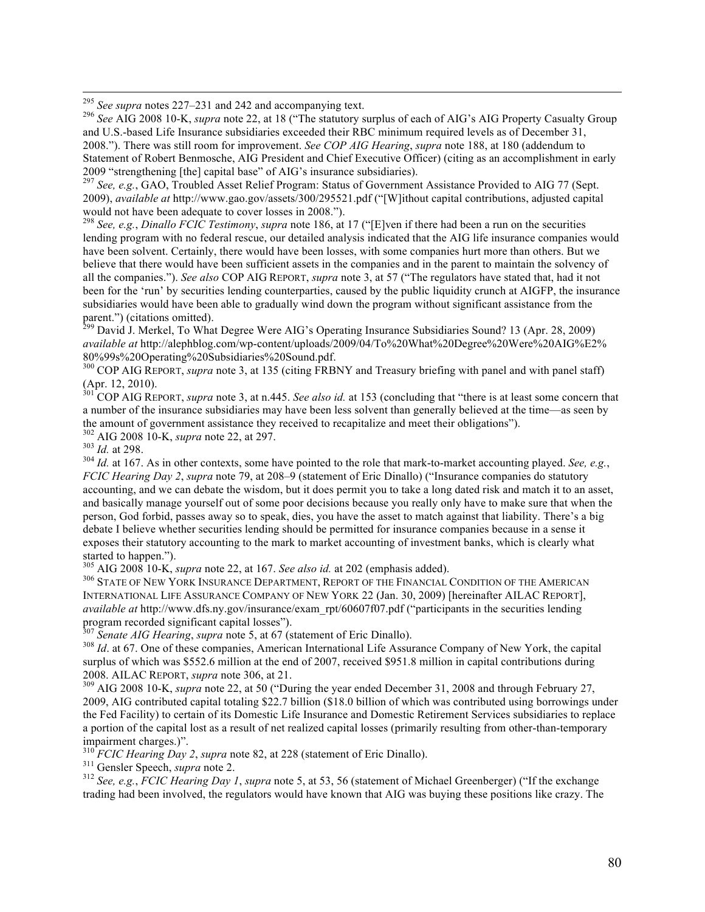[295] *See supra* notes 227–231 and 242 and accompanying text.

[296] *See* AIG 2008 10-K, *supra* note 22, at 18 ("The statutory surplus of each of AIG's AIG Property Casualty Group and U.S.-based Life Insurance subsidiaries exceeded their RBC minimum required levels as of December 31, 2008."). There was still room for improvement. *See COP AIG Hearing*, *supra* note 188, at 180 (addendum to Statement of Robert Benmosche, AIG President and Chief Executive Officer) (citing as an accomplishment in early 2009 "strengthening [the] capital base" of AIG's insurance subsidiaries).

[297] *See, e.g.*, GAO, Troubled Asset Relief Program: Status of Government Assistance Provided to AIG 77 (Sept. 2009), *available at* http://www.gao.gov/assets/300/295521.pdf ("[W]ithout capital contributions, adjusted capital would not have been adequate to cover losses in 2008.").

[298] *See, e.g.*, *Dinallo FCIC Testimony*, *supra* note 186, at 17 ("[E]ven if there had been a run on the securities lending program with no federal rescue, our detailed analysis indicated that the AIG life insurance companies would have been solvent. Certainly, there would have been losses, with some companies hurt more than others. But we believe that there would have been sufficient assets in the companies and in the parent to maintain the solvency of all the companies."). *See also* COP AIG REPORT, *supra* note 3, at 57 ("The regulators have stated that, had it not been for the 'run' by securities lending counterparties, caused by the public liquidity crunch at AIGFP, the insurance subsidiaries would have been able to gradually wind down the program without significant assistance from the parent.") (citations omitted).

[299] David J. Merkel, To What Degree Were AIG's Operating Insurance Subsidiaries Sound? 13 (Apr. 28, 2009) *available at* http://alephblog.com/wp-content/uploads/2009/04/To%20What%20Degree%20Were%20AIG%E2%80%99s%20Operating%20Subsidiaries%20Sound.pdf.

[300] COP AIG REPORT, *supra* note 3, at 135 (citing FRBNY and Treasury briefing with panel and with panel staff) (Apr. 12, 2010).

[301] COP AIG REPORT, *supra* note 3, at n.445. *See also id.* at 153 (concluding that "there is at least some concern that a number of the insurance subsidiaries may have been less solvent than generally believed at the time—as seen by the amount of government assistance they received to recapitalize and meet their obligations").

[302] AIG 2008 10-K, *supra* note 22, at 297.

[303] *Id.* at 298.

[304] *Id.* at 167. As in other contexts, some have pointed to the role that mark-to-market accounting played. *See, e.g.*, *FCIC Hearing Day 2*, *supra* note 79, at 208–9 (statement of Eric Dinallo) ("Insurance companies do statutory accounting, and we can debate the wisdom, but it does permit you to take a long dated risk and match it to an asset, and basically manage yourself out of some poor decisions because you really only have to make sure that when the person, God forbid, passes away so to speak, dies, you have the asset to match against that liability. There's a big debate I believe whether securities lending should be permitted for insurance companies because in a sense it exposes their statutory accounting to the mark to market accounting of investment banks, which is clearly what started to happen.").

[305] AIG 2008 10-K, *supra* note 22, at 167. *See also id.* at 202 (emphasis added).

[306] STATE OF NEW YORK INSURANCE DEPARTMENT, REPORT OF THE FINANCIAL CONDITION OF THE AMERICAN INTERNATIONAL LIFE ASSURANCE COMPANY OF NEW YORK 22 (Jan. 30, 2009) [hereinafter AILAC REPORT], *available at* http://www.dfs.ny.gov/insurance/exam_rpt/60607f07.pdf ("participants in the securities lending program recorded significant capital losses").

[307] *Senate AIG Hearing*, *supra* note 5, at 67 (statement of Eric Dinallo).

[308] *Id*. at 67. One of these companies, American International Life Assurance Company of New York, the capital surplus of which was $552.6 million at the end of 2007, received $951.8 million in capital contributions during 2008. AILAC REPORT, *supra* note 306, at 21.

[309] AIG 2008 10-K, *supra* note 22, at 50 ("During the year ended December 31, 2008 and through February 27, 2009, AIG contributed capital totaling $22.7 billion ($18.0 billion of which was contributed using borrowings under the Fed Facility) to certain of its Domestic Life Insurance and Domestic Retirement Services subsidiaries to replace a portion of the capital lost as a result of net realized capital losses (primarily resulting from other-than-temporary impairment charges.)".

[310] *FCIC Hearing Day 2*, *supra* note 82, at 228 (statement of Eric Dinallo).

[311] Gensler Speech, *supra* note 2.

[312] *See, e.g.*, *FCIC Hearing Day 1*, *supra* note 5, at 53, 56 (statement of Michael Greenberger) ("If the exchange trading had been involved, the regulators would have known that AIG was buying these positions like crazy. The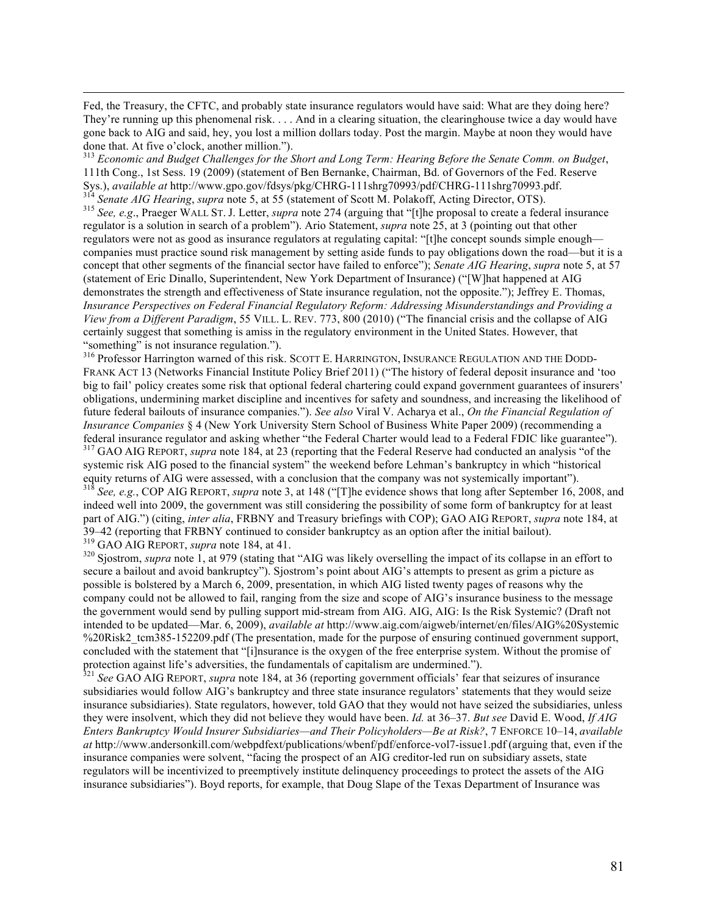Fed, the Treasury, the CFTC, and probably state insurance regulators would have said: What are they doing here? They're running up this phenomenal risk. . . . And in a clearing situation, the clearinghouse twice a day would have gone back to AIG and said, hey, you lost a million dollars today. Post the margin. Maybe at noon they would have done that. At five o'clock, another million.").

[313] *Economic and Budget Challenges for the Short and Long Term: Hearing Before the Senate Comm. on Budget*, 111th Cong., 1st Sess. 19 (2009) (statement of Ben Bernanke, Chairman, Bd. of Governors of the Fed. Reserve Sys.), *available at* http://www.gpo.gov/fdsys/pkg/CHRG-111shrg70993/pdf/CHRG-111shrg70993.pdf.

[314] *Senate AIG Hearing*, *supra* note 5, at 55 (statement of Scott M. Polakoff, Acting Director, OTS).

[315] *See, e.g*., Praeger WALL ST. J. Letter, *supra* note 274 (arguing that "[t]he proposal to create a federal insurance regulator is a solution in search of a problem"). Ario Statement, *supra* note 25, at 3 (pointing out that other regulators were not as good as insurance regulators at regulating capital: "[t]he concept sounds simple enough—companies must practice sound risk management by setting aside funds to pay obligations down the road—but it is a concept that other segments of the financial sector have failed to enforce"); *Senate AIG Hearing*, *supra* note 5, at 57 (statement of Eric Dinallo, Superintendent, New York Department of Insurance) ("[W]hat happened at AIG demonstrates the strength and effectiveness of State insurance regulation, not the opposite."); Jeffrey E. Thomas, *Insurance Perspectives on Federal Financial Regulatory Reform: Addressing Misunderstandings and Providing a View from a Different Paradigm*, 55 VILL. L. REV. 773, 800 (2010) ("The financial crisis and the collapse of AIG certainly suggest that something is amiss in the regulatory environment in the United States. However, that "something" is not insurance regulation.").

[316] Professor Harrington warned of this risk. SCOTT E. HARRINGTON, INSURANCE REGULATION AND THE DODD-FRANK ACT 13 (Networks Financial Institute Policy Brief 2011) ("The history of federal deposit insurance and 'too big to fail' policy creates some risk that optional federal chartering could expand government guarantees of insurers' obligations, undermining market discipline and incentives for safety and soundness, and increasing the likelihood of future federal bailouts of insurance companies."). *See also* Viral V. Acharya et al., *On the Financial Regulation of Insurance Companies* § 4 (New York University Stern School of Business White Paper 2009) (recommending a federal insurance regulator and asking whether "the Federal Charter would lead to a Federal FDIC like guarantee").

[317] GAO AIG REPORT, *supra* note 184, at 23 (reporting that the Federal Reserve had conducted an analysis "of the systemic risk AIG posed to the financial system" the weekend before Lehman's bankruptcy in which "historical equity returns of AIG were assessed, with a conclusion that the company was not systemically important").

[318] *See, e.g.*, COP AIG REPORT, *supra* note 3, at 148 ("[T]he evidence shows that long after September 16, 2008, and indeed well into 2009, the government was still considering the possibility of some form of bankruptcy for at least part of AIG.") (citing, *inter alia*, FRBNY and Treasury briefings with COP); GAO AIG REPORT, *supra* note 184, at 39–42 (reporting that FRBNY continued to consider bankruptcy as an option after the initial bailout).

[319] GAO AIG REPORT, *supra* note 184, at 41.

[320] Sjostrom, *supra* note 1, at 979 (stating that "AIG was likely overselling the impact of its collapse in an effort to secure a bailout and avoid bankruptcy"). Sjostrom's point about AIG's attempts to present as grim a picture as possible is bolstered by a March 6, 2009, presentation, in which AIG listed twenty pages of reasons why the company could not be allowed to fail, ranging from the size and scope of AIG's insurance business to the message the government would send by pulling support mid-stream from AIG. AIG, AIG: Is the Risk Systemic? (Draft not intended to be updated—Mar. 6, 2009), *available at* http://www.aig.com/aigweb/internet/en/files/AIG%20Systemic%20Risk2_tcm385-152209.pdf (The presentation, made for the purpose of ensuring continued government support, concluded with the statement that "[i]nsurance is the oxygen of the free enterprise system. Without the promise of protection against life's adversities, the fundamentals of capitalism are undermined.").

[321] *See* GAO AIG REPORT, *supra* note 184, at 36 (reporting government officials' fear that seizures of insurance subsidiaries would follow AIG's bankruptcy and three state insurance regulators' statements that they would seize insurance subsidiaries). State regulators, however, told GAO that they would not have seized the subsidiaries, unless they were insolvent, which they did not believe they would have been. *Id.* at 36–37. *But see* David E. Wood, *If AIG Enters Bankruptcy Would Insurer Subsidiaries—and Their Policyholders—Be at Risk?*, 7 ENFORCE 10–14, *available at* http://www.andersonkill.com/webpdfext/publications/wbenf/pdf/enforce-vol7-issue1.pdf (arguing that, even if the insurance companies were solvent, "facing the prospect of an AIG creditor-led run on subsidiary assets, state regulators will be incentivized to preemptively institute delinquency proceedings to protect the assets of the AIG insurance subsidiaries"). Boyd reports, for example, that Doug Slape of the Texas Department of Insurance was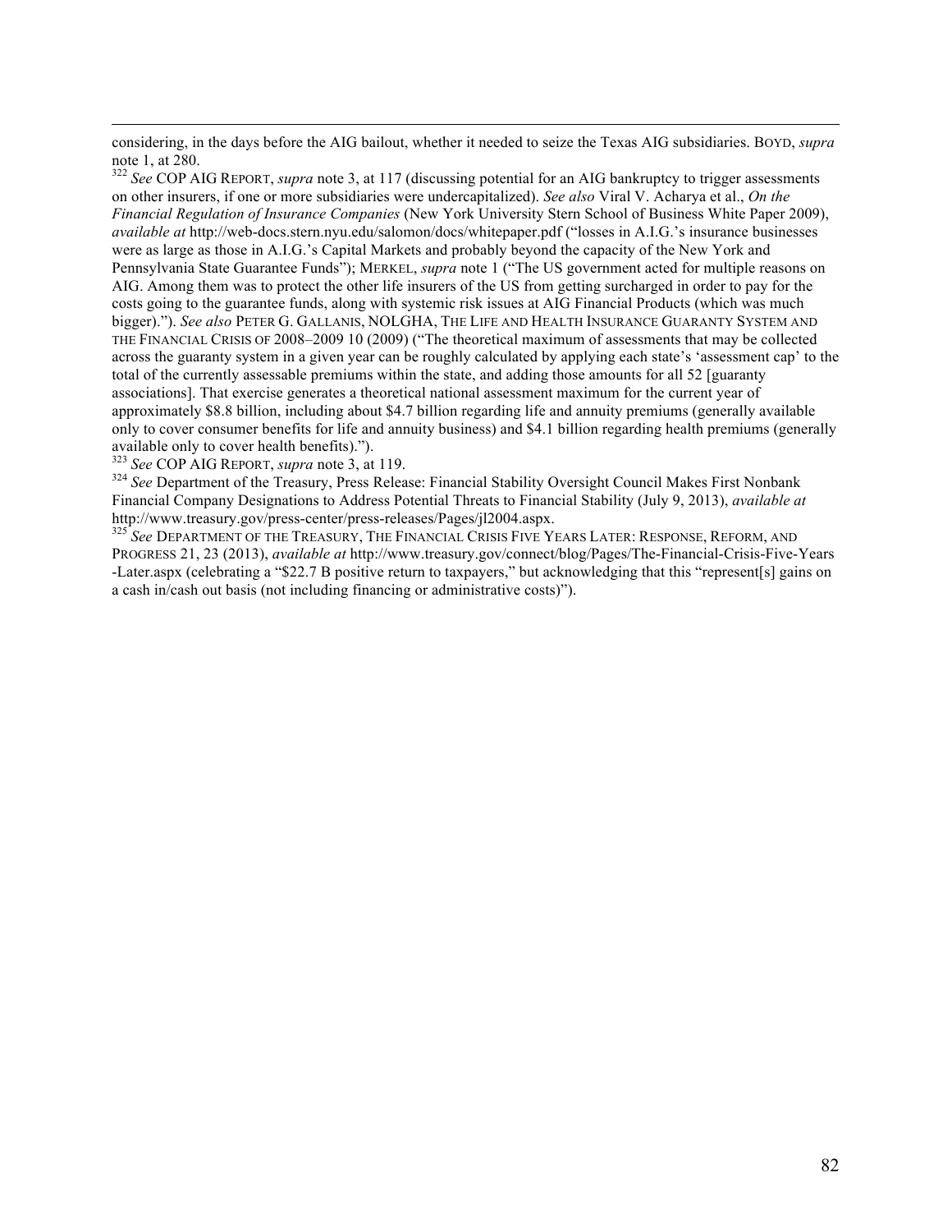considering, in the days before the AIG bailout, whether it needed to seize the Texas AIG subsidiaries. BOYD, *supra* note 1, at 280.

[322] *See* COP AIG REPORT, *supra* note 3, at 117 (discussing potential for an AIG bankruptcy to trigger assessments on other insurers, if one or more subsidiaries were undercapitalized). *See also* Viral V. Acharya et al., *On the Financial Regulation of Insurance Companies* (New York University Stern School of Business White Paper 2009), *available at* http://web-docs.stern.nyu.edu/salomon/docs/whitepaper.pdf ("losses in A.I.G.'s insurance businesses were as large as those in A.I.G.'s Capital Markets and probably beyond the capacity of the New York and Pennsylvania State Guarantee Funds"); MERKEL, *supra* note 1 ("The US government acted for multiple reasons on AIG. Among them was to protect the other life insurers of the US from getting surcharged in order to pay for the costs going to the guarantee funds, along with systemic risk issues at AIG Financial Products (which was much bigger)."). *See also* PETER G. GALLANIS, NOLGHA, THE LIFE AND HEALTH INSURANCE GUARANTY SYSTEM AND THE FINANCIAL CRISIS OF 2008–2009 10 (2009) ("The theoretical maximum of assessments that may be collected across the guaranty system in a given year can be roughly calculated by applying each state's 'assessment cap' to the total of the currently assessable premiums within the state, and adding those amounts for all 52 [guaranty associations]. That exercise generates a theoretical national assessment maximum for the current year of approximately $8.8 billion, including about $4.7 billion regarding life and annuity premiums (generally available only to cover consumer benefits for life and annuity business) and $4.1 billion regarding health premiums (generally available only to cover health benefits).").

[323] *See* COP AIG REPORT, *supra* note 3, at 119.

[324] *See* Department of the Treasury, Press Release: Financial Stability Oversight Council Makes First Nonbank Financial Company Designations to Address Potential Threats to Financial Stability (July 9, 2013), *available at* http://www.treasury.gov/press-center/press-releases/Pages/jl2004.aspx.

[325] *See* DEPARTMENT OF THE TREASURY, THE FINANCIAL CRISIS FIVE YEARS LATER: RESPONSE, REFORM, AND PROGRESS 21, 23 (2013), *available at* http://www.treasury.gov/connect/blog/Pages/The-Financial-Crisis-Five-Years-Later.aspx (celebrating a "$22.7 B positive return to taxpayers," but acknowledging that this "represent[s] gains on a cash in/cash out basis (not including financing or administrative costs)").